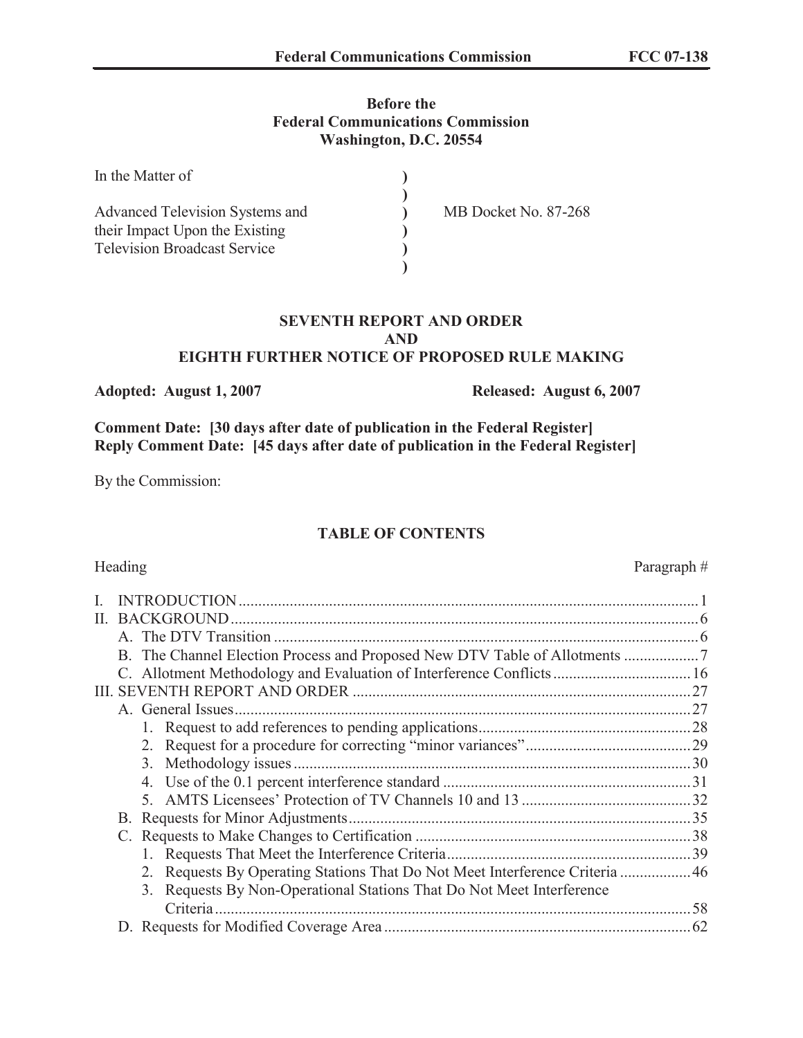**Before the**
**Federal Communications Commission**
**Washington, D.C. 20554**

| | | |
|---|---|---|
| In the Matter of | ) | |
| | ) | |
| Advanced Television Systems and their Impact Upon the Existing Television Broadcast Service | ) | MB Docket No. 87-268 |
| | ) | |

**SEVENTH REPORT AND ORDER**
**AND**
**EIGHTH FURTHER NOTICE OF PROPOSED RULE MAKING**

**Adopted: August 1, 2007** **Released: August 6, 2007**

**Comment Date: [30 days after date of publication in the Federal Register]**
**Reply Comment Date: [45 days after date of publication in the Federal Register]**

By the Commission:

**TABLE OF CONTENTS**

| Heading | Paragraph # |
|---|---|
| I. INTRODUCTION | 1 |
| II. BACKGROUND | 6 |
| A. The DTV Transition | 6 |
| B. The Channel Election Process and Proposed New DTV Table of Allotments | 7 |
| C. Allotment Methodology and Evaluation of Interference Conflicts | 16 |
| III. SEVENTH REPORT AND ORDER | 27 |
| A. General Issues | 27 |
| 1. Request to add references to pending applications | 28 |
| 2. Request for a procedure for correcting "minor variances" | 29 |
| 3. Methodology issues | 30 |
| 4. Use of the 0.1 percent interference standard | 31 |
| 5. AMTS Licensees' Protection of TV Channels 10 and 13 | 32 |
| B. Requests for Minor Adjustments | 35 |
| C. Requests to Make Changes to Certification | 38 |
| 1. Requests That Meet the Interference Criteria | 39 |
| 2. Requests By Operating Stations That Do Not Meet Interference Criteria | 46 |
| 3. Requests By Non-Operational Stations That Do Not Meet Interference Criteria | 58 |
| D. Requests for Modified Coverage Area | 62 |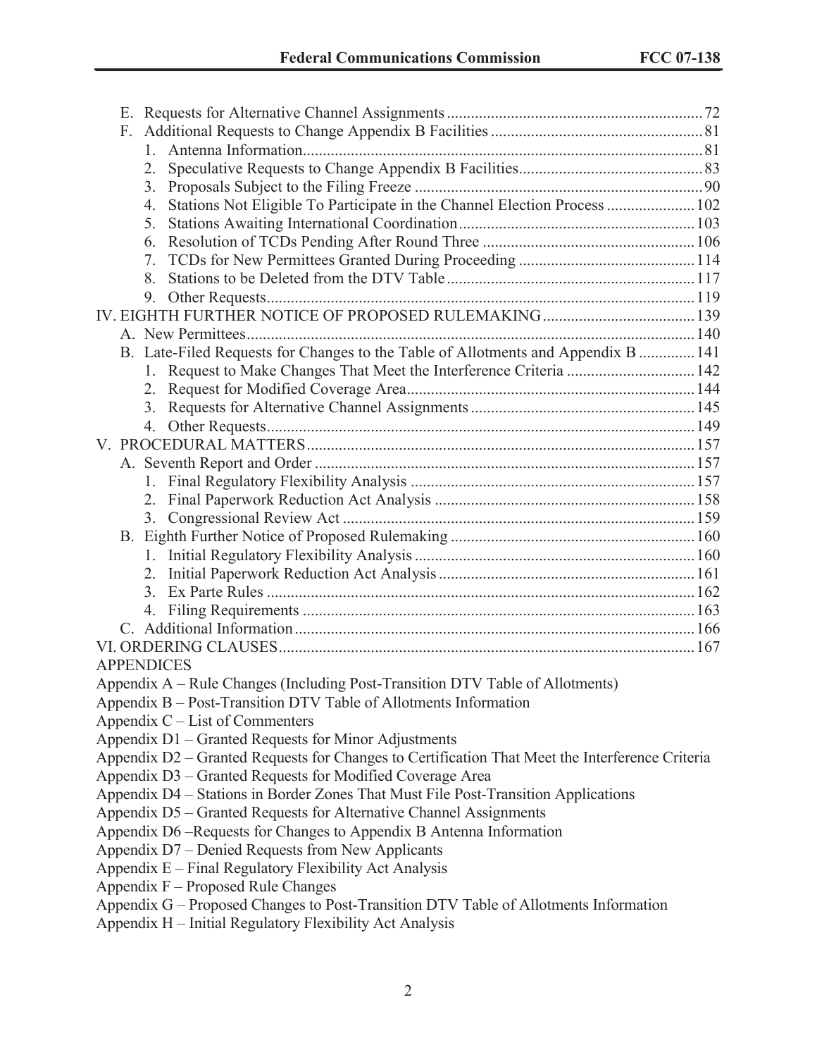E. Requests for Alternative Channel Assignments ............................................................... 72

F. Additional Requests to Change Appendix B Facilities ..................................................... 81

1. Antenna Information.................................................................................................. 81
2. Speculative Requests to Change Appendix B Facilities............................................. 83
3. Proposals Subject to the Filing Freeze ....................................................................... 90
4. Stations Not Eligible To Participate in the Channel Election Process ...................... 102
5. Stations Awaiting International Coordination........................................................... 103
6. Resolution of TCDs Pending After Round Three ..................................................... 106
7. TCDs for New Permittees Granted During Proceeding ............................................ 114
8. Stations to be Deleted from the DTV Table .............................................................. 117
9. Other Requests.......................................................................................................... 119

IV. EIGHTH FURTHER NOTICE OF PROPOSED RULEMAKING ...................................... 139

A. New Permittees................................................................................................................ 140

B. Late-Filed Requests for Changes to the Table of Allotments and Appendix B .............. 141

1. Request to Make Changes That Meet the Interference Criteria ................................ 142
2. Request for Modified Coverage Area........................................................................ 144
3. Requests for Alternative Channel Assignments ........................................................ 145
4. Other Requests.......................................................................................................... 149

V. PROCEDURAL MATTERS................................................................................................ 157

A. Seventh Report and Order .............................................................................................. 157

1. Final Regulatory Flexibility Analysis ...................................................................... 157
2. Final Paperwork Reduction Act Analysis ................................................................. 158
3. Congressional Review Act ....................................................................................... 159

B. Eighth Further Notice of Proposed Rulemaking ............................................................. 160

1. Initial Regulatory Flexibility Analysis ...................................................................... 160
2. Initial Paperwork Reduction Act Analysis ................................................................ 161
3. Ex Parte Rules .......................................................................................................... 162
4. Filing Requirements ................................................................................................. 163

C. Additional Information .................................................................................................... 166

VI. ORDERING CLAUSES...................................................................................................... 167

APPENDICES

Appendix A – Rule Changes (Including Post-Transition DTV Table of Allotments)
Appendix B – Post-Transition DTV Table of Allotments Information
Appendix C – List of Commenters
Appendix D1 – Granted Requests for Minor Adjustments
Appendix D2 – Granted Requests for Changes to Certification That Meet the Interference Criteria
Appendix D3 – Granted Requests for Modified Coverage Area
Appendix D4 – Stations in Border Zones That Must File Post-Transition Applications
Appendix D5 – Granted Requests for Alternative Channel Assignments
Appendix D6 –Requests for Changes to Appendix B Antenna Information
Appendix D7 – Denied Requests from New Applicants
Appendix E – Final Regulatory Flexibility Act Analysis
Appendix F – Proposed Rule Changes
Appendix G – Proposed Changes to Post-Transition DTV Table of Allotments Information
Appendix H – Initial Regulatory Flexibility Act Analysis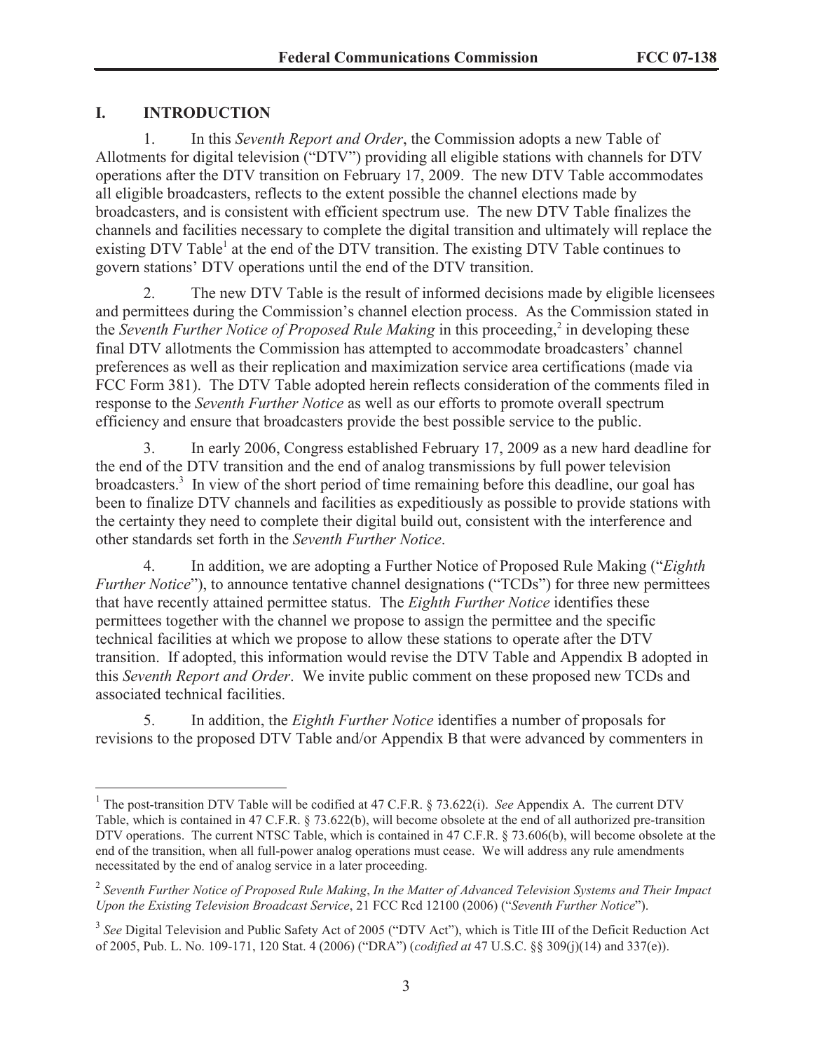## I. INTRODUCTION

1. In this *Seventh Report and Order*, the Commission adopts a new Table of Allotments for digital television ("DTV") providing all eligible stations with channels for DTV operations after the DTV transition on February 17, 2009. The new DTV Table accommodates all eligible broadcasters, reflects to the extent possible the channel elections made by broadcasters, and is consistent with efficient spectrum use. The new DTV Table finalizes the channels and facilities necessary to complete the digital transition and ultimately will replace the existing DTV Table[1] at the end of the DTV transition. The existing DTV Table continues to govern stations' DTV operations until the end of the DTV transition.

2. The new DTV Table is the result of informed decisions made by eligible licensees and permittees during the Commission's channel election process. As the Commission stated in the *Seventh Further Notice of Proposed Rule Making* in this proceeding,[2] in developing these final DTV allotments the Commission has attempted to accommodate broadcasters' channel preferences as well as their replication and maximization service area certifications (made via FCC Form 381). The DTV Table adopted herein reflects consideration of the comments filed in response to the *Seventh Further Notice* as well as our efforts to promote overall spectrum efficiency and ensure that broadcasters provide the best possible service to the public.

3. In early 2006, Congress established February 17, 2009 as a new hard deadline for the end of the DTV transition and the end of analog transmissions by full power television broadcasters.[3] In view of the short period of time remaining before this deadline, our goal has been to finalize DTV channels and facilities as expeditiously as possible to provide stations with the certainty they need to complete their digital build out, consistent with the interference and other standards set forth in the *Seventh Further Notice*.

4. In addition, we are adopting a Further Notice of Proposed Rule Making ("*Eighth Further Notice*"), to announce tentative channel designations ("TCDs") for three new permittees that have recently attained permittee status. The *Eighth Further Notice* identifies these permittees together with the channel we propose to assign the permittee and the specific technical facilities at which we propose to allow these stations to operate after the DTV transition. If adopted, this information would revise the DTV Table and Appendix B adopted in this *Seventh Report and Order*. We invite public comment on these proposed new TCDs and associated technical facilities.

5. In addition, the *Eighth Further Notice* identifies a number of proposals for revisions to the proposed DTV Table and/or Appendix B that were advanced by commenters in

---

[1] The post-transition DTV Table will be codified at 47 C.F.R. § 73.622(i). *See* Appendix A. The current DTV Table, which is contained in 47 C.F.R. § 73.622(b), will become obsolete at the end of all authorized pre-transition DTV operations. The current NTSC Table, which is contained in 47 C.F.R. § 73.606(b), will become obsolete at the end of the transition, when all full-power analog operations must cease. We will address any rule amendments necessitated by the end of analog service in a later proceeding.

[2] *Seventh Further Notice of Proposed Rule Making*, *In the Matter of Advanced Television Systems and Their Impact Upon the Existing Television Broadcast Service*, 21 FCC Rcd 12100 (2006) ("*Seventh Further Notice*").

[3] *See* Digital Television and Public Safety Act of 2005 ("DTV Act"), which is Title III of the Deficit Reduction Act of 2005, Pub. L. No. 109-171, 120 Stat. 4 (2006) ("DRA") (*codified at* 47 U.S.C. §§ 309(j)(14) and 337(e)).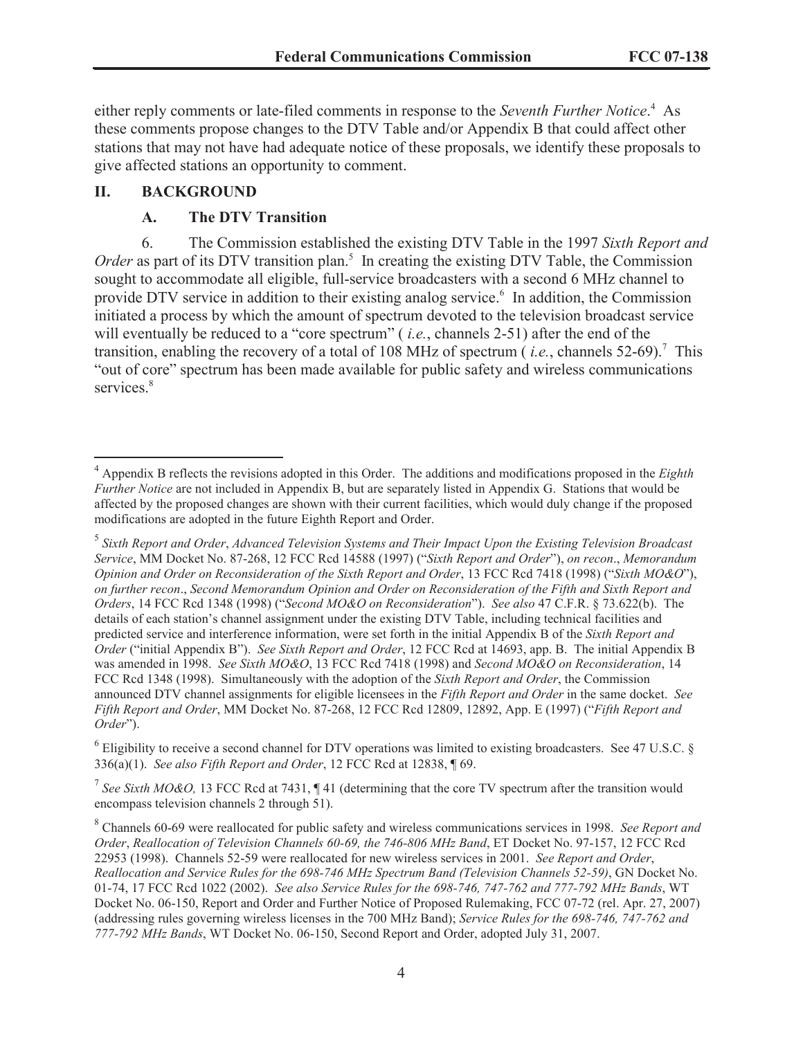either reply comments or late-filed comments in response to the *Seventh Further Notice*.[4] As these comments propose changes to the DTV Table and/or Appendix B that could affect other stations that may not have had adequate notice of these proposals, we identify these proposals to give affected stations an opportunity to comment.

## II. BACKGROUND

### A. The DTV Transition

6. The Commission established the existing DTV Table in the 1997 *Sixth Report and Order* as part of its DTV transition plan.[5] In creating the existing DTV Table, the Commission sought to accommodate all eligible, full-service broadcasters with a second 6 MHz channel to provide DTV service in addition to their existing analog service.[6] In addition, the Commission initiated a process by which the amount of spectrum devoted to the television broadcast service will eventually be reduced to a "core spectrum" ( *i.e.*, channels 2-51) after the end of the transition, enabling the recovery of a total of 108 MHz of spectrum ( *i.e.*, channels 52-69).[7] This "out of core" spectrum has been made available for public safety and wireless communications services.[8]

---

[4] Appendix B reflects the revisions adopted in this Order. The additions and modifications proposed in the *Eighth Further Notice* are not included in Appendix B, but are separately listed in Appendix G. Stations that would be affected by the proposed changes are shown with their current facilities, which would duly change if the proposed modifications are adopted in the future Eighth Report and Order.

[5] *Sixth Report and Order*, *Advanced Television Systems and Their Impact Upon the Existing Television Broadcast Service*, MM Docket No. 87-268, 12 FCC Rcd 14588 (1997) ("*Sixth Report and Order*"), *on recon*., *Memorandum Opinion and Order on Reconsideration of the Sixth Report and Order*, 13 FCC Rcd 7418 (1998) ("*Sixth MO&O*"), *on further recon*., *Second Memorandum Opinion and Order on Reconsideration of the Fifth and Sixth Report and Orders*, 14 FCC Rcd 1348 (1998) ("*Second MO&O on Reconsideration*"). *See also* 47 C.F.R. § 73.622(b). The details of each station's channel assignment under the existing DTV Table, including technical facilities and predicted service and interference information, were set forth in the initial Appendix B of the *Sixth Report and Order* ("initial Appendix B"). *See Sixth Report and Order*, 12 FCC Rcd at 14693, app. B. The initial Appendix B was amended in 1998. *See Sixth MO&O*, 13 FCC Rcd 7418 (1998) and *Second MO&O on Reconsideration*, 14 FCC Rcd 1348 (1998). Simultaneously with the adoption of the *Sixth Report and Order*, the Commission announced DTV channel assignments for eligible licensees in the *Fifth Report and Order* in the same docket. *See Fifth Report and Order*, MM Docket No. 87-268, 12 FCC Rcd 12809, 12892, App. E (1997) ("*Fifth Report and Order*").

[6] Eligibility to receive a second channel for DTV operations was limited to existing broadcasters. See 47 U.S.C. § 336(a)(1). *See also Fifth Report and Order*, 12 FCC Rcd at 12838, ¶ 69.

[7] *See Sixth MO&O,* 13 FCC Rcd at 7431, ¶ 41 (determining that the core TV spectrum after the transition would encompass television channels 2 through 51).

[8] Channels 60-69 were reallocated for public safety and wireless communications services in 1998. *See Report and Order*, *Reallocation of Television Channels 60-69, the 746-806 MHz Band*, ET Docket No. 97-157, 12 FCC Rcd 22953 (1998). Channels 52-59 were reallocated for new wireless services in 2001. *See Report and Order*, *Reallocation and Service Rules for the 698-746 MHz Spectrum Band (Television Channels 52-59)*, GN Docket No. 01-74, 17 FCC Rcd 1022 (2002). *See also Service Rules for the 698-746, 747-762 and 777-792 MHz Bands*, WT Docket No. 06-150, Report and Order and Further Notice of Proposed Rulemaking, FCC 07-72 (rel. Apr. 27, 2007) (addressing rules governing wireless licenses in the 700 MHz Band); *Service Rules for the 698-746, 747-762 and 777-792 MHz Bands*, WT Docket No. 06-150, Second Report and Order, adopted July 31, 2007.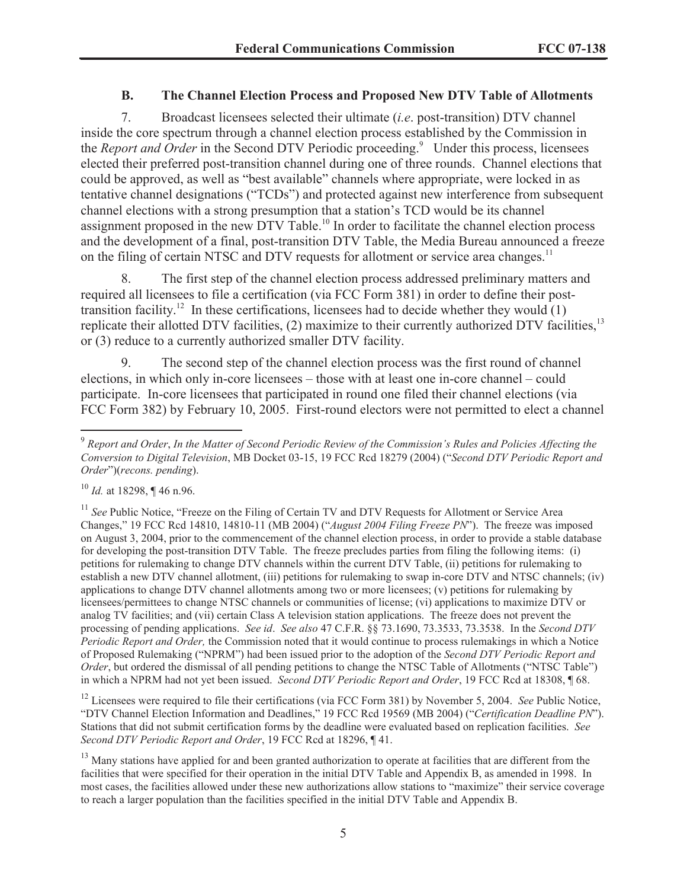### B. The Channel Election Process and Proposed New DTV Table of Allotments

7. Broadcast licensees selected their ultimate (*i.e*. post-transition) DTV channel inside the core spectrum through a channel election process established by the Commission in the *Report and Order* in the Second DTV Periodic proceeding.[9] Under this process, licensees elected their preferred post-transition channel during one of three rounds. Channel elections that could be approved, as well as "best available" channels where appropriate, were locked in as tentative channel designations ("TCDs") and protected against new interference from subsequent channel elections with a strong presumption that a station's TCD would be its channel assignment proposed in the new DTV Table.[10] In order to facilitate the channel election process and the development of a final, post-transition DTV Table, the Media Bureau announced a freeze on the filing of certain NTSC and DTV requests for allotment or service area changes.[11]

8. The first step of the channel election process addressed preliminary matters and required all licensees to file a certification (via FCC Form 381) in order to define their post-transition facility.[12] In these certifications, licensees had to decide whether they would (1) replicate their allotted DTV facilities, (2) maximize to their currently authorized DTV facilities,[13] or (3) reduce to a currently authorized smaller DTV facility.

9. The second step of the channel election process was the first round of channel elections, in which only in-core licensees – those with at least one in-core channel – could participate. In-core licensees that participated in round one filed their channel elections (via FCC Form 382) by February 10, 2005. First-round electors were not permitted to elect a channel

---

[9] *Report and Order*, *In the Matter of Second Periodic Review of the Commission's Rules and Policies Affecting the Conversion to Digital Television*, MB Docket 03-15, 19 FCC Rcd 18279 (2004) ("*Second DTV Periodic Report and Order*")(*recons. pending*).

[10] *Id.* at 18298, ¶ 46 n.96.

[11] *See* Public Notice, "Freeze on the Filing of Certain TV and DTV Requests for Allotment or Service Area Changes," 19 FCC Rcd 14810, 14810-11 (MB 2004) ("*August 2004 Filing Freeze PN*"). The freeze was imposed on August 3, 2004, prior to the commencement of the channel election process, in order to provide a stable database for developing the post-transition DTV Table. The freeze precludes parties from filing the following items: (i) petitions for rulemaking to change DTV channels within the current DTV Table, (ii) petitions for rulemaking to establish a new DTV channel allotment, (iii) petitions for rulemaking to swap in-core DTV and NTSC channels; (iv) applications to change DTV channel allotments among two or more licensees; (v) petitions for rulemaking by licensees/permittees to change NTSC channels or communities of license; (vi) applications to maximize DTV or analog TV facilities; and (vii) certain Class A television station applications. The freeze does not prevent the processing of pending applications. *See id*. *See also* 47 C.F.R. §§ 73.1690, 73.3533, 73.3538. In the *Second DTV Periodic Report and Order,* the Commission noted that it would continue to process rulemakings in which a Notice of Proposed Rulemaking ("NPRM") had been issued prior to the adoption of the *Second DTV Periodic Report and Order*, but ordered the dismissal of all pending petitions to change the NTSC Table of Allotments ("NTSC Table") in which a NPRM had not yet been issued. *Second DTV Periodic Report and Order*, 19 FCC Rcd at 18308, ¶ 68.

[12] Licensees were required to file their certifications (via FCC Form 381) by November 5, 2004. *See* Public Notice, "DTV Channel Election Information and Deadlines," 19 FCC Rcd 19569 (MB 2004) ("*Certification Deadline PN*"). Stations that did not submit certification forms by the deadline were evaluated based on replication facilities. *See Second DTV Periodic Report and Order*, 19 FCC Rcd at 18296, ¶ 41.

[13] Many stations have applied for and been granted authorization to operate at facilities that are different from the facilities that were specified for their operation in the initial DTV Table and Appendix B, as amended in 1998. In most cases, the facilities allowed under these new authorizations allow stations to "maximize" their service coverage to reach a larger population than the facilities specified in the initial DTV Table and Appendix B.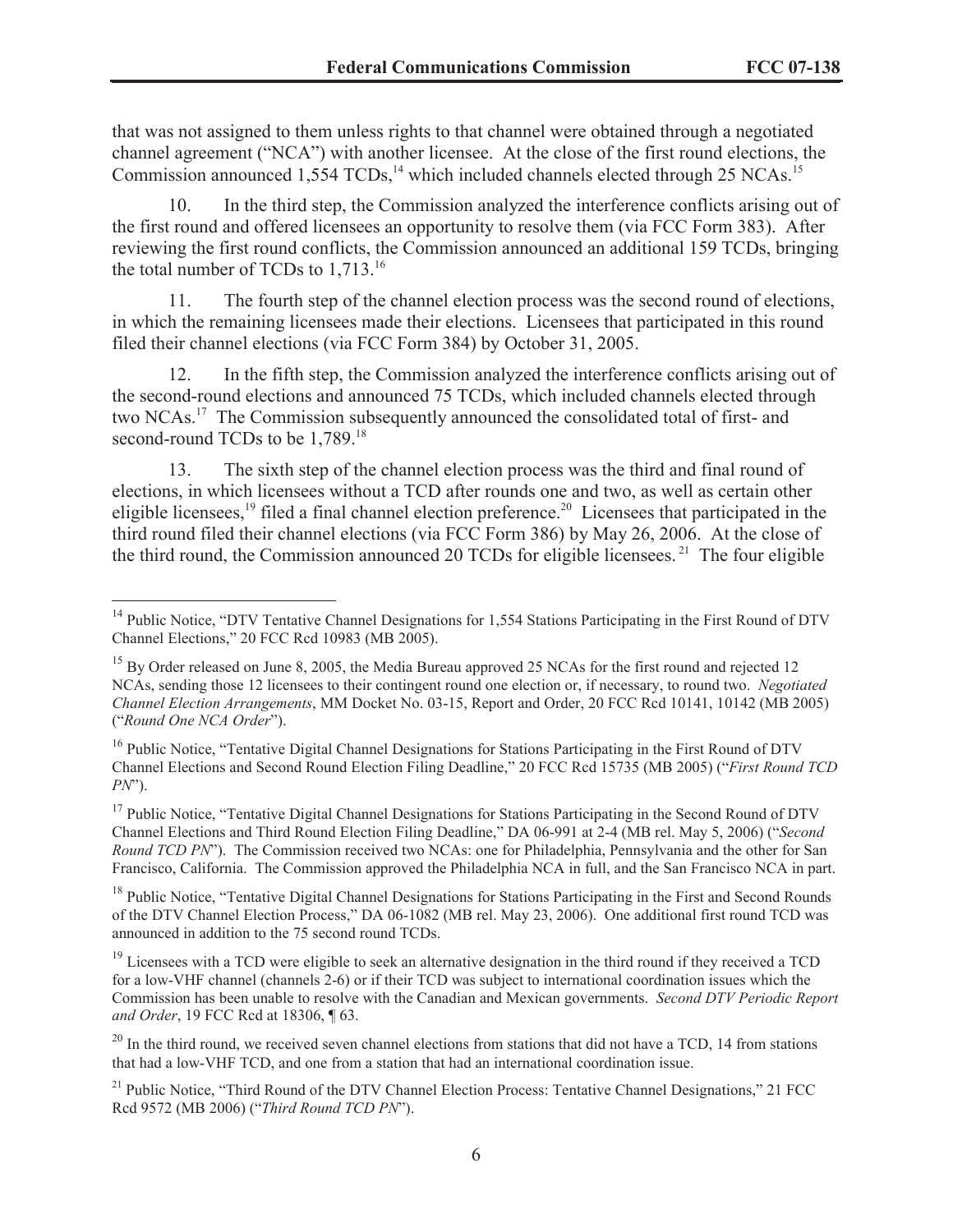that was not assigned to them unless rights to that channel were obtained through a negotiated channel agreement ("NCA") with another licensee. At the close of the first round elections, the Commission announced 1,554 TCDs,[14] which included channels elected through 25 NCAs.[15]

10. In the third step, the Commission analyzed the interference conflicts arising out of the first round and offered licensees an opportunity to resolve them (via FCC Form 383). After reviewing the first round conflicts, the Commission announced an additional 159 TCDs, bringing the total number of TCDs to 1,713.[16]

11. The fourth step of the channel election process was the second round of elections, in which the remaining licensees made their elections. Licensees that participated in this round filed their channel elections (via FCC Form 384) by October 31, 2005.

12. In the fifth step, the Commission analyzed the interference conflicts arising out of the second-round elections and announced 75 TCDs, which included channels elected through two NCAs.[17] The Commission subsequently announced the consolidated total of first- and second-round TCDs to be 1,789.[18]

13. The sixth step of the channel election process was the third and final round of elections, in which licensees without a TCD after rounds one and two, as well as certain other eligible licensees,[19] filed a final channel election preference.[20] Licensees that participated in the third round filed their channel elections (via FCC Form 386) by May 26, 2006. At the close of the third round, the Commission announced 20 TCDs for eligible licensees.[21] The four eligible

---

[14] Public Notice, "DTV Tentative Channel Designations for 1,554 Stations Participating in the First Round of DTV Channel Elections," 20 FCC Rcd 10983 (MB 2005).

[15] By Order released on June 8, 2005, the Media Bureau approved 25 NCAs for the first round and rejected 12 NCAs, sending those 12 licensees to their contingent round one election or, if necessary, to round two. *Negotiated Channel Election Arrangements*, MM Docket No. 03-15, Report and Order, 20 FCC Rcd 10141, 10142 (MB 2005) ("*Round One NCA Order*").

[16] Public Notice, "Tentative Digital Channel Designations for Stations Participating in the First Round of DTV Channel Elections and Second Round Election Filing Deadline," 20 FCC Rcd 15735 (MB 2005) ("*First Round TCD PN*").

[17] Public Notice, "Tentative Digital Channel Designations for Stations Participating in the Second Round of DTV Channel Elections and Third Round Election Filing Deadline," DA 06-991 at 2-4 (MB rel. May 5, 2006) ("*Second Round TCD PN*"). The Commission received two NCAs: one for Philadelphia, Pennsylvania and the other for San Francisco, California. The Commission approved the Philadelphia NCA in full, and the San Francisco NCA in part.

[18] Public Notice, "Tentative Digital Channel Designations for Stations Participating in the First and Second Rounds of the DTV Channel Election Process," DA 06-1082 (MB rel. May 23, 2006). One additional first round TCD was announced in addition to the 75 second round TCDs.

[19] Licensees with a TCD were eligible to seek an alternative designation in the third round if they received a TCD for a low-VHF channel (channels 2-6) or if their TCD was subject to international coordination issues which the Commission has been unable to resolve with the Canadian and Mexican governments. *Second DTV Periodic Report and Order*, 19 FCC Rcd at 18306, ¶ 63.

[20] In the third round, we received seven channel elections from stations that did not have a TCD, 14 from stations that had a low-VHF TCD, and one from a station that had an international coordination issue.

[21] Public Notice, "Third Round of the DTV Channel Election Process: Tentative Channel Designations," 21 FCC Rcd 9572 (MB 2006) ("*Third Round TCD PN*").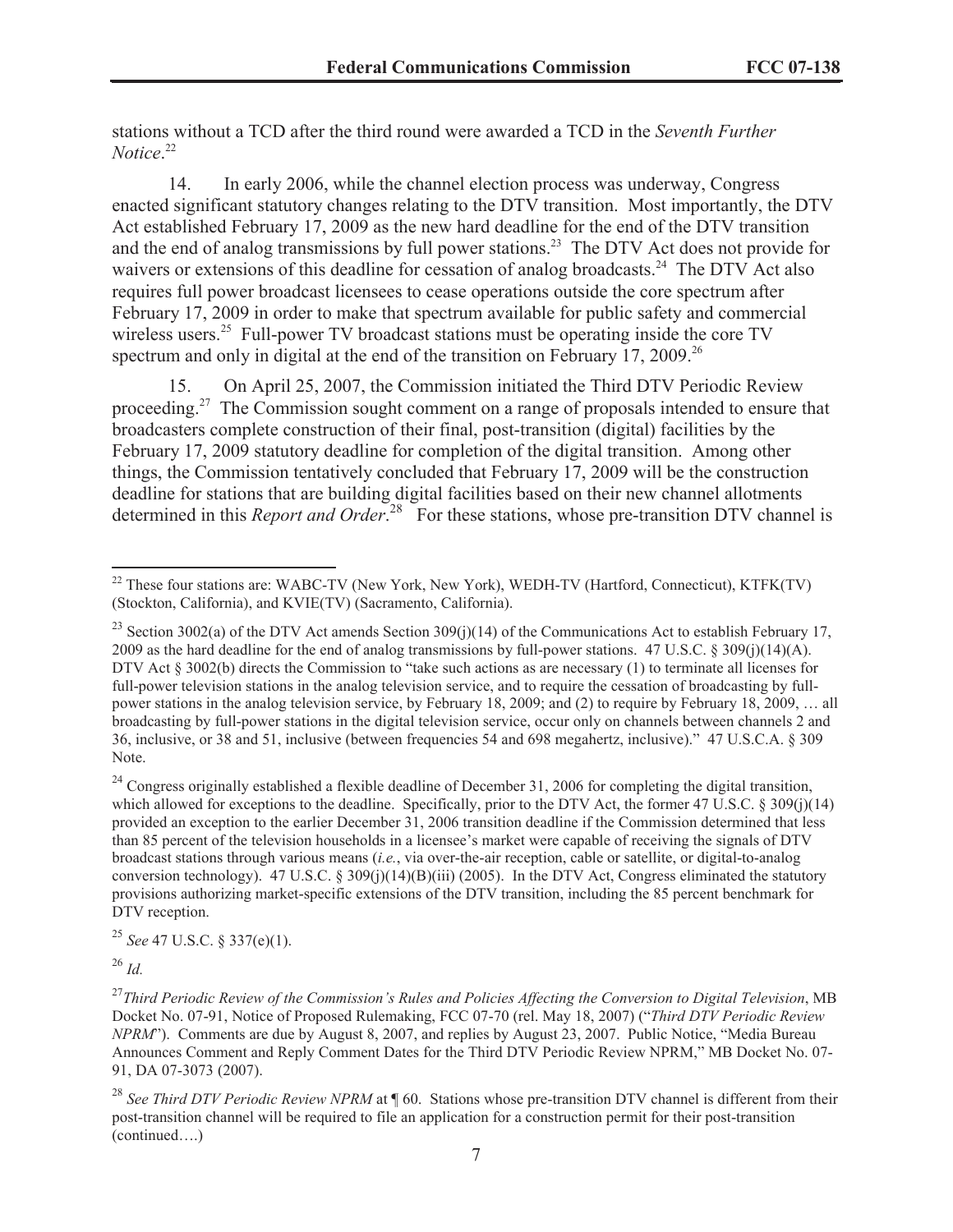stations without a TCD after the third round were awarded a TCD in the *Seventh Further Notice*.[22]

14. In early 2006, while the channel election process was underway, Congress enacted significant statutory changes relating to the DTV transition. Most importantly, the DTV Act established February 17, 2009 as the new hard deadline for the end of the DTV transition and the end of analog transmissions by full power stations.[23] The DTV Act does not provide for waivers or extensions of this deadline for cessation of analog broadcasts.[24] The DTV Act also requires full power broadcast licensees to cease operations outside the core spectrum after February 17, 2009 in order to make that spectrum available for public safety and commercial wireless users.[25] Full-power TV broadcast stations must be operating inside the core TV spectrum and only in digital at the end of the transition on February 17, 2009.[26]

15. On April 25, 2007, the Commission initiated the Third DTV Periodic Review proceeding.[27] The Commission sought comment on a range of proposals intended to ensure that broadcasters complete construction of their final, post-transition (digital) facilities by the February 17, 2009 statutory deadline for completion of the digital transition. Among other things, the Commission tentatively concluded that February 17, 2009 will be the construction deadline for stations that are building digital facilities based on their new channel allotments determined in this *Report and Order*.[28] For these stations, whose pre-transition DTV channel is

---

[22] These four stations are: WABC-TV (New York, New York), WEDH-TV (Hartford, Connecticut), KTFK(TV) (Stockton, California), and KVIE(TV) (Sacramento, California).

[23] Section 3002(a) of the DTV Act amends Section 309(j)(14) of the Communications Act to establish February 17, 2009 as the hard deadline for the end of analog transmissions by full-power stations. 47 U.S.C. § 309(j)(14)(A). DTV Act § 3002(b) directs the Commission to "take such actions as are necessary (1) to terminate all licenses for full-power television stations in the analog television service, and to require the cessation of broadcasting by full-power stations in the analog television service, by February 18, 2009; and (2) to require by February 18, 2009, … all broadcasting by full-power stations in the digital television service, occur only on channels between channels 2 and 36, inclusive, or 38 and 51, inclusive (between frequencies 54 and 698 megahertz, inclusive)." 47 U.S.C.A. § 309 Note.

[24] Congress originally established a flexible deadline of December 31, 2006 for completing the digital transition, which allowed for exceptions to the deadline. Specifically, prior to the DTV Act, the former 47 U.S.C. § 309(j)(14) provided an exception to the earlier December 31, 2006 transition deadline if the Commission determined that less than 85 percent of the television households in a licensee's market were capable of receiving the signals of DTV broadcast stations through various means (*i.e.*, via over-the-air reception, cable or satellite, or digital-to-analog conversion technology). 47 U.S.C. § 309(j)(14)(B)(iii) (2005). In the DTV Act, Congress eliminated the statutory provisions authorizing market-specific extensions of the DTV transition, including the 85 percent benchmark for DTV reception.

[25] *See* 47 U.S.C. § 337(e)(1).

[26] *Id.*

[27] *Third Periodic Review of the Commission's Rules and Policies Affecting the Conversion to Digital Television*, MB Docket No. 07-91, Notice of Proposed Rulemaking, FCC 07-70 (rel. May 18, 2007) ("*Third DTV Periodic Review NPRM*"). Comments are due by August 8, 2007, and replies by August 23, 2007. Public Notice, "Media Bureau Announces Comment and Reply Comment Dates for the Third DTV Periodic Review NPRM," MB Docket No. 07-91, DA 07-3073 (2007).

[28] *See Third DTV Periodic Review NPRM* at ¶ 60. Stations whose pre-transition DTV channel is different from their post-transition channel will be required to file an application for a construction permit for their post-transition (continued….)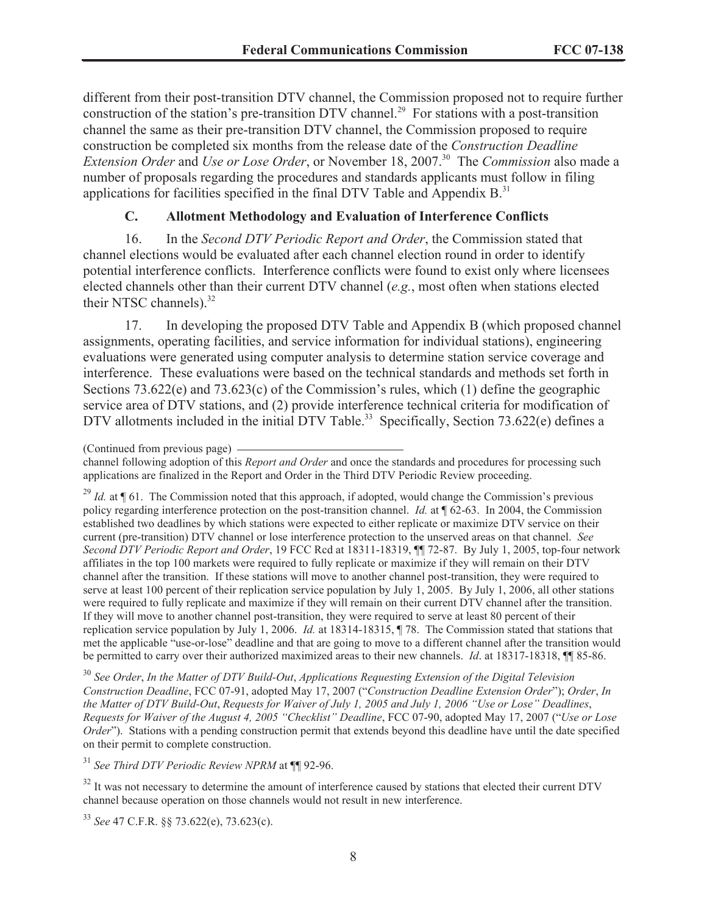different from their post-transition DTV channel, the Commission proposed not to require further construction of the station's pre-transition DTV channel.[29] For stations with a post-transition channel the same as their pre-transition DTV channel, the Commission proposed to require construction be completed six months from the release date of the *Construction Deadline Extension Order* and *Use or Lose Order*, or November 18, 2007.[30] The *Commission* also made a number of proposals regarding the procedures and standards applicants must follow in filing applications for facilities specified in the final DTV Table and Appendix B.[31]

### C. Allotment Methodology and Evaluation of Interference Conflicts

16. In the *Second DTV Periodic Report and Order*, the Commission stated that channel elections would be evaluated after each channel election round in order to identify potential interference conflicts. Interference conflicts were found to exist only where licensees elected channels other than their current DTV channel (*e.g.*, most often when stations elected their NTSC channels).[32]

17. In developing the proposed DTV Table and Appendix B (which proposed channel assignments, operating facilities, and service information for individual stations), engineering evaluations were generated using computer analysis to determine station service coverage and interference. These evaluations were based on the technical standards and methods set forth in Sections 73.622(e) and 73.623(c) of the Commission's rules, which (1) define the geographic service area of DTV stations, and (2) provide interference technical criteria for modification of DTV allotments included in the initial DTV Table.[33] Specifically, Section 73.622(e) defines a

(Continued from previous page)
channel following adoption of this *Report and Order* and once the standards and procedures for processing such applications are finalized in the Report and Order in the Third DTV Periodic Review proceeding.

[29] *Id.* at ¶ 61. The Commission noted that this approach, if adopted, would change the Commission's previous policy regarding interference protection on the post-transition channel. *Id.* at ¶ 62-63. In 2004, the Commission established two deadlines by which stations were expected to either replicate or maximize DTV service on their current (pre-transition) DTV channel or lose interference protection to the unserved areas on that channel. *See Second DTV Periodic Report and Order*, 19 FCC Rcd at 18311-18319, ¶¶ 72-87. By July 1, 2005, top-four network affiliates in the top 100 markets were required to fully replicate or maximize if they will remain on their DTV channel after the transition. If these stations will move to another channel post-transition, they were required to serve at least 100 percent of their replication service population by July 1, 2005. By July 1, 2006, all other stations were required to fully replicate and maximize if they will remain on their current DTV channel after the transition. If they will move to another channel post-transition, they were required to serve at least 80 percent of their replication service population by July 1, 2006. *Id.* at 18314-18315, ¶ 78. The Commission stated that stations that met the applicable "use-or-lose" deadline and that are going to move to a different channel after the transition would be permitted to carry over their authorized maximized areas to their new channels. *Id*. at 18317-18318, ¶¶ 85-86.

[30] *See Order*, *In the Matter of DTV Build-Out*, *Applications Requesting Extension of the Digital Television Construction Deadline*, FCC 07-91, adopted May 17, 2007 ("*Construction Deadline Extension Order*"); *Order*, *In the Matter of DTV Build-Out*, *Requests for Waiver of July 1, 2005 and July 1, 2006 "Use or Lose" Deadlines*, *Requests for Waiver of the August 4, 2005 "Checklist" Deadline*, FCC 07-90, adopted May 17, 2007 ("*Use or Lose Order*"). Stations with a pending construction permit that extends beyond this deadline have until the date specified on their permit to complete construction.

[31] *See Third DTV Periodic Review NPRM* at ¶¶ 92-96.

[32] It was not necessary to determine the amount of interference caused by stations that elected their current DTV channel because operation on those channels would not result in new interference.

[33] *See* 47 C.F.R. §§ 73.622(e), 73.623(c).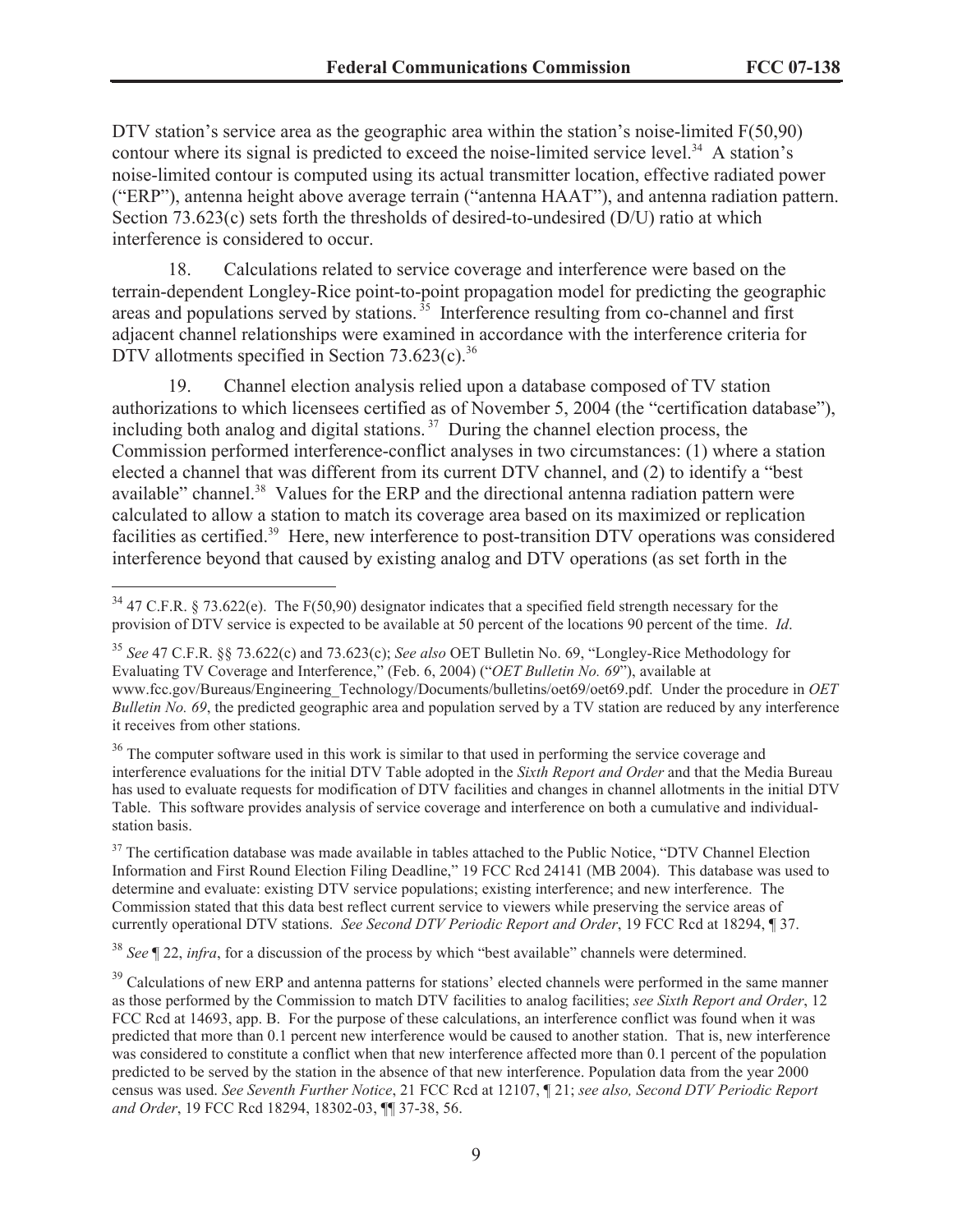DTV station's service area as the geographic area within the station's noise-limited F(50,90) contour where its signal is predicted to exceed the noise-limited service level.[34] A station's noise-limited contour is computed using its actual transmitter location, effective radiated power ("ERP"), antenna height above average terrain ("antenna HAAT"), and antenna radiation pattern. Section 73.623(c) sets forth the thresholds of desired-to-undesired (D/U) ratio at which interference is considered to occur.

18. Calculations related to service coverage and interference were based on the terrain-dependent Longley-Rice point-to-point propagation model for predicting the geographic areas and populations served by stations.[35] Interference resulting from co-channel and first adjacent channel relationships were examined in accordance with the interference criteria for DTV allotments specified in Section 73.623(c).[36]

19. Channel election analysis relied upon a database composed of TV station authorizations to which licensees certified as of November 5, 2004 (the "certification database"), including both analog and digital stations.[37] During the channel election process, the Commission performed interference-conflict analyses in two circumstances: (1) where a station elected a channel that was different from its current DTV channel, and (2) to identify a "best available" channel.[38] Values for the ERP and the directional antenna radiation pattern were calculated to allow a station to match its coverage area based on its maximized or replication facilities as certified.[39] Here, new interference to post-transition DTV operations was considered interference beyond that caused by existing analog and DTV operations (as set forth in the

---

[34] 47 C.F.R. § 73.622(e). The F(50,90) designator indicates that a specified field strength necessary for the provision of DTV service is expected to be available at 50 percent of the locations 90 percent of the time. *Id*.

[35] *See* 47 C.F.R. §§ 73.622(c) and 73.623(c); *See also* OET Bulletin No. 69, "Longley-Rice Methodology for Evaluating TV Coverage and Interference," (Feb. 6, 2004) ("*OET Bulletin No. 69*"), available at www.fcc.gov/Bureaus/Engineering_Technology/Documents/bulletins/oet69/oet69.pdf. Under the procedure in *OET Bulletin No. 69*, the predicted geographic area and population served by a TV station are reduced by any interference it receives from other stations.

[36] The computer software used in this work is similar to that used in performing the service coverage and interference evaluations for the initial DTV Table adopted in the *Sixth Report and Order* and that the Media Bureau has used to evaluate requests for modification of DTV facilities and changes in channel allotments in the initial DTV Table. This software provides analysis of service coverage and interference on both a cumulative and individual-station basis.

[37] The certification database was made available in tables attached to the Public Notice, "DTV Channel Election Information and First Round Election Filing Deadline," 19 FCC Rcd 24141 (MB 2004). This database was used to determine and evaluate: existing DTV service populations; existing interference; and new interference. The Commission stated that this data best reflect current service to viewers while preserving the service areas of currently operational DTV stations. *See Second DTV Periodic Report and Order*, 19 FCC Rcd at 18294, ¶ 37.

[38] *See* ¶ 22, *infra*, for a discussion of the process by which "best available" channels were determined.

[39] Calculations of new ERP and antenna patterns for stations' elected channels were performed in the same manner as those performed by the Commission to match DTV facilities to analog facilities; *see Sixth Report and Order*, 12 FCC Rcd at 14693, app. B. For the purpose of these calculations, an interference conflict was found when it was predicted that more than 0.1 percent new interference would be caused to another station. That is, new interference was considered to constitute a conflict when that new interference affected more than 0.1 percent of the population predicted to be served by the station in the absence of that new interference. Population data from the year 2000 census was used. *See Seventh Further Notice*, 21 FCC Rcd at 12107, ¶ 21; *see also, Second DTV Periodic Report and Order*, 19 FCC Rcd 18294, 18302-03, ¶¶ 37-38, 56.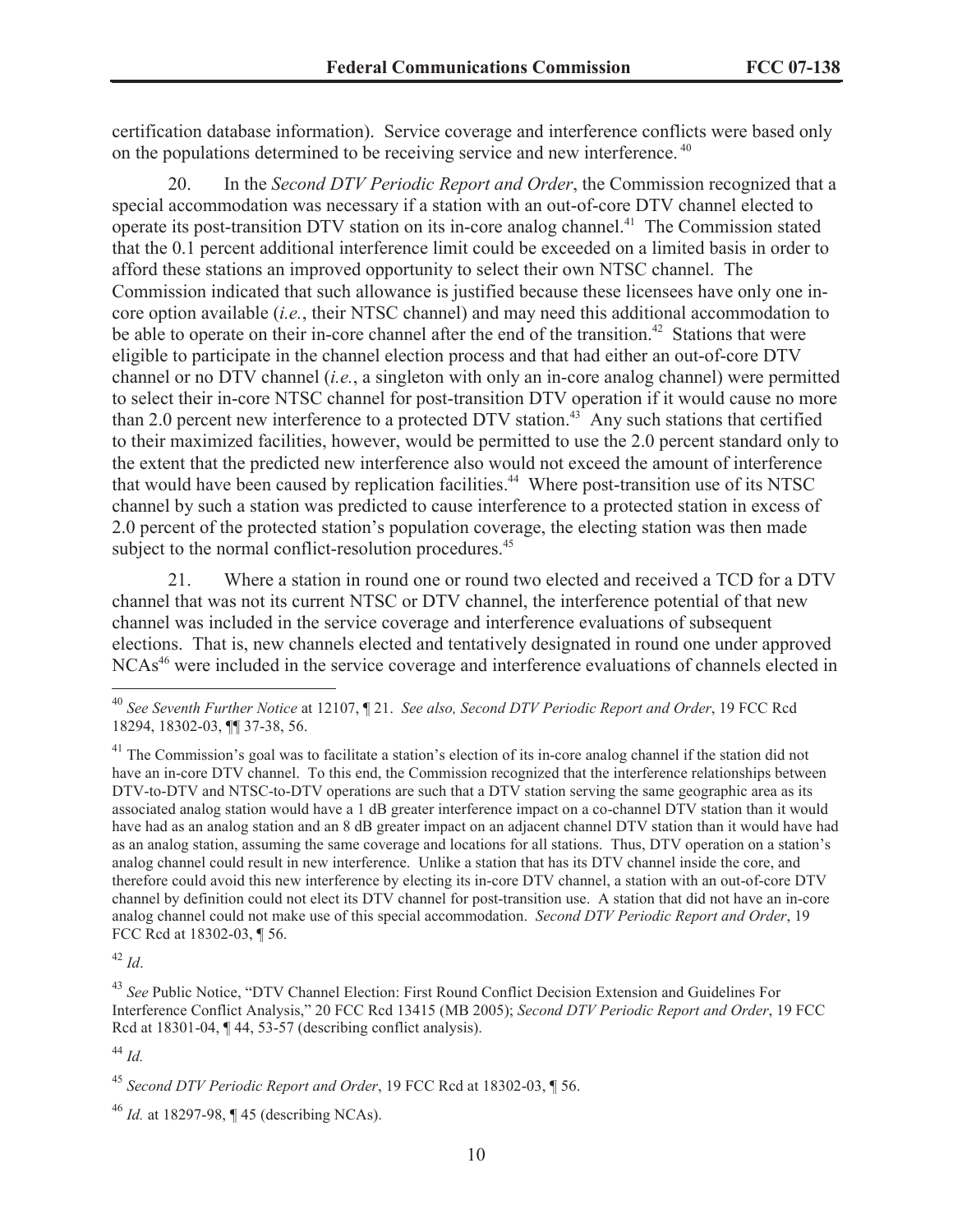certification database information). Service coverage and interference conflicts were based only on the populations determined to be receiving service and new interference.[40]

20. In the *Second DTV Periodic Report and Order*, the Commission recognized that a special accommodation was necessary if a station with an out-of-core DTV channel elected to operate its post-transition DTV station on its in-core analog channel.[41] The Commission stated that the 0.1 percent additional interference limit could be exceeded on a limited basis in order to afford these stations an improved opportunity to select their own NTSC channel. The Commission indicated that such allowance is justified because these licensees have only one in-core option available (*i.e.*, their NTSC channel) and may need this additional accommodation to be able to operate on their in-core channel after the end of the transition.[42] Stations that were eligible to participate in the channel election process and that had either an out-of-core DTV channel or no DTV channel (*i.e.*, a singleton with only an in-core analog channel) were permitted to select their in-core NTSC channel for post-transition DTV operation if it would cause no more than 2.0 percent new interference to a protected DTV station.[43] Any such stations that certified to their maximized facilities, however, would be permitted to use the 2.0 percent standard only to the extent that the predicted new interference also would not exceed the amount of interference that would have been caused by replication facilities.[44] Where post-transition use of its NTSC channel by such a station was predicted to cause interference to a protected station in excess of 2.0 percent of the protected station's population coverage, the electing station was then made subject to the normal conflict-resolution procedures.[45]

21. Where a station in round one or round two elected and received a TCD for a DTV channel that was not its current NTSC or DTV channel, the interference potential of that new channel was included in the service coverage and interference evaluations of subsequent elections. That is, new channels elected and tentatively designated in round one under approved NCAs[46] were included in the service coverage and interference evaluations of channels elected in

---

[40] *See Seventh Further Notice* at 12107, ¶ 21. *See also, Second DTV Periodic Report and Order*, 19 FCC Rcd 18294, 18302-03, ¶¶ 37-38, 56.

[41] The Commission's goal was to facilitate a station's election of its in-core analog channel if the station did not have an in-core DTV channel. To this end, the Commission recognized that the interference relationships between DTV-to-DTV and NTSC-to-DTV operations are such that a DTV station serving the same geographic area as its associated analog station would have a 1 dB greater interference impact on a co-channel DTV station than it would have had as an analog station and an 8 dB greater impact on an adjacent channel DTV station than it would have had as an analog station, assuming the same coverage and locations for all stations. Thus, DTV operation on a station's analog channel could result in new interference. Unlike a station that has its DTV channel inside the core, and therefore could avoid this new interference by electing its in-core DTV channel, a station with an out-of-core DTV channel by definition could not elect its DTV channel for post-transition use. A station that did not have an in-core analog channel could not make use of this special accommodation. *Second DTV Periodic Report and Order*, 19 FCC Rcd at 18302-03, ¶ 56.

[42] *Id*.

[43] *See* Public Notice, "DTV Channel Election: First Round Conflict Decision Extension and Guidelines For Interference Conflict Analysis," 20 FCC Rcd 13415 (MB 2005); *Second DTV Periodic Report and Order*, 19 FCC Rcd at 18301-04, ¶ 44, 53-57 (describing conflict analysis).

[44] *Id.*

[45] *Second DTV Periodic Report and Order*, 19 FCC Rcd at 18302-03, ¶ 56.

[46] *Id.* at 18297-98, ¶ 45 (describing NCAs).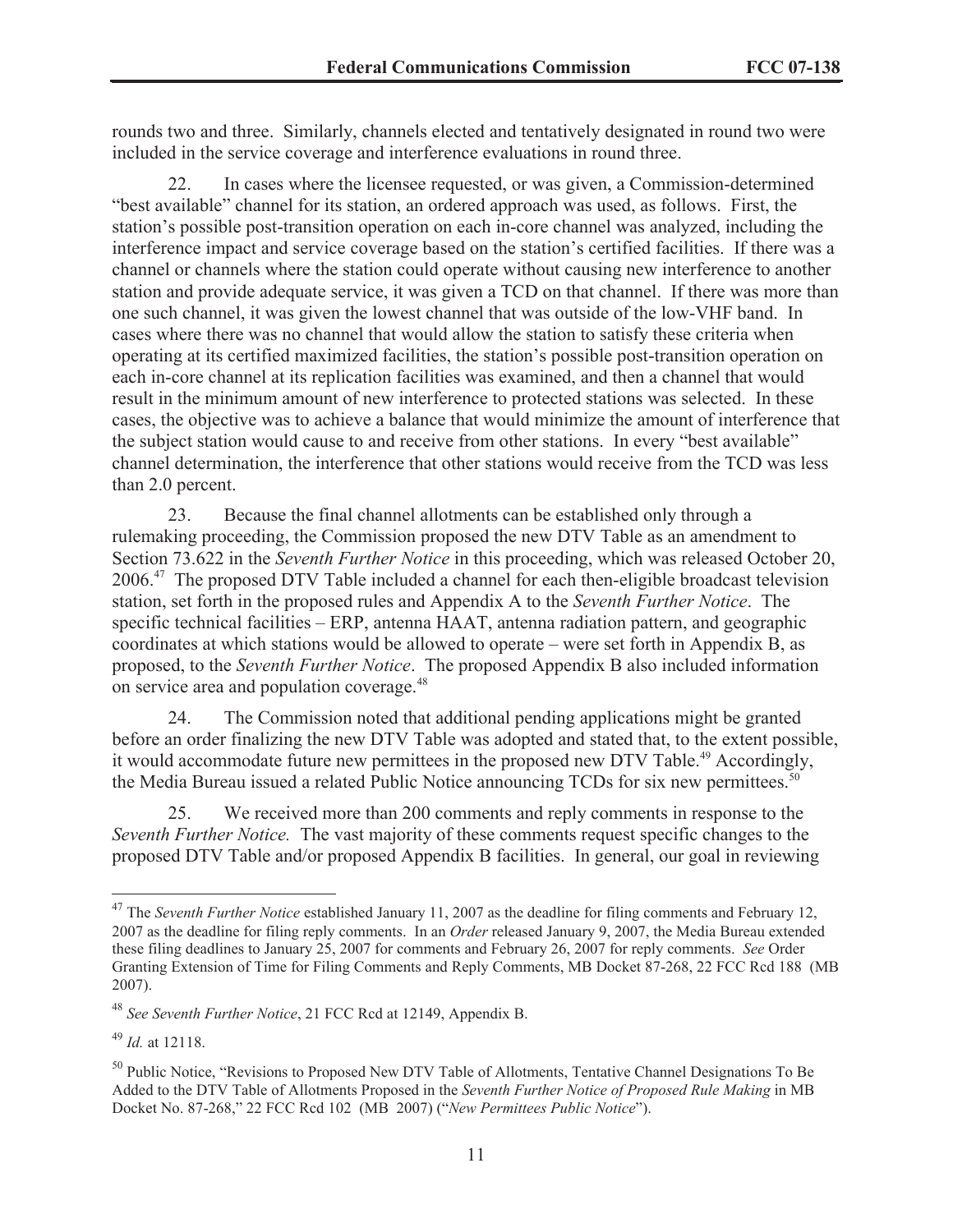rounds two and three. Similarly, channels elected and tentatively designated in round two were included in the service coverage and interference evaluations in round three.

22. In cases where the licensee requested, or was given, a Commission-determined "best available" channel for its station, an ordered approach was used, as follows. First, the station's possible post-transition operation on each in-core channel was analyzed, including the interference impact and service coverage based on the station's certified facilities. If there was a channel or channels where the station could operate without causing new interference to another station and provide adequate service, it was given a TCD on that channel. If there was more than one such channel, it was given the lowest channel that was outside of the low-VHF band. In cases where there was no channel that would allow the station to satisfy these criteria when operating at its certified maximized facilities, the station's possible post-transition operation on each in-core channel at its replication facilities was examined, and then a channel that would result in the minimum amount of new interference to protected stations was selected. In these cases, the objective was to achieve a balance that would minimize the amount of interference that the subject station would cause to and receive from other stations. In every "best available" channel determination, the interference that other stations would receive from the TCD was less than 2.0 percent.

23. Because the final channel allotments can be established only through a rulemaking proceeding, the Commission proposed the new DTV Table as an amendment to Section 73.622 in the *Seventh Further Notice* in this proceeding, which was released October 20, 2006.[47] The proposed DTV Table included a channel for each then-eligible broadcast television station, set forth in the proposed rules and Appendix A to the *Seventh Further Notice*. The specific technical facilities – ERP, antenna HAAT, antenna radiation pattern, and geographic coordinates at which stations would be allowed to operate – were set forth in Appendix B, as proposed, to the *Seventh Further Notice*. The proposed Appendix B also included information on service area and population coverage.[48]

24. The Commission noted that additional pending applications might be granted before an order finalizing the new DTV Table was adopted and stated that, to the extent possible, it would accommodate future new permittees in the proposed new DTV Table.[49] Accordingly, the Media Bureau issued a related Public Notice announcing TCDs for six new permittees.[50]

25. We received more than 200 comments and reply comments in response to the *Seventh Further Notice.* The vast majority of these comments request specific changes to the proposed DTV Table and/or proposed Appendix B facilities. In general, our goal in reviewing

---

[47] The *Seventh Further Notice* established January 11, 2007 as the deadline for filing comments and February 12, 2007 as the deadline for filing reply comments. In an *Order* released January 9, 2007, the Media Bureau extended these filing deadlines to January 25, 2007 for comments and February 26, 2007 for reply comments. *See* Order Granting Extension of Time for Filing Comments and Reply Comments, MB Docket 87-268, 22 FCC Rcd 188 (MB 2007).

[48] *See Seventh Further Notice*, 21 FCC Rcd at 12149, Appendix B.

[49] *Id.* at 12118.

[50] Public Notice, "Revisions to Proposed New DTV Table of Allotments, Tentative Channel Designations To Be Added to the DTV Table of Allotments Proposed in the *Seventh Further Notice of Proposed Rule Making* in MB Docket No. 87-268," 22 FCC Rcd 102 (MB 2007) ("*New Permittees Public Notice*").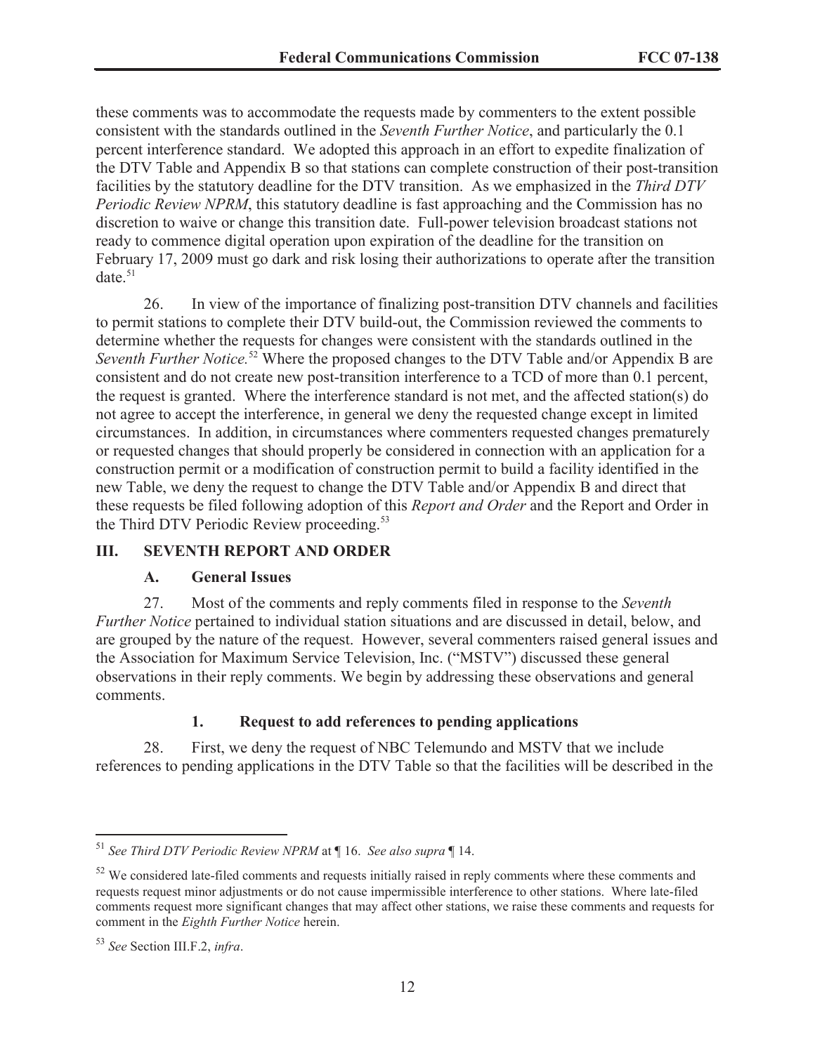these comments was to accommodate the requests made by commenters to the extent possible consistent with the standards outlined in the *Seventh Further Notice*, and particularly the 0.1 percent interference standard. We adopted this approach in an effort to expedite finalization of the DTV Table and Appendix B so that stations can complete construction of their post-transition facilities by the statutory deadline for the DTV transition. As we emphasized in the *Third DTV Periodic Review NPRM*, this statutory deadline is fast approaching and the Commission has no discretion to waive or change this transition date. Full-power television broadcast stations not ready to commence digital operation upon expiration of the deadline for the transition on February 17, 2009 must go dark and risk losing their authorizations to operate after the transition date.[51]

26. In view of the importance of finalizing post-transition DTV channels and facilities to permit stations to complete their DTV build-out, the Commission reviewed the comments to determine whether the requests for changes were consistent with the standards outlined in the *Seventh Further Notice.*[52] Where the proposed changes to the DTV Table and/or Appendix B are consistent and do not create new post-transition interference to a TCD of more than 0.1 percent, the request is granted. Where the interference standard is not met, and the affected station(s) do not agree to accept the interference, in general we deny the requested change except in limited circumstances. In addition, in circumstances where commenters requested changes prematurely or requested changes that should properly be considered in connection with an application for a construction permit or a modification of construction permit to build a facility identified in the new Table, we deny the request to change the DTV Table and/or Appendix B and direct that these requests be filed following adoption of this *Report and Order* and the Report and Order in the Third DTV Periodic Review proceeding.[53]

## III. SEVENTH REPORT AND ORDER

### A. General Issues

27. Most of the comments and reply comments filed in response to the *Seventh Further Notice* pertained to individual station situations and are discussed in detail, below, and are grouped by the nature of the request. However, several commenters raised general issues and the Association for Maximum Service Television, Inc. ("MSTV") discussed these general observations in their reply comments. We begin by addressing these observations and general comments.

#### 1. Request to add references to pending applications

28. First, we deny the request of NBC Telemundo and MSTV that we include references to pending applications in the DTV Table so that the facilities will be described in the

---

[51] *See Third DTV Periodic Review NPRM* at ¶ 16. *See also supra* ¶ 14.

[52] We considered late-filed comments and requests initially raised in reply comments where these comments and requests request minor adjustments or do not cause impermissible interference to other stations. Where late-filed comments request more significant changes that may affect other stations, we raise these comments and requests for comment in the *Eighth Further Notice* herein.

[53] *See* Section III.F.2, *infra*.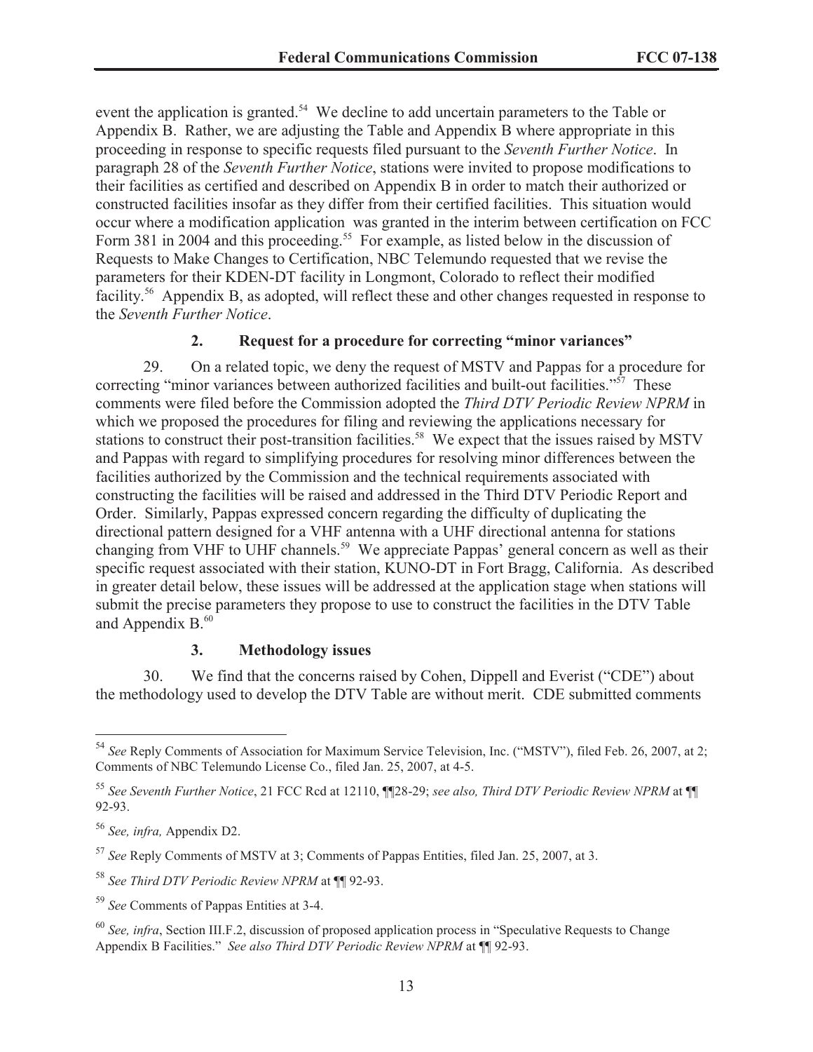event the application is granted.[54] We decline to add uncertain parameters to the Table or Appendix B. Rather, we are adjusting the Table and Appendix B where appropriate in this proceeding in response to specific requests filed pursuant to the *Seventh Further Notice*. In paragraph 28 of the *Seventh Further Notice*, stations were invited to propose modifications to their facilities as certified and described on Appendix B in order to match their authorized or constructed facilities insofar as they differ from their certified facilities. This situation would occur where a modification application was granted in the interim between certification on FCC Form 381 in 2004 and this proceeding.[55] For example, as listed below in the discussion of Requests to Make Changes to Certification, NBC Telemundo requested that we revise the parameters for their KDEN-DT facility in Longmont, Colorado to reflect their modified facility.[56] Appendix B, as adopted, will reflect these and other changes requested in response to the *Seventh Further Notice*.

### 2. Request for a procedure for correcting "minor variances"

29. On a related topic, we deny the request of MSTV and Pappas for a procedure for correcting "minor variances between authorized facilities and built-out facilities."[57] These comments were filed before the Commission adopted the *Third DTV Periodic Review NPRM* in which we proposed the procedures for filing and reviewing the applications necessary for stations to construct their post-transition facilities.[58] We expect that the issues raised by MSTV and Pappas with regard to simplifying procedures for resolving minor differences between the facilities authorized by the Commission and the technical requirements associated with constructing the facilities will be raised and addressed in the Third DTV Periodic Report and Order. Similarly, Pappas expressed concern regarding the difficulty of duplicating the directional pattern designed for a VHF antenna with a UHF directional antenna for stations changing from VHF to UHF channels.[59] We appreciate Pappas' general concern as well as their specific request associated with their station, KUNO-DT in Fort Bragg, California. As described in greater detail below, these issues will be addressed at the application stage when stations will submit the precise parameters they propose to use to construct the facilities in the DTV Table and Appendix B.[60]

### 3. Methodology issues

30. We find that the concerns raised by Cohen, Dippell and Everist ("CDE") about the methodology used to develop the DTV Table are without merit. CDE submitted comments

---

[54] *See* Reply Comments of Association for Maximum Service Television, Inc. ("MSTV"), filed Feb. 26, 2007, at 2; Comments of NBC Telemundo License Co., filed Jan. 25, 2007, at 4-5.

[55] *See Seventh Further Notice*, 21 FCC Rcd at 12110, ¶¶28-29; *see also, Third DTV Periodic Review NPRM* at ¶¶ 92-93.

[56] *See, infra,* Appendix D2.

[57] *See* Reply Comments of MSTV at 3; Comments of Pappas Entities, filed Jan. 25, 2007, at 3.

[58] *See Third DTV Periodic Review NPRM* at ¶¶ 92-93.

[59] *See* Comments of Pappas Entities at 3-4.

[60] *See, infra*, Section III.F.2, discussion of proposed application process in "Speculative Requests to Change Appendix B Facilities." *See also Third DTV Periodic Review NPRM* at ¶¶ 92-93.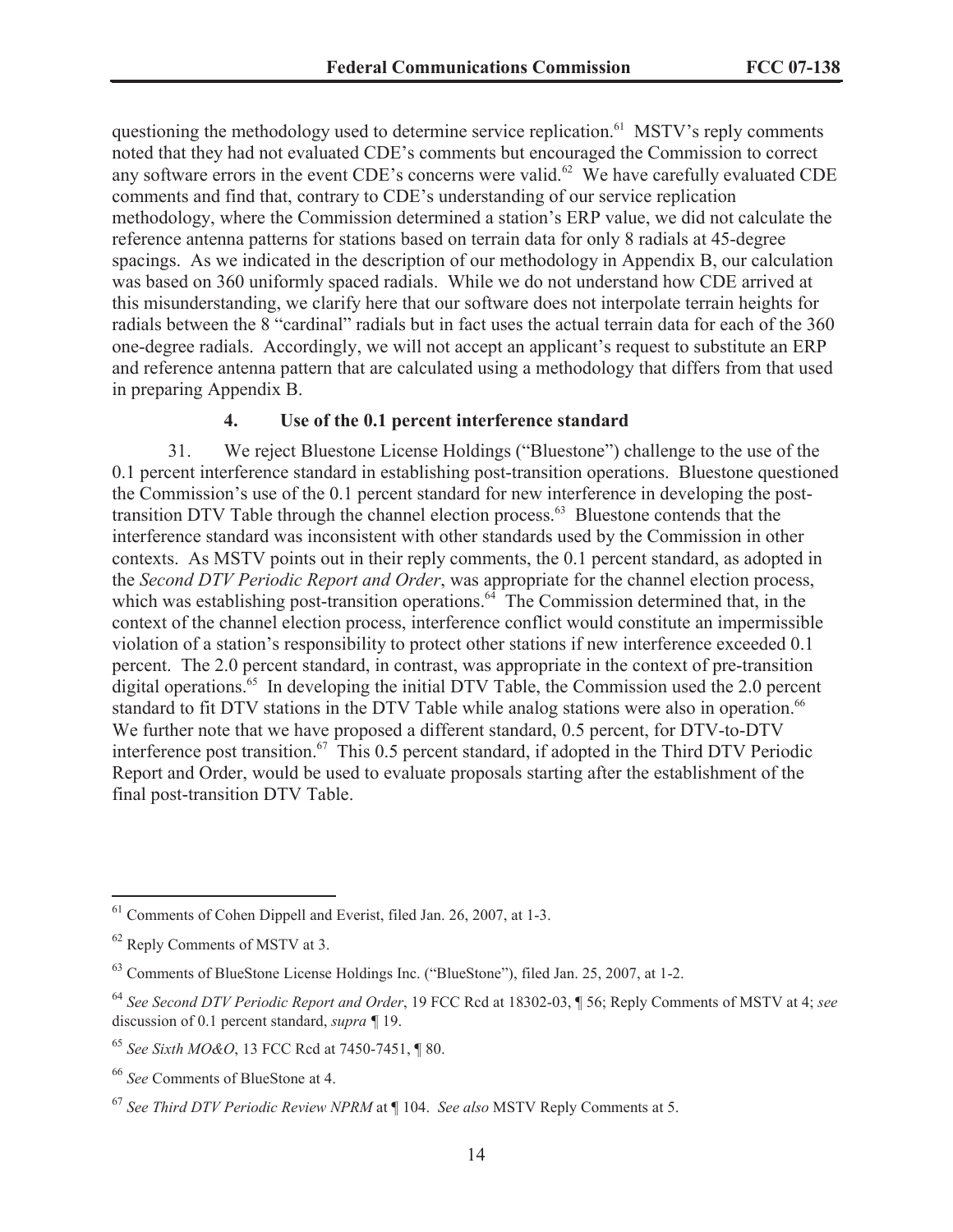questioning the methodology used to determine service replication.[61] MSTV's reply comments noted that they had not evaluated CDE's comments but encouraged the Commission to correct any software errors in the event CDE's concerns were valid.[62] We have carefully evaluated CDE comments and find that, contrary to CDE's understanding of our service replication methodology, where the Commission determined a station's ERP value, we did not calculate the reference antenna patterns for stations based on terrain data for only 8 radials at 45-degree spacings. As we indicated in the description of our methodology in Appendix B, our calculation was based on 360 uniformly spaced radials. While we do not understand how CDE arrived at this misunderstanding, we clarify here that our software does not interpolate terrain heights for radials between the 8 "cardinal" radials but in fact uses the actual terrain data for each of the 360 one-degree radials. Accordingly, we will not accept an applicant's request to substitute an ERP and reference antenna pattern that are calculated using a methodology that differs from that used in preparing Appendix B.

#### 4. Use of the 0.1 percent interference standard

31. We reject Bluestone License Holdings ("Bluestone") challenge to the use of the 0.1 percent interference standard in establishing post-transition operations. Bluestone questioned the Commission's use of the 0.1 percent standard for new interference in developing the post-transition DTV Table through the channel election process.[63] Bluestone contends that the interference standard was inconsistent with other standards used by the Commission in other contexts. As MSTV points out in their reply comments, the 0.1 percent standard, as adopted in the *Second DTV Periodic Report and Order*, was appropriate for the channel election process, which was establishing post-transition operations.[64] The Commission determined that, in the context of the channel election process, interference conflict would constitute an impermissible violation of a station's responsibility to protect other stations if new interference exceeded 0.1 percent. The 2.0 percent standard, in contrast, was appropriate in the context of pre-transition digital operations.[65] In developing the initial DTV Table, the Commission used the 2.0 percent standard to fit DTV stations in the DTV Table while analog stations were also in operation.[66] We further note that we have proposed a different standard, 0.5 percent, for DTV-to-DTV interference post transition.[67] This 0.5 percent standard, if adopted in the Third DTV Periodic Report and Order, would be used to evaluate proposals starting after the establishment of the final post-transition DTV Table.

---

[61] Comments of Cohen Dippell and Everist, filed Jan. 26, 2007, at 1-3.

[62] Reply Comments of MSTV at 3.

[63] Comments of BlueStone License Holdings Inc. ("BlueStone"), filed Jan. 25, 2007, at 1-2.

[64] *See Second DTV Periodic Report and Order*, 19 FCC Rcd at 18302-03, ¶ 56; Reply Comments of MSTV at 4; *see* discussion of 0.1 percent standard, *supra* ¶ 19.

[65] *See Sixth MO&O*, 13 FCC Rcd at 7450-7451, ¶ 80.

[66] *See* Comments of BlueStone at 4.

[67] *See Third DTV Periodic Review NPRM* at ¶ 104. *See also* MSTV Reply Comments at 5.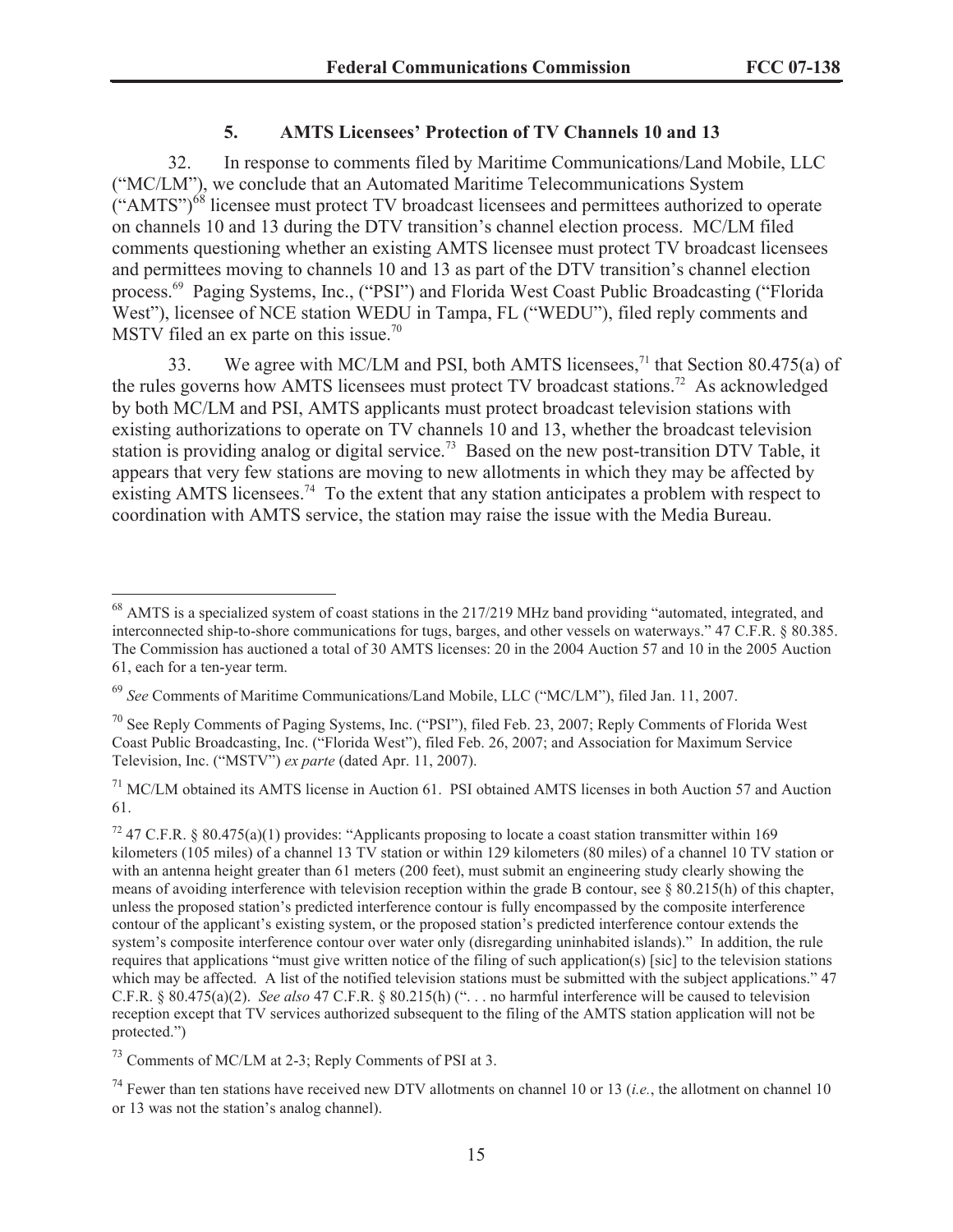### 5. AMTS Licensees' Protection of TV Channels 10 and 13

32. In response to comments filed by Maritime Communications/Land Mobile, LLC ("MC/LM"), we conclude that an Automated Maritime Telecommunications System ("AMTS")[68] licensee must protect TV broadcast licensees and permittees authorized to operate on channels 10 and 13 during the DTV transition's channel election process. MC/LM filed comments questioning whether an existing AMTS licensee must protect TV broadcast licensees and permittees moving to channels 10 and 13 as part of the DTV transition's channel election process.[69] Paging Systems, Inc., ("PSI") and Florida West Coast Public Broadcasting ("Florida West"), licensee of NCE station WEDU in Tampa, FL ("WEDU"), filed reply comments and MSTV filed an ex parte on this issue.[70]

33. We agree with MC/LM and PSI, both AMTS licensees,[71] that Section 80.475(a) of the rules governs how AMTS licensees must protect TV broadcast stations.[72] As acknowledged by both MC/LM and PSI, AMTS applicants must protect broadcast television stations with existing authorizations to operate on TV channels 10 and 13, whether the broadcast television station is providing analog or digital service.[73] Based on the new post-transition DTV Table, it appears that very few stations are moving to new allotments in which they may be affected by existing AMTS licensees.[74] To the extent that any station anticipates a problem with respect to coordination with AMTS service, the station may raise the issue with the Media Bureau.

---

[68] AMTS is a specialized system of coast stations in the 217/219 MHz band providing "automated, integrated, and interconnected ship-to-shore communications for tugs, barges, and other vessels on waterways." 47 C.F.R. § 80.385. The Commission has auctioned a total of 30 AMTS licenses: 20 in the 2004 Auction 57 and 10 in the 2005 Auction 61, each for a ten-year term.

[69] *See* Comments of Maritime Communications/Land Mobile, LLC ("MC/LM"), filed Jan. 11, 2007.

[70] See Reply Comments of Paging Systems, Inc. ("PSI"), filed Feb. 23, 2007; Reply Comments of Florida West Coast Public Broadcasting, Inc. ("Florida West"), filed Feb. 26, 2007; and Association for Maximum Service Television, Inc. ("MSTV") *ex parte* (dated Apr. 11, 2007).

[71] MC/LM obtained its AMTS license in Auction 61. PSI obtained AMTS licenses in both Auction 57 and Auction 61.

[72] 47 C.F.R. § 80.475(a)(1) provides: "Applicants proposing to locate a coast station transmitter within 169 kilometers (105 miles) of a channel 13 TV station or within 129 kilometers (80 miles) of a channel 10 TV station or with an antenna height greater than 61 meters (200 feet), must submit an engineering study clearly showing the means of avoiding interference with television reception within the grade B contour, see § 80.215(h) of this chapter, unless the proposed station's predicted interference contour is fully encompassed by the composite interference contour of the applicant's existing system, or the proposed station's predicted interference contour extends the system's composite interference contour over water only (disregarding uninhabited islands)." In addition, the rule requires that applications "must give written notice of the filing of such application(s) [sic] to the television stations which may be affected. A list of the notified television stations must be submitted with the subject applications." 47 C.F.R. § 80.475(a)(2). *See also* 47 C.F.R. § 80.215(h) (". . . no harmful interference will be caused to television reception except that TV services authorized subsequent to the filing of the AMTS station application will not be protected.")

[73] Comments of MC/LM at 2-3; Reply Comments of PSI at 3.

[74] Fewer than ten stations have received new DTV allotments on channel 10 or 13 (*i.e.*, the allotment on channel 10 or 13 was not the station's analog channel).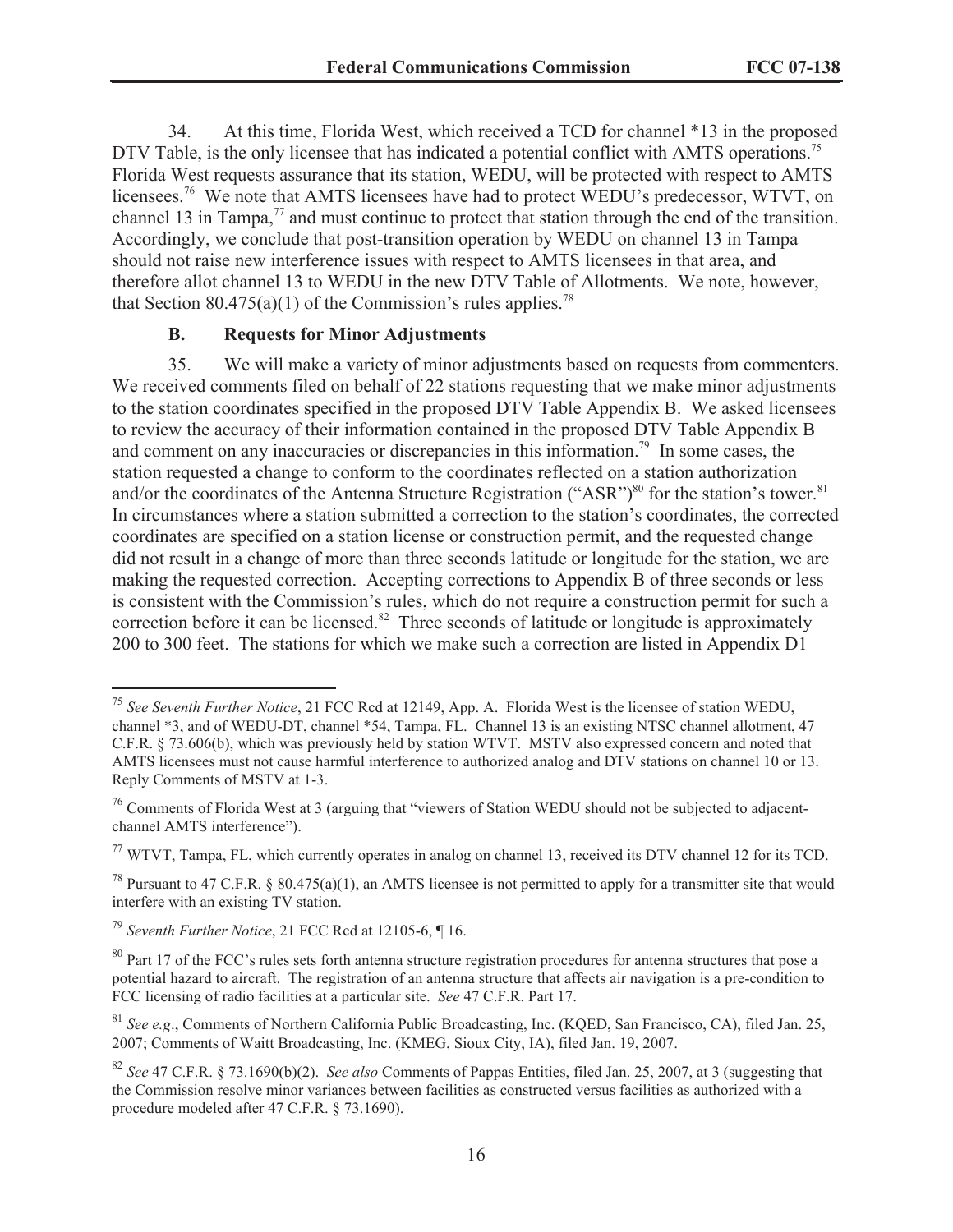34. At this time, Florida West, which received a TCD for channel *13 in the proposed DTV Table, is the only licensee that has indicated a potential conflict with AMTS operations.[75] Florida West requests assurance that its station, WEDU, will be protected with respect to AMTS licensees.[76] We note that AMTS licensees have had to protect WEDU's predecessor, WTVT, on channel 13 in Tampa,[77] and must continue to protect that station through the end of the transition. Accordingly, we conclude that post-transition operation by WEDU on channel 13 in Tampa should not raise new interference issues with respect to AMTS licensees in that area, and therefore allot channel 13 to WEDU in the new DTV Table of Allotments. We note, however, that Section 80.475(a)(1) of the Commission's rules applies.[78]

### B. Requests for Minor Adjustments

35. We will make a variety of minor adjustments based on requests from commenters. We received comments filed on behalf of 22 stations requesting that we make minor adjustments to the station coordinates specified in the proposed DTV Table Appendix B. We asked licensees to review the accuracy of their information contained in the proposed DTV Table Appendix B and comment on any inaccuracies or discrepancies in this information.[79] In some cases, the station requested a change to conform to the coordinates reflected on a station authorization and/or the coordinates of the Antenna Structure Registration ("ASR")[80] for the station's tower.[81] In circumstances where a station submitted a correction to the station's coordinates, the corrected coordinates are specified on a station license or construction permit, and the requested change did not result in a change of more than three seconds latitude or longitude for the station, we are making the requested correction. Accepting corrections to Appendix B of three seconds or less is consistent with the Commission's rules, which do not require a construction permit for such a correction before it can be licensed.[82] Three seconds of latitude or longitude is approximately 200 to 300 feet. The stations for which we make such a correction are listed in Appendix D1

---

[75] *See Seventh Further Notice*, 21 FCC Rcd at 12149, App. A. Florida West is the licensee of station WEDU, channel *3, and of WEDU-DT, channel *54, Tampa, FL. Channel 13 is an existing NTSC channel allotment, 47 C.F.R. § 73.606(b), which was previously held by station WTVT. MSTV also expressed concern and noted that AMTS licensees must not cause harmful interference to authorized analog and DTV stations on channel 10 or 13. Reply Comments of MSTV at 1-3.

[76] Comments of Florida West at 3 (arguing that "viewers of Station WEDU should not be subjected to adjacent-channel AMTS interference").

[77] WTVT, Tampa, FL, which currently operates in analog on channel 13, received its DTV channel 12 for its TCD.

[78] Pursuant to 47 C.F.R. § 80.475(a)(1), an AMTS licensee is not permitted to apply for a transmitter site that would interfere with an existing TV station.

[79] *Seventh Further Notice*, 21 FCC Rcd at 12105-6, ¶ 16.

[80] Part 17 of the FCC's rules sets forth antenna structure registration procedures for antenna structures that pose a potential hazard to aircraft. The registration of an antenna structure that affects air navigation is a pre-condition to FCC licensing of radio facilities at a particular site. *See* 47 C.F.R. Part 17.

[81] *See e.g*., Comments of Northern California Public Broadcasting, Inc. (KQED, San Francisco, CA), filed Jan. 25, 2007; Comments of Waitt Broadcasting, Inc. (KMEG, Sioux City, IA), filed Jan. 19, 2007.

[82] *See* 47 C.F.R. § 73.1690(b)(2). *See also* Comments of Pappas Entities, filed Jan. 25, 2007, at 3 (suggesting that the Commission resolve minor variances between facilities as constructed versus facilities as authorized with a procedure modeled after 47 C.F.R. § 73.1690).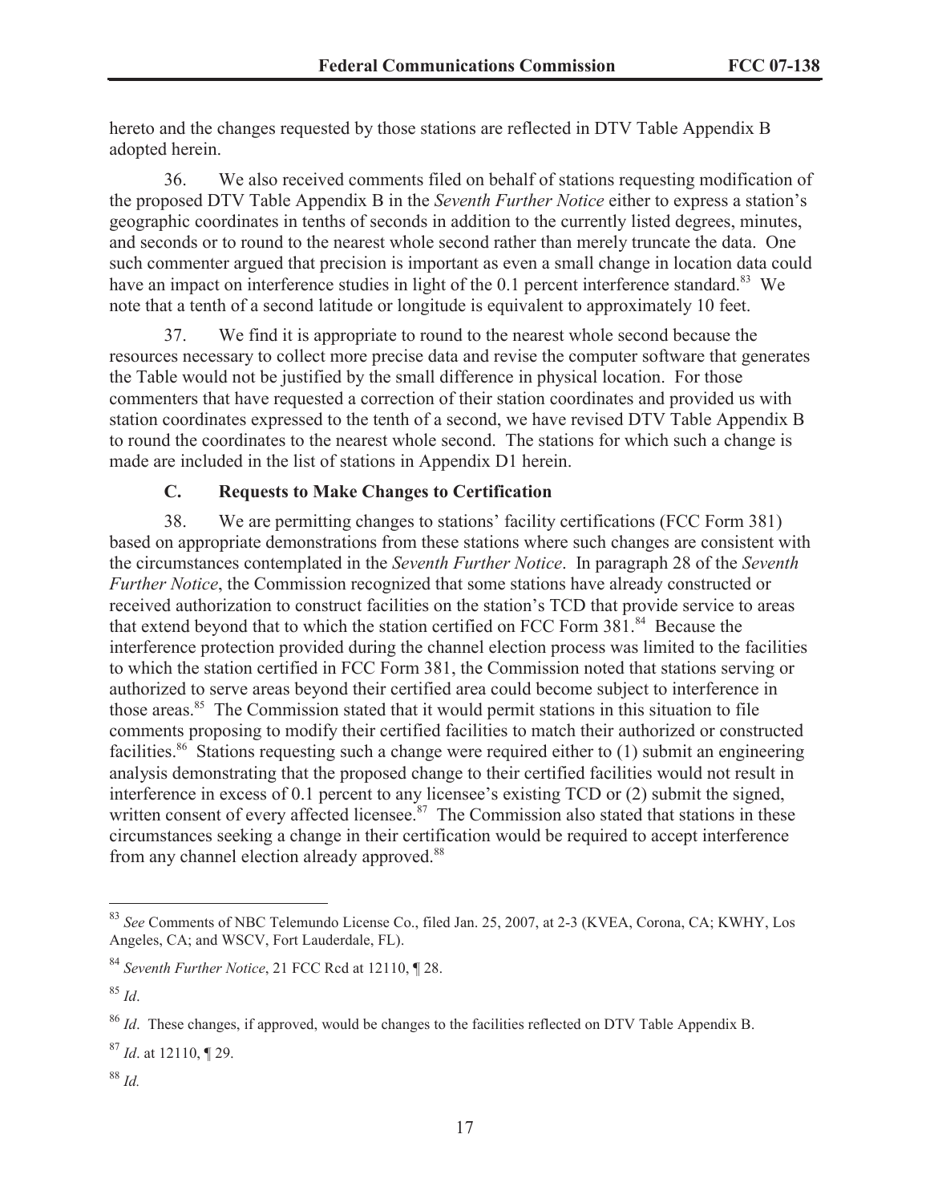hereto and the changes requested by those stations are reflected in DTV Table Appendix B adopted herein.

36. We also received comments filed on behalf of stations requesting modification of the proposed DTV Table Appendix B in the *Seventh Further Notice* either to express a station's geographic coordinates in tenths of seconds in addition to the currently listed degrees, minutes, and seconds or to round to the nearest whole second rather than merely truncate the data. One such commenter argued that precision is important as even a small change in location data could have an impact on interference studies in light of the 0.1 percent interference standard.[83] We note that a tenth of a second latitude or longitude is equivalent to approximately 10 feet.

37. We find it is appropriate to round to the nearest whole second because the resources necessary to collect more precise data and revise the computer software that generates the Table would not be justified by the small difference in physical location. For those commenters that have requested a correction of their station coordinates and provided us with station coordinates expressed to the tenth of a second, we have revised DTV Table Appendix B to round the coordinates to the nearest whole second. The stations for which such a change is made are included in the list of stations in Appendix D1 herein.

### C. Requests to Make Changes to Certification

38. We are permitting changes to stations' facility certifications (FCC Form 381) based on appropriate demonstrations from these stations where such changes are consistent with the circumstances contemplated in the *Seventh Further Notice*. In paragraph 28 of the *Seventh Further Notice*, the Commission recognized that some stations have already constructed or received authorization to construct facilities on the station's TCD that provide service to areas that extend beyond that to which the station certified on FCC Form 381.[84] Because the interference protection provided during the channel election process was limited to the facilities to which the station certified in FCC Form 381, the Commission noted that stations serving or authorized to serve areas beyond their certified area could become subject to interference in those areas.[85] The Commission stated that it would permit stations in this situation to file comments proposing to modify their certified facilities to match their authorized or constructed facilities.[86] Stations requesting such a change were required either to (1) submit an engineering analysis demonstrating that the proposed change to their certified facilities would not result in interference in excess of 0.1 percent to any licensee's existing TCD or (2) submit the signed, written consent of every affected licensee.[87] The Commission also stated that stations in these circumstances seeking a change in their certification would be required to accept interference from any channel election already approved.[88]

---

[83] *See* Comments of NBC Telemundo License Co., filed Jan. 25, 2007, at 2-3 (KVEA, Corona, CA; KWHY, Los Angeles, CA; and WSCV, Fort Lauderdale, FL).

[84] *Seventh Further Notice*, 21 FCC Rcd at 12110, ¶ 28.

[85] *Id*.

[86] *Id*. These changes, if approved, would be changes to the facilities reflected on DTV Table Appendix B.

[87] *Id*. at 12110, ¶ 29.

[88] *Id.*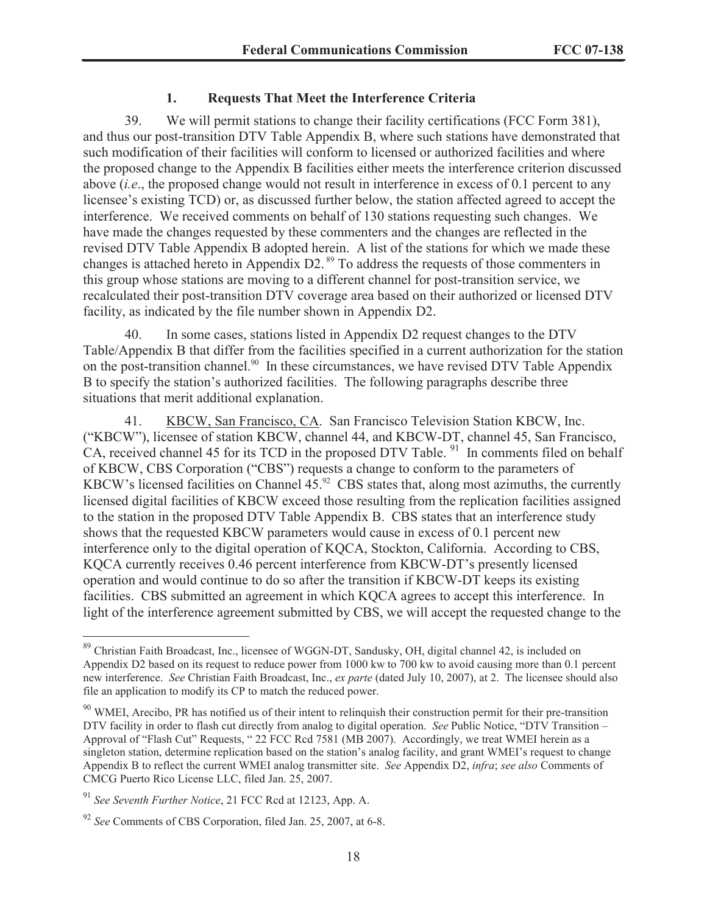### 1. Requests That Meet the Interference Criteria

39. We will permit stations to change their facility certifications (FCC Form 381), and thus our post-transition DTV Table Appendix B, where such stations have demonstrated that such modification of their facilities will conform to licensed or authorized facilities and where the proposed change to the Appendix B facilities either meets the interference criterion discussed above (*i.e*., the proposed change would not result in interference in excess of 0.1 percent to any licensee's existing TCD) or, as discussed further below, the station affected agreed to accept the interference. We received comments on behalf of 130 stations requesting such changes. We have made the changes requested by these commenters and the changes are reflected in the revised DTV Table Appendix B adopted herein. A list of the stations for which we made these changes is attached hereto in Appendix D2.[89] To address the requests of those commenters in this group whose stations are moving to a different channel for post-transition service, we recalculated their post-transition DTV coverage area based on their authorized or licensed DTV facility, as indicated by the file number shown in Appendix D2.

40. In some cases, stations listed in Appendix D2 request changes to the DTV Table/Appendix B that differ from the facilities specified in a current authorization for the station on the post-transition channel.[90] In these circumstances, we have revised DTV Table Appendix B to specify the station's authorized facilities. The following paragraphs describe three situations that merit additional explanation.

41. KBCW, San Francisco, CA. San Francisco Television Station KBCW, Inc. ("KBCW"), licensee of station KBCW, channel 44, and KBCW-DT, channel 45, San Francisco, CA, received channel 45 for its TCD in the proposed DTV Table.[91] In comments filed on behalf of KBCW, CBS Corporation ("CBS") requests a change to conform to the parameters of KBCW's licensed facilities on Channel 45.[92] CBS states that, along most azimuths, the currently licensed digital facilities of KBCW exceed those resulting from the replication facilities assigned to the station in the proposed DTV Table Appendix B. CBS states that an interference study shows that the requested KBCW parameters would cause in excess of 0.1 percent new interference only to the digital operation of KQCA, Stockton, California. According to CBS, KQCA currently receives 0.46 percent interference from KBCW-DT's presently licensed operation and would continue to do so after the transition if KBCW-DT keeps its existing facilities. CBS submitted an agreement in which KQCA agrees to accept this interference. In light of the interference agreement submitted by CBS, we will accept the requested change to the

---

[89] Christian Faith Broadcast, Inc., licensee of WGGN-DT, Sandusky, OH, digital channel 42, is included on Appendix D2 based on its request to reduce power from 1000 kw to 700 kw to avoid causing more than 0.1 percent new interference. *See* Christian Faith Broadcast, Inc., *ex parte* (dated July 10, 2007), at 2. The licensee should also file an application to modify its CP to match the reduced power.

[90] WMEI, Arecibo, PR has notified us of their intent to relinquish their construction permit for their pre-transition DTV facility in order to flash cut directly from analog to digital operation. *See* Public Notice, "DTV Transition – Approval of "Flash Cut" Requests, " 22 FCC Rcd 7581 (MB 2007). Accordingly, we treat WMEI herein as a singleton station, determine replication based on the station's analog facility, and grant WMEI's request to change Appendix B to reflect the current WMEI analog transmitter site. *See* Appendix D2, *infra*; *see also* Comments of CMCG Puerto Rico License LLC, filed Jan. 25, 2007.

[91] *See Seventh Further Notice*, 21 FCC Rcd at 12123, App. A.

[92] *See* Comments of CBS Corporation, filed Jan. 25, 2007, at 6-8.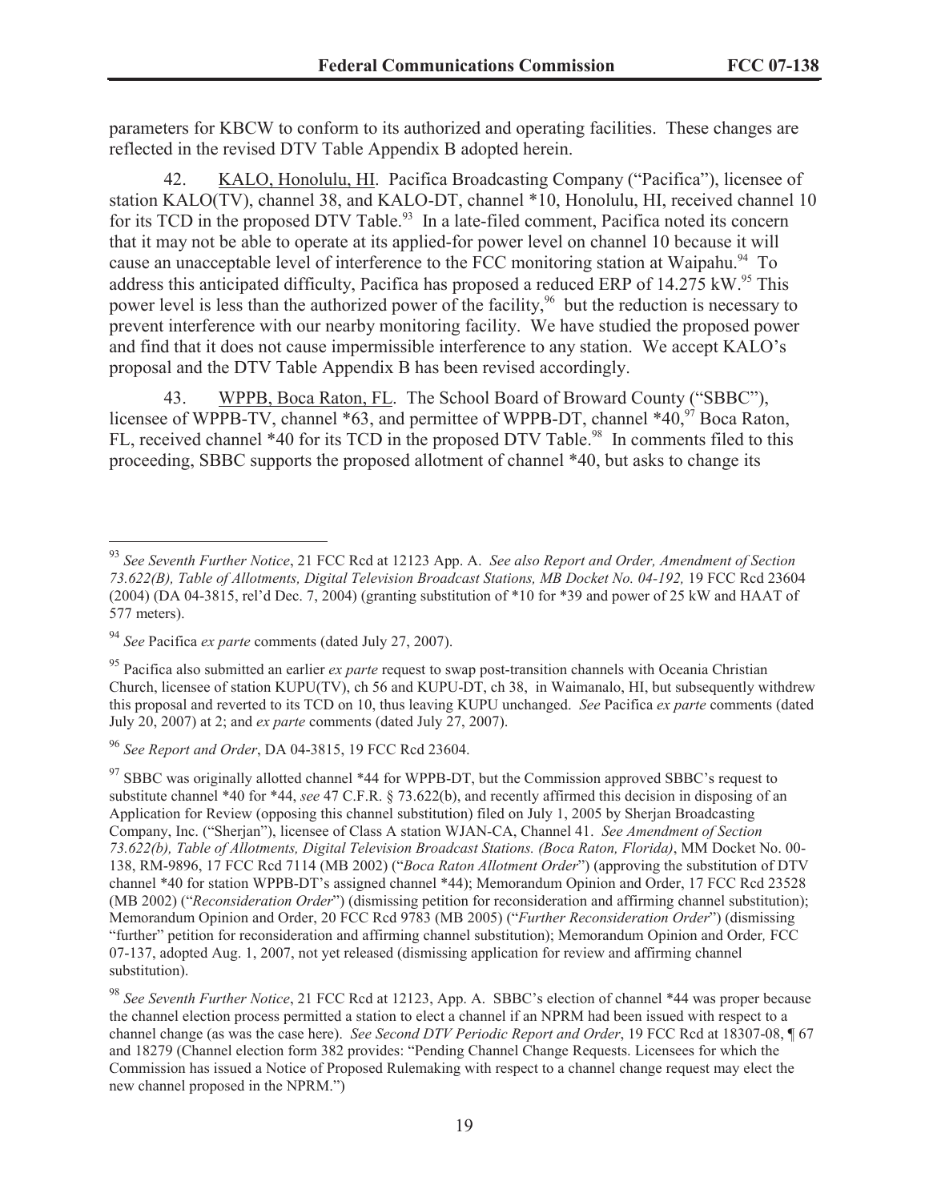parameters for KBCW to conform to its authorized and operating facilities. These changes are reflected in the revised DTV Table Appendix B adopted herein.

42. KALO, Honolulu, HI. Pacifica Broadcasting Company ("Pacifica"), licensee of station KALO(TV), channel 38, and KALO-DT, channel *10, Honolulu, HI, received channel 10 for its TCD in the proposed DTV Table.[93] In a late-filed comment, Pacifica noted its concern that it may not be able to operate at its applied-for power level on channel 10 because it will cause an unacceptable level of interference to the FCC monitoring station at Waipahu.[94] To address this anticipated difficulty, Pacifica has proposed a reduced ERP of 14.275 kW.[95] This power level is less than the authorized power of the facility,[96] but the reduction is necessary to prevent interference with our nearby monitoring facility. We have studied the proposed power and find that it does not cause impermissible interference to any station. We accept KALO's proposal and the DTV Table Appendix B has been revised accordingly.

43. WPPB, Boca Raton, FL. The School Board of Broward County ("SBBC"), licensee of WPPB-TV, channel *63, and permittee of WPPB-DT, channel *40,[97] Boca Raton, FL, received channel *40 for its TCD in the proposed DTV Table.[98] In comments filed to this proceeding, SBBC supports the proposed allotment of channel *40, but asks to change its

---

[93] *See Seventh Further Notice*, 21 FCC Rcd at 12123 App. A. *See also Report and Order, Amendment of Section 73.622(B), Table of Allotments, Digital Television Broadcast Stations, MB Docket No. 04-192,* 19 FCC Rcd 23604 (2004) (DA 04-3815, rel'd Dec. 7, 2004) (granting substitution of *10 for *39 and power of 25 kW and HAAT of 577 meters).

[94] *See* Pacifica *ex parte* comments (dated July 27, 2007).

[95] Pacifica also submitted an earlier *ex parte* request to swap post-transition channels with Oceania Christian Church, licensee of station KUPU(TV), ch 56 and KUPU-DT, ch 38, in Waimanalo, HI, but subsequently withdrew this proposal and reverted to its TCD on 10, thus leaving KUPU unchanged. *See* Pacifica *ex parte* comments (dated July 20, 2007) at 2; and *ex parte* comments (dated July 27, 2007).

[96] *See Report and Order*, DA 04-3815, 19 FCC Rcd 23604.

[97] SBBC was originally allotted channel *44 for WPPB-DT, but the Commission approved SBBC's request to substitute channel *40 for *44, *see* 47 C.F.R. § 73.622(b), and recently affirmed this decision in disposing of an Application for Review (opposing this channel substitution) filed on July 1, 2005 by Sherjan Broadcasting Company, Inc. ("Sherjan"), licensee of Class A station WJAN-CA, Channel 41. *See Amendment of Section 73.622(b), Table of Allotments, Digital Television Broadcast Stations. (Boca Raton, Florida)*, MM Docket No. 00-138, RM-9896, 17 FCC Rcd 7114 (MB 2002) ("*Boca Raton Allotment Order*") (approving the substitution of DTV channel *40 for station WPPB-DT's assigned channel *44); Memorandum Opinion and Order, 17 FCC Rcd 23528 (MB 2002) ("*Reconsideration Order*") (dismissing petition for reconsideration and affirming channel substitution); Memorandum Opinion and Order, 20 FCC Rcd 9783 (MB 2005) ("*Further Reconsideration Order*") (dismissing "further" petition for reconsideration and affirming channel substitution); Memorandum Opinion and Order*,* FCC 07-137, adopted Aug. 1, 2007, not yet released (dismissing application for review and affirming channel substitution).

[98] *See Seventh Further Notice*, 21 FCC Rcd at 12123, App. A. SBBC's election of channel *44 was proper because the channel election process permitted a station to elect a channel if an NPRM had been issued with respect to a channel change (as was the case here). *See Second DTV Periodic Report and Order*, 19 FCC Rcd at 18307-08, ¶ 67 and 18279 (Channel election form 382 provides: "Pending Channel Change Requests. Licensees for which the Commission has issued a Notice of Proposed Rulemaking with respect to a channel change request may elect the new channel proposed in the NPRM.")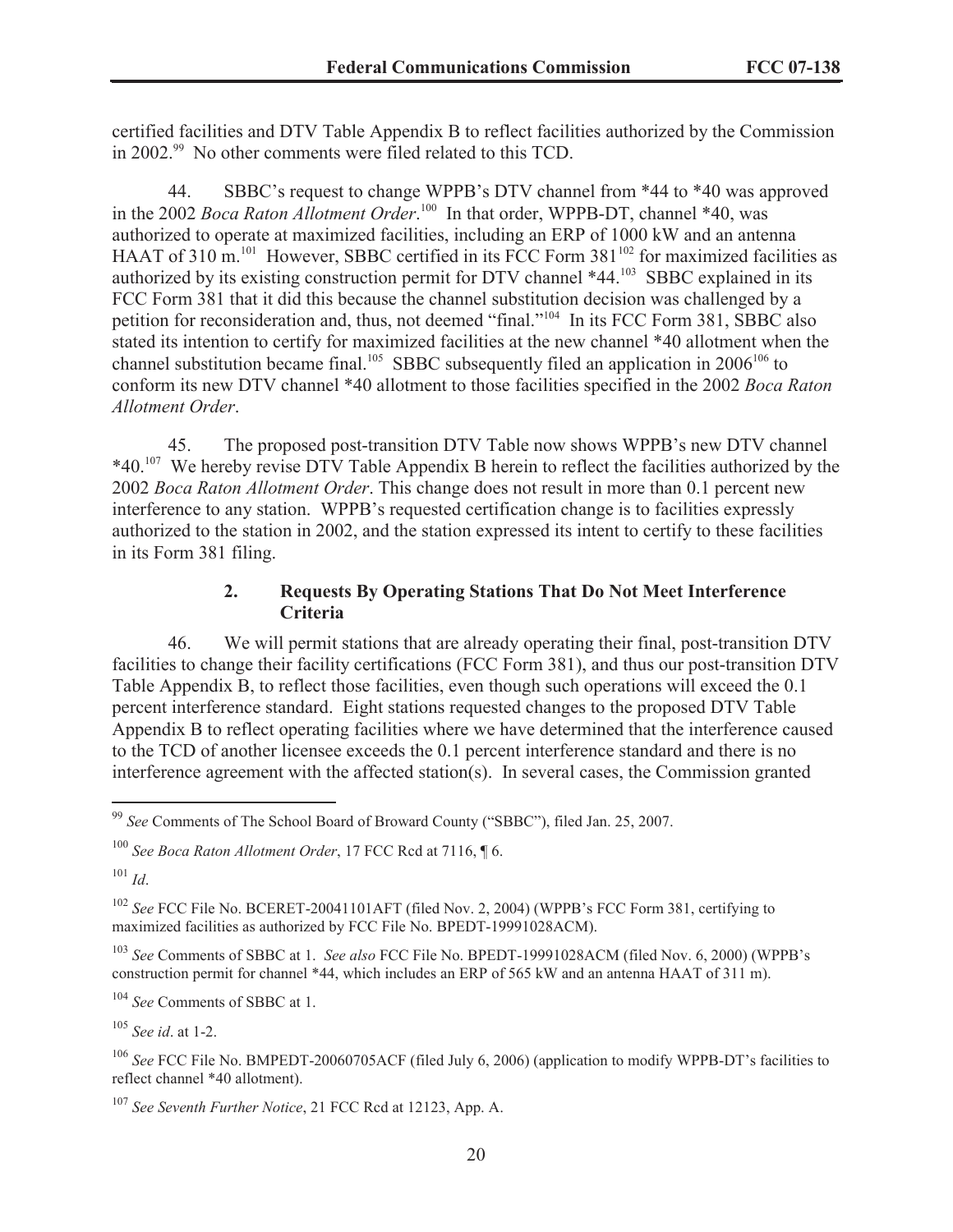certified facilities and DTV Table Appendix B to reflect facilities authorized by the Commission in 2002.[99] No other comments were filed related to this TCD.

44. SBBC's request to change WPPB's DTV channel from *44 to *40 was approved in the 2002 *Boca Raton Allotment Order*.[100] In that order, WPPB-DT, channel *40, was authorized to operate at maximized facilities, including an ERP of 1000 kW and an antenna HAAT of 310 m.[101] However, SBBC certified in its FCC Form 381[102] for maximized facilities as authorized by its existing construction permit for DTV channel *44.[103] SBBC explained in its FCC Form 381 that it did this because the channel substitution decision was challenged by a petition for reconsideration and, thus, not deemed "final."[104] In its FCC Form 381, SBBC also stated its intention to certify for maximized facilities at the new channel *40 allotment when the channel substitution became final.[105] SBBC subsequently filed an application in 2006[106] to conform its new DTV channel *40 allotment to those facilities specified in the 2002 *Boca Raton Allotment Order*.

45. The proposed post-transition DTV Table now shows WPPB's new DTV channel *40.[107] We hereby revise DTV Table Appendix B herein to reflect the facilities authorized by the 2002 *Boca Raton Allotment Order*. This change does not result in more than 0.1 percent new interference to any station. WPPB's requested certification change is to facilities expressly authorized to the station in 2002, and the station expressed its intent to certify to these facilities in its Form 381 filing.

### 2. Requests By Operating Stations That Do Not Meet Interference Criteria

46. We will permit stations that are already operating their final, post-transition DTV facilities to change their facility certifications (FCC Form 381), and thus our post-transition DTV Table Appendix B, to reflect those facilities, even though such operations will exceed the 0.1 percent interference standard. Eight stations requested changes to the proposed DTV Table Appendix B to reflect operating facilities where we have determined that the interference caused to the TCD of another licensee exceeds the 0.1 percent interference standard and there is no interference agreement with the affected station(s). In several cases, the Commission granted

---

[99] *See* Comments of The School Board of Broward County ("SBBC"), filed Jan. 25, 2007.

[100] *See Boca Raton Allotment Order*, 17 FCC Rcd at 7116, ¶ 6.

[101] *Id*.

[102] *See* FCC File No. BCERET-20041101AFT (filed Nov. 2, 2004) (WPPB's FCC Form 381, certifying to maximized facilities as authorized by FCC File No. BPEDT-19991028ACM).

[103] *See* Comments of SBBC at 1. *See also* FCC File No. BPEDT-19991028ACM (filed Nov. 6, 2000) (WPPB's construction permit for channel *44, which includes an ERP of 565 kW and an antenna HAAT of 311 m).

[104] *See* Comments of SBBC at 1.

[105] *See id*. at 1-2.

[106] *See* FCC File No. BMPEDT-20060705ACF (filed July 6, 2006) (application to modify WPPB-DT's facilities to reflect channel *40 allotment).

[107] *See Seventh Further Notice*, 21 FCC Rcd at 12123, App. A.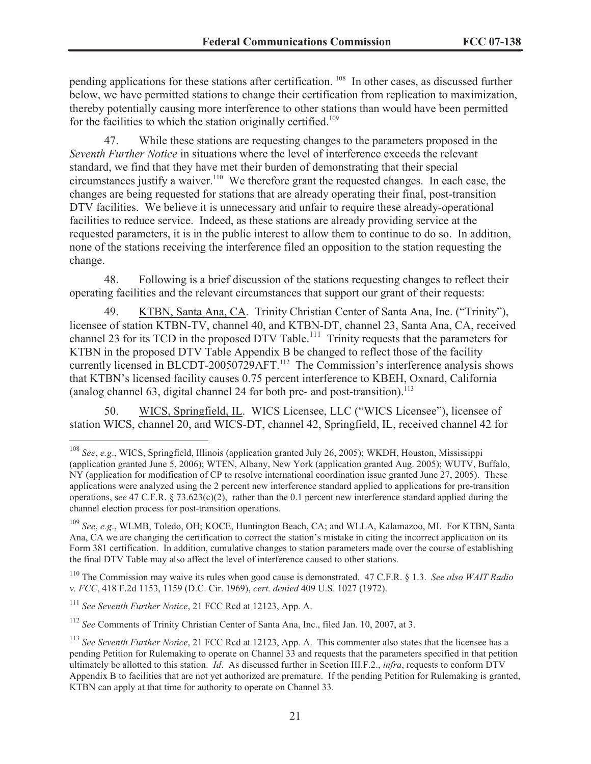pending applications for these stations after certification. [108] In other cases, as discussed further below, we have permitted stations to change their certification from replication to maximization, thereby potentially causing more interference to other stations than would have been permitted for the facilities to which the station originally certified.[109]

47. While these stations are requesting changes to the parameters proposed in the *Seventh Further Notice* in situations where the level of interference exceeds the relevant standard, we find that they have met their burden of demonstrating that their special circumstances justify a waiver.[110] We therefore grant the requested changes. In each case, the changes are being requested for stations that are already operating their final, post-transition DTV facilities. We believe it is unnecessary and unfair to require these already-operational facilities to reduce service. Indeed, as these stations are already providing service at the requested parameters, it is in the public interest to allow them to continue to do so. In addition, none of the stations receiving the interference filed an opposition to the station requesting the change.

48. Following is a brief discussion of the stations requesting changes to reflect their operating facilities and the relevant circumstances that support our grant of their requests:

49. <u>KTBN, Santa Ana, CA</u>. Trinity Christian Center of Santa Ana, Inc. ("Trinity"), licensee of station KTBN-TV, channel 40, and KTBN-DT, channel 23, Santa Ana, CA, received channel 23 for its TCD in the proposed DTV Table.[111] Trinity requests that the parameters for KTBN in the proposed DTV Table Appendix B be changed to reflect those of the facility currently licensed in BLCDT-20050729AFT.[112] The Commission's interference analysis shows that KTBN's licensed facility causes 0.75 percent interference to KBEH, Oxnard, California (analog channel 63, digital channel 24 for both pre- and post-transition).[113]

50. <u>WICS, Springfield, IL</u>. WICS Licensee, LLC ("WICS Licensee"), licensee of station WICS, channel 20, and WICS-DT, channel 42, Springfield, IL, received channel 42 for

---

[108] *See*, *e.g*., WICS, Springfield, Illinois (application granted July 26, 2005); WKDH, Houston, Mississippi (application granted June 5, 2006); WTEN, Albany, New York (application granted Aug. 2005); WUTV, Buffalo, NY (application for modification of CP to resolve international coordination issue granted June 27, 2005). These applications were analyzed using the 2 percent new interference standard applied to applications for pre-transition operations, s*ee* 47 C.F.R. § 73.623(c)(2), rather than the 0.1 percent new interference standard applied during the channel election process for post-transition operations.

[109] *See*, *e.g*., WLMB, Toledo, OH; KOCE, Huntington Beach, CA; and WLLA, Kalamazoo, MI. For KTBN, Santa Ana, CA we are changing the certification to correct the station's mistake in citing the incorrect application on its Form 381 certification. In addition, cumulative changes to station parameters made over the course of establishing the final DTV Table may also affect the level of interference caused to other stations.

[110] The Commission may waive its rules when good cause is demonstrated. 47 C.F.R. § 1.3. *See also WAIT Radio v. FCC*, 418 F.2d 1153, 1159 (D.C. Cir. 1969), *cert. denied* 409 U.S. 1027 (1972).

[111] *See Seventh Further Notice*, 21 FCC Rcd at 12123, App. A.

[112] *See* Comments of Trinity Christian Center of Santa Ana, Inc., filed Jan. 10, 2007, at 3.

[113] *See Seventh Further Notice*, 21 FCC Rcd at 12123, App. A. This commenter also states that the licensee has a pending Petition for Rulemaking to operate on Channel 33 and requests that the parameters specified in that petition ultimately be allotted to this station. *Id*. As discussed further in Section III.F.2., *infra*, requests to conform DTV Appendix B to facilities that are not yet authorized are premature. If the pending Petition for Rulemaking is granted, KTBN can apply at that time for authority to operate on Channel 33.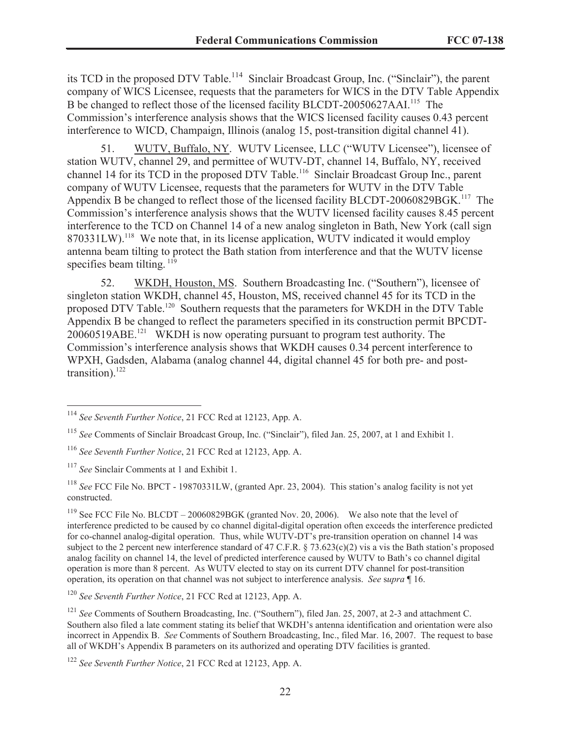its TCD in the proposed DTV Table.[114] Sinclair Broadcast Group, Inc. ("Sinclair"), the parent company of WICS Licensee, requests that the parameters for WICS in the DTV Table Appendix B be changed to reflect those of the licensed facility BLCDT-20050627AAI.[115] The Commission's interference analysis shows that the WICS licensed facility causes 0.43 percent interference to WICD, Champaign, Illinois (analog 15, post-transition digital channel 41).

51. WUTV, Buffalo, NY. WUTV Licensee, LLC ("WUTV Licensee"), licensee of station WUTV, channel 29, and permittee of WUTV-DT, channel 14, Buffalo, NY, received channel 14 for its TCD in the proposed DTV Table.[116] Sinclair Broadcast Group Inc., parent company of WUTV Licensee, requests that the parameters for WUTV in the DTV Table Appendix B be changed to reflect those of the licensed facility BLCDT-20060829BGK.[117] The Commission's interference analysis shows that the WUTV licensed facility causes 8.45 percent interference to the TCD on Channel 14 of a new analog singleton in Bath, New York (call sign 870331LW).[118] We note that, in its license application, WUTV indicated it would employ antenna beam tilting to protect the Bath station from interference and that the WUTV license specifies beam tilting.[119]

52. WKDH, Houston, MS. Southern Broadcasting Inc. ("Southern"), licensee of singleton station WKDH, channel 45, Houston, MS, received channel 45 for its TCD in the proposed DTV Table.[120] Southern requests that the parameters for WKDH in the DTV Table Appendix B be changed to reflect the parameters specified in its construction permit BPCDT-20060519ABE.[121] WKDH is now operating pursuant to program test authority. The Commission's interference analysis shows that WKDH causes 0.34 percent interference to WPXH, Gadsden, Alabama (analog channel 44, digital channel 45 for both pre- and post-transition).[122]

---

[114] *See Seventh Further Notice*, 21 FCC Rcd at 12123, App. A.

[115] *See* Comments of Sinclair Broadcast Group, Inc. ("Sinclair"), filed Jan. 25, 2007, at 1 and Exhibit 1.

[116] *See Seventh Further Notice*, 21 FCC Rcd at 12123, App. A.

[117] *See* Sinclair Comments at 1 and Exhibit 1.

[118] *See* FCC File No. BPCT - 19870331LW, (granted Apr. 23, 2004). This station's analog facility is not yet constructed.

[119] See FCC File No. BLCDT – 20060829BGK (granted Nov. 20, 2006). We also note that the level of interference predicted to be caused by co channel digital-digital operation often exceeds the interference predicted for co-channel analog-digital operation. Thus, while WUTV-DT's pre-transition operation on channel 14 was subject to the 2 percent new interference standard of 47 C.F.R. § 73.623(c)(2) vis a vis the Bath station's proposed analog facility on channel 14, the level of predicted interference caused by WUTV to Bath's co channel digital operation is more than 8 percent. As WUTV elected to stay on its current DTV channel for post-transition operation, its operation on that channel was not subject to interference analysis. *See* s*upra* ¶ 16.

[120] *See Seventh Further Notice*, 21 FCC Rcd at 12123, App. A.

[121] *See* Comments of Southern Broadcasting, Inc. ("Southern"), filed Jan. 25, 2007, at 2-3 and attachment C. Southern also filed a late comment stating its belief that WKDH's antenna identification and orientation were also incorrect in Appendix B. *See* Comments of Southern Broadcasting, Inc., filed Mar. 16, 2007. The request to base all of WKDH's Appendix B parameters on its authorized and operating DTV facilities is granted.

[122] *See Seventh Further Notice*, 21 FCC Rcd at 12123, App. A.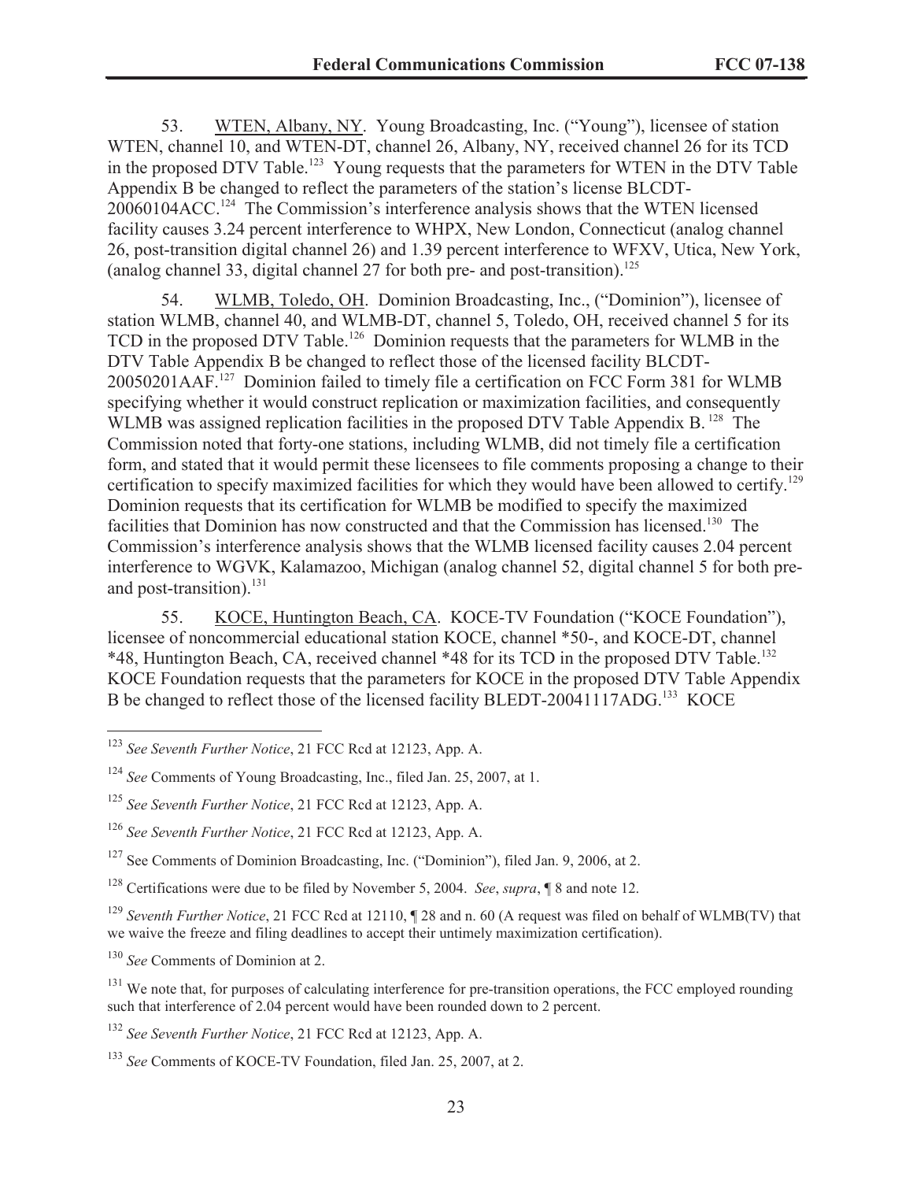53. WTEN, Albany, NY. Young Broadcasting, Inc. ("Young"), licensee of station WTEN, channel 10, and WTEN-DT, channel 26, Albany, NY, received channel 26 for its TCD in the proposed DTV Table.[123] Young requests that the parameters for WTEN in the DTV Table Appendix B be changed to reflect the parameters of the station's license BLCDT-20060104ACC.[124] The Commission's interference analysis shows that the WTEN licensed facility causes 3.24 percent interference to WHPX, New London, Connecticut (analog channel 26, post-transition digital channel 26) and 1.39 percent interference to WFXV, Utica, New York, (analog channel 33, digital channel 27 for both pre- and post-transition).[125]

54. WLMB, Toledo, OH. Dominion Broadcasting, Inc., ("Dominion"), licensee of station WLMB, channel 40, and WLMB-DT, channel 5, Toledo, OH, received channel 5 for its TCD in the proposed DTV Table.[126] Dominion requests that the parameters for WLMB in the DTV Table Appendix B be changed to reflect those of the licensed facility BLCDT-20050201AAF.[127] Dominion failed to timely file a certification on FCC Form 381 for WLMB specifying whether it would construct replication or maximization facilities, and consequently WLMB was assigned replication facilities in the proposed DTV Table Appendix B.[128] The Commission noted that forty-one stations, including WLMB, did not timely file a certification form, and stated that it would permit these licensees to file comments proposing a change to their certification to specify maximized facilities for which they would have been allowed to certify.[129] Dominion requests that its certification for WLMB be modified to specify the maximized facilities that Dominion has now constructed and that the Commission has licensed.[130] The Commission's interference analysis shows that the WLMB licensed facility causes 2.04 percent interference to WGVK, Kalamazoo, Michigan (analog channel 52, digital channel 5 for both pre- and post-transition).[131]

55. KOCE, Huntington Beach, CA. KOCE-TV Foundation ("KOCE Foundation"), licensee of noncommercial educational station KOCE, channel *50-, and KOCE-DT, channel *48, Huntington Beach, CA, received channel *48 for its TCD in the proposed DTV Table.[132] KOCE Foundation requests that the parameters for KOCE in the proposed DTV Table Appendix B be changed to reflect those of the licensed facility BLEDT-20041117ADG.[133] KOCE

---

[123] *See Seventh Further Notice*, 21 FCC Rcd at 12123, App. A.

[124] *See* Comments of Young Broadcasting, Inc., filed Jan. 25, 2007, at 1.

[125] *See Seventh Further Notice*, 21 FCC Rcd at 12123, App. A.

[126] *See Seventh Further Notice*, 21 FCC Rcd at 12123, App. A.

[127] See Comments of Dominion Broadcasting, Inc. ("Dominion"), filed Jan. 9, 2006, at 2.

[128] Certifications were due to be filed by November 5, 2004. *See*, *supra*, ¶ 8 and note 12.

[129] *Seventh Further Notice*, 21 FCC Rcd at 12110, ¶ 28 and n. 60 (A request was filed on behalf of WLMB(TV) that we waive the freeze and filing deadlines to accept their untimely maximization certification).

[130] *See* Comments of Dominion at 2.

[131] We note that, for purposes of calculating interference for pre-transition operations, the FCC employed rounding such that interference of 2.04 percent would have been rounded down to 2 percent.

[132] *See Seventh Further Notice*, 21 FCC Rcd at 12123, App. A.

[133] *See* Comments of KOCE-TV Foundation, filed Jan. 25, 2007, at 2.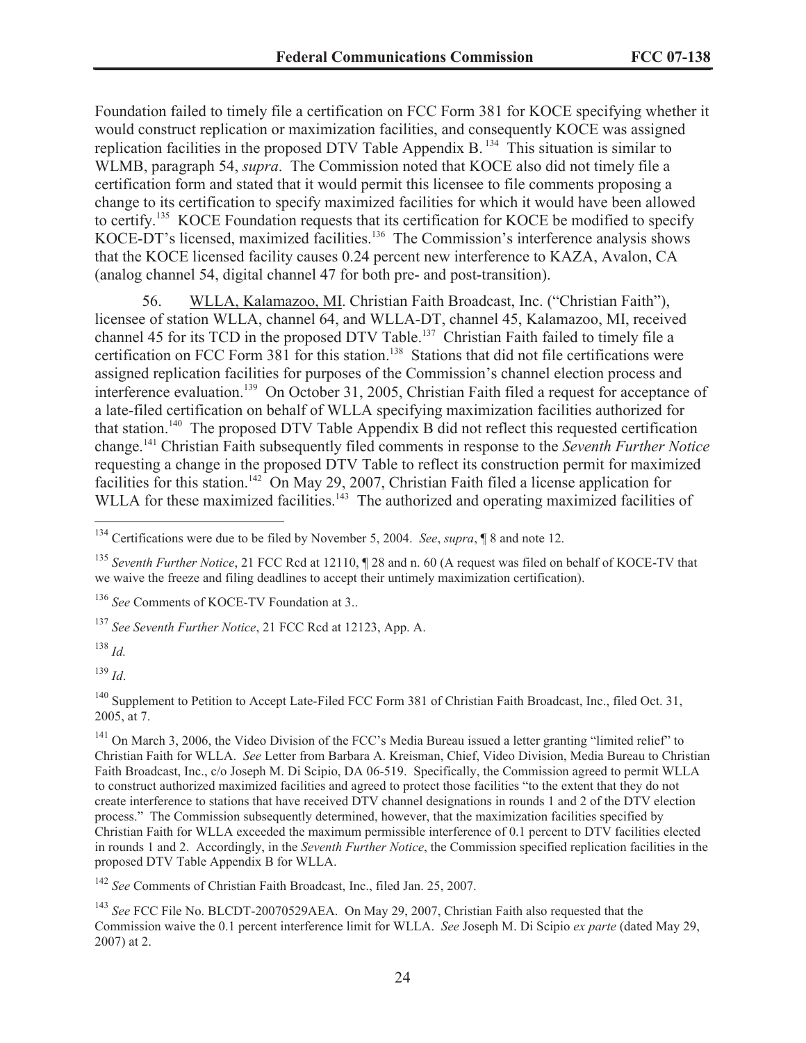Foundation failed to timely file a certification on FCC Form 381 for KOCE specifying whether it would construct replication or maximization facilities, and consequently KOCE was assigned replication facilities in the proposed DTV Table Appendix B.[134] This situation is similar to WLMB, paragraph 54, *supra*. The Commission noted that KOCE also did not timely file a certification form and stated that it would permit this licensee to file comments proposing a change to its certification to specify maximized facilities for which it would have been allowed to certify.[135] KOCE Foundation requests that its certification for KOCE be modified to specify KOCE-DT's licensed, maximized facilities.[136] The Commission's interference analysis shows that the KOCE licensed facility causes 0.24 percent new interference to KAZA, Avalon, CA (analog channel 54, digital channel 47 for both pre- and post-transition).

56. WLLA, Kalamazoo, MI. Christian Faith Broadcast, Inc. ("Christian Faith"), licensee of station WLLA, channel 64, and WLLA-DT, channel 45, Kalamazoo, MI, received channel 45 for its TCD in the proposed DTV Table.[137] Christian Faith failed to timely file a certification on FCC Form 381 for this station.[138] Stations that did not file certifications were assigned replication facilities for purposes of the Commission's channel election process and interference evaluation.[139] On October 31, 2005, Christian Faith filed a request for acceptance of a late-filed certification on behalf of WLLA specifying maximization facilities authorized for that station.[140] The proposed DTV Table Appendix B did not reflect this requested certification change.[141] Christian Faith subsequently filed comments in response to the *Seventh Further Notice* requesting a change in the proposed DTV Table to reflect its construction permit for maximized facilities for this station.[142] On May 29, 2007, Christian Faith filed a license application for WLLA for these maximized facilities.[143] The authorized and operating maximized facilities of

---

[134] Certifications were due to be filed by November 5, 2004. *See*, *supra*, ¶ 8 and note 12.

[135] *Seventh Further Notice*, 21 FCC Rcd at 12110, ¶ 28 and n. 60 (A request was filed on behalf of KOCE-TV that we waive the freeze and filing deadlines to accept their untimely maximization certification).

[136] *See* Comments of KOCE-TV Foundation at 3..

[137] *See Seventh Further Notice*, 21 FCC Rcd at 12123, App. A.

[138] *Id.*

[139] *Id*.

[140] Supplement to Petition to Accept Late-Filed FCC Form 381 of Christian Faith Broadcast, Inc., filed Oct. 31, 2005, at 7.

[141] On March 3, 2006, the Video Division of the FCC's Media Bureau issued a letter granting "limited relief" to Christian Faith for WLLA. *See* Letter from Barbara A. Kreisman, Chief, Video Division, Media Bureau to Christian Faith Broadcast, Inc., c/o Joseph M. Di Scipio, DA 06-519. Specifically, the Commission agreed to permit WLLA to construct authorized maximized facilities and agreed to protect those facilities "to the extent that they do not create interference to stations that have received DTV channel designations in rounds 1 and 2 of the DTV election process." The Commission subsequently determined, however, that the maximization facilities specified by Christian Faith for WLLA exceeded the maximum permissible interference of 0.1 percent to DTV facilities elected in rounds 1 and 2. Accordingly, in the *Seventh Further Notice*, the Commission specified replication facilities in the proposed DTV Table Appendix B for WLLA.

[142] *See* Comments of Christian Faith Broadcast, Inc., filed Jan. 25, 2007.

[143] *See* FCC File No. BLCDT-20070529AEA. On May 29, 2007, Christian Faith also requested that the Commission waive the 0.1 percent interference limit for WLLA. *See* Joseph M. Di Scipio *ex parte* (dated May 29, 2007) at 2.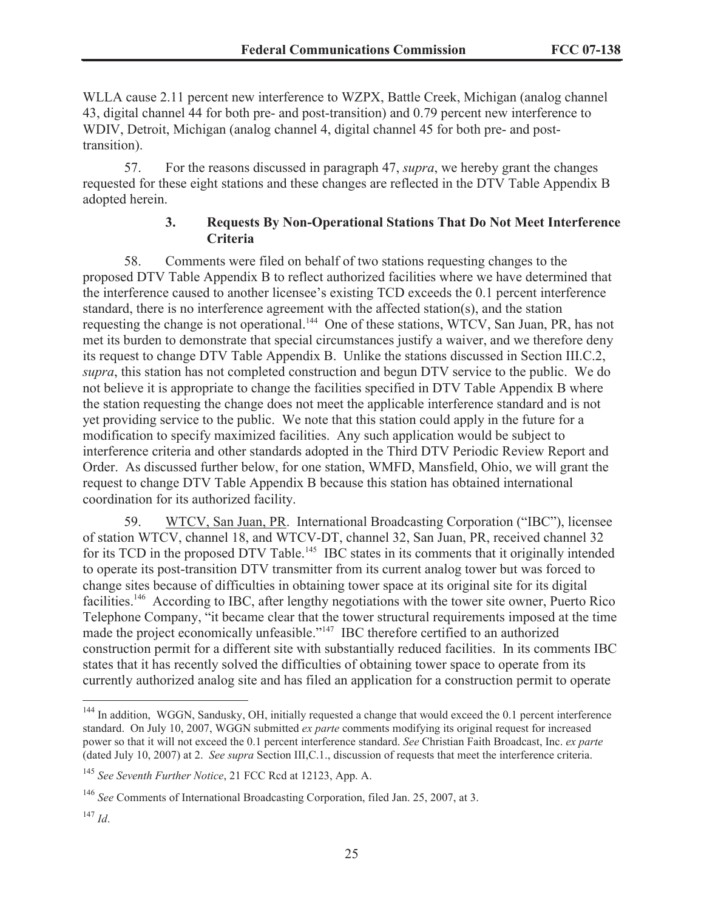WLLA cause 2.11 percent new interference to WZPX, Battle Creek, Michigan (analog channel 43, digital channel 44 for both pre- and post-transition) and 0.79 percent new interference to WDIV, Detroit, Michigan (analog channel 4, digital channel 45 for both pre- and post-transition).

57. For the reasons discussed in paragraph 47, *supra*, we hereby grant the changes requested for these eight stations and these changes are reflected in the DTV Table Appendix B adopted herein.

### 3. Requests By Non-Operational Stations That Do Not Meet Interference Criteria

58. Comments were filed on behalf of two stations requesting changes to the proposed DTV Table Appendix B to reflect authorized facilities where we have determined that the interference caused to another licensee's existing TCD exceeds the 0.1 percent interference standard, there is no interference agreement with the affected station(s), and the station requesting the change is not operational.[144] One of these stations, WTCV, San Juan, PR, has not met its burden to demonstrate that special circumstances justify a waiver, and we therefore deny its request to change DTV Table Appendix B. Unlike the stations discussed in Section III.C.2, *supra*, this station has not completed construction and begun DTV service to the public. We do not believe it is appropriate to change the facilities specified in DTV Table Appendix B where the station requesting the change does not meet the applicable interference standard and is not yet providing service to the public. We note that this station could apply in the future for a modification to specify maximized facilities. Any such application would be subject to interference criteria and other standards adopted in the Third DTV Periodic Review Report and Order. As discussed further below, for one station, WMFD, Mansfield, Ohio, we will grant the request to change DTV Table Appendix B because this station has obtained international coordination for its authorized facility.

59. WTCV, San Juan, PR. International Broadcasting Corporation ("IBC"), licensee of station WTCV, channel 18, and WTCV-DT, channel 32, San Juan, PR, received channel 32 for its TCD in the proposed DTV Table.[145] IBC states in its comments that it originally intended to operate its post-transition DTV transmitter from its current analog tower but was forced to change sites because of difficulties in obtaining tower space at its original site for its digital facilities.[146] According to IBC, after lengthy negotiations with the tower site owner, Puerto Rico Telephone Company, "it became clear that the tower structural requirements imposed at the time made the project economically unfeasible."[147] IBC therefore certified to an authorized construction permit for a different site with substantially reduced facilities. In its comments IBC states that it has recently solved the difficulties of obtaining tower space to operate from its currently authorized analog site and has filed an application for a construction permit to operate

---

[144] In addition, WGGN, Sandusky, OH, initially requested a change that would exceed the 0.1 percent interference standard. On July 10, 2007, WGGN submitted *ex parte* comments modifying its original request for increased power so that it will not exceed the 0.1 percent interference standard. *See* Christian Faith Broadcast, Inc. *ex parte* (dated July 10, 2007) at 2. *See supra* Section III,C.1., discussion of requests that meet the interference criteria.

[145] *See Seventh Further Notice*, 21 FCC Rcd at 12123, App. A.

[146] *See* Comments of International Broadcasting Corporation, filed Jan. 25, 2007, at 3.

[147] *Id*.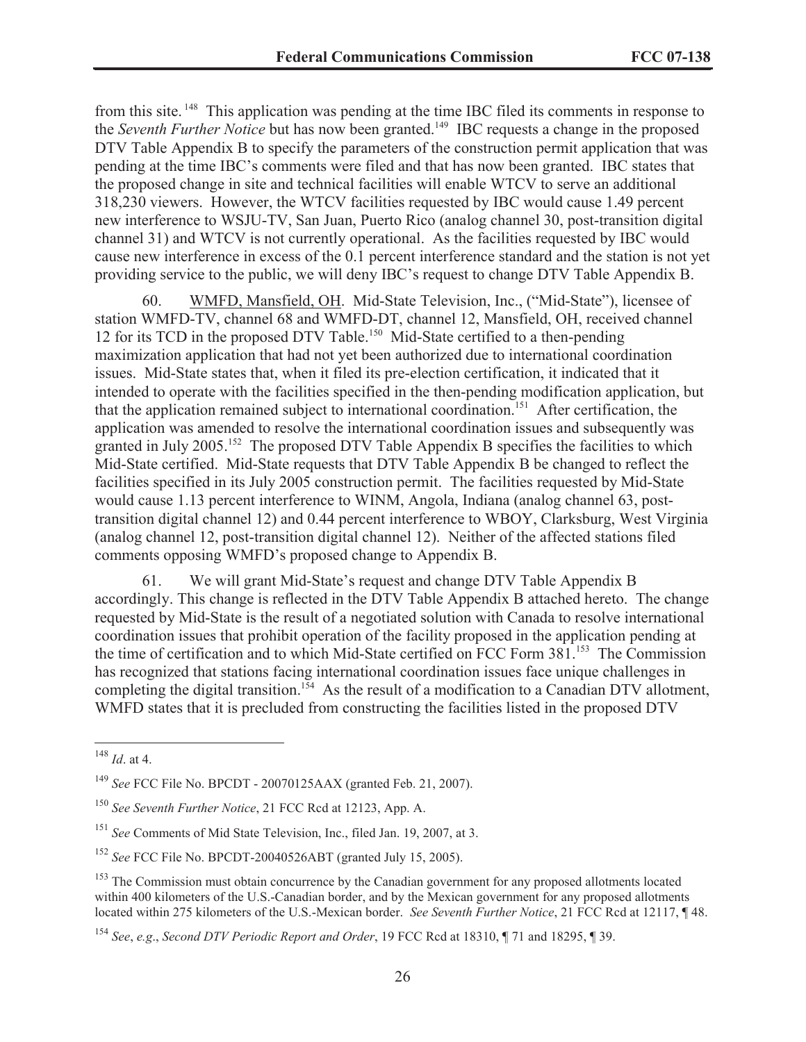from this site.[148] This application was pending at the time IBC filed its comments in response to the *Seventh Further Notice* but has now been granted.[149] IBC requests a change in the proposed DTV Table Appendix B to specify the parameters of the construction permit application that was pending at the time IBC's comments were filed and that has now been granted. IBC states that the proposed change in site and technical facilities will enable WTCV to serve an additional 318,230 viewers. However, the WTCV facilities requested by IBC would cause 1.49 percent new interference to WSJU-TV, San Juan, Puerto Rico (analog channel 30, post-transition digital channel 31) and WTCV is not currently operational. As the facilities requested by IBC would cause new interference in excess of the 0.1 percent interference standard and the station is not yet providing service to the public, we will deny IBC's request to change DTV Table Appendix B.

60. WMFD, Mansfield, OH. Mid-State Television, Inc., ("Mid-State"), licensee of station WMFD-TV, channel 68 and WMFD-DT, channel 12, Mansfield, OH, received channel 12 for its TCD in the proposed DTV Table.[150] Mid-State certified to a then-pending maximization application that had not yet been authorized due to international coordination issues. Mid-State states that, when it filed its pre-election certification, it indicated that it intended to operate with the facilities specified in the then-pending modification application, but that the application remained subject to international coordination.[151] After certification, the application was amended to resolve the international coordination issues and subsequently was granted in July 2005.[152] The proposed DTV Table Appendix B specifies the facilities to which Mid-State certified. Mid-State requests that DTV Table Appendix B be changed to reflect the facilities specified in its July 2005 construction permit. The facilities requested by Mid-State would cause 1.13 percent interference to WINM, Angola, Indiana (analog channel 63, post-transition digital channel 12) and 0.44 percent interference to WBOY, Clarksburg, West Virginia (analog channel 12, post-transition digital channel 12). Neither of the affected stations filed comments opposing WMFD's proposed change to Appendix B.

61. We will grant Mid-State's request and change DTV Table Appendix B accordingly. This change is reflected in the DTV Table Appendix B attached hereto. The change requested by Mid-State is the result of a negotiated solution with Canada to resolve international coordination issues that prohibit operation of the facility proposed in the application pending at the time of certification and to which Mid-State certified on FCC Form 381.[153] The Commission has recognized that stations facing international coordination issues face unique challenges in completing the digital transition.[154] As the result of a modification to a Canadian DTV allotment, WMFD states that it is precluded from constructing the facilities listed in the proposed DTV

---

[148] *Id*. at 4.

[149] *See* FCC File No. BPCDT - 20070125AAX (granted Feb. 21, 2007).

[150] *See Seventh Further Notice*, 21 FCC Rcd at 12123, App. A.

[151] *See* Comments of Mid State Television, Inc., filed Jan. 19, 2007, at 3.

[152] *See* FCC File No. BPCDT-20040526ABT (granted July 15, 2005).

[153] The Commission must obtain concurrence by the Canadian government for any proposed allotments located within 400 kilometers of the U.S.-Canadian border, and by the Mexican government for any proposed allotments located within 275 kilometers of the U.S.-Mexican border. *See Seventh Further Notice*, 21 FCC Rcd at 12117, ¶ 48.

[154] *See*, *e.g*., *Second DTV Periodic Report and Order*, 19 FCC Rcd at 18310, ¶ 71 and 18295, ¶ 39.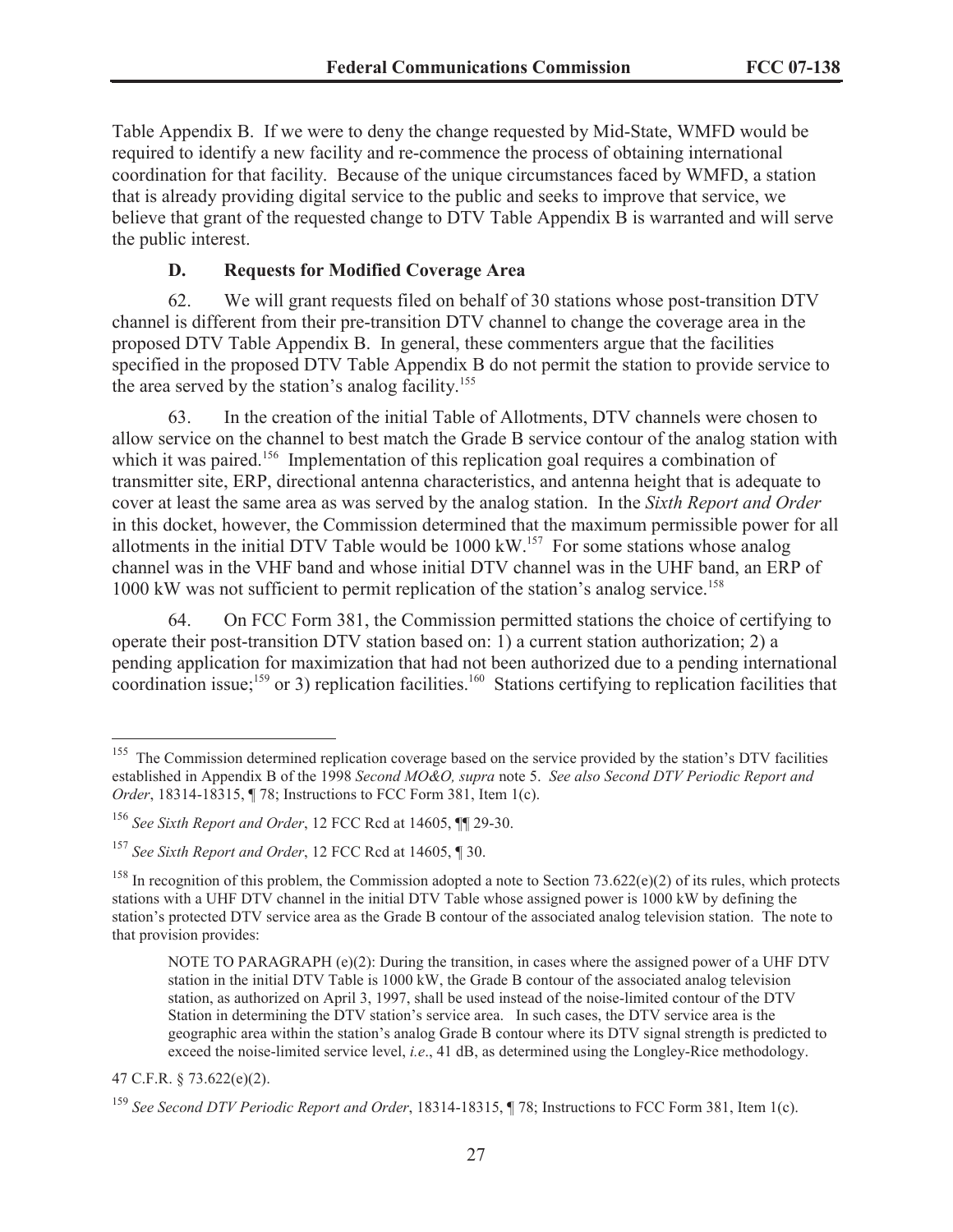Table Appendix B. If we were to deny the change requested by Mid-State, WMFD would be required to identify a new facility and re-commence the process of obtaining international coordination for that facility. Because of the unique circumstances faced by WMFD, a station that is already providing digital service to the public and seeks to improve that service, we believe that grant of the requested change to DTV Table Appendix B is warranted and will serve the public interest.

### D. Requests for Modified Coverage Area

62. We will grant requests filed on behalf of 30 stations whose post-transition DTV channel is different from their pre-transition DTV channel to change the coverage area in the proposed DTV Table Appendix B. In general, these commenters argue that the facilities specified in the proposed DTV Table Appendix B do not permit the station to provide service to the area served by the station's analog facility.[155]

63. In the creation of the initial Table of Allotments, DTV channels were chosen to allow service on the channel to best match the Grade B service contour of the analog station with which it was paired.[156] Implementation of this replication goal requires a combination of transmitter site, ERP, directional antenna characteristics, and antenna height that is adequate to cover at least the same area as was served by the analog station. In the *Sixth Report and Order* in this docket, however, the Commission determined that the maximum permissible power for all allotments in the initial DTV Table would be 1000 kW.[157] For some stations whose analog channel was in the VHF band and whose initial DTV channel was in the UHF band, an ERP of 1000 kW was not sufficient to permit replication of the station's analog service.[158]

64. On FCC Form 381, the Commission permitted stations the choice of certifying to operate their post-transition DTV station based on: 1) a current station authorization; 2) a pending application for maximization that had not been authorized due to a pending international coordination issue;[159] or 3) replication facilities.[160] Stations certifying to replication facilities that

---

[155] The Commission determined replication coverage based on the service provided by the station's DTV facilities established in Appendix B of the 1998 *Second MO&O, supra* note 5. *See also Second DTV Periodic Report and Order*, 18314-18315, ¶ 78; Instructions to FCC Form 381, Item 1(c).

[156] *See Sixth Report and Order*, 12 FCC Rcd at 14605, ¶¶ 29-30.

[157] *See Sixth Report and Order*, 12 FCC Rcd at 14605, ¶ 30.

[158] In recognition of this problem, the Commission adopted a note to Section 73.622(e)(2) of its rules, which protects stations with a UHF DTV channel in the initial DTV Table whose assigned power is 1000 kW by defining the station's protected DTV service area as the Grade B contour of the associated analog television station. The note to that provision provides:

> NOTE TO PARAGRAPH (e)(2): During the transition, in cases where the assigned power of a UHF DTV station in the initial DTV Table is 1000 kW, the Grade B contour of the associated analog television station, as authorized on April 3, 1997, shall be used instead of the noise-limited contour of the DTV Station in determining the DTV station's service area. In such cases, the DTV service area is the geographic area within the station's analog Grade B contour where its DTV signal strength is predicted to exceed the noise-limited service level, *i.e*., 41 dB, as determined using the Longley-Rice methodology.

47 C.F.R. § 73.622(e)(2).

[159] *See Second DTV Periodic Report and Order*, 18314-18315, ¶ 78; Instructions to FCC Form 381, Item 1(c).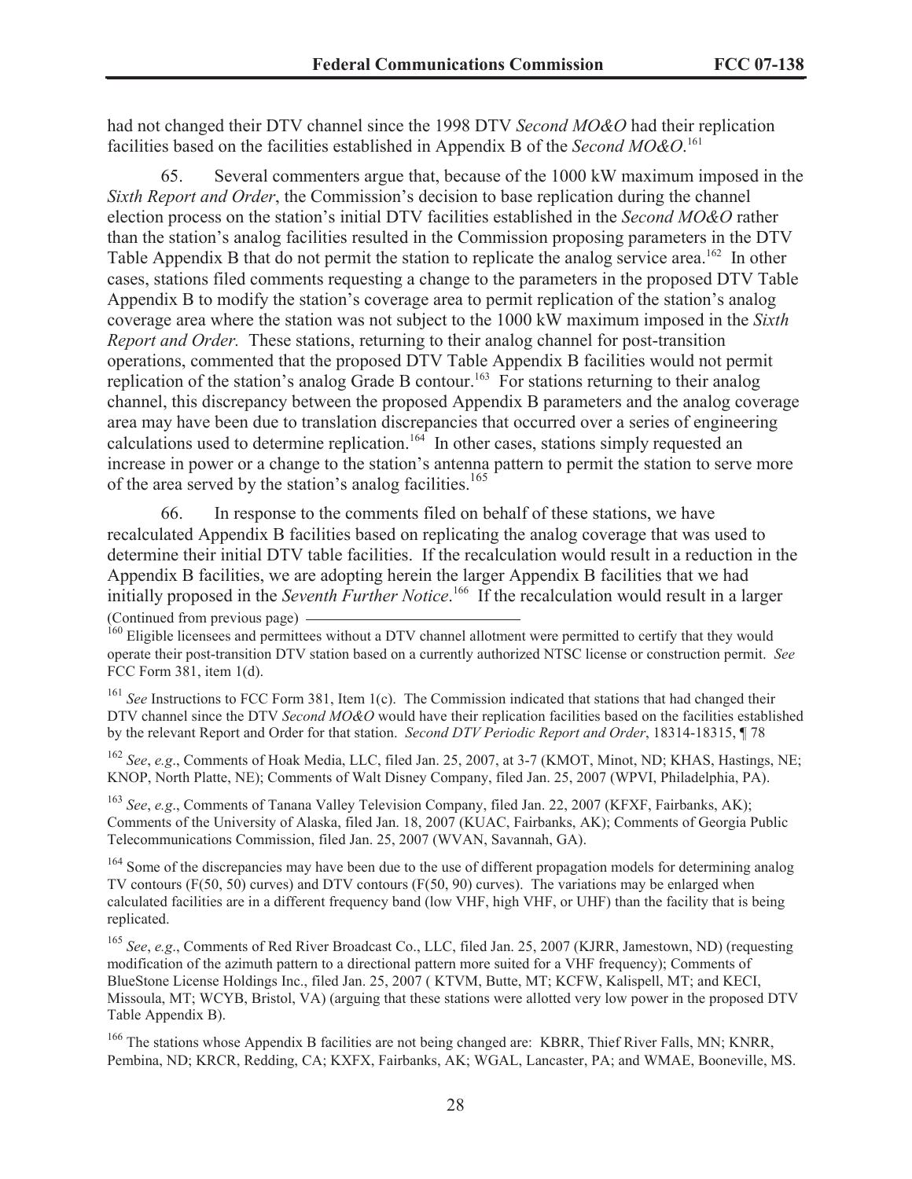had not changed their DTV channel since the 1998 DTV *Second MO&O* had their replication facilities based on the facilities established in Appendix B of the *Second MO&O*.[161]

65. Several commenters argue that, because of the 1000 kW maximum imposed in the *Sixth Report and Order*, the Commission's decision to base replication during the channel election process on the station's initial DTV facilities established in the *Second MO&O* rather than the station's analog facilities resulted in the Commission proposing parameters in the DTV Table Appendix B that do not permit the station to replicate the analog service area.[162] In other cases, stations filed comments requesting a change to the parameters in the proposed DTV Table Appendix B to modify the station's coverage area to permit replication of the station's analog coverage area where the station was not subject to the 1000 kW maximum imposed in the *Sixth Report and Order.* These stations, returning to their analog channel for post-transition operations, commented that the proposed DTV Table Appendix B facilities would not permit replication of the station's analog Grade B contour.[163] For stations returning to their analog channel, this discrepancy between the proposed Appendix B parameters and the analog coverage area may have been due to translation discrepancies that occurred over a series of engineering calculations used to determine replication.[164] In other cases, stations simply requested an increase in power or a change to the station's antenna pattern to permit the station to serve more of the area served by the station's analog facilities.[165]

66. In response to the comments filed on behalf of these stations, we have recalculated Appendix B facilities based on replicating the analog coverage that was used to determine their initial DTV table facilities. If the recalculation would result in a reduction in the Appendix B facilities, we are adopting herein the larger Appendix B facilities that we had initially proposed in the *Seventh Further Notice*.[166] If the recalculation would result in a larger

(Continued from previous page)

[160] Eligible licensees and permittees without a DTV channel allotment were permitted to certify that they would operate their post-transition DTV station based on a currently authorized NTSC license or construction permit. *See* FCC Form 381, item 1(d).

[161] *See* Instructions to FCC Form 381, Item 1(c). The Commission indicated that stations that had changed their DTV channel since the DTV *Second MO&O* would have their replication facilities based on the facilities established by the relevant Report and Order for that station. *Second DTV Periodic Report and Order*, 18314-18315, ¶ 78

[162] *See*, *e.g*., Comments of Hoak Media, LLC, filed Jan. 25, 2007, at 3-7 (KMOT, Minot, ND; KHAS, Hastings, NE; KNOP, North Platte, NE); Comments of Walt Disney Company, filed Jan. 25, 2007 (WPVI, Philadelphia, PA).

[163] *See*, *e.g*., Comments of Tanana Valley Television Company, filed Jan. 22, 2007 (KFXF, Fairbanks, AK); Comments of the University of Alaska, filed Jan. 18, 2007 (KUAC, Fairbanks, AK); Comments of Georgia Public Telecommunications Commission, filed Jan. 25, 2007 (WVAN, Savannah, GA).

[164] Some of the discrepancies may have been due to the use of different propagation models for determining analog TV contours (F(50, 50) curves) and DTV contours (F(50, 90) curves). The variations may be enlarged when calculated facilities are in a different frequency band (low VHF, high VHF, or UHF) than the facility that is being replicated.

[165] *See*, *e.g*., Comments of Red River Broadcast Co., LLC, filed Jan. 25, 2007 (KJRR, Jamestown, ND) (requesting modification of the azimuth pattern to a directional pattern more suited for a VHF frequency); Comments of BlueStone License Holdings Inc., filed Jan. 25, 2007 ( KTVM, Butte, MT; KCFW, Kalispell, MT; and KECI, Missoula, MT; WCYB, Bristol, VA) (arguing that these stations were allotted very low power in the proposed DTV Table Appendix B).

[166] The stations whose Appendix B facilities are not being changed are: KBRR, Thief River Falls, MN; KNRR, Pembina, ND; KRCR, Redding, CA; KXFX, Fairbanks, AK; WGAL, Lancaster, PA; and WMAE, Booneville, MS.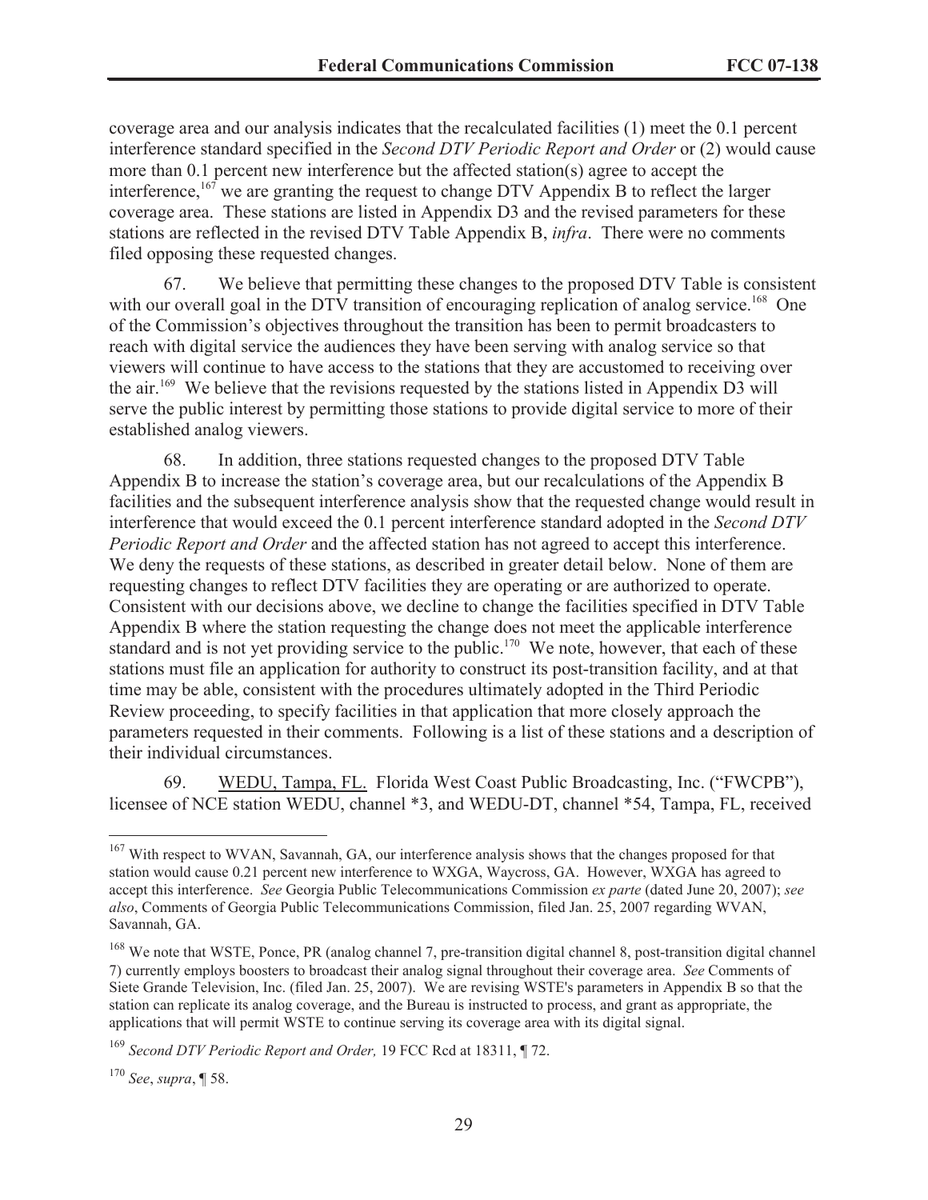coverage area and our analysis indicates that the recalculated facilities (1) meet the 0.1 percent interference standard specified in the *Second DTV Periodic Report and Order* or (2) would cause more than 0.1 percent new interference but the affected station(s) agree to accept the interference,[167] we are granting the request to change DTV Appendix B to reflect the larger coverage area. These stations are listed in Appendix D3 and the revised parameters for these stations are reflected in the revised DTV Table Appendix B, *infra*. There were no comments filed opposing these requested changes.

67. We believe that permitting these changes to the proposed DTV Table is consistent with our overall goal in the DTV transition of encouraging replication of analog service.[168] One of the Commission's objectives throughout the transition has been to permit broadcasters to reach with digital service the audiences they have been serving with analog service so that viewers will continue to have access to the stations that they are accustomed to receiving over the air.[169] We believe that the revisions requested by the stations listed in Appendix D3 will serve the public interest by permitting those stations to provide digital service to more of their established analog viewers.

68. In addition, three stations requested changes to the proposed DTV Table Appendix B to increase the station's coverage area, but our recalculations of the Appendix B facilities and the subsequent interference analysis show that the requested change would result in interference that would exceed the 0.1 percent interference standard adopted in the *Second DTV Periodic Report and Order* and the affected station has not agreed to accept this interference. We deny the requests of these stations, as described in greater detail below. None of them are requesting changes to reflect DTV facilities they are operating or are authorized to operate. Consistent with our decisions above, we decline to change the facilities specified in DTV Table Appendix B where the station requesting the change does not meet the applicable interference standard and is not yet providing service to the public.[170] We note, however, that each of these stations must file an application for authority to construct its post-transition facility, and at that time may be able, consistent with the procedures ultimately adopted in the Third Periodic Review proceeding, to specify facilities in that application that more closely approach the parameters requested in their comments. Following is a list of these stations and a description of their individual circumstances.

69. WEDU, Tampa, FL. Florida West Coast Public Broadcasting, Inc. ("FWCPB"), licensee of NCE station WEDU, channel *3, and WEDU-DT, channel *54, Tampa, FL, received

---

[167] With respect to WVAN, Savannah, GA, our interference analysis shows that the changes proposed for that station would cause 0.21 percent new interference to WXGA, Waycross, GA. However, WXGA has agreed to accept this interference. *See* Georgia Public Telecommunications Commission *ex parte* (dated June 20, 2007); *see also*, Comments of Georgia Public Telecommunications Commission, filed Jan. 25, 2007 regarding WVAN, Savannah, GA.

[168] We note that WSTE, Ponce, PR (analog channel 7, pre-transition digital channel 8, post-transition digital channel 7) currently employs boosters to broadcast their analog signal throughout their coverage area. *See* Comments of Siete Grande Television, Inc. (filed Jan. 25, 2007). We are revising WSTE's parameters in Appendix B so that the station can replicate its analog coverage, and the Bureau is instructed to process, and grant as appropriate, the applications that will permit WSTE to continue serving its coverage area with its digital signal.

[169] *Second DTV Periodic Report and Order,* 19 FCC Rcd at 18311, ¶ 72.

[170] *See*, *supra*, ¶ 58.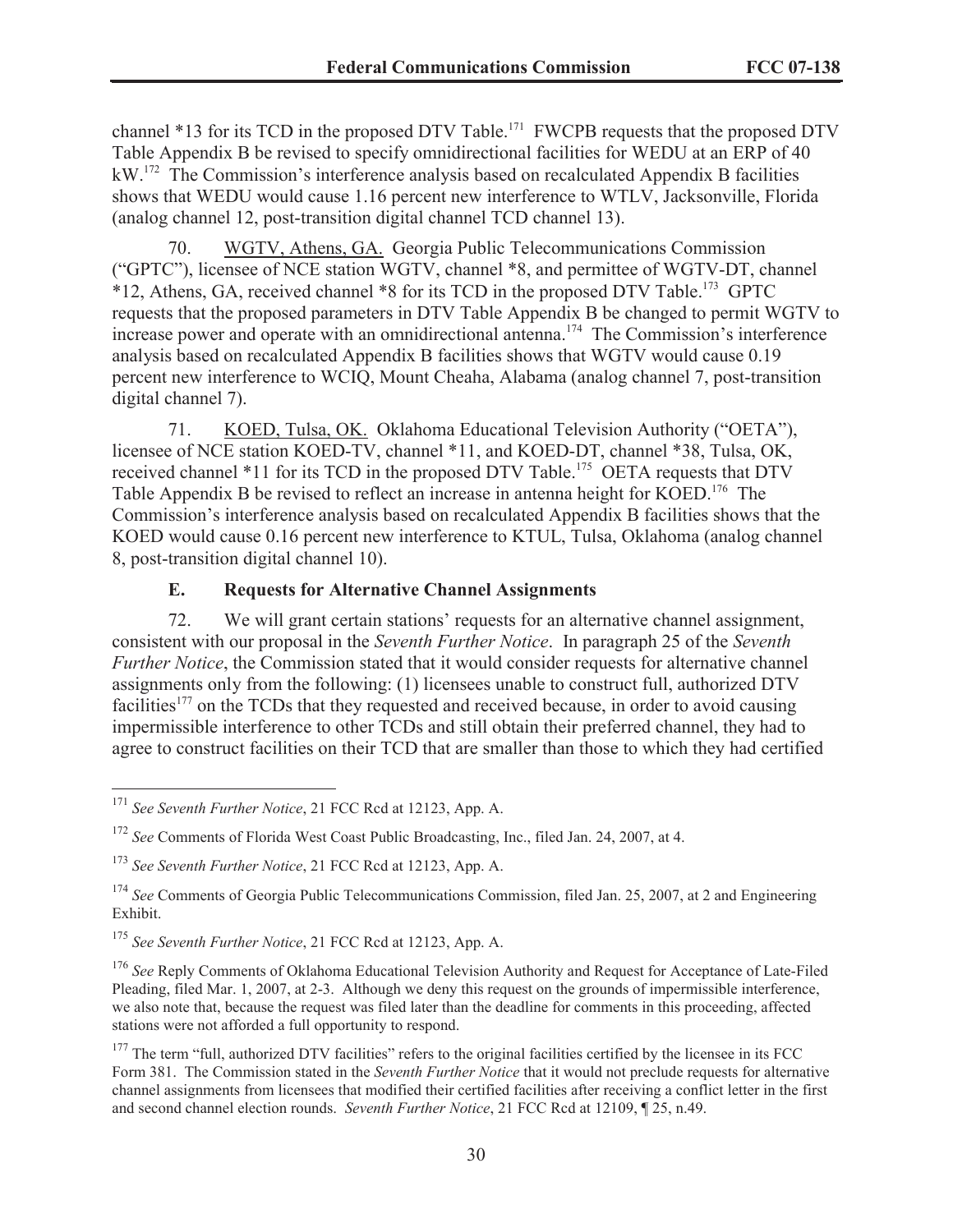channel *13 for its TCD in the proposed DTV Table.[171] FWCPB requests that the proposed DTV Table Appendix B be revised to specify omnidirectional facilities for WEDU at an ERP of 40 kW.[172] The Commission's interference analysis based on recalculated Appendix B facilities shows that WEDU would cause 1.16 percent new interference to WTLV, Jacksonville, Florida (analog channel 12, post-transition digital channel TCD channel 13).

70. WGTV, Athens, GA. Georgia Public Telecommunications Commission ("GPTC"), licensee of NCE station WGTV, channel *8, and permittee of WGTV-DT, channel *12, Athens, GA, received channel *8 for its TCD in the proposed DTV Table.[173] GPTC requests that the proposed parameters in DTV Table Appendix B be changed to permit WGTV to increase power and operate with an omnidirectional antenna.[174] The Commission's interference analysis based on recalculated Appendix B facilities shows that WGTV would cause 0.19 percent new interference to WCIQ, Mount Cheaha, Alabama (analog channel 7, post-transition digital channel 7).

71. KOED, Tulsa, OK. Oklahoma Educational Television Authority ("OETA"), licensee of NCE station KOED-TV, channel *11, and KOED-DT, channel *38, Tulsa, OK, received channel *11 for its TCD in the proposed DTV Table.[175] OETA requests that DTV Table Appendix B be revised to reflect an increase in antenna height for KOED.[176] The Commission's interference analysis based on recalculated Appendix B facilities shows that the KOED would cause 0.16 percent new interference to KTUL, Tulsa, Oklahoma (analog channel 8, post-transition digital channel 10).

### E. Requests for Alternative Channel Assignments

72. We will grant certain stations' requests for an alternative channel assignment, consistent with our proposal in the *Seventh Further Notice*. In paragraph 25 of the *Seventh Further Notice*, the Commission stated that it would consider requests for alternative channel assignments only from the following: (1) licensees unable to construct full, authorized DTV facilities[177] on the TCDs that they requested and received because, in order to avoid causing impermissible interference to other TCDs and still obtain their preferred channel, they had to agree to construct facilities on their TCD that are smaller than those to which they had certified

---

[171] *See Seventh Further Notice*, 21 FCC Rcd at 12123, App. A.

[172] *See* Comments of Florida West Coast Public Broadcasting, Inc., filed Jan. 24, 2007, at 4.

[173] *See Seventh Further Notice*, 21 FCC Rcd at 12123, App. A.

[174] *See* Comments of Georgia Public Telecommunications Commission, filed Jan. 25, 2007, at 2 and Engineering Exhibit.

[175] *See Seventh Further Notice*, 21 FCC Rcd at 12123, App. A.

[176] *See* Reply Comments of Oklahoma Educational Television Authority and Request for Acceptance of Late-Filed Pleading, filed Mar. 1, 2007, at 2-3. Although we deny this request on the grounds of impermissible interference, we also note that, because the request was filed later than the deadline for comments in this proceeding, affected stations were not afforded a full opportunity to respond.

[177] The term "full, authorized DTV facilities" refers to the original facilities certified by the licensee in its FCC Form 381. The Commission stated in the *Seventh Further Notice* that it would not preclude requests for alternative channel assignments from licensees that modified their certified facilities after receiving a conflict letter in the first and second channel election rounds. *Seventh Further Notice*, 21 FCC Rcd at 12109, ¶ 25, n.49.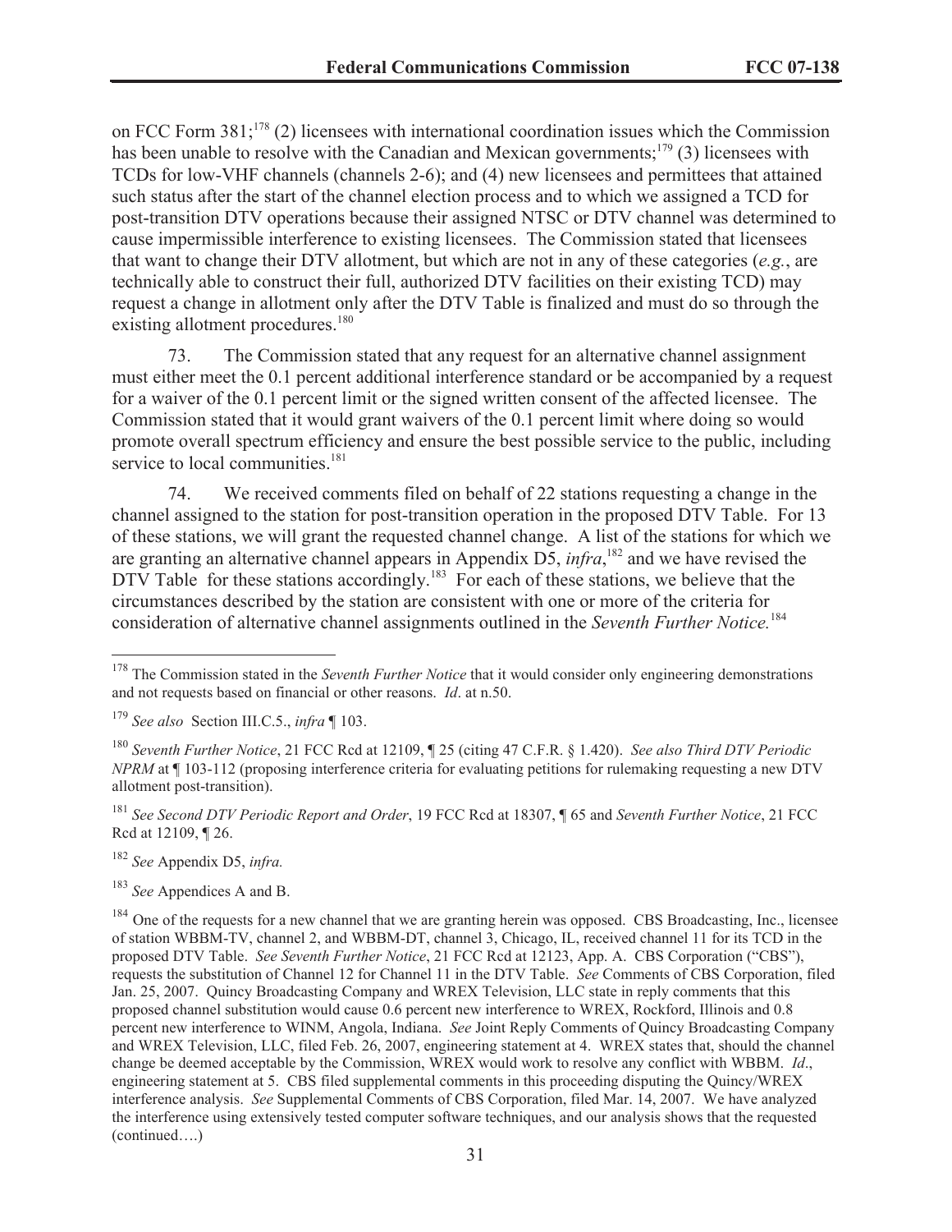on FCC Form 381;[178] (2) licensees with international coordination issues which the Commission has been unable to resolve with the Canadian and Mexican governments;[179] (3) licensees with TCDs for low-VHF channels (channels 2-6); and (4) new licensees and permittees that attained such status after the start of the channel election process and to which we assigned a TCD for post-transition DTV operations because their assigned NTSC or DTV channel was determined to cause impermissible interference to existing licensees. The Commission stated that licensees that want to change their DTV allotment, but which are not in any of these categories (*e.g.*, are technically able to construct their full, authorized DTV facilities on their existing TCD) may request a change in allotment only after the DTV Table is finalized and must do so through the existing allotment procedures.[180]

73. The Commission stated that any request for an alternative channel assignment must either meet the 0.1 percent additional interference standard or be accompanied by a request for a waiver of the 0.1 percent limit or the signed written consent of the affected licensee. The Commission stated that it would grant waivers of the 0.1 percent limit where doing so would promote overall spectrum efficiency and ensure the best possible service to the public, including service to local communities.[181]

74. We received comments filed on behalf of 22 stations requesting a change in the channel assigned to the station for post-transition operation in the proposed DTV Table. For 13 of these stations, we will grant the requested channel change. A list of the stations for which we are granting an alternative channel appears in Appendix D5, *infra*,[182] and we have revised the DTV Table for these stations accordingly.[183] For each of these stations, we believe that the circumstances described by the station are consistent with one or more of the criteria for consideration of alternative channel assignments outlined in the *Seventh Further Notice.*[184]

---

[178] The Commission stated in the *Seventh Further Notice* that it would consider only engineering demonstrations and not requests based on financial or other reasons. *Id*. at n.50.

[179] *See also* Section III.C.5., *infra* ¶ 103.

[180] *Seventh Further Notice*, 21 FCC Rcd at 12109, ¶ 25 (citing 47 C.F.R. § 1.420). *See also Third DTV Periodic NPRM* at ¶ 103-112 (proposing interference criteria for evaluating petitions for rulemaking requesting a new DTV allotment post-transition).

[181] *See Second DTV Periodic Report and Order*, 19 FCC Rcd at 18307, ¶ 65 and *Seventh Further Notice*, 21 FCC Rcd at 12109, ¶ 26.

[182] *See* Appendix D5, *infra.*

[183] *See* Appendices A and B.

[184] One of the requests for a new channel that we are granting herein was opposed. CBS Broadcasting, Inc., licensee of station WBBM-TV, channel 2, and WBBM-DT, channel 3, Chicago, IL, received channel 11 for its TCD in the proposed DTV Table. *See Seventh Further Notice*, 21 FCC Rcd at 12123, App. A. CBS Corporation ("CBS"), requests the substitution of Channel 12 for Channel 11 in the DTV Table. *See* Comments of CBS Corporation, filed Jan. 25, 2007. Quincy Broadcasting Company and WREX Television, LLC state in reply comments that this proposed channel substitution would cause 0.6 percent new interference to WREX, Rockford, Illinois and 0.8 percent new interference to WINM, Angola, Indiana. *See* Joint Reply Comments of Quincy Broadcasting Company and WREX Television, LLC, filed Feb. 26, 2007, engineering statement at 4. WREX states that, should the channel change be deemed acceptable by the Commission, WREX would work to resolve any conflict with WBBM. *Id*., engineering statement at 5. CBS filed supplemental comments in this proceeding disputing the Quincy/WREX interference analysis. *See* Supplemental Comments of CBS Corporation, filed Mar. 14, 2007. We have analyzed the interference using extensively tested computer software techniques, and our analysis shows that the requested (continued….)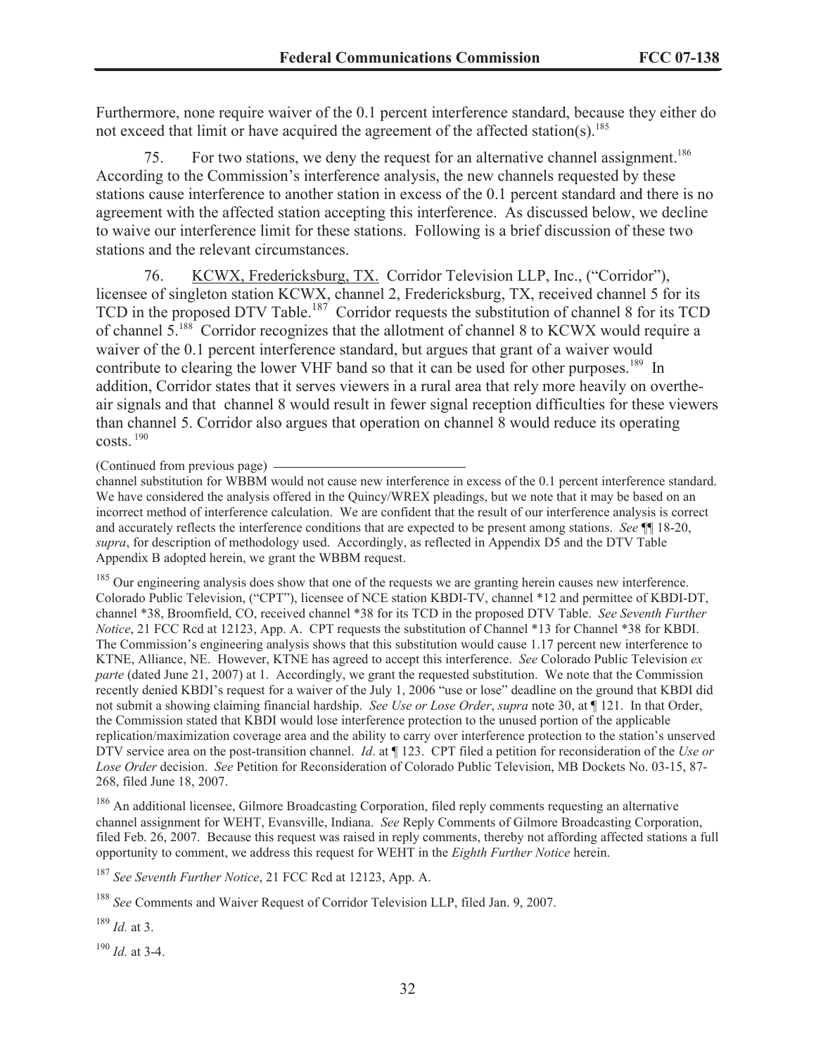Furthermore, none require waiver of the 0.1 percent interference standard, because they either do not exceed that limit or have acquired the agreement of the affected station(s).[185]

75. For two stations, we deny the request for an alternative channel assignment.[186] According to the Commission's interference analysis, the new channels requested by these stations cause interference to another station in excess of the 0.1 percent standard and there is no agreement with the affected station accepting this interference. As discussed below, we decline to waive our interference limit for these stations. Following is a brief discussion of these two stations and the relevant circumstances.

76. KCWX, Fredericksburg, TX. Corridor Television LLP, Inc., ("Corridor"), licensee of singleton station KCWX, channel 2, Fredericksburg, TX, received channel 5 for its TCD in the proposed DTV Table.[187] Corridor requests the substitution of channel 8 for its TCD of channel 5.[188] Corridor recognizes that the allotment of channel 8 to KCWX would require a waiver of the 0.1 percent interference standard, but argues that grant of a waiver would contribute to clearing the lower VHF band so that it can be used for other purposes.[189] In addition, Corridor states that it serves viewers in a rural area that rely more heavily on overthe-air signals and that channel 8 would result in fewer signal reception difficulties for these viewers than channel 5. Corridor also argues that operation on channel 8 would reduce its operating costs.[190]

(Continued from previous page)

channel substitution for WBBM would not cause new interference in excess of the 0.1 percent interference standard. We have considered the analysis offered in the Quincy/WREX pleadings, but we note that it may be based on an incorrect method of interference calculation. We are confident that the result of our interference analysis is correct and accurately reflects the interference conditions that are expected to be present among stations. *See* ¶¶ 18-20, *supra*, for description of methodology used. Accordingly, as reflected in Appendix D5 and the DTV Table Appendix B adopted herein, we grant the WBBM request.

[185] Our engineering analysis does show that one of the requests we are granting herein causes new interference. Colorado Public Television, ("CPT"), licensee of NCE station KBDI-TV, channel *12 and permittee of KBDI-DT, channel *38, Broomfield, CO, received channel *38 for its TCD in the proposed DTV Table. *See Seventh Further Notice*, 21 FCC Rcd at 12123, App. A. CPT requests the substitution of Channel *13 for Channel *38 for KBDI. The Commission's engineering analysis shows that this substitution would cause 1.17 percent new interference to KTNE, Alliance, NE. However, KTNE has agreed to accept this interference. *See* Colorado Public Television *ex parte* (dated June 21, 2007) at 1. Accordingly, we grant the requested substitution. We note that the Commission recently denied KBDI's request for a waiver of the July 1, 2006 "use or lose" deadline on the ground that KBDI did not submit a showing claiming financial hardship. *See Use or Lose Order*, *supra* note 30, at ¶ 121. In that Order, the Commission stated that KBDI would lose interference protection to the unused portion of the applicable replication/maximization coverage area and the ability to carry over interference protection to the station's unserved DTV service area on the post-transition channel. *Id*. at ¶ 123. CPT filed a petition for reconsideration of the *Use or Lose Order* decision. *See* Petition for Reconsideration of Colorado Public Television, MB Dockets No. 03-15, 87-268, filed June 18, 2007.

[186] An additional licensee, Gilmore Broadcasting Corporation, filed reply comments requesting an alternative channel assignment for WEHT, Evansville, Indiana. *See* Reply Comments of Gilmore Broadcasting Corporation, filed Feb. 26, 2007. Because this request was raised in reply comments, thereby not affording affected stations a full opportunity to comment, we address this request for WEHT in the *Eighth Further Notice* herein.

[187] *See Seventh Further Notice*, 21 FCC Rcd at 12123, App. A.

[188] *See* Comments and Waiver Request of Corridor Television LLP, filed Jan. 9, 2007.

[189] *Id.* at 3.

[190] *Id.* at 3-4.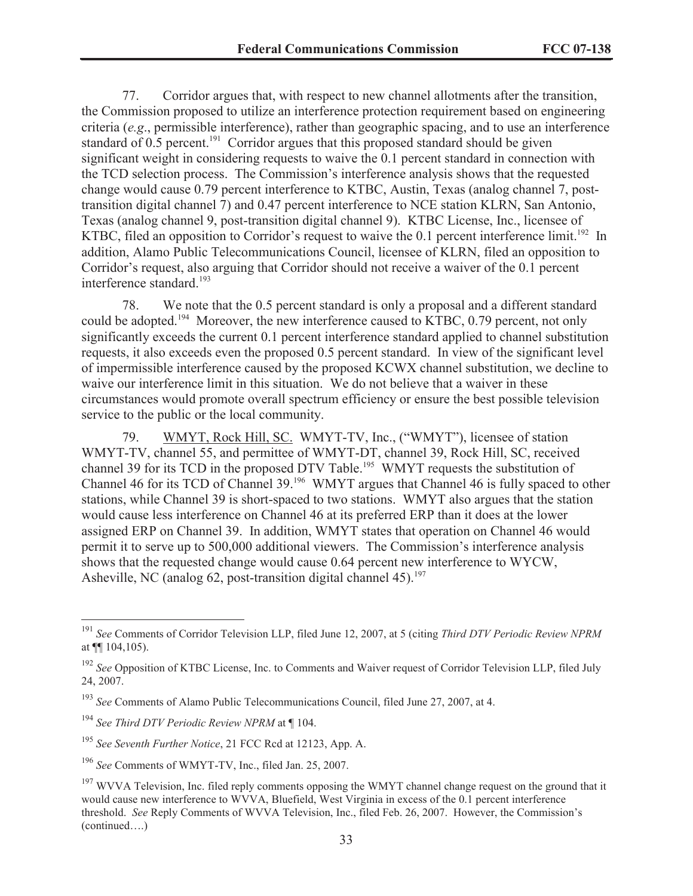77. Corridor argues that, with respect to new channel allotments after the transition, the Commission proposed to utilize an interference protection requirement based on engineering criteria (*e.g*., permissible interference), rather than geographic spacing, and to use an interference standard of 0.5 percent.[191] Corridor argues that this proposed standard should be given significant weight in considering requests to waive the 0.1 percent standard in connection with the TCD selection process. The Commission's interference analysis shows that the requested change would cause 0.79 percent interference to KTBC, Austin, Texas (analog channel 7, post-transition digital channel 7) and 0.47 percent interference to NCE station KLRN, San Antonio, Texas (analog channel 9, post-transition digital channel 9). KTBC License, Inc., licensee of KTBC, filed an opposition to Corridor's request to waive the 0.1 percent interference limit.[192] In addition, Alamo Public Telecommunications Council, licensee of KLRN, filed an opposition to Corridor's request, also arguing that Corridor should not receive a waiver of the 0.1 percent interference standard.[193]

78. We note that the 0.5 percent standard is only a proposal and a different standard could be adopted.[194] Moreover, the new interference caused to KTBC, 0.79 percent, not only significantly exceeds the current 0.1 percent interference standard applied to channel substitution requests, it also exceeds even the proposed 0.5 percent standard. In view of the significant level of impermissible interference caused by the proposed KCWX channel substitution, we decline to waive our interference limit in this situation. We do not believe that a waiver in these circumstances would promote overall spectrum efficiency or ensure the best possible television service to the public or the local community.

79. <u>WMYT, Rock Hill, SC.</u> WMYT-TV, Inc., ("WMYT"), licensee of station WMYT-TV, channel 55, and permittee of WMYT-DT, channel 39, Rock Hill, SC, received channel 39 for its TCD in the proposed DTV Table.[195] WMYT requests the substitution of Channel 46 for its TCD of Channel 39.[196] WMYT argues that Channel 46 is fully spaced to other stations, while Channel 39 is short-spaced to two stations. WMYT also argues that the station would cause less interference on Channel 46 at its preferred ERP than it does at the lower assigned ERP on Channel 39. In addition, WMYT states that operation on Channel 46 would permit it to serve up to 500,000 additional viewers. The Commission's interference analysis shows that the requested change would cause 0.64 percent new interference to WYCW, Asheville, NC (analog 62, post-transition digital channel 45).[197]

---

[191] *See* Comments of Corridor Television LLP, filed June 12, 2007, at 5 (citing *Third DTV Periodic Review NPRM* at ¶¶ 104,105).

[192] *See* Opposition of KTBC License, Inc. to Comments and Waiver request of Corridor Television LLP, filed July 24, 2007.

[193] *See* Comments of Alamo Public Telecommunications Council, filed June 27, 2007, at 4.

[194] *See Third DTV Periodic Review NPRM* at ¶ 104.

[195] *See Seventh Further Notice*, 21 FCC Rcd at 12123, App. A.

[196] *See* Comments of WMYT-TV, Inc., filed Jan. 25, 2007.

[197] WVVA Television, Inc. filed reply comments opposing the WMYT channel change request on the ground that it would cause new interference to WVVA, Bluefield, West Virginia in excess of the 0.1 percent interference threshold. *See* Reply Comments of WVVA Television, Inc., filed Feb. 26, 2007. However, the Commission's (continued….)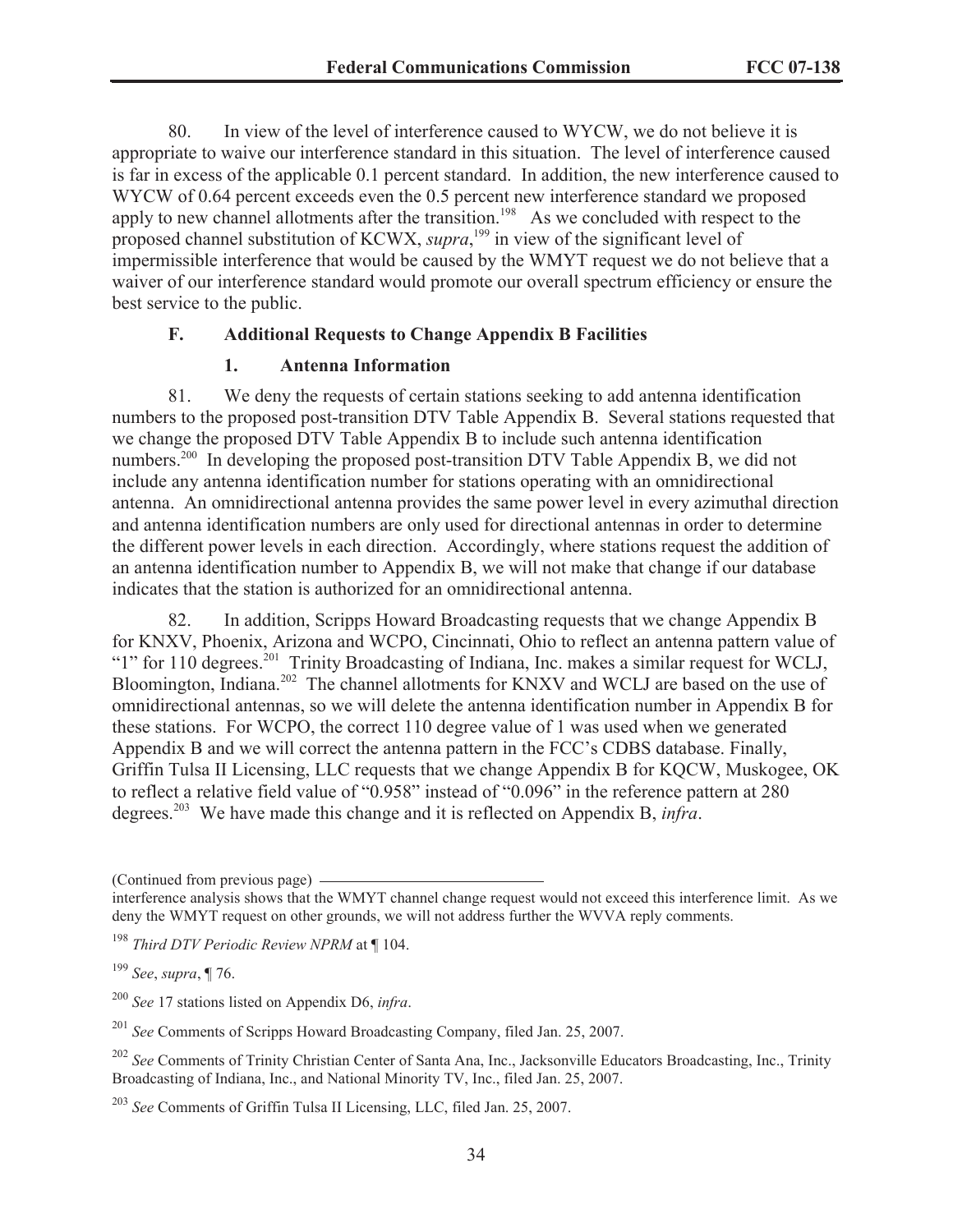80. In view of the level of interference caused to WYCW, we do not believe it is appropriate to waive our interference standard in this situation. The level of interference caused is far in excess of the applicable 0.1 percent standard. In addition, the new interference caused to WYCW of 0.64 percent exceeds even the 0.5 percent new interference standard we proposed apply to new channel allotments after the transition.[198] As we concluded with respect to the proposed channel substitution of KCWX, *supra*,[199] in view of the significant level of impermissible interference that would be caused by the WMYT request we do not believe that a waiver of our interference standard would promote our overall spectrum efficiency or ensure the best service to the public.

### F. Additional Requests to Change Appendix B Facilities

#### 1. Antenna Information

81. We deny the requests of certain stations seeking to add antenna identification numbers to the proposed post-transition DTV Table Appendix B. Several stations requested that we change the proposed DTV Table Appendix B to include such antenna identification numbers.[200] In developing the proposed post-transition DTV Table Appendix B, we did not include any antenna identification number for stations operating with an omnidirectional antenna. An omnidirectional antenna provides the same power level in every azimuthal direction and antenna identification numbers are only used for directional antennas in order to determine the different power levels in each direction. Accordingly, where stations request the addition of an antenna identification number to Appendix B, we will not make that change if our database indicates that the station is authorized for an omnidirectional antenna.

82. In addition, Scripps Howard Broadcasting requests that we change Appendix B for KNXV, Phoenix, Arizona and WCPO, Cincinnati, Ohio to reflect an antenna pattern value of "1" for 110 degrees.[201] Trinity Broadcasting of Indiana, Inc. makes a similar request for WCLJ, Bloomington, Indiana.[202] The channel allotments for KNXV and WCLJ are based on the use of omnidirectional antennas, so we will delete the antenna identification number in Appendix B for these stations. For WCPO, the correct 110 degree value of 1 was used when we generated Appendix B and we will correct the antenna pattern in the FCC's CDBS database. Finally, Griffin Tulsa II Licensing, LLC requests that we change Appendix B for KQCW, Muskogee, OK to reflect a relative field value of "0.958" instead of "0.096" in the reference pattern at 280 degrees.[203] We have made this change and it is reflected on Appendix B, *infra*.

(Continued from previous page)

interference analysis shows that the WMYT channel change request would not exceed this interference limit. As we deny the WMYT request on other grounds, we will not address further the WVVA reply comments.

[198] *Third DTV Periodic Review NPRM* at ¶ 104.

[199] *See*, *supra*, ¶ 76.

[200] *See* 17 stations listed on Appendix D6, *infra*.

[201] *See* Comments of Scripps Howard Broadcasting Company, filed Jan. 25, 2007.

[202] *See* Comments of Trinity Christian Center of Santa Ana, Inc., Jacksonville Educators Broadcasting, Inc., Trinity Broadcasting of Indiana, Inc., and National Minority TV, Inc., filed Jan. 25, 2007.

[203] *See* Comments of Griffin Tulsa II Licensing, LLC, filed Jan. 25, 2007.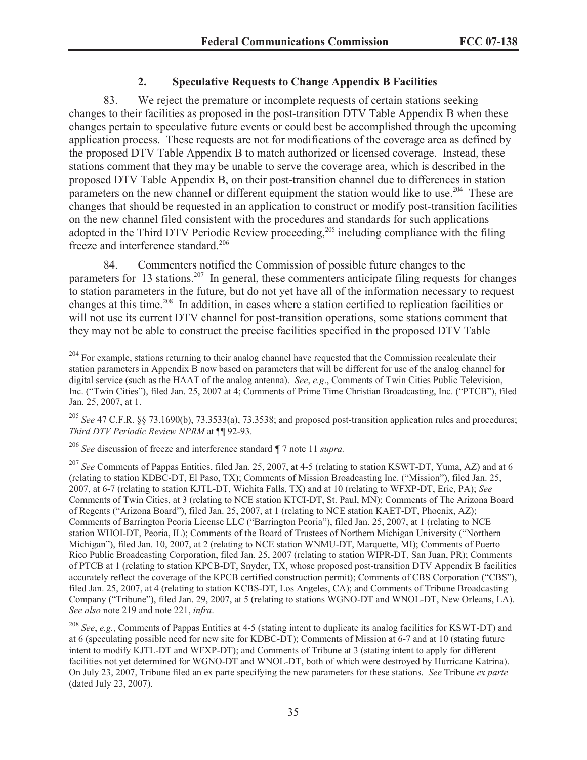### 2. Speculative Requests to Change Appendix B Facilities

83. We reject the premature or incomplete requests of certain stations seeking changes to their facilities as proposed in the post-transition DTV Table Appendix B when these changes pertain to speculative future events or could best be accomplished through the upcoming application process. These requests are not for modifications of the coverage area as defined by the proposed DTV Table Appendix B to match authorized or licensed coverage. Instead, these stations comment that they may be unable to serve the coverage area, which is described in the proposed DTV Table Appendix B, on their post-transition channel due to differences in station parameters on the new channel or different equipment the station would like to use.[204] These are changes that should be requested in an application to construct or modify post-transition facilities on the new channel filed consistent with the procedures and standards for such applications adopted in the Third DTV Periodic Review proceeding,[205] including compliance with the filing freeze and interference standard.[206]

84. Commenters notified the Commission of possible future changes to the parameters for 13 stations.[207] In general, these commenters anticipate filing requests for changes to station parameters in the future, but do not yet have all of the information necessary to request changes at this time.[208] In addition, in cases where a station certified to replication facilities or will not use its current DTV channel for post-transition operations, some stations comment that they may not be able to construct the precise facilities specified in the proposed DTV Table

---

[204] For example, stations returning to their analog channel have requested that the Commission recalculate their station parameters in Appendix B now based on parameters that will be different for use of the analog channel for digital service (such as the HAAT of the analog antenna). *See*, *e.g*., Comments of Twin Cities Public Television, Inc. ("Twin Cities"), filed Jan. 25, 2007 at 4; Comments of Prime Time Christian Broadcasting, Inc. ("PTCB"), filed Jan. 25, 2007, at 1.

[205] *See* 47 C.F.R. §§ 73.1690(b), 73.3533(a), 73.3538; and proposed post-transition application rules and procedures; *Third DTV Periodic Review NPRM* at ¶¶ 92-93.

[206] *See* discussion of freeze and interference standard ¶ 7 note 11 *supra.*

[207] *See* Comments of Pappas Entities, filed Jan. 25, 2007, at 4-5 (relating to station KSWT-DT, Yuma, AZ) and at 6 (relating to station KDBC-DT, El Paso, TX); Comments of Mission Broadcasting Inc. ("Mission"), filed Jan. 25, 2007, at 6-7 (relating to station KJTL-DT, Wichita Falls, TX) and at 10 (relating to WFXP-DT, Erie, PA); *See* Comments of Twin Cities, at 3 (relating to NCE station KTCI-DT, St. Paul, MN); Comments of The Arizona Board of Regents ("Arizona Board"), filed Jan. 25, 2007, at 1 (relating to NCE station KAET-DT, Phoenix, AZ); Comments of Barrington Peoria License LLC ("Barrington Peoria"), filed Jan. 25, 2007, at 1 (relating to NCE station WHOI-DT, Peoria, IL); Comments of the Board of Trustees of Northern Michigan University ("Northern Michigan"), filed Jan. 10, 2007, at 2 (relating to NCE station WNMU-DT, Marquette, MI); Comments of Puerto Rico Public Broadcasting Corporation, filed Jan. 25, 2007 (relating to station WIPR-DT, San Juan, PR); Comments of PTCB at 1 (relating to station KPCB-DT, Snyder, TX, whose proposed post-transition DTV Appendix B facilities accurately reflect the coverage of the KPCB certified construction permit); Comments of CBS Corporation ("CBS"), filed Jan. 25, 2007, at 4 (relating to station KCBS-DT, Los Angeles, CA); and Comments of Tribune Broadcasting Company ("Tribune"), filed Jan. 29, 2007, at 5 (relating to stations WGNO-DT and WNOL-DT, New Orleans, LA). *See also* note 219 and note 221, *infra*.

[208] *See*, *e.g.*, Comments of Pappas Entities at 4-5 (stating intent to duplicate its analog facilities for KSWT-DT) and at 6 (speculating possible need for new site for KDBC-DT); Comments of Mission at 6-7 and at 10 (stating future intent to modify KJTL-DT and WFXP-DT); and Comments of Tribune at 3 (stating intent to apply for different facilities not yet determined for WGNO-DT and WNOL-DT, both of which were destroyed by Hurricane Katrina). On July 23, 2007, Tribune filed an ex parte specifying the new parameters for these stations. *See* Tribune *ex parte* (dated July 23, 2007).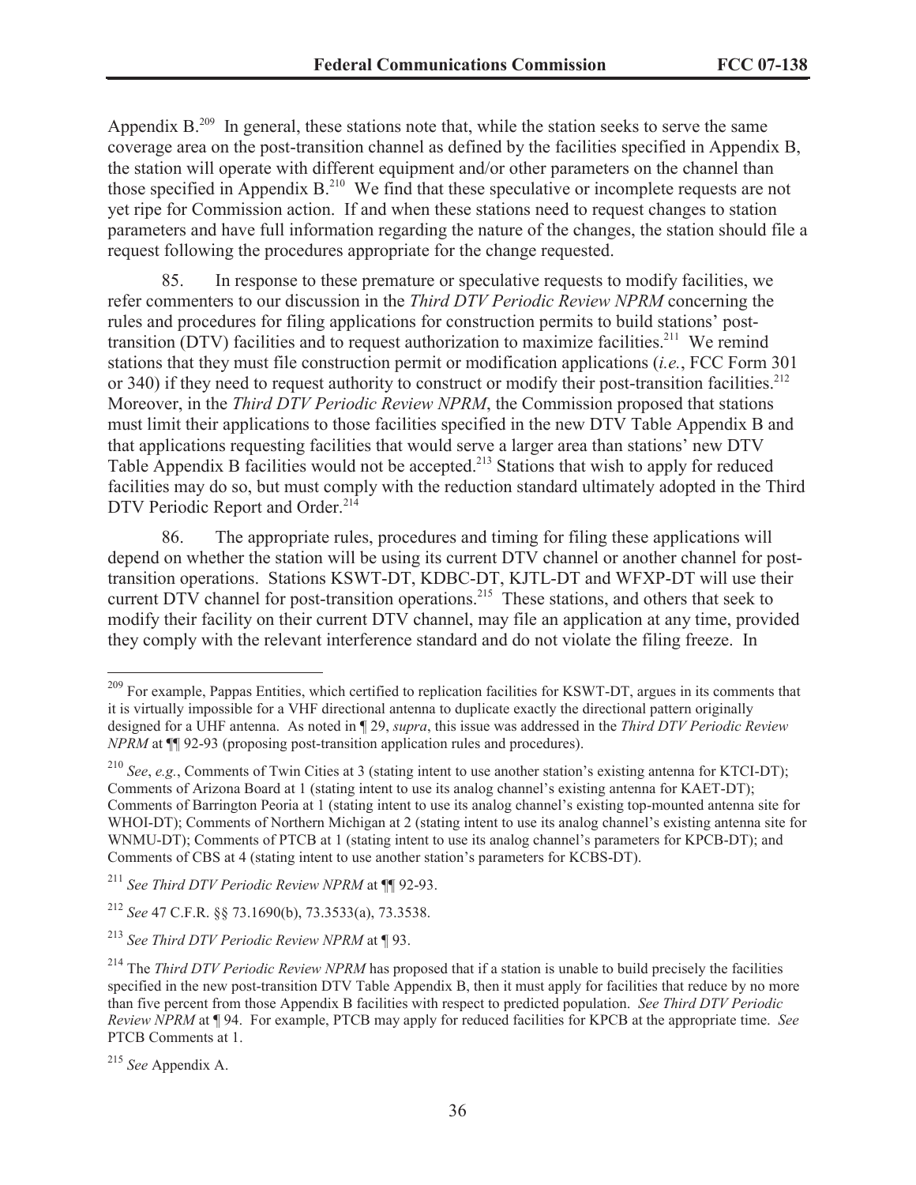Appendix B.[209] In general, these stations note that, while the station seeks to serve the same coverage area on the post-transition channel as defined by the facilities specified in Appendix B, the station will operate with different equipment and/or other parameters on the channel than those specified in Appendix B.[210] We find that these speculative or incomplete requests are not yet ripe for Commission action. If and when these stations need to request changes to station parameters and have full information regarding the nature of the changes, the station should file a request following the procedures appropriate for the change requested.

85. In response to these premature or speculative requests to modify facilities, we refer commenters to our discussion in the *Third DTV Periodic Review NPRM* concerning the rules and procedures for filing applications for construction permits to build stations' post-transition (DTV) facilities and to request authorization to maximize facilities.[211] We remind stations that they must file construction permit or modification applications (*i.e.*, FCC Form 301 or 340) if they need to request authority to construct or modify their post-transition facilities.[212] Moreover, in the *Third DTV Periodic Review NPRM*, the Commission proposed that stations must limit their applications to those facilities specified in the new DTV Table Appendix B and that applications requesting facilities that would serve a larger area than stations' new DTV Table Appendix B facilities would not be accepted.[213] Stations that wish to apply for reduced facilities may do so, but must comply with the reduction standard ultimately adopted in the Third DTV Periodic Report and Order.[214]

86. The appropriate rules, procedures and timing for filing these applications will depend on whether the station will be using its current DTV channel or another channel for post-transition operations. Stations KSWT-DT, KDBC-DT, KJTL-DT and WFXP-DT will use their current DTV channel for post-transition operations.[215] These stations, and others that seek to modify their facility on their current DTV channel, may file an application at any time, provided they comply with the relevant interference standard and do not violate the filing freeze. In

---

[209] For example, Pappas Entities, which certified to replication facilities for KSWT-DT, argues in its comments that it is virtually impossible for a VHF directional antenna to duplicate exactly the directional pattern originally designed for a UHF antenna. As noted in ¶ 29, *supra*, this issue was addressed in the *Third DTV Periodic Review NPRM* at ¶¶ 92-93 (proposing post-transition application rules and procedures).

[210] *See*, *e.g.*, Comments of Twin Cities at 3 (stating intent to use another station's existing antenna for KTCI-DT); Comments of Arizona Board at 1 (stating intent to use its analog channel's existing antenna for KAET-DT); Comments of Barrington Peoria at 1 (stating intent to use its analog channel's existing top-mounted antenna site for WHOI-DT); Comments of Northern Michigan at 2 (stating intent to use its analog channel's existing antenna site for WNMU-DT); Comments of PTCB at 1 (stating intent to use its analog channel's parameters for KPCB-DT); and Comments of CBS at 4 (stating intent to use another station's parameters for KCBS-DT).

[211] *See Third DTV Periodic Review NPRM* at ¶¶ 92-93.

[212] *See* 47 C.F.R. §§ 73.1690(b), 73.3533(a), 73.3538.

[213] *See Third DTV Periodic Review NPRM* at ¶ 93.

[214] The *Third DTV Periodic Review NPRM* has proposed that if a station is unable to build precisely the facilities specified in the new post-transition DTV Table Appendix B, then it must apply for facilities that reduce by no more than five percent from those Appendix B facilities with respect to predicted population. *See Third DTV Periodic Review NPRM* at ¶ 94. For example, PTCB may apply for reduced facilities for KPCB at the appropriate time. *See* PTCB Comments at 1.

[215] *See* Appendix A.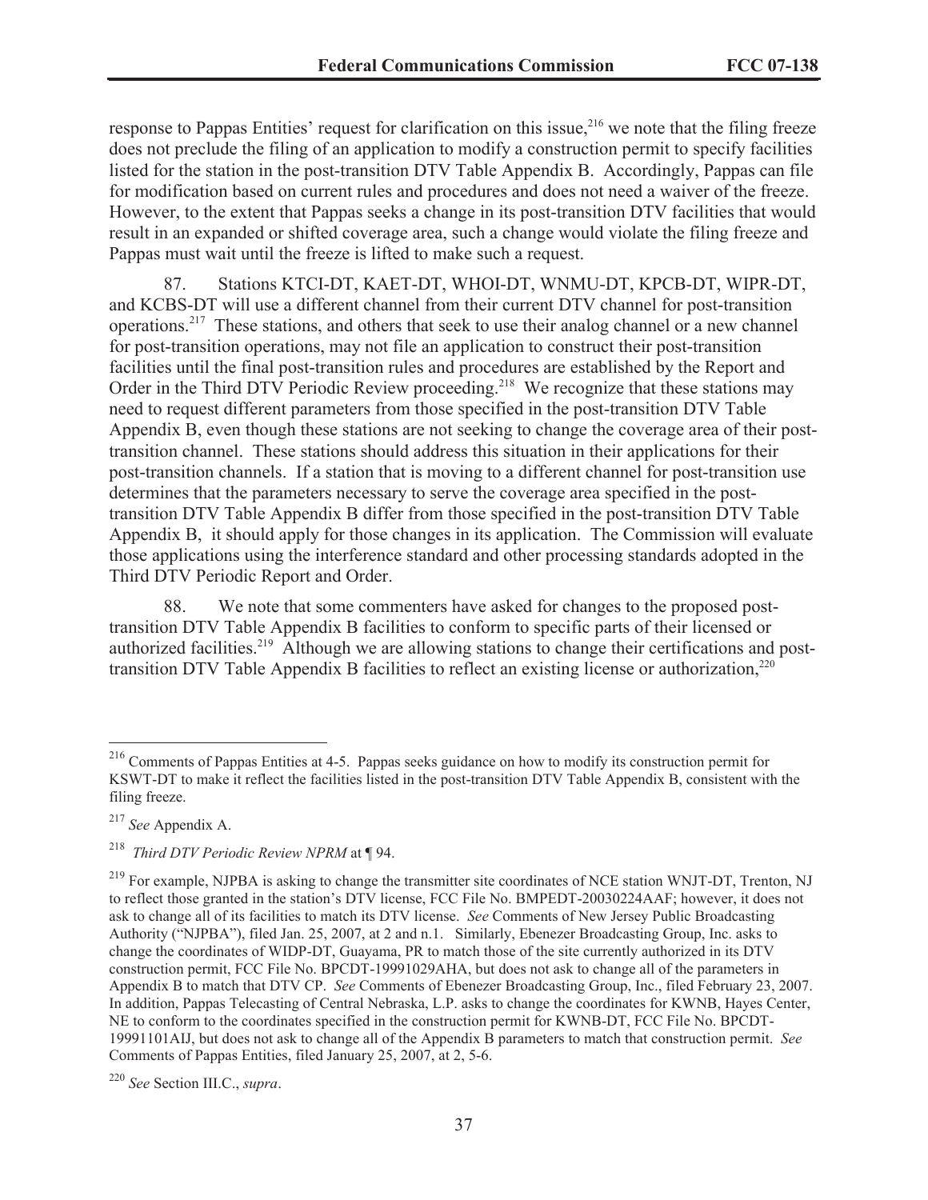response to Pappas Entities' request for clarification on this issue,[216] we note that the filing freeze does not preclude the filing of an application to modify a construction permit to specify facilities listed for the station in the post-transition DTV Table Appendix B. Accordingly, Pappas can file for modification based on current rules and procedures and does not need a waiver of the freeze. However, to the extent that Pappas seeks a change in its post-transition DTV facilities that would result in an expanded or shifted coverage area, such a change would violate the filing freeze and Pappas must wait until the freeze is lifted to make such a request.

87. Stations KTCI-DT, KAET-DT, WHOI-DT, WNMU-DT, KPCB-DT, WIPR-DT, and KCBS-DT will use a different channel from their current DTV channel for post-transition operations.[217] These stations, and others that seek to use their analog channel or a new channel for post-transition operations, may not file an application to construct their post-transition facilities until the final post-transition rules and procedures are established by the Report and Order in the Third DTV Periodic Review proceeding.[218] We recognize that these stations may need to request different parameters from those specified in the post-transition DTV Table Appendix B, even though these stations are not seeking to change the coverage area of their post-transition channel. These stations should address this situation in their applications for their post-transition channels. If a station that is moving to a different channel for post-transition use determines that the parameters necessary to serve the coverage area specified in the post-transition DTV Table Appendix B differ from those specified in the post-transition DTV Table Appendix B, it should apply for those changes in its application. The Commission will evaluate those applications using the interference standard and other processing standards adopted in the Third DTV Periodic Report and Order.

88. We note that some commenters have asked for changes to the proposed post-transition DTV Table Appendix B facilities to conform to specific parts of their licensed or authorized facilities.[219] Although we are allowing stations to change their certifications and post-transition DTV Table Appendix B facilities to reflect an existing license or authorization,[220]

---

[216] Comments of Pappas Entities at 4-5. Pappas seeks guidance on how to modify its construction permit for KSWT-DT to make it reflect the facilities listed in the post-transition DTV Table Appendix B, consistent with the filing freeze.

[217] *See* Appendix A.

[218] *Third DTV Periodic Review NPRM* at ¶ 94.

[219] For example, NJPBA is asking to change the transmitter site coordinates of NCE station WNJT-DT, Trenton, NJ to reflect those granted in the station's DTV license, FCC File No. BMPEDT-20030224AAF; however, it does not ask to change all of its facilities to match its DTV license. *See* Comments of New Jersey Public Broadcasting Authority ("NJPBA"), filed Jan. 25, 2007, at 2 and n.1. Similarly, Ebenezer Broadcasting Group, Inc. asks to change the coordinates of WIDP-DT, Guayama, PR to match those of the site currently authorized in its DTV construction permit, FCC File No. BPCDT-19991029AHA, but does not ask to change all of the parameters in Appendix B to match that DTV CP. *See* Comments of Ebenezer Broadcasting Group, Inc., filed February 23, 2007. In addition, Pappas Telecasting of Central Nebraska, L.P. asks to change the coordinates for KWNB, Hayes Center, NE to conform to the coordinates specified in the construction permit for KWNB-DT, FCC File No. BPCDT-19991101AIJ, but does not ask to change all of the Appendix B parameters to match that construction permit. *See* Comments of Pappas Entities, filed January 25, 2007, at 2, 5-6.

[220] *See* Section III.C., *supra*.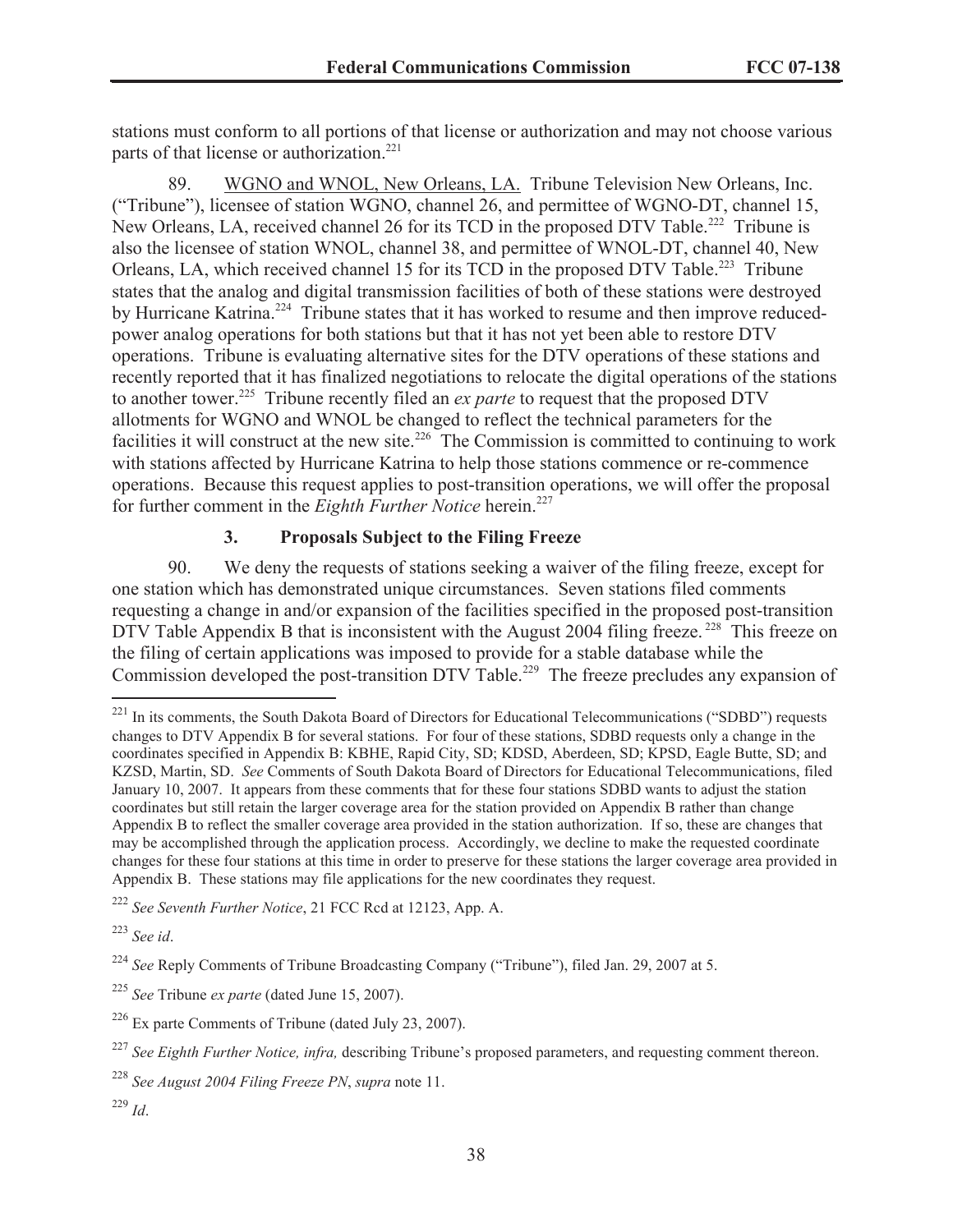stations must conform to all portions of that license or authorization and may not choose various parts of that license or authorization.[221]

89. WGNO and WNOL, New Orleans, LA. Tribune Television New Orleans, Inc. ("Tribune"), licensee of station WGNO, channel 26, and permittee of WGNO-DT, channel 15, New Orleans, LA, received channel 26 for its TCD in the proposed DTV Table.[222] Tribune is also the licensee of station WNOL, channel 38, and permittee of WNOL-DT, channel 40, New Orleans, LA, which received channel 15 for its TCD in the proposed DTV Table.[223] Tribune states that the analog and digital transmission facilities of both of these stations were destroyed by Hurricane Katrina.[224] Tribune states that it has worked to resume and then improve reduced-power analog operations for both stations but that it has not yet been able to restore DTV operations. Tribune is evaluating alternative sites for the DTV operations of these stations and recently reported that it has finalized negotiations to relocate the digital operations of the stations to another tower.[225] Tribune recently filed an *ex parte* to request that the proposed DTV allotments for WGNO and WNOL be changed to reflect the technical parameters for the facilities it will construct at the new site.[226] The Commission is committed to continuing to work with stations affected by Hurricane Katrina to help those stations commence or re-commence operations. Because this request applies to post-transition operations, we will offer the proposal for further comment in the *Eighth Further Notice* herein.[227]

### 3. Proposals Subject to the Filing Freeze

90. We deny the requests of stations seeking a waiver of the filing freeze, except for one station which has demonstrated unique circumstances. Seven stations filed comments requesting a change in and/or expansion of the facilities specified in the proposed post-transition DTV Table Appendix B that is inconsistent with the August 2004 filing freeze.[228] This freeze on the filing of certain applications was imposed to provide for a stable database while the Commission developed the post-transition DTV Table.[229] The freeze precludes any expansion of

---

[221] In its comments, the South Dakota Board of Directors for Educational Telecommunications ("SDBD") requests changes to DTV Appendix B for several stations. For four of these stations, SDBD requests only a change in the coordinates specified in Appendix B: KBHE, Rapid City, SD; KDSD, Aberdeen, SD; KPSD, Eagle Butte, SD; and KZSD, Martin, SD. *See* Comments of South Dakota Board of Directors for Educational Telecommunications, filed January 10, 2007. It appears from these comments that for these four stations SDBD wants to adjust the station coordinates but still retain the larger coverage area for the station provided on Appendix B rather than change Appendix B to reflect the smaller coverage area provided in the station authorization. If so, these are changes that may be accomplished through the application process. Accordingly, we decline to make the requested coordinate changes for these four stations at this time in order to preserve for these stations the larger coverage area provided in Appendix B. These stations may file applications for the new coordinates they request.

[222] *See Seventh Further Notice*, 21 FCC Rcd at 12123, App. A.

[223] *See id*.

[224] *See* Reply Comments of Tribune Broadcasting Company ("Tribune"), filed Jan. 29, 2007 at 5.

[225] *See* Tribune *ex parte* (dated June 15, 2007).

[226] Ex parte Comments of Tribune (dated July 23, 2007).

[227] *See Eighth Further Notice, infra,* describing Tribune's proposed parameters, and requesting comment thereon.

[228] *See August 2004 Filing Freeze PN*, *supra* note 11.

[229] *Id*.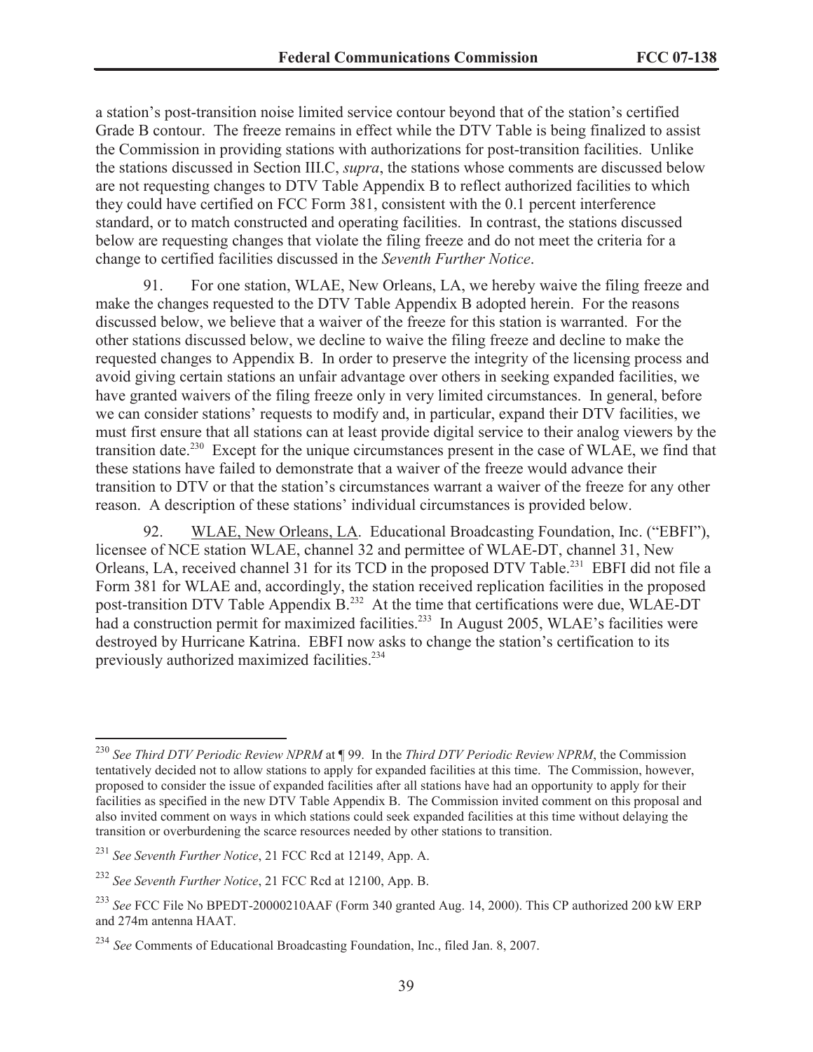a station's post-transition noise limited service contour beyond that of the station's certified Grade B contour. The freeze remains in effect while the DTV Table is being finalized to assist the Commission in providing stations with authorizations for post-transition facilities. Unlike the stations discussed in Section III.C, *supra*, the stations whose comments are discussed below are not requesting changes to DTV Table Appendix B to reflect authorized facilities to which they could have certified on FCC Form 381, consistent with the 0.1 percent interference standard, or to match constructed and operating facilities. In contrast, the stations discussed below are requesting changes that violate the filing freeze and do not meet the criteria for a change to certified facilities discussed in the *Seventh Further Notice*.

91. For one station, WLAE, New Orleans, LA, we hereby waive the filing freeze and make the changes requested to the DTV Table Appendix B adopted herein. For the reasons discussed below, we believe that a waiver of the freeze for this station is warranted. For the other stations discussed below, we decline to waive the filing freeze and decline to make the requested changes to Appendix B. In order to preserve the integrity of the licensing process and avoid giving certain stations an unfair advantage over others in seeking expanded facilities, we have granted waivers of the filing freeze only in very limited circumstances. In general, before we can consider stations' requests to modify and, in particular, expand their DTV facilities, we must first ensure that all stations can at least provide digital service to their analog viewers by the transition date.[230] Except for the unique circumstances present in the case of WLAE, we find that these stations have failed to demonstrate that a waiver of the freeze would advance their transition to DTV or that the station's circumstances warrant a waiver of the freeze for any other reason. A description of these stations' individual circumstances is provided below.

92. <u>WLAE, New Orleans, LA</u>. Educational Broadcasting Foundation, Inc. ("EBFI"), licensee of NCE station WLAE, channel 32 and permittee of WLAE-DT, channel 31, New Orleans, LA, received channel 31 for its TCD in the proposed DTV Table.[231] EBFI did not file a Form 381 for WLAE and, accordingly, the station received replication facilities in the proposed post-transition DTV Table Appendix B.[232] At the time that certifications were due, WLAE-DT had a construction permit for maximized facilities.[233] In August 2005, WLAE's facilities were destroyed by Hurricane Katrina. EBFI now asks to change the station's certification to its previously authorized maximized facilities.[234]

---

[230] *See Third DTV Periodic Review NPRM* at ¶ 99. In the *Third DTV Periodic Review NPRM*, the Commission tentatively decided not to allow stations to apply for expanded facilities at this time. The Commission, however, proposed to consider the issue of expanded facilities after all stations have had an opportunity to apply for their facilities as specified in the new DTV Table Appendix B. The Commission invited comment on this proposal and also invited comment on ways in which stations could seek expanded facilities at this time without delaying the transition or overburdening the scarce resources needed by other stations to transition.

[231] *See Seventh Further Notice*, 21 FCC Rcd at 12149, App. A.

[232] *See Seventh Further Notice*, 21 FCC Rcd at 12100, App. B.

[233] *See* FCC File No BPEDT-20000210AAF (Form 340 granted Aug. 14, 2000). This CP authorized 200 kW ERP and 274m antenna HAAT.

[234] *See* Comments of Educational Broadcasting Foundation, Inc., filed Jan. 8, 2007.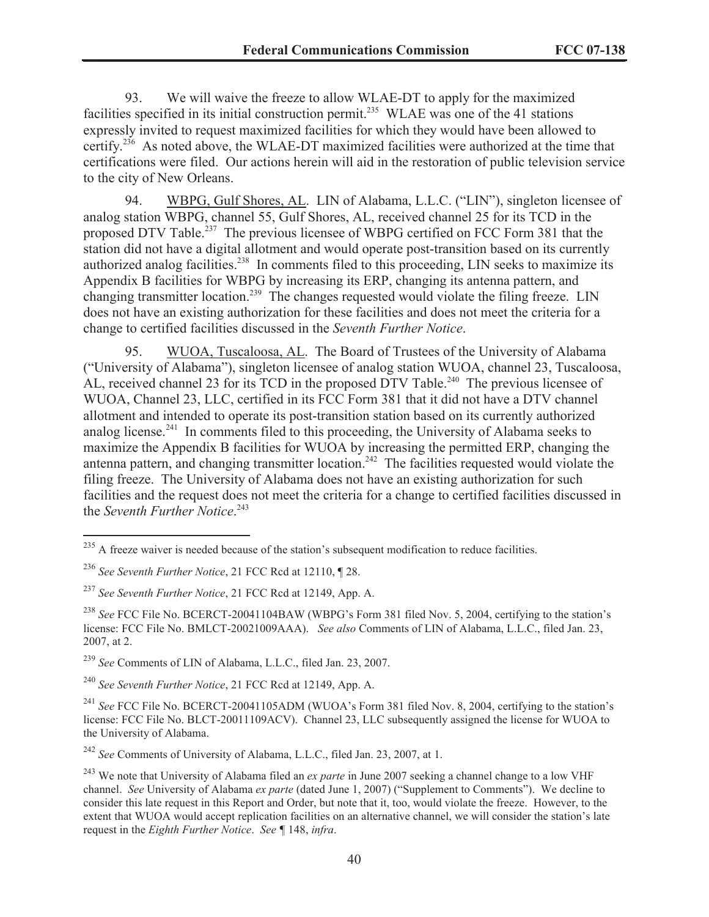93. We will waive the freeze to allow WLAE-DT to apply for the maximized facilities specified in its initial construction permit.[235] WLAE was one of the 41 stations expressly invited to request maximized facilities for which they would have been allowed to certify.[236] As noted above, the WLAE-DT maximized facilities were authorized at the time that certifications were filed. Our actions herein will aid in the restoration of public television service to the city of New Orleans.

94. WBPG, Gulf Shores, AL. LIN of Alabama, L.L.C. ("LIN"), singleton licensee of analog station WBPG, channel 55, Gulf Shores, AL, received channel 25 for its TCD in the proposed DTV Table.[237] The previous licensee of WBPG certified on FCC Form 381 that the station did not have a digital allotment and would operate post-transition based on its currently authorized analog facilities.[238] In comments filed to this proceeding, LIN seeks to maximize its Appendix B facilities for WBPG by increasing its ERP, changing its antenna pattern, and changing transmitter location.[239] The changes requested would violate the filing freeze. LIN does not have an existing authorization for these facilities and does not meet the criteria for a change to certified facilities discussed in the *Seventh Further Notice*.

95. WUOA, Tuscaloosa, AL. The Board of Trustees of the University of Alabama ("University of Alabama"), singleton licensee of analog station WUOA, channel 23, Tuscaloosa, AL, received channel 23 for its TCD in the proposed DTV Table.[240] The previous licensee of WUOA, Channel 23, LLC, certified in its FCC Form 381 that it did not have a DTV channel allotment and intended to operate its post-transition station based on its currently authorized analog license.[241] In comments filed to this proceeding, the University of Alabama seeks to maximize the Appendix B facilities for WUOA by increasing the permitted ERP, changing the antenna pattern, and changing transmitter location.[242] The facilities requested would violate the filing freeze. The University of Alabama does not have an existing authorization for such facilities and the request does not meet the criteria for a change to certified facilities discussed in the *Seventh Further Notice*.[243]

---

[235] A freeze waiver is needed because of the station's subsequent modification to reduce facilities.

[236] *See Seventh Further Notice*, 21 FCC Rcd at 12110, ¶ 28.

[237] *See Seventh Further Notice*, 21 FCC Rcd at 12149, App. A.

[238] *See* FCC File No. BCERCT-20041104BAW (WBPG's Form 381 filed Nov. 5, 2004, certifying to the station's license: FCC File No. BMLCT-20021009AAA). *See also* Comments of LIN of Alabama, L.L.C., filed Jan. 23, 2007, at 2.

[239] *See* Comments of LIN of Alabama, L.L.C., filed Jan. 23, 2007.

[240] *See Seventh Further Notice*, 21 FCC Rcd at 12149, App. A.

[241] *See* FCC File No. BCERCT-20041105ADM (WUOA's Form 381 filed Nov. 8, 2004, certifying to the station's license: FCC File No. BLCT-20011109ACV). Channel 23, LLC subsequently assigned the license for WUOA to the University of Alabama.

[242] *See* Comments of University of Alabama, L.L.C., filed Jan. 23, 2007, at 1.

[243] We note that University of Alabama filed an *ex parte* in June 2007 seeking a channel change to a low VHF channel. *See* University of Alabama *ex parte* (dated June 1, 2007) ("Supplement to Comments"). We decline to consider this late request in this Report and Order, but note that it, too, would violate the freeze. However, to the extent that WUOA would accept replication facilities on an alternative channel, we will consider the station's late request in the *Eighth Further Notice*. *See* ¶ 148, *infra*.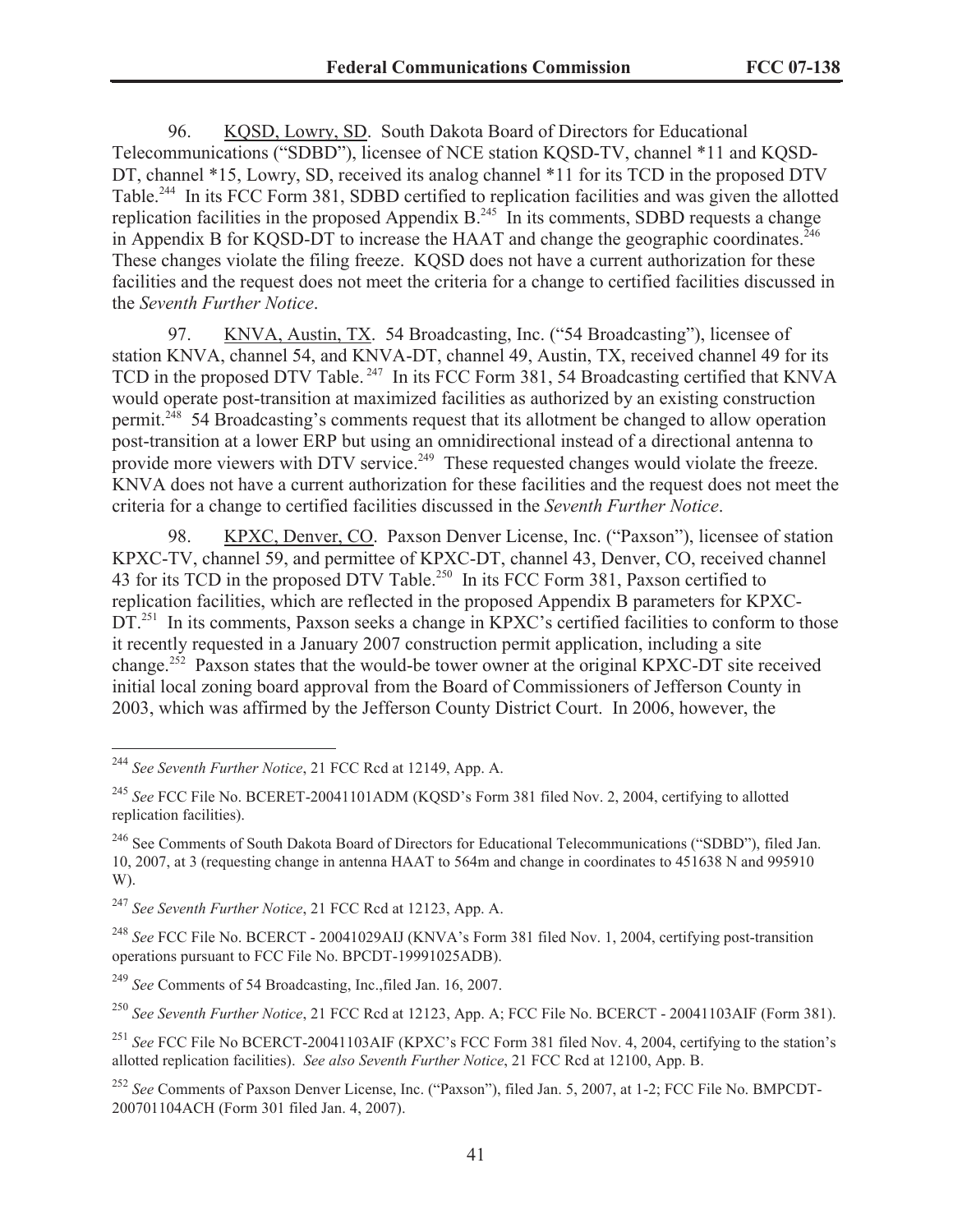96. KQSD, Lowry, SD. South Dakota Board of Directors for Educational Telecommunications ("SDBD"), licensee of NCE station KQSD-TV, channel *11 and KQSD-DT, channel *15, Lowry, SD, received its analog channel *11 for its TCD in the proposed DTV Table.[244] In its FCC Form 381, SDBD certified to replication facilities and was given the allotted replication facilities in the proposed Appendix B.[245] In its comments, SDBD requests a change in Appendix B for KQSD-DT to increase the HAAT and change the geographic coordinates.[246] These changes violate the filing freeze. KQSD does not have a current authorization for these facilities and the request does not meet the criteria for a change to certified facilities discussed in the *Seventh Further Notice*.

97. KNVA, Austin, TX. 54 Broadcasting, Inc. ("54 Broadcasting"), licensee of station KNVA, channel 54, and KNVA-DT, channel 49, Austin, TX, received channel 49 for its TCD in the proposed DTV Table.[247] In its FCC Form 381, 54 Broadcasting certified that KNVA would operate post-transition at maximized facilities as authorized by an existing construction permit.[248] 54 Broadcasting's comments request that its allotment be changed to allow operation post-transition at a lower ERP but using an omnidirectional instead of a directional antenna to provide more viewers with DTV service.[249] These requested changes would violate the freeze. KNVA does not have a current authorization for these facilities and the request does not meet the criteria for a change to certified facilities discussed in the *Seventh Further Notice*.

98. KPXC, Denver, CO. Paxson Denver License, Inc. ("Paxson"), licensee of station KPXC-TV, channel 59, and permittee of KPXC-DT, channel 43, Denver, CO, received channel 43 for its TCD in the proposed DTV Table.[250] In its FCC Form 381, Paxson certified to replication facilities, which are reflected in the proposed Appendix B parameters for KPXC-DT.[251] In its comments, Paxson seeks a change in KPXC's certified facilities to conform to those it recently requested in a January 2007 construction permit application, including a site change.[252] Paxson states that the would-be tower owner at the original KPXC-DT site received initial local zoning board approval from the Board of Commissioners of Jefferson County in 2003, which was affirmed by the Jefferson County District Court. In 2006, however, the

---

[244] *See Seventh Further Notice*, 21 FCC Rcd at 12149, App. A.

[245] *See* FCC File No. BCERET-20041101ADM (KQSD's Form 381 filed Nov. 2, 2004, certifying to allotted replication facilities).

[246] See Comments of South Dakota Board of Directors for Educational Telecommunications ("SDBD"), filed Jan. 10, 2007, at 3 (requesting change in antenna HAAT to 564m and change in coordinates to 451638 N and 995910 W).

[247] *See Seventh Further Notice*, 21 FCC Rcd at 12123, App. A.

[248] *See* FCC File No. BCERCT - 20041029AIJ (KNVA's Form 381 filed Nov. 1, 2004, certifying post-transition operations pursuant to FCC File No. BPCDT-19991025ADB).

[249] *See* Comments of 54 Broadcasting, Inc.,filed Jan. 16, 2007.

[250] *See Seventh Further Notice*, 21 FCC Rcd at 12123, App. A; FCC File No. BCERCT - 20041103AIF (Form 381).

[251] *See* FCC File No BCERCT-20041103AIF (KPXC's FCC Form 381 filed Nov. 4, 2004, certifying to the station's allotted replication facilities). *See also Seventh Further Notice*, 21 FCC Rcd at 12100, App. B.

[252] *See* Comments of Paxson Denver License, Inc. ("Paxson"), filed Jan. 5, 2007, at 1-2; FCC File No. BMPCDT-200701104ACH (Form 301 filed Jan. 4, 2007).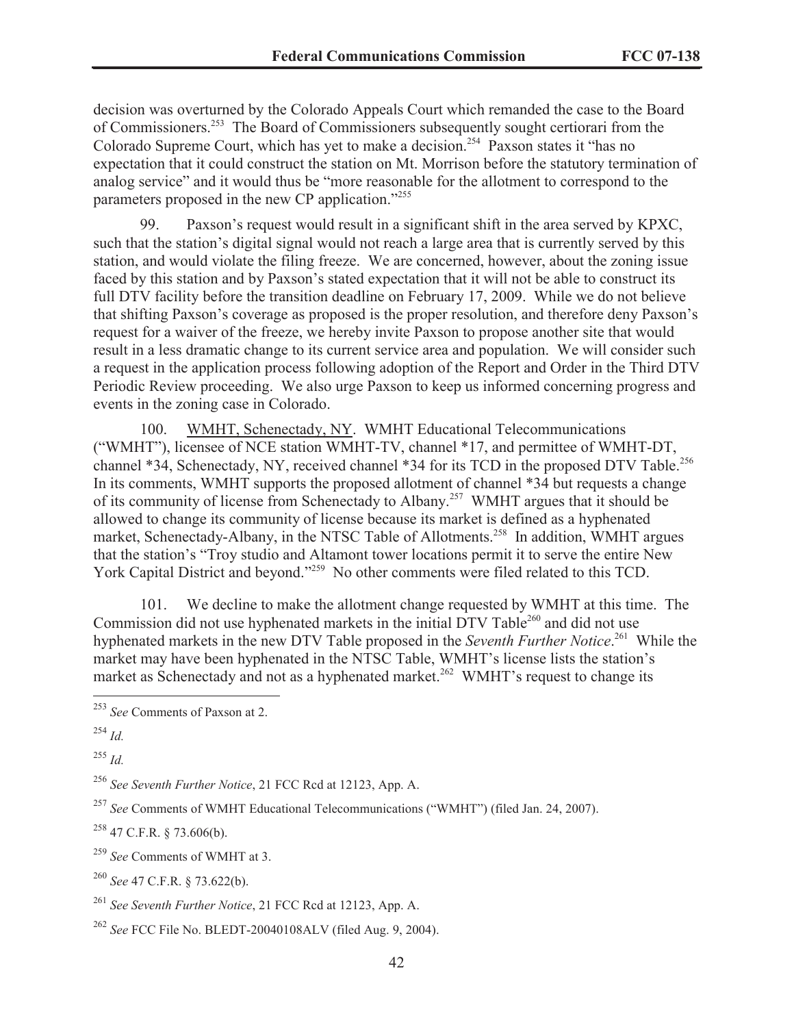decision was overturned by the Colorado Appeals Court which remanded the case to the Board of Commissioners.[253] The Board of Commissioners subsequently sought certiorari from the Colorado Supreme Court, which has yet to make a decision.[254] Paxson states it "has no expectation that it could construct the station on Mt. Morrison before the statutory termination of analog service" and it would thus be "more reasonable for the allotment to correspond to the parameters proposed in the new CP application."[255]

99. Paxson's request would result in a significant shift in the area served by KPXC, such that the station's digital signal would not reach a large area that is currently served by this station, and would violate the filing freeze. We are concerned, however, about the zoning issue faced by this station and by Paxson's stated expectation that it will not be able to construct its full DTV facility before the transition deadline on February 17, 2009. While we do not believe that shifting Paxson's coverage as proposed is the proper resolution, and therefore deny Paxson's request for a waiver of the freeze, we hereby invite Paxson to propose another site that would result in a less dramatic change to its current service area and population. We will consider such a request in the application process following adoption of the Report and Order in the Third DTV Periodic Review proceeding. We also urge Paxson to keep us informed concerning progress and events in the zoning case in Colorado.

100. WMHT, Schenectady, NY. WMHT Educational Telecommunications ("WMHT"), licensee of NCE station WMHT-TV, channel *17, and permittee of WMHT-DT, channel *34, Schenectady, NY, received channel *34 for its TCD in the proposed DTV Table.[256] In its comments, WMHT supports the proposed allotment of channel *34 but requests a change of its community of license from Schenectady to Albany.[257] WMHT argues that it should be allowed to change its community of license because its market is defined as a hyphenated market, Schenectady-Albany, in the NTSC Table of Allotments.[258] In addition, WMHT argues that the station's "Troy studio and Altamont tower locations permit it to serve the entire New York Capital District and beyond."[259] No other comments were filed related to this TCD.

101. We decline to make the allotment change requested by WMHT at this time. The Commission did not use hyphenated markets in the initial DTV Table[260] and did not use hyphenated markets in the new DTV Table proposed in the *Seventh Further Notice*.[261] While the market may have been hyphenated in the NTSC Table, WMHT's license lists the station's market as Schenectady and not as a hyphenated market.[262] WMHT's request to change its

---

[253] *See* Comments of Paxson at 2.

[254] *Id.*

[255] *Id.*

[256] *See Seventh Further Notice*, 21 FCC Rcd at 12123, App. A.

[257] *See* Comments of WMHT Educational Telecommunications ("WMHT") (filed Jan. 24, 2007).

[258] 47 C.F.R. § 73.606(b).

[259] *See* Comments of WMHT at 3.

[260] *See* 47 C.F.R. § 73.622(b).

[261] *See Seventh Further Notice*, 21 FCC Rcd at 12123, App. A.

[262] *See* FCC File No. BLEDT-20040108ALV (filed Aug. 9, 2004).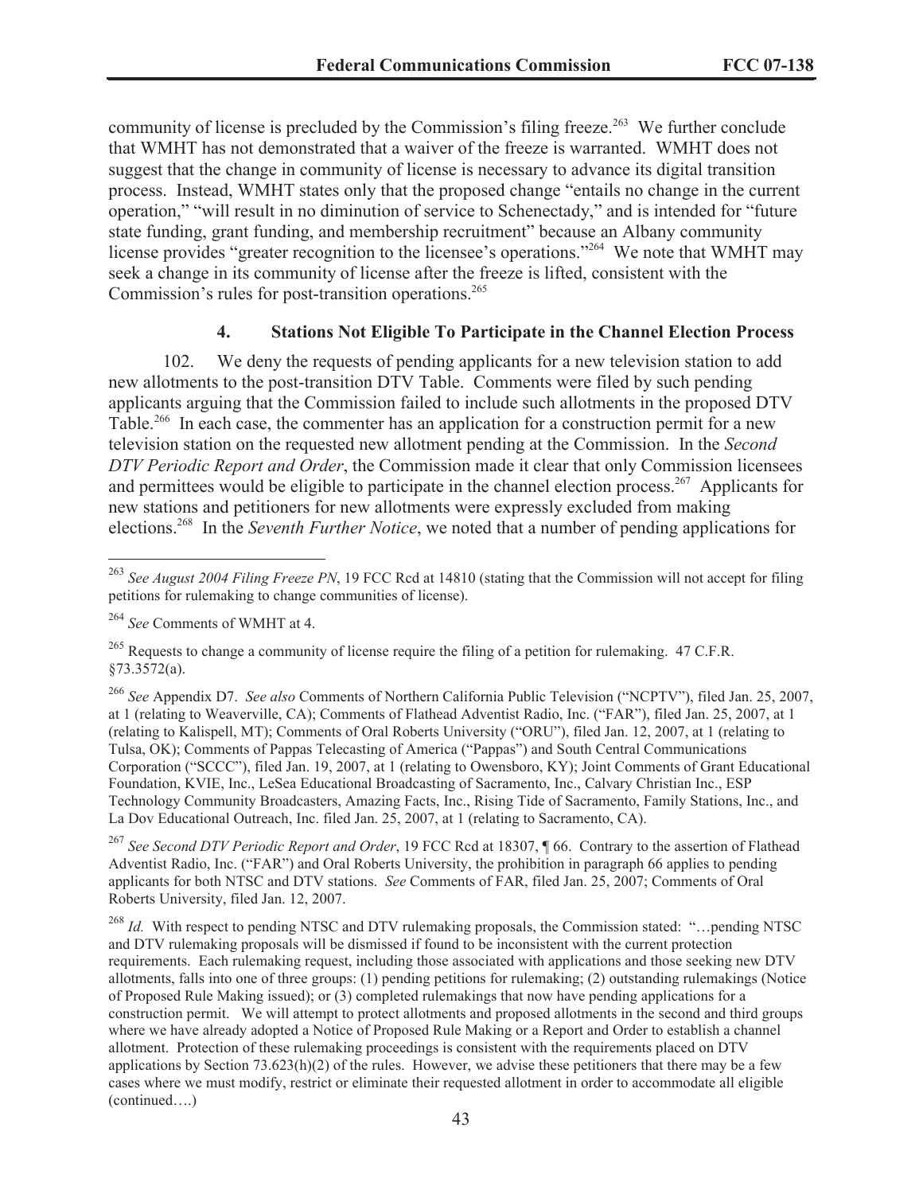community of license is precluded by the Commission's filing freeze.[263] We further conclude that WMHT has not demonstrated that a waiver of the freeze is warranted. WMHT does not suggest that the change in community of license is necessary to advance its digital transition process. Instead, WMHT states only that the proposed change "entails no change in the current operation," "will result in no diminution of service to Schenectady," and is intended for "future state funding, grant funding, and membership recruitment" because an Albany community license provides "greater recognition to the licensee's operations."[264] We note that WMHT may seek a change in its community of license after the freeze is lifted, consistent with the Commission's rules for post-transition operations.[265]

### 4. Stations Not Eligible To Participate in the Channel Election Process

102. We deny the requests of pending applicants for a new television station to add new allotments to the post-transition DTV Table. Comments were filed by such pending applicants arguing that the Commission failed to include such allotments in the proposed DTV Table.[266] In each case, the commenter has an application for a construction permit for a new television station on the requested new allotment pending at the Commission. In the *Second DTV Periodic Report and Order*, the Commission made it clear that only Commission licensees and permittees would be eligible to participate in the channel election process.[267] Applicants for new stations and petitioners for new allotments were expressly excluded from making elections.[268] In the *Seventh Further Notice*, we noted that a number of pending applications for

---

[263] *See August 2004 Filing Freeze PN*, 19 FCC Rcd at 14810 (stating that the Commission will not accept for filing petitions for rulemaking to change communities of license).

[264] *See* Comments of WMHT at 4.

[265] Requests to change a community of license require the filing of a petition for rulemaking. 47 C.F.R. §73.3572(a).

[266] *See* Appendix D7. *See also* Comments of Northern California Public Television ("NCPTV"), filed Jan. 25, 2007, at 1 (relating to Weaverville, CA); Comments of Flathead Adventist Radio, Inc. ("FAR"), filed Jan. 25, 2007, at 1 (relating to Kalispell, MT); Comments of Oral Roberts University ("ORU"), filed Jan. 12, 2007, at 1 (relating to Tulsa, OK); Comments of Pappas Telecasting of America ("Pappas") and South Central Communications Corporation ("SCCC"), filed Jan. 19, 2007, at 1 (relating to Owensboro, KY); Joint Comments of Grant Educational Foundation, KVIE, Inc., LeSea Educational Broadcasting of Sacramento, Inc., Calvary Christian Inc., ESP Technology Community Broadcasters, Amazing Facts, Inc., Rising Tide of Sacramento, Family Stations, Inc., and La Dov Educational Outreach, Inc. filed Jan. 25, 2007, at 1 (relating to Sacramento, CA).

[267] *See Second DTV Periodic Report and Order*, 19 FCC Rcd at 18307, ¶ 66. Contrary to the assertion of Flathead Adventist Radio, Inc. ("FAR") and Oral Roberts University, the prohibition in paragraph 66 applies to pending applicants for both NTSC and DTV stations. *See* Comments of FAR, filed Jan. 25, 2007; Comments of Oral Roberts University, filed Jan. 12, 2007.

[268] *Id.* With respect to pending NTSC and DTV rulemaking proposals, the Commission stated: "…pending NTSC and DTV rulemaking proposals will be dismissed if found to be inconsistent with the current protection requirements. Each rulemaking request, including those associated with applications and those seeking new DTV allotments, falls into one of three groups: (1) pending petitions for rulemaking; (2) outstanding rulemakings (Notice of Proposed Rule Making issued); or (3) completed rulemakings that now have pending applications for a construction permit. We will attempt to protect allotments and proposed allotments in the second and third groups where we have already adopted a Notice of Proposed Rule Making or a Report and Order to establish a channel allotment. Protection of these rulemaking proceedings is consistent with the requirements placed on DTV applications by Section 73.623(h)(2) of the rules. However, we advise these petitioners that there may be a few cases where we must modify, restrict or eliminate their requested allotment in order to accommodate all eligible (continued….)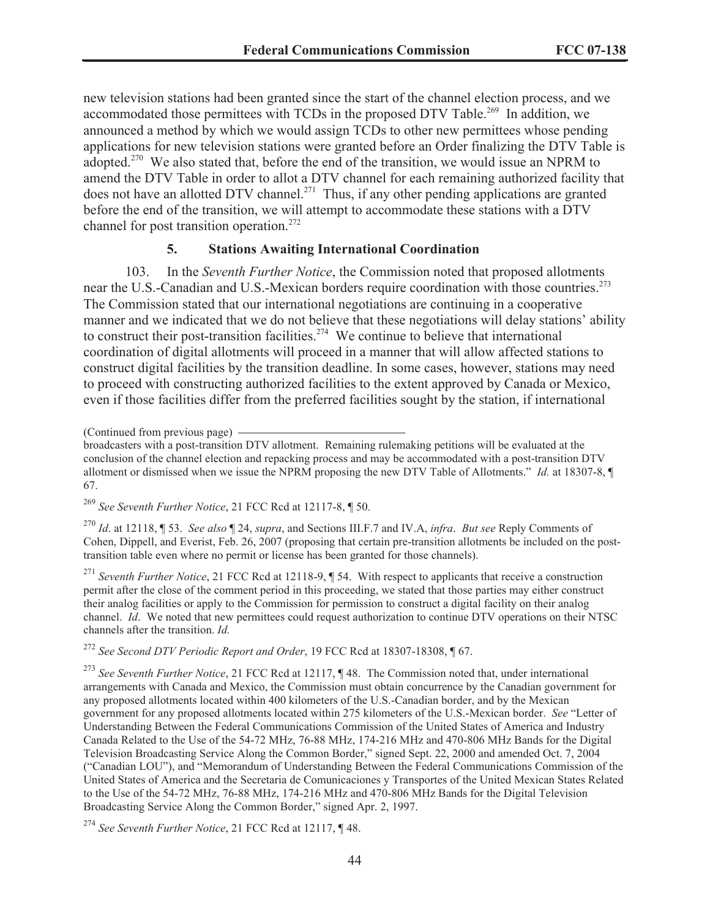new television stations had been granted since the start of the channel election process, and we accommodated those permittees with TCDs in the proposed DTV Table.[269] In addition, we announced a method by which we would assign TCDs to other new permittees whose pending applications for new television stations were granted before an Order finalizing the DTV Table is adopted.[270] We also stated that, before the end of the transition, we would issue an NPRM to amend the DTV Table in order to allot a DTV channel for each remaining authorized facility that does not have an allotted DTV channel.[271] Thus, if any other pending applications are granted before the end of the transition, we will attempt to accommodate these stations with a DTV channel for post transition operation.[272]

### 5. Stations Awaiting International Coordination

103. In the *Seventh Further Notice*, the Commission noted that proposed allotments near the U.S.-Canadian and U.S.-Mexican borders require coordination with those countries.[273] The Commission stated that our international negotiations are continuing in a cooperative manner and we indicated that we do not believe that these negotiations will delay stations' ability to construct their post-transition facilities.[274] We continue to believe that international coordination of digital allotments will proceed in a manner that will allow affected stations to construct digital facilities by the transition deadline. In some cases, however, stations may need to proceed with constructing authorized facilities to the extent approved by Canada or Mexico, even if those facilities differ from the preferred facilities sought by the station, if international

---

(Continued from previous page)

broadcasters with a post-transition DTV allotment. Remaining rulemaking petitions will be evaluated at the conclusion of the channel election and repacking process and may be accommodated with a post-transition DTV allotment or dismissed when we issue the NPRM proposing the new DTV Table of Allotments." *Id.* at 18307-8, ¶ 67.

[269] *See Seventh Further Notice*, 21 FCC Rcd at 12117-8, ¶ 50.

[270] *Id*. at 12118, ¶ 53. *See also* ¶ 24, *supra*, and Sections III.F.7 and IV.A, *infra*. *But see* Reply Comments of Cohen, Dippell, and Everist, Feb. 26, 2007 (proposing that certain pre-transition allotments be included on the post-transition table even where no permit or license has been granted for those channels).

[271] *Seventh Further Notice*, 21 FCC Rcd at 12118-9, ¶ 54. With respect to applicants that receive a construction permit after the close of the comment period in this proceeding, we stated that those parties may either construct their analog facilities or apply to the Commission for permission to construct a digital facility on their analog channel. *Id*. We noted that new permittees could request authorization to continue DTV operations on their NTSC channels after the transition. *Id.*

[272] *See Second DTV Periodic Report and Order*, 19 FCC Rcd at 18307-18308, ¶ 67.

[273] *See Seventh Further Notice*, 21 FCC Rcd at 12117, ¶ 48. The Commission noted that, under international arrangements with Canada and Mexico, the Commission must obtain concurrence by the Canadian government for any proposed allotments located within 400 kilometers of the U.S.-Canadian border, and by the Mexican government for any proposed allotments located within 275 kilometers of the U.S.-Mexican border. *See* "Letter of Understanding Between the Federal Communications Commission of the United States of America and Industry Canada Related to the Use of the 54-72 MHz, 76-88 MHz, 174-216 MHz and 470-806 MHz Bands for the Digital Television Broadcasting Service Along the Common Border," signed Sept. 22, 2000 and amended Oct. 7, 2004 ("Canadian LOU"), and "Memorandum of Understanding Between the Federal Communications Commission of the United States of America and the Secretaria de Comunicaciones y Transportes of the United Mexican States Related to the Use of the 54-72 MHz, 76-88 MHz, 174-216 MHz and 470-806 MHz Bands for the Digital Television Broadcasting Service Along the Common Border," signed Apr. 2, 1997.

[274] *See Seventh Further Notice*, 21 FCC Rcd at 12117, ¶ 48.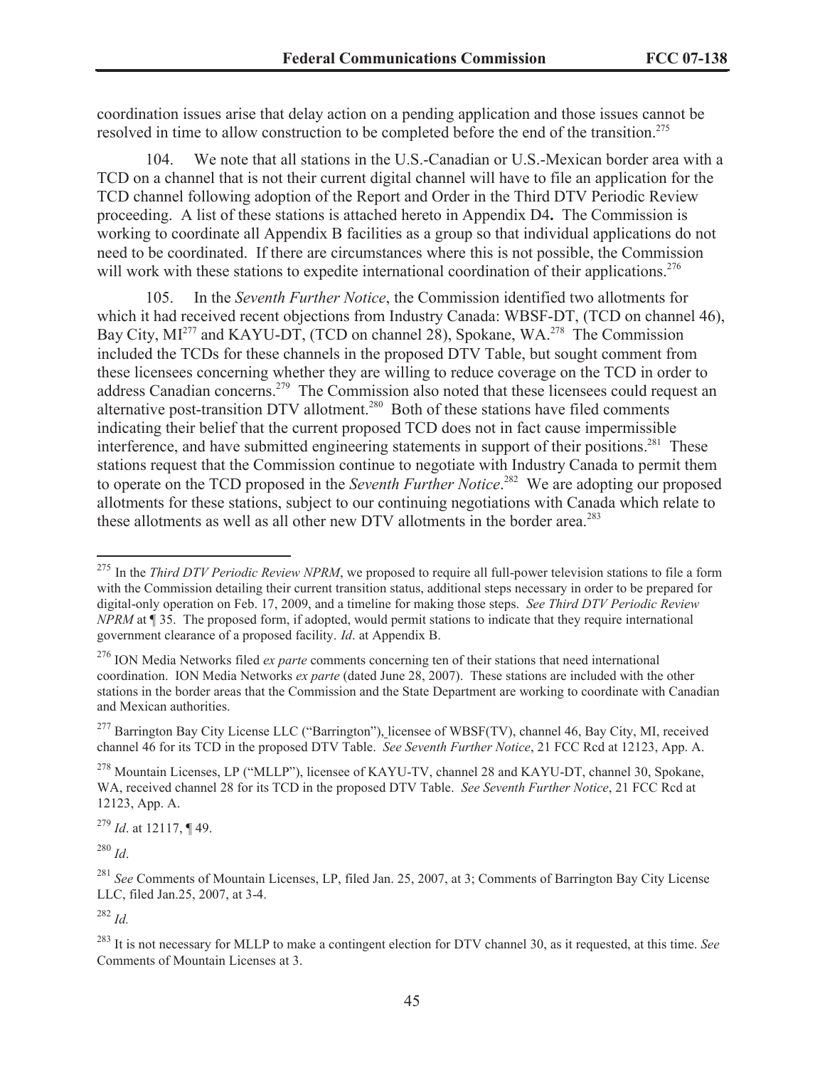coordination issues arise that delay action on a pending application and those issues cannot be resolved in time to allow construction to be completed before the end of the transition.[275]

104. We note that all stations in the U.S.-Canadian or U.S.-Mexican border area with a TCD on a channel that is not their current digital channel will have to file an application for the TCD channel following adoption of the Report and Order in the Third DTV Periodic Review proceeding. A list of these stations is attached hereto in Appendix D4**.** The Commission is working to coordinate all Appendix B facilities as a group so that individual applications do not need to be coordinated. If there are circumstances where this is not possible, the Commission will work with these stations to expedite international coordination of their applications.[276]

105. In the *Seventh Further Notice*, the Commission identified two allotments for which it had received recent objections from Industry Canada: WBSF-DT, (TCD on channel 46), Bay City, MI[277] and KAYU-DT, (TCD on channel 28), Spokane, WA.[278] The Commission included the TCDs for these channels in the proposed DTV Table, but sought comment from these licensees concerning whether they are willing to reduce coverage on the TCD in order to address Canadian concerns.[279] The Commission also noted that these licensees could request an alternative post-transition DTV allotment.[280] Both of these stations have filed comments indicating their belief that the current proposed TCD does not in fact cause impermissible interference, and have submitted engineering statements in support of their positions.[281] These stations request that the Commission continue to negotiate with Industry Canada to permit them to operate on the TCD proposed in the *Seventh Further Notice*.[282] We are adopting our proposed allotments for these stations, subject to our continuing negotiations with Canada which relate to these allotments as well as all other new DTV allotments in the border area.[283]

---

[275] In the *Third DTV Periodic Review NPRM*, we proposed to require all full-power television stations to file a form with the Commission detailing their current transition status, additional steps necessary in order to be prepared for digital-only operation on Feb. 17, 2009, and a timeline for making those steps. *See Third DTV Periodic Review NPRM* at ¶ 35. The proposed form, if adopted, would permit stations to indicate that they require international government clearance of a proposed facility. *Id*. at Appendix B.

[276] ION Media Networks filed *ex parte* comments concerning ten of their stations that need international coordination. ION Media Networks *ex parte* (dated June 28, 2007). These stations are included with the other stations in the border areas that the Commission and the State Department are working to coordinate with Canadian and Mexican authorities.

[277] Barrington Bay City License LLC ("Barrington"), licensee of WBSF(TV), channel 46, Bay City, MI, received channel 46 for its TCD in the proposed DTV Table. *See Seventh Further Notice*, 21 FCC Rcd at 12123, App. A.

[278] Mountain Licenses, LP ("MLLP"), licensee of KAYU-TV, channel 28 and KAYU-DT, channel 30, Spokane, WA, received channel 28 for its TCD in the proposed DTV Table. *See Seventh Further Notice*, 21 FCC Rcd at 12123, App. A.

[279] *Id*. at 12117, ¶ 49.

[280] *Id*.

[281] *See* Comments of Mountain Licenses, LP, filed Jan. 25, 2007, at 3; Comments of Barrington Bay City License LLC, filed Jan.25, 2007, at 3-4.

[282] *Id.*

[283] It is not necessary for MLLP to make a contingent election for DTV channel 30, as it requested, at this time. *See* Comments of Mountain Licenses at 3.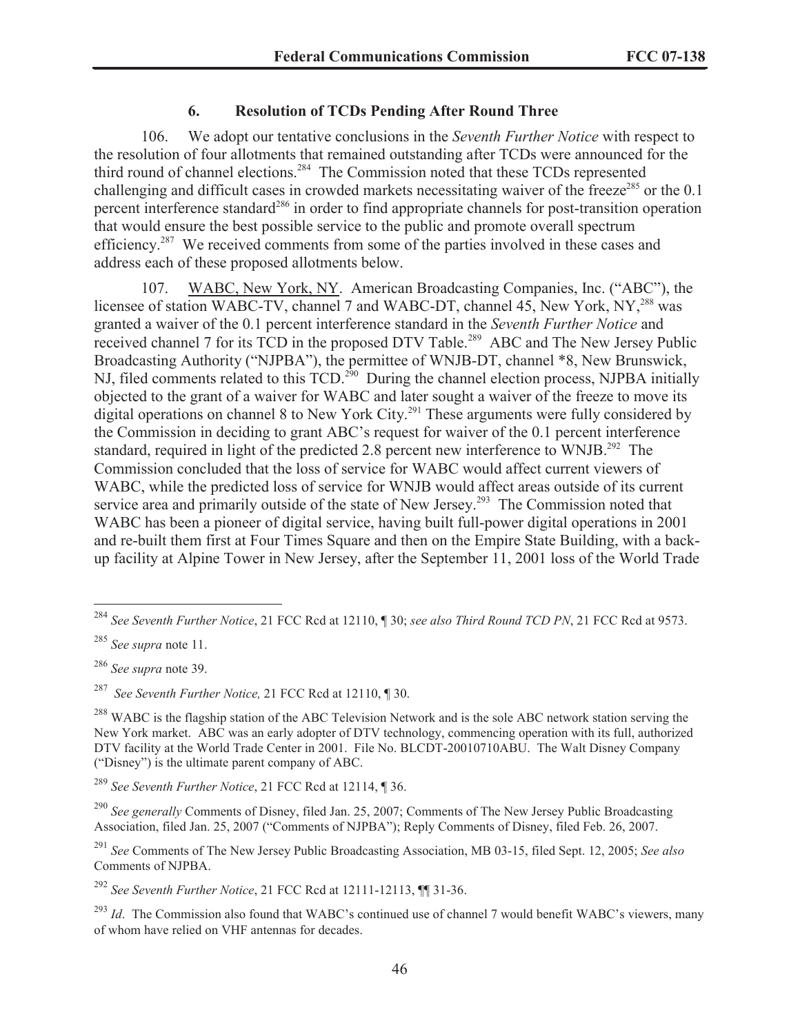### 6. Resolution of TCDs Pending After Round Three

106. We adopt our tentative conclusions in the *Seventh Further Notice* with respect to the resolution of four allotments that remained outstanding after TCDs were announced for the third round of channel elections.[284] The Commission noted that these TCDs represented challenging and difficult cases in crowded markets necessitating waiver of the freeze[285] or the 0.1 percent interference standard[286] in order to find appropriate channels for post-transition operation that would ensure the best possible service to the public and promote overall spectrum efficiency.[287] We received comments from some of the parties involved in these cases and address each of these proposed allotments below.

107. WABC, New York, NY. American Broadcasting Companies, Inc. ("ABC"), the licensee of station WABC-TV, channel 7 and WABC-DT, channel 45, New York, NY,[288] was granted a waiver of the 0.1 percent interference standard in the *Seventh Further Notice* and received channel 7 for its TCD in the proposed DTV Table.[289] ABC and The New Jersey Public Broadcasting Authority ("NJPBA"), the permittee of WNJB-DT, channel *8, New Brunswick, NJ, filed comments related to this TCD.[290] During the channel election process, NJPBA initially objected to the grant of a waiver for WABC and later sought a waiver of the freeze to move its digital operations on channel 8 to New York City.[291] These arguments were fully considered by the Commission in deciding to grant ABC's request for waiver of the 0.1 percent interference standard, required in light of the predicted 2.8 percent new interference to WNJB.[292] The Commission concluded that the loss of service for WABC would affect current viewers of WABC, while the predicted loss of service for WNJB would affect areas outside of its current service area and primarily outside of the state of New Jersey.[293] The Commission noted that WABC has been a pioneer of digital service, having built full-power digital operations in 2001 and re-built them first at Four Times Square and then on the Empire State Building, with a back-up facility at Alpine Tower in New Jersey, after the September 11, 2001 loss of the World Trade

---

[284] *See Seventh Further Notice*, 21 FCC Rcd at 12110, ¶ 30; *see also Third Round TCD PN*, 21 FCC Rcd at 9573.

[285] *See supra* note 11.

[286] *See supra* note 39.

[287] *See Seventh Further Notice,* 21 FCC Rcd at 12110, ¶ 30.

[288] WABC is the flagship station of the ABC Television Network and is the sole ABC network station serving the New York market. ABC was an early adopter of DTV technology, commencing operation with its full, authorized DTV facility at the World Trade Center in 2001. File No. BLCDT-20010710ABU. The Walt Disney Company ("Disney") is the ultimate parent company of ABC.

[289] *See Seventh Further Notice*, 21 FCC Rcd at 12114, ¶ 36.

[290] *See generally* Comments of Disney, filed Jan. 25, 2007; Comments of The New Jersey Public Broadcasting Association, filed Jan. 25, 2007 ("Comments of NJPBA"); Reply Comments of Disney, filed Feb. 26, 2007.

[291] *See* Comments of The New Jersey Public Broadcasting Association, MB 03-15, filed Sept. 12, 2005; *See also* Comments of NJPBA.

[292] *See Seventh Further Notice*, 21 FCC Rcd at 12111-12113, ¶¶ 31-36.

[293] *Id*. The Commission also found that WABC's continued use of channel 7 would benefit WABC's viewers, many of whom have relied on VHF antennas for decades.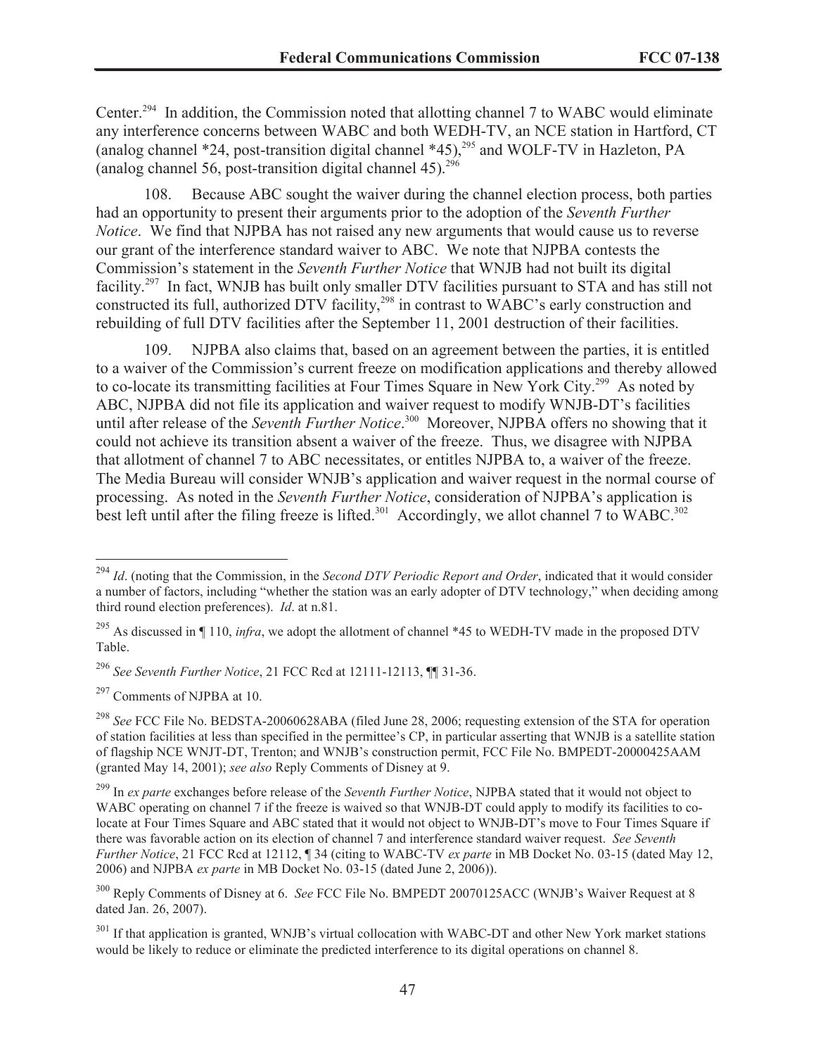Center.[294] In addition, the Commission noted that allotting channel 7 to WABC would eliminate any interference concerns between WABC and both WEDH-TV, an NCE station in Hartford, CT (analog channel *24, post-transition digital channel *45),[295] and WOLF-TV in Hazleton, PA (analog channel 56, post-transition digital channel 45).[296]

108. Because ABC sought the waiver during the channel election process, both parties had an opportunity to present their arguments prior to the adoption of the *Seventh Further Notice*. We find that NJPBA has not raised any new arguments that would cause us to reverse our grant of the interference standard waiver to ABC. We note that NJPBA contests the Commission's statement in the *Seventh Further Notice* that WNJB had not built its digital facility.[297] In fact, WNJB has built only smaller DTV facilities pursuant to STA and has still not constructed its full, authorized DTV facility,[298] in contrast to WABC's early construction and rebuilding of full DTV facilities after the September 11, 2001 destruction of their facilities.

109. NJPBA also claims that, based on an agreement between the parties, it is entitled to a waiver of the Commission's current freeze on modification applications and thereby allowed to co-locate its transmitting facilities at Four Times Square in New York City.[299] As noted by ABC, NJPBA did not file its application and waiver request to modify WNJB-DT's facilities until after release of the *Seventh Further Notice*.[300] Moreover, NJPBA offers no showing that it could not achieve its transition absent a waiver of the freeze. Thus, we disagree with NJPBA that allotment of channel 7 to ABC necessitates, or entitles NJPBA to, a waiver of the freeze. The Media Bureau will consider WNJB's application and waiver request in the normal course of processing. As noted in the *Seventh Further Notice*, consideration of NJPBA's application is best left until after the filing freeze is lifted.[301] Accordingly, we allot channel 7 to WABC.[302]

---

[294] *Id*. (noting that the Commission, in the *Second DTV Periodic Report and Order*, indicated that it would consider a number of factors, including "whether the station was an early adopter of DTV technology," when deciding among third round election preferences). *Id*. at n.81.

[295] As discussed in ¶ 110, *infra*, we adopt the allotment of channel *45 to WEDH-TV made in the proposed DTV Table.

[296] *See Seventh Further Notice*, 21 FCC Rcd at 12111-12113, ¶¶ 31-36.

[297] Comments of NJPBA at 10.

[298] *See* FCC File No. BEDSTA-20060628ABA (filed June 28, 2006; requesting extension of the STA for operation of station facilities at less than specified in the permittee's CP, in particular asserting that WNJB is a satellite station of flagship NCE WNJT-DT, Trenton; and WNJB's construction permit, FCC File No. BMPEDT-20000425AAM (granted May 14, 2001); *see also* Reply Comments of Disney at 9.

[299] In *ex parte* exchanges before release of the *Seventh Further Notice*, NJPBA stated that it would not object to WABC operating on channel 7 if the freeze is waived so that WNJB-DT could apply to modify its facilities to co-locate at Four Times Square and ABC stated that it would not object to WNJB-DT's move to Four Times Square if there was favorable action on its election of channel 7 and interference standard waiver request. *See Seventh Further Notice*, 21 FCC Rcd at 12112, ¶ 34 (citing to WABC-TV *ex parte* in MB Docket No. 03-15 (dated May 12, 2006) and NJPBA *ex parte* in MB Docket No. 03-15 (dated June 2, 2006)).

[300] Reply Comments of Disney at 6. *See* FCC File No. BMPEDT 20070125ACC (WNJB's Waiver Request at 8 dated Jan. 26, 2007).

[301] If that application is granted, WNJB's virtual collocation with WABC-DT and other New York market stations would be likely to reduce or eliminate the predicted interference to its digital operations on channel 8.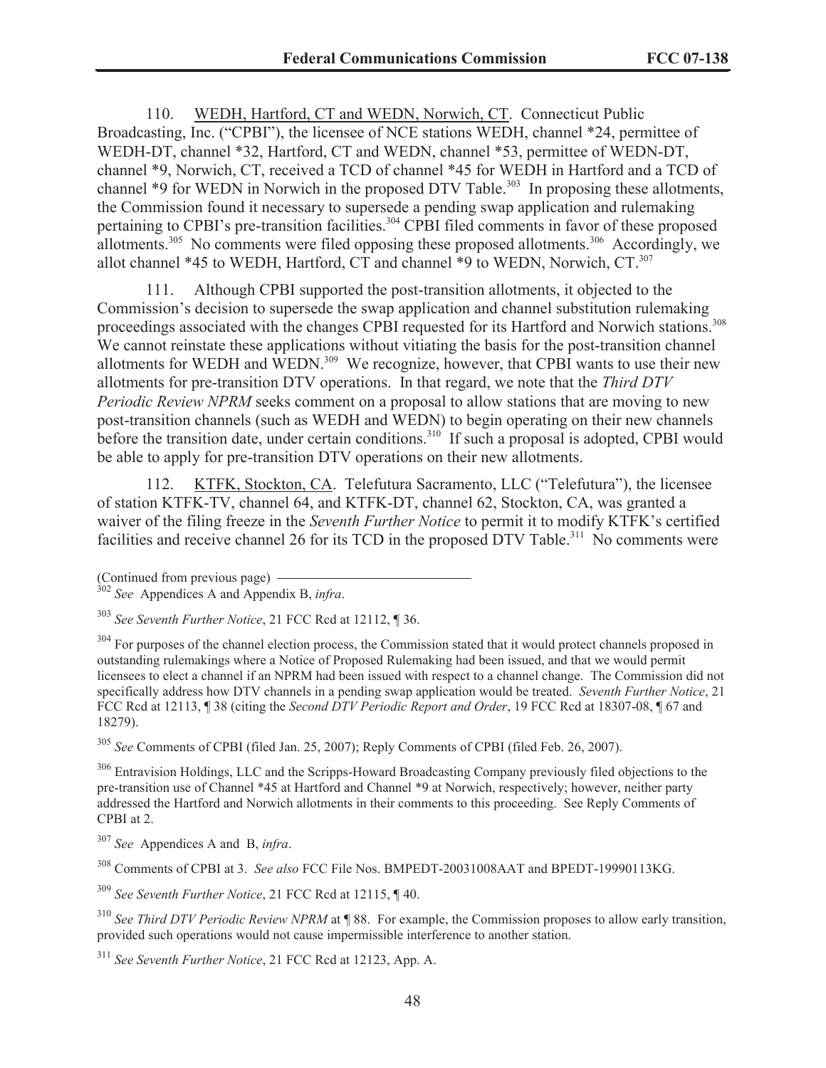110. WEDH, Hartford, CT and WEDN, Norwich, CT. Connecticut Public Broadcasting, Inc. ("CPBI"), the licensee of NCE stations WEDH, channel *24, permittee of WEDH-DT, channel *32, Hartford, CT and WEDN, channel *53, permittee of WEDN-DT, channel *9, Norwich, CT, received a TCD of channel *45 for WEDH in Hartford and a TCD of channel *9 for WEDN in Norwich in the proposed DTV Table.[303] In proposing these allotments, the Commission found it necessary to supersede a pending swap application and rulemaking pertaining to CPBI's pre-transition facilities.[304] CPBI filed comments in favor of these proposed allotments.[305] No comments were filed opposing these proposed allotments.[306] Accordingly, we allot channel *45 to WEDH, Hartford, CT and channel *9 to WEDN, Norwich, CT.[307]

111. Although CPBI supported the post-transition allotments, it objected to the Commission's decision to supersede the swap application and channel substitution rulemaking proceedings associated with the changes CPBI requested for its Hartford and Norwich stations.[308] We cannot reinstate these applications without vitiating the basis for the post-transition channel allotments for WEDH and WEDN.[309] We recognize, however, that CPBI wants to use their new allotments for pre-transition DTV operations. In that regard, we note that the *Third DTV Periodic Review NPRM* seeks comment on a proposal to allow stations that are moving to new post-transition channels (such as WEDH and WEDN) to begin operating on their new channels before the transition date, under certain conditions.[310] If such a proposal is adopted, CPBI would be able to apply for pre-transition DTV operations on their new allotments.

112. KTFK, Stockton, CA. Telefutura Sacramento, LLC ("Telefutura"), the licensee of station KTFK-TV, channel 64, and KTFK-DT, channel 62, Stockton, CA, was granted a waiver of the filing freeze in the *Seventh Further Notice* to permit it to modify KTFK's certified facilities and receive channel 26 for its TCD in the proposed DTV Table.[311] No comments were

(Continued from previous page)

[302] *See* Appendices A and Appendix B, *infra*.

[303] *See Seventh Further Notice*, 21 FCC Rcd at 12112, ¶ 36.

[304] For purposes of the channel election process, the Commission stated that it would protect channels proposed in outstanding rulemakings where a Notice of Proposed Rulemaking had been issued, and that we would permit licensees to elect a channel if an NPRM had been issued with respect to a channel change. The Commission did not specifically address how DTV channels in a pending swap application would be treated. *Seventh Further Notice*, 21 FCC Rcd at 12113, ¶ 38 (citing the *Second DTV Periodic Report and Order*, 19 FCC Rcd at 18307-08, ¶ 67 and 18279).

[305] *See* Comments of CPBI (filed Jan. 25, 2007); Reply Comments of CPBI (filed Feb. 26, 2007).

[306] Entravision Holdings, LLC and the Scripps-Howard Broadcasting Company previously filed objections to the pre-transition use of Channel *45 at Hartford and Channel *9 at Norwich, respectively; however, neither party addressed the Hartford and Norwich allotments in their comments to this proceeding. See Reply Comments of CPBI at 2.

[307] *See* Appendices A and B, *infra*.

[308] Comments of CPBI at 3. *See also* FCC File Nos. BMPEDT-20031008AAT and BPEDT-19990113KG.

[309] *See Seventh Further Notice*, 21 FCC Rcd at 12115, ¶ 40.

[310] *See Third DTV Periodic Review NPRM* at ¶ 88. For example, the Commission proposes to allow early transition, provided such operations would not cause impermissible interference to another station.

[311] *See Seventh Further Notice*, 21 FCC Rcd at 12123, App. A.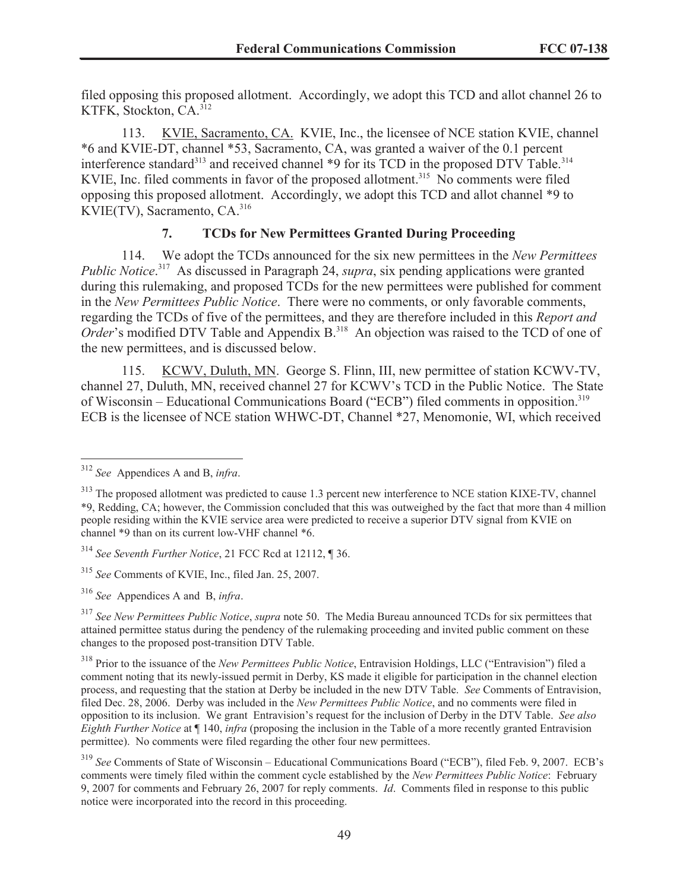filed opposing this proposed allotment. Accordingly, we adopt this TCD and allot channel 26 to KTFK, Stockton, CA.[312]

113. KVIE, Sacramento, CA. KVIE, Inc., the licensee of NCE station KVIE, channel *6 and KVIE-DT, channel *53, Sacramento, CA, was granted a waiver of the 0.1 percent interference standard[313] and received channel *9 for its TCD in the proposed DTV Table.[314] KVIE, Inc. filed comments in favor of the proposed allotment.[315] No comments were filed opposing this proposed allotment. Accordingly, we adopt this TCD and allot channel *9 to KVIE(TV), Sacramento, CA.[316]

### 7. TCDs for New Permittees Granted During Proceeding

114. We adopt the TCDs announced for the six new permittees in the *New Permittees Public Notice*.[317] As discussed in Paragraph 24, *supra*, six pending applications were granted during this rulemaking, and proposed TCDs for the new permittees were published for comment in the *New Permittees Public Notice*. There were no comments, or only favorable comments, regarding the TCDs of five of the permittees, and they are therefore included in this *Report and Order*'s modified DTV Table and Appendix B.[318] An objection was raised to the TCD of one of the new permittees, and is discussed below.

115. KCWV, Duluth, MN. George S. Flinn, III, new permittee of station KCWV-TV, channel 27, Duluth, MN, received channel 27 for KCWV's TCD in the Public Notice. The State of Wisconsin – Educational Communications Board ("ECB") filed comments in opposition.[319] ECB is the licensee of NCE station WHWC-DT, Channel *27, Menomonie, WI, which received

---

[312] *See* Appendices A and B, *infra*.

[313] The proposed allotment was predicted to cause 1.3 percent new interference to NCE station KIXE-TV, channel *9, Redding, CA; however, the Commission concluded that this was outweighed by the fact that more than 4 million people residing within the KVIE service area were predicted to receive a superior DTV signal from KVIE on channel *9 than on its current low-VHF channel *6.

[314] *See Seventh Further Notice*, 21 FCC Rcd at 12112, ¶ 36.

[315] *See* Comments of KVIE, Inc., filed Jan. 25, 2007.

[316] *See* Appendices A and B, *infra*.

[317] *See New Permittees Public Notice*, *supra* note 50. The Media Bureau announced TCDs for six permittees that attained permittee status during the pendency of the rulemaking proceeding and invited public comment on these changes to the proposed post-transition DTV Table.

[318] Prior to the issuance of the *New Permittees Public Notice*, Entravision Holdings, LLC ("Entravision") filed a comment noting that its newly-issued permit in Derby, KS made it eligible for participation in the channel election process, and requesting that the station at Derby be included in the new DTV Table. *See* Comments of Entravision, filed Dec. 28, 2006. Derby was included in the *New Permittees Public Notice*, and no comments were filed in opposition to its inclusion. We grant Entravision's request for the inclusion of Derby in the DTV Table. *See also Eighth Further Notice* at ¶ 140, *infra* (proposing the inclusion in the Table of a more recently granted Entravision permittee). No comments were filed regarding the other four new permittees.

[319] *See* Comments of State of Wisconsin – Educational Communications Board ("ECB"), filed Feb. 9, 2007. ECB's comments were timely filed within the comment cycle established by the *New Permittees Public Notice*: February 9, 2007 for comments and February 26, 2007 for reply comments. *Id*. Comments filed in response to this public notice were incorporated into the record in this proceeding.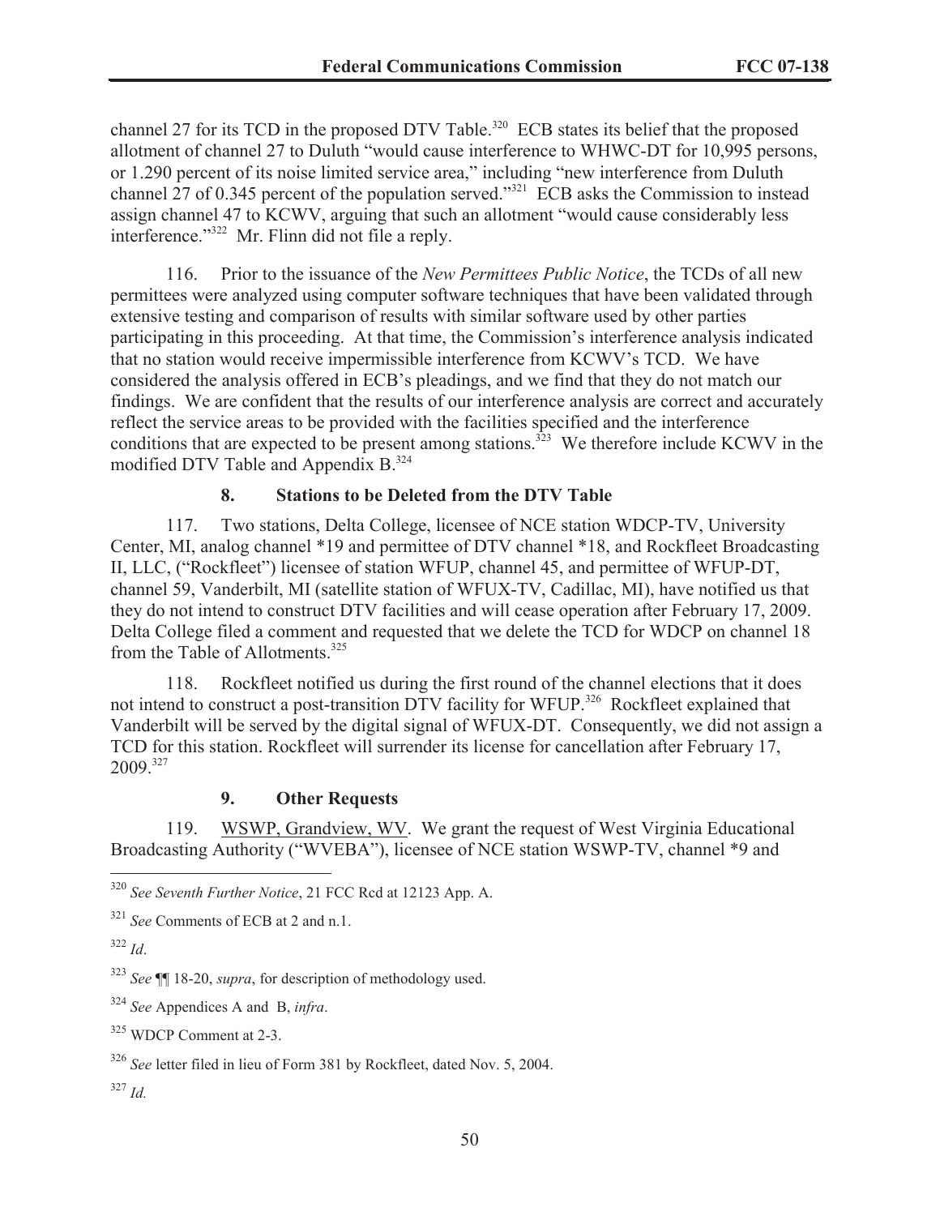channel 27 for its TCD in the proposed DTV Table.[320] ECB states its belief that the proposed allotment of channel 27 to Duluth "would cause interference to WHWC-DT for 10,995 persons, or 1.290 percent of its noise limited service area," including "new interference from Duluth channel 27 of 0.345 percent of the population served."[321] ECB asks the Commission to instead assign channel 47 to KCWV, arguing that such an allotment "would cause considerably less interference."[322] Mr. Flinn did not file a reply.

116. Prior to the issuance of the *New Permittees Public Notice*, the TCDs of all new permittees were analyzed using computer software techniques that have been validated through extensive testing and comparison of results with similar software used by other parties participating in this proceeding. At that time, the Commission's interference analysis indicated that no station would receive impermissible interference from KCWV's TCD. We have considered the analysis offered in ECB's pleadings, and we find that they do not match our findings. We are confident that the results of our interference analysis are correct and accurately reflect the service areas to be provided with the facilities specified and the interference conditions that are expected to be present among stations.[323] We therefore include KCWV in the modified DTV Table and Appendix B.[324]

### 8. Stations to be Deleted from the DTV Table

117. Two stations, Delta College, licensee of NCE station WDCP-TV, University Center, MI, analog channel *19 and permittee of DTV channel *18, and Rockfleet Broadcasting II, LLC, ("Rockfleet") licensee of station WFUP, channel 45, and permittee of WFUP-DT, channel 59, Vanderbilt, MI (satellite station of WFUX-TV, Cadillac, MI), have notified us that they do not intend to construct DTV facilities and will cease operation after February 17, 2009. Delta College filed a comment and requested that we delete the TCD for WDCP on channel 18 from the Table of Allotments.[325]

118. Rockfleet notified us during the first round of the channel elections that it does not intend to construct a post-transition DTV facility for WFUP.[326] Rockfleet explained that Vanderbilt will be served by the digital signal of WFUX-DT. Consequently, we did not assign a TCD for this station. Rockfleet will surrender its license for cancellation after February 17, 2009.[327]

### 9. Other Requests

119. WSWP, Grandview, WV. We grant the request of West Virginia Educational Broadcasting Authority ("WVEBA"), licensee of NCE station WSWP-TV, channel *9 and

---

[320] *See Seventh Further Notice*, 21 FCC Rcd at 12123 App. A.

[321] *See* Comments of ECB at 2 and n.1.

[322] *Id*.

[323] *See* ¶¶ 18-20, *supra*, for description of methodology used.

[324] *See* Appendices A and B, *infra*.

[325] WDCP Comment at 2-3.

[326] *See* letter filed in lieu of Form 381 by Rockfleet, dated Nov. 5, 2004.

[327] *Id.*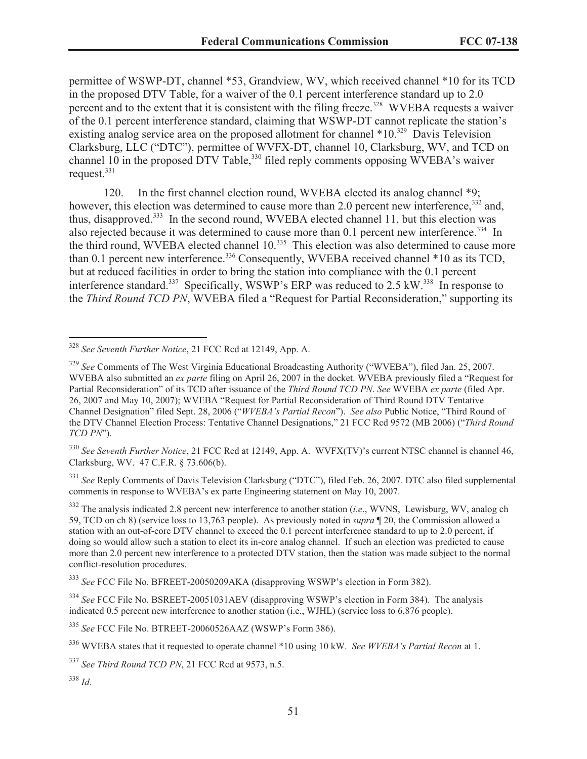permittee of WSWP-DT, channel *53, Grandview, WV, which received channel *10 for its TCD in the proposed DTV Table, for a waiver of the 0.1 percent interference standard up to 2.0 percent and to the extent that it is consistent with the filing freeze.[328] WVEBA requests a waiver of the 0.1 percent interference standard, claiming that WSWP-DT cannot replicate the station's existing analog service area on the proposed allotment for channel *10.[329] Davis Television Clarksburg, LLC ("DTC"), permittee of WVFX-DT, channel 10, Clarksburg, WV, and TCD on channel 10 in the proposed DTV Table,[330] filed reply comments opposing WVEBA's waiver request.[331]

120. In the first channel election round, WVEBA elected its analog channel *9; however, this election was determined to cause more than 2.0 percent new interference,[332] and, thus, disapproved.[333] In the second round, WVEBA elected channel 11, but this election was also rejected because it was determined to cause more than 0.1 percent new interference.[334] In the third round, WVEBA elected channel 10.[335] This election was also determined to cause more than 0.1 percent new interference.[336] Consequently, WVEBA received channel *10 as its TCD, but at reduced facilities in order to bring the station into compliance with the 0.1 percent interference standard.[337] Specifically, WSWP's ERP was reduced to 2.5 kW.[338] In response to the *Third Round TCD PN*, WVEBA filed a "Request for Partial Reconsideration," supporting its

---

[328] *See Seventh Further Notice*, 21 FCC Rcd at 12149, App. A.

[329] *See* Comments of The West Virginia Educational Broadcasting Authority ("WVEBA"), filed Jan. 25, 2007. WVEBA also submitted an *ex parte* filing on April 26, 2007 in the docket. WVEBA previously filed a "Request for Partial Reconsideration" of its TCD after issuance of the *Third Round TCD PN*. *See* WVEBA *ex parte* (filed Apr. 26, 2007 and May 10, 2007); WVEBA "Request for Partial Reconsideration of Third Round DTV Tentative Channel Designation" filed Sept. 28, 2006 ("*WVEBA's Partial Recon*"). *See also* Public Notice, "Third Round of the DTV Channel Election Process: Tentative Channel Designations," 21 FCC Rcd 9572 (MB 2006) ("*Third Round TCD PN*").

[330] *See Seventh Further Notice*, 21 FCC Rcd at 12149, App. A. WVFX(TV)'s current NTSC channel is channel 46, Clarksburg, WV. 47 C.F.R. § 73.606(b).

[331] *See* Reply Comments of Davis Television Clarksburg ("DTC"), filed Feb. 26, 2007. DTC also filed supplemental comments in response to WVEBA's ex parte Engineering statement on May 10, 2007.

[332] The analysis indicated 2.8 percent new interference to another station (*i.e.*, WVNS, Lewisburg, WV, analog ch 59, TCD on ch 8) (service loss to 13,763 people). As previously noted in *supra* ¶ 20, the Commission allowed a station with an out-of-core DTV channel to exceed the 0.1 percent interference standard to up to 2.0 percent, if doing so would allow such a station to elect its in-core analog channel. If such an election was predicted to cause more than 2.0 percent new interference to a protected DTV station, then the station was made subject to the normal conflict-resolution procedures.

[333] *See* FCC File No. BFREET-20050209AKA (disapproving WSWP's election in Form 382).

[334] *See* FCC File No. BSREET-20051031AEV (disapproving WSWP's election in Form 384). The analysis indicated 0.5 percent new interference to another station (i.e., WJHL) (service loss to 6,876 people).

[335] *See* FCC File No. BTREET-20060526AAZ (WSWP's Form 386).

[336] WVEBA states that it requested to operate channel *10 using 10 kW. *See WVEBA's Partial Recon* at 1.

[337] *See Third Round TCD PN*, 21 FCC Rcd at 9573, n.5.

[338] *Id*.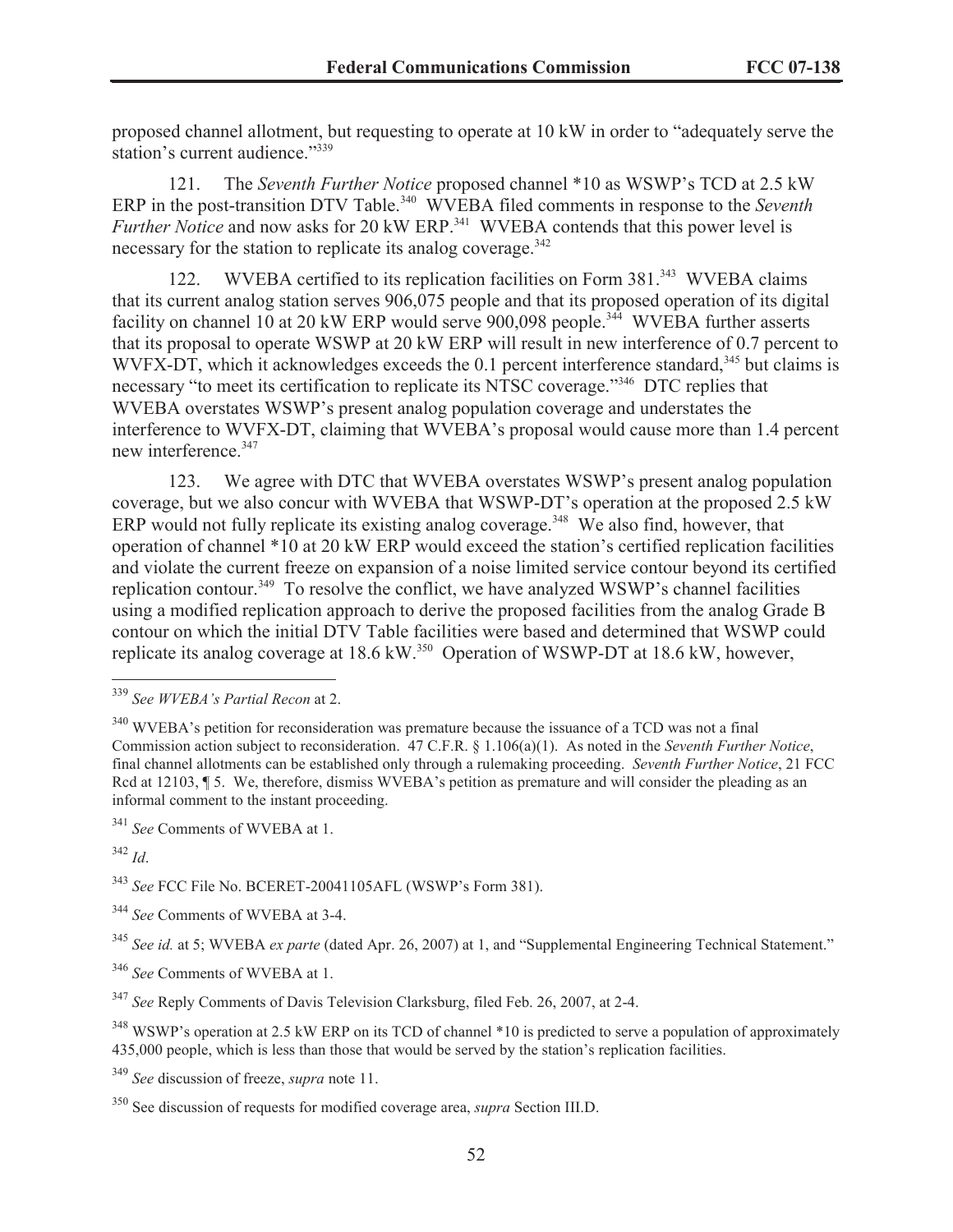proposed channel allotment, but requesting to operate at 10 kW in order to "adequately serve the station's current audience."[339]

121. The *Seventh Further Notice* proposed channel *10 as WSWP's TCD at 2.5 kW ERP in the post-transition DTV Table.[340] WVEBA filed comments in response to the *Seventh Further Notice* and now asks for 20 kW ERP.[341] WVEBA contends that this power level is necessary for the station to replicate its analog coverage.[342]

122. WVEBA certified to its replication facilities on Form 381.[343] WVEBA claims that its current analog station serves 906,075 people and that its proposed operation of its digital facility on channel 10 at 20 kW ERP would serve 900,098 people.[344] WVEBA further asserts that its proposal to operate WSWP at 20 kW ERP will result in new interference of 0.7 percent to WVFX-DT, which it acknowledges exceeds the 0.1 percent interference standard,[345] but claims is necessary "to meet its certification to replicate its NTSC coverage."[346] DTC replies that WVEBA overstates WSWP's present analog population coverage and understates the interference to WVFX-DT, claiming that WVEBA's proposal would cause more than 1.4 percent new interference.[347]

123. We agree with DTC that WVEBA overstates WSWP's present analog population coverage, but we also concur with WVEBA that WSWP-DT's operation at the proposed 2.5 kW ERP would not fully replicate its existing analog coverage.[348] We also find, however, that operation of channel *10 at 20 kW ERP would exceed the station's certified replication facilities and violate the current freeze on expansion of a noise limited service contour beyond its certified replication contour.[349] To resolve the conflict, we have analyzed WSWP's channel facilities using a modified replication approach to derive the proposed facilities from the analog Grade B contour on which the initial DTV Table facilities were based and determined that WSWP could replicate its analog coverage at 18.6 kW.[350] Operation of WSWP-DT at 18.6 kW, however,

---

[339] *See WVEBA's Partial Recon* at 2.

[340] WVEBA's petition for reconsideration was premature because the issuance of a TCD was not a final Commission action subject to reconsideration. 47 C.F.R. § 1.106(a)(1). As noted in the *Seventh Further Notice*, final channel allotments can be established only through a rulemaking proceeding. *Seventh Further Notice*, 21 FCC Rcd at 12103, ¶ 5. We, therefore, dismiss WVEBA's petition as premature and will consider the pleading as an informal comment to the instant proceeding.

[341] *See* Comments of WVEBA at 1.

[342] *Id*.

[343] *See* FCC File No. BCERET-20041105AFL (WSWP's Form 381).

[344] *See* Comments of WVEBA at 3-4.

[345] *See id.* at 5; WVEBA *ex parte* (dated Apr. 26, 2007) at 1, and "Supplemental Engineering Technical Statement."

[346] *See* Comments of WVEBA at 1.

[347] *See* Reply Comments of Davis Television Clarksburg, filed Feb. 26, 2007, at 2-4.

[348] WSWP's operation at 2.5 kW ERP on its TCD of channel *10 is predicted to serve a population of approximately 435,000 people, which is less than those that would be served by the station's replication facilities.

[349] *See* discussion of freeze, *supra* note 11.

[350] See discussion of requests for modified coverage area, *supra* Section III.D.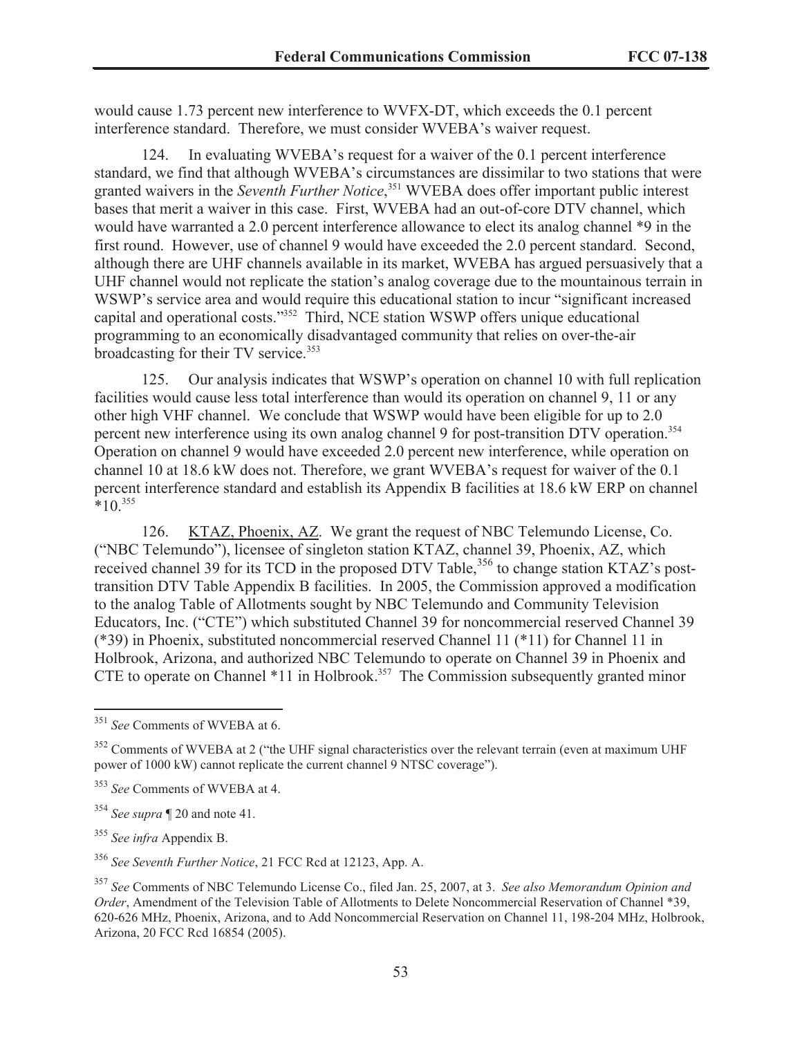would cause 1.73 percent new interference to WVFX-DT, which exceeds the 0.1 percent interference standard. Therefore, we must consider WVEBA's waiver request.

124. In evaluating WVEBA's request for a waiver of the 0.1 percent interference standard, we find that although WVEBA's circumstances are dissimilar to two stations that were granted waivers in the *Seventh Further Notice*,[351] WVEBA does offer important public interest bases that merit a waiver in this case. First, WVEBA had an out-of-core DTV channel, which would have warranted a 2.0 percent interference allowance to elect its analog channel *9 in the first round. However, use of channel 9 would have exceeded the 2.0 percent standard. Second, although there are UHF channels available in its market, WVEBA has argued persuasively that a UHF channel would not replicate the station's analog coverage due to the mountainous terrain in WSWP's service area and would require this educational station to incur "significant increased capital and operational costs."[352] Third, NCE station WSWP offers unique educational programming to an economically disadvantaged community that relies on over-the-air broadcasting for their TV service.[353]

125. Our analysis indicates that WSWP's operation on channel 10 with full replication facilities would cause less total interference than would its operation on channel 9, 11 or any other high VHF channel. We conclude that WSWP would have been eligible for up to 2.0 percent new interference using its own analog channel 9 for post-transition DTV operation.[354] Operation on channel 9 would have exceeded 2.0 percent new interference, while operation on channel 10 at 18.6 kW does not. Therefore, we grant WVEBA's request for waiver of the 0.1 percent interference standard and establish its Appendix B facilities at 18.6 kW ERP on channel *10.[355]

126. KTAZ, Phoenix, AZ. We grant the request of NBC Telemundo License, Co. ("NBC Telemundo"), licensee of singleton station KTAZ, channel 39, Phoenix, AZ, which received channel 39 for its TCD in the proposed DTV Table,[356] to change station KTAZ's post-transition DTV Table Appendix B facilities. In 2005, the Commission approved a modification to the analog Table of Allotments sought by NBC Telemundo and Community Television Educators, Inc. ("CTE") which substituted Channel 39 for noncommercial reserved Channel 39 (*39) in Phoenix, substituted noncommercial reserved Channel 11 (*11) for Channel 11 in Holbrook, Arizona, and authorized NBC Telemundo to operate on Channel 39 in Phoenix and CTE to operate on Channel *11 in Holbrook.[357] The Commission subsequently granted minor

---

[351] *See* Comments of WVEBA at 6.

[352] Comments of WVEBA at 2 ("the UHF signal characteristics over the relevant terrain (even at maximum UHF power of 1000 kW) cannot replicate the current channel 9 NTSC coverage").

[353] *See* Comments of WVEBA at 4.

[354] *See supra* ¶ 20 and note 41.

[355] *See infra* Appendix B.

[356] *See Seventh Further Notice*, 21 FCC Rcd at 12123, App. A.

[357] *See* Comments of NBC Telemundo License Co., filed Jan. 25, 2007, at 3. *See also Memorandum Opinion and Order*, Amendment of the Television Table of Allotments to Delete Noncommercial Reservation of Channel *39, 620-626 MHz, Phoenix, Arizona, and to Add Noncommercial Reservation on Channel 11, 198-204 MHz, Holbrook, Arizona, 20 FCC Rcd 16854 (2005).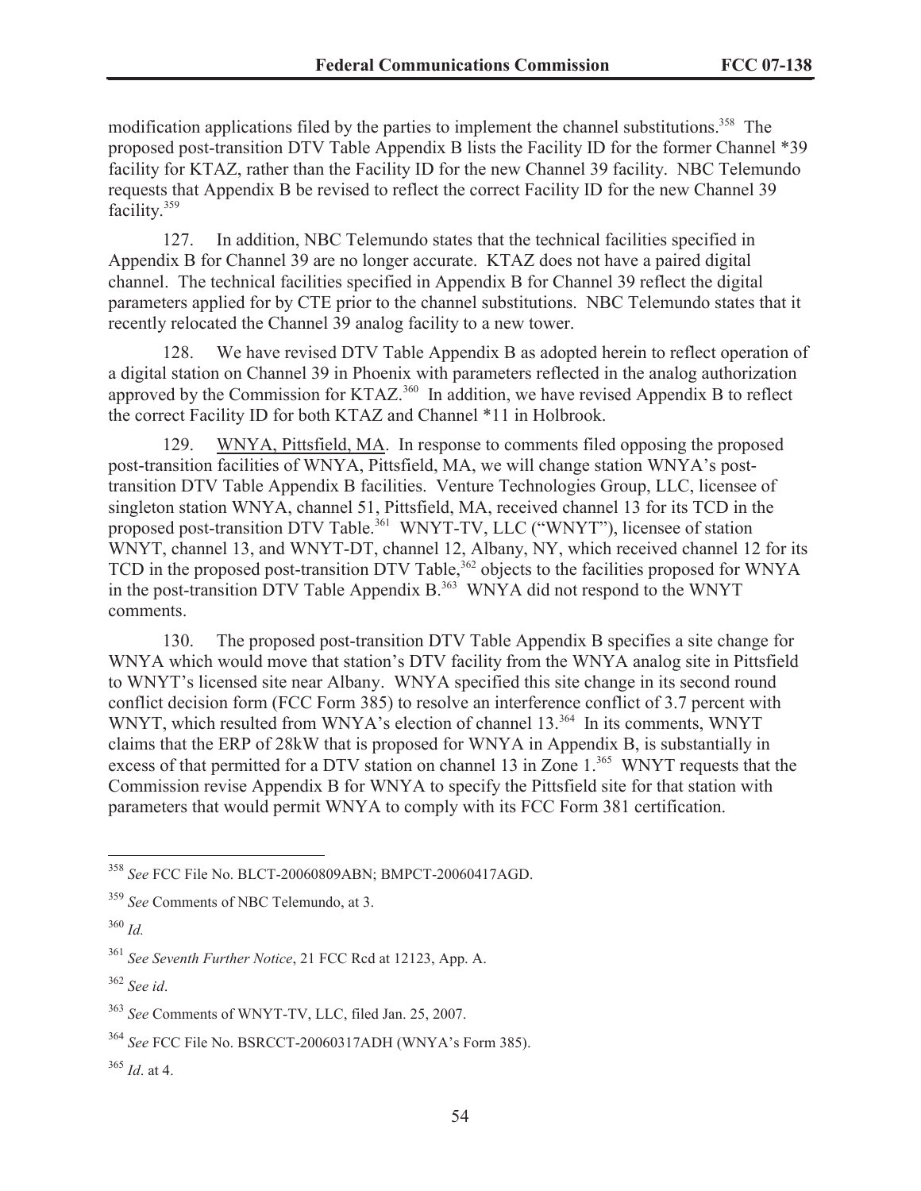modification applications filed by the parties to implement the channel substitutions.[358] The proposed post-transition DTV Table Appendix B lists the Facility ID for the former Channel *39 facility for KTAZ, rather than the Facility ID for the new Channel 39 facility. NBC Telemundo requests that Appendix B be revised to reflect the correct Facility ID for the new Channel 39 facility.[359]

127. In addition, NBC Telemundo states that the technical facilities specified in Appendix B for Channel 39 are no longer accurate. KTAZ does not have a paired digital channel. The technical facilities specified in Appendix B for Channel 39 reflect the digital parameters applied for by CTE prior to the channel substitutions. NBC Telemundo states that it recently relocated the Channel 39 analog facility to a new tower.

128. We have revised DTV Table Appendix B as adopted herein to reflect operation of a digital station on Channel 39 in Phoenix with parameters reflected in the analog authorization approved by the Commission for KTAZ.[360] In addition, we have revised Appendix B to reflect the correct Facility ID for both KTAZ and Channel *11 in Holbrook.

129. <u>WNYA, Pittsfield, MA</u>. In response to comments filed opposing the proposed post-transition facilities of WNYA, Pittsfield, MA, we will change station WNYA's post-transition DTV Table Appendix B facilities. Venture Technologies Group, LLC, licensee of singleton station WNYA, channel 51, Pittsfield, MA, received channel 13 for its TCD in the proposed post-transition DTV Table.[361] WNYT-TV, LLC ("WNYT"), licensee of station WNYT, channel 13, and WNYT-DT, channel 12, Albany, NY, which received channel 12 for its TCD in the proposed post-transition DTV Table,[362] objects to the facilities proposed for WNYA in the post-transition DTV Table Appendix B.[363] WNYA did not respond to the WNYT comments.

130. The proposed post-transition DTV Table Appendix B specifies a site change for WNYA which would move that station's DTV facility from the WNYA analog site in Pittsfield to WNYT's licensed site near Albany. WNYA specified this site change in its second round conflict decision form (FCC Form 385) to resolve an interference conflict of 3.7 percent with WNYT, which resulted from WNYA's election of channel 13.[364] In its comments, WNYT claims that the ERP of 28kW that is proposed for WNYA in Appendix B, is substantially in excess of that permitted for a DTV station on channel 13 in Zone 1.[365] WNYT requests that the Commission revise Appendix B for WNYA to specify the Pittsfield site for that station with parameters that would permit WNYA to comply with its FCC Form 381 certification.

---

[358] *See* FCC File No. BLCT-20060809ABN; BMPCT-20060417AGD.

[359] *See* Comments of NBC Telemundo, at 3.

[360] *Id.*

[361] *See Seventh Further Notice*, 21 FCC Rcd at 12123, App. A.

[362] *See id*.

[363] *See* Comments of WNYT-TV, LLC, filed Jan. 25, 2007.

[364] *See* FCC File No. BSRCCT-20060317ADH (WNYA's Form 385).

[365] *Id*. at 4.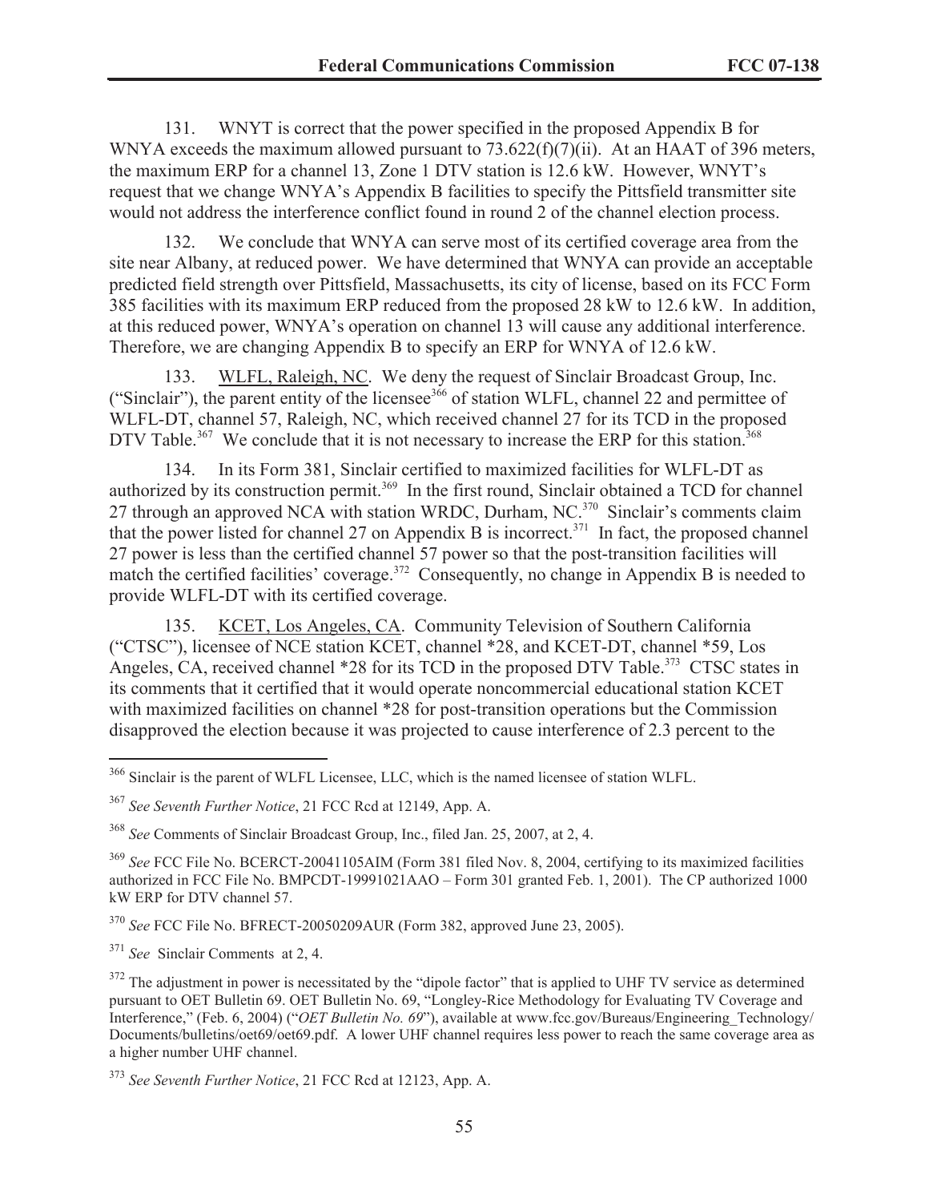131. WNYT is correct that the power specified in the proposed Appendix B for WNYA exceeds the maximum allowed pursuant to 73.622(f)(7)(ii). At an HAAT of 396 meters, the maximum ERP for a channel 13, Zone 1 DTV station is 12.6 kW. However, WNYT's request that we change WNYA's Appendix B facilities to specify the Pittsfield transmitter site would not address the interference conflict found in round 2 of the channel election process.

132. We conclude that WNYA can serve most of its certified coverage area from the site near Albany, at reduced power. We have determined that WNYA can provide an acceptable predicted field strength over Pittsfield, Massachusetts, its city of license, based on its FCC Form 385 facilities with its maximum ERP reduced from the proposed 28 kW to 12.6 kW. In addition, at this reduced power, WNYA's operation on channel 13 will cause any additional interference. Therefore, we are changing Appendix B to specify an ERP for WNYA of 12.6 kW.

133. WLFL, Raleigh, NC. We deny the request of Sinclair Broadcast Group, Inc. ("Sinclair"), the parent entity of the licensee[366] of station WLFL, channel 22 and permittee of WLFL-DT, channel 57, Raleigh, NC, which received channel 27 for its TCD in the proposed DTV Table.[367] We conclude that it is not necessary to increase the ERP for this station.[368]

134. In its Form 381, Sinclair certified to maximized facilities for WLFL-DT as authorized by its construction permit.[369] In the first round, Sinclair obtained a TCD for channel 27 through an approved NCA with station WRDC, Durham, NC.[370] Sinclair's comments claim that the power listed for channel 27 on Appendix B is incorrect.[371] In fact, the proposed channel 27 power is less than the certified channel 57 power so that the post-transition facilities will match the certified facilities' coverage.[372] Consequently, no change in Appendix B is needed to provide WLFL-DT with its certified coverage.

135. KCET, Los Angeles, CA. Community Television of Southern California ("CTSC"), licensee of NCE station KCET, channel *28, and KCET-DT, channel *59, Los Angeles, CA, received channel *28 for its TCD in the proposed DTV Table.[373] CTSC states in its comments that it certified that it would operate noncommercial educational station KCET with maximized facilities on channel *28 for post-transition operations but the Commission disapproved the election because it was projected to cause interference of 2.3 percent to the

---

[366] Sinclair is the parent of WLFL Licensee, LLC, which is the named licensee of station WLFL.

[367] *See Seventh Further Notice*, 21 FCC Rcd at 12149, App. A.

[368] *See* Comments of Sinclair Broadcast Group, Inc., filed Jan. 25, 2007, at 2, 4.

[369] *See* FCC File No. BCERCT-20041105AIM (Form 381 filed Nov. 8, 2004, certifying to its maximized facilities authorized in FCC File No. BMPCDT-19991021AAO – Form 301 granted Feb. 1, 2001). The CP authorized 1000 kW ERP for DTV channel 57.

[370] *See* FCC File No. BFRECT-20050209AUR (Form 382, approved June 23, 2005).

[371] *See* Sinclair Comments at 2, 4.

[372] The adjustment in power is necessitated by the "dipole factor" that is applied to UHF TV service as determined pursuant to OET Bulletin 69. OET Bulletin No. 69, "Longley-Rice Methodology for Evaluating TV Coverage and Interference," (Feb. 6, 2004) ("*OET Bulletin No. 69*"), available at www.fcc.gov/Bureaus/Engineering_Technology/Documents/bulletins/oet69/oet69.pdf. A lower UHF channel requires less power to reach the same coverage area as a higher number UHF channel.

[373] *See Seventh Further Notice*, 21 FCC Rcd at 12123, App. A.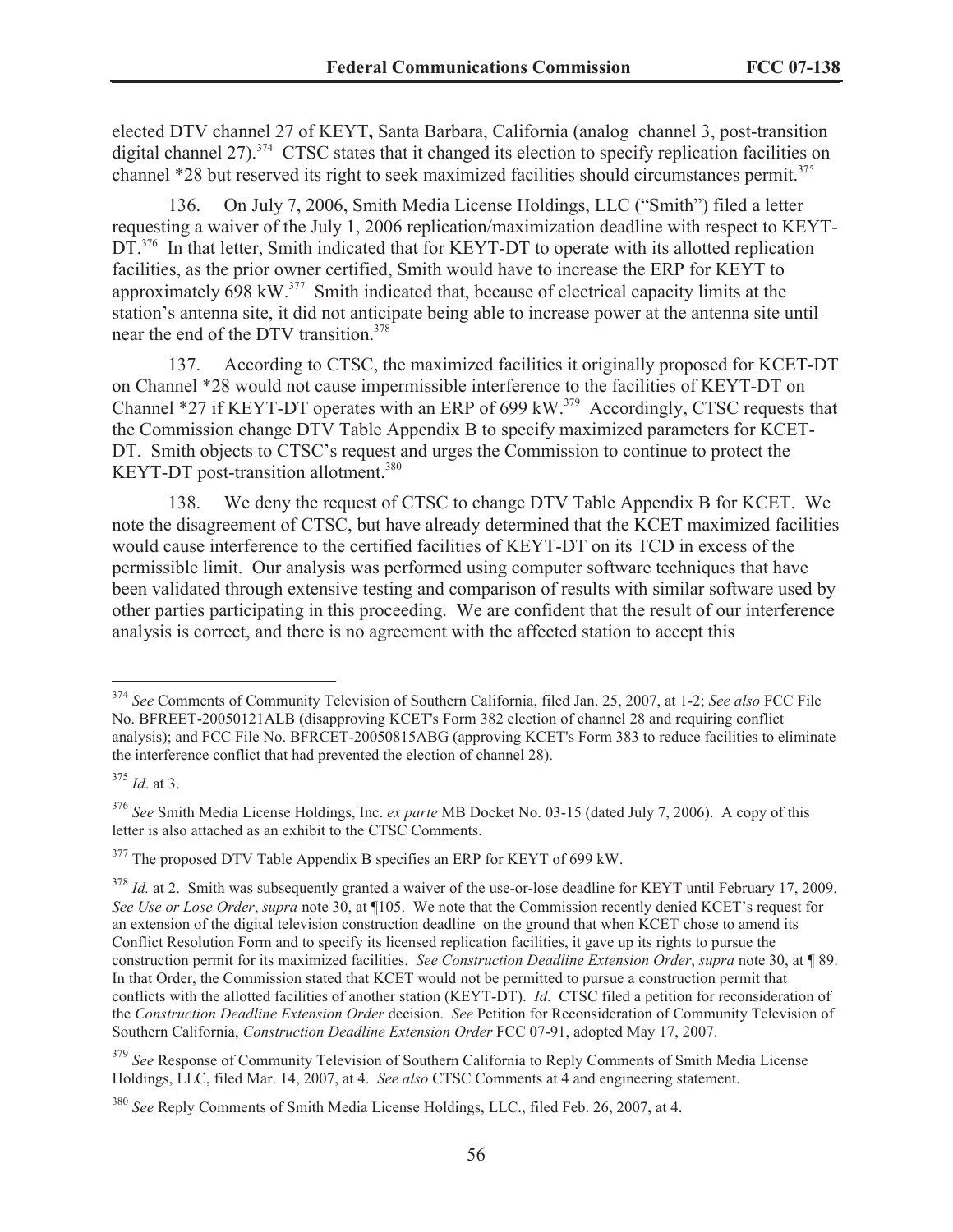elected DTV channel 27 of KEYT**,** Santa Barbara, California (analog channel 3, post-transition digital channel 27).[374] CTSC states that it changed its election to specify replication facilities on channel *28 but reserved its right to seek maximized facilities should circumstances permit.[375]

136. On July 7, 2006, Smith Media License Holdings, LLC ("Smith") filed a letter requesting a waiver of the July 1, 2006 replication/maximization deadline with respect to KEYT-DT.[376] In that letter, Smith indicated that for KEYT-DT to operate with its allotted replication facilities, as the prior owner certified, Smith would have to increase the ERP for KEYT to approximately 698 kW.[377] Smith indicated that, because of electrical capacity limits at the station's antenna site, it did not anticipate being able to increase power at the antenna site until near the end of the DTV transition.[378]

137. According to CTSC, the maximized facilities it originally proposed for KCET-DT on Channel *28 would not cause impermissible interference to the facilities of KEYT-DT on Channel *27 if KEYT-DT operates with an ERP of 699 kW.[379] Accordingly, CTSC requests that the Commission change DTV Table Appendix B to specify maximized parameters for KCET-DT. Smith objects to CTSC's request and urges the Commission to continue to protect the KEYT-DT post-transition allotment.[380]

138. We deny the request of CTSC to change DTV Table Appendix B for KCET. We note the disagreement of CTSC, but have already determined that the KCET maximized facilities would cause interference to the certified facilities of KEYT-DT on its TCD in excess of the permissible limit. Our analysis was performed using computer software techniques that have been validated through extensive testing and comparison of results with similar software used by other parties participating in this proceeding. We are confident that the result of our interference analysis is correct, and there is no agreement with the affected station to accept this

---

[374] *See* Comments of Community Television of Southern California, filed Jan. 25, 2007, at 1-2; *See also* FCC File No. BFREET-20050121ALB (disapproving KCET's Form 382 election of channel 28 and requiring conflict analysis); and FCC File No. BFRCET-20050815ABG (approving KCET's Form 383 to reduce facilities to eliminate the interference conflict that had prevented the election of channel 28).

[375] *Id*. at 3.

[376] *See* Smith Media License Holdings, Inc. *ex parte* MB Docket No. 03-15 (dated July 7, 2006). A copy of this letter is also attached as an exhibit to the CTSC Comments.

[377] The proposed DTV Table Appendix B specifies an ERP for KEYT of 699 kW.

[378] *Id.* at 2. Smith was subsequently granted a waiver of the use-or-lose deadline for KEYT until February 17, 2009. *See Use or Lose Order*, *supra* note 30, at ¶105. We note that the Commission recently denied KCET's request for an extension of the digital television construction deadline on the ground that when KCET chose to amend its Conflict Resolution Form and to specify its licensed replication facilities, it gave up its rights to pursue the construction permit for its maximized facilities. *See Construction Deadline Extension Order*, *supra* note 30, at ¶ 89. In that Order, the Commission stated that KCET would not be permitted to pursue a construction permit that conflicts with the allotted facilities of another station (KEYT-DT). *Id*. CTSC filed a petition for reconsideration of the *Construction Deadline Extension Order* decision. *See* Petition for Reconsideration of Community Television of Southern California, *Construction Deadline Extension Order* FCC 07-91, adopted May 17, 2007.

[379] *See* Response of Community Television of Southern California to Reply Comments of Smith Media License Holdings, LLC, filed Mar. 14, 2007, at 4. *See also* CTSC Comments at 4 and engineering statement.

[380] *See* Reply Comments of Smith Media License Holdings, LLC., filed Feb. 26, 2007, at 4.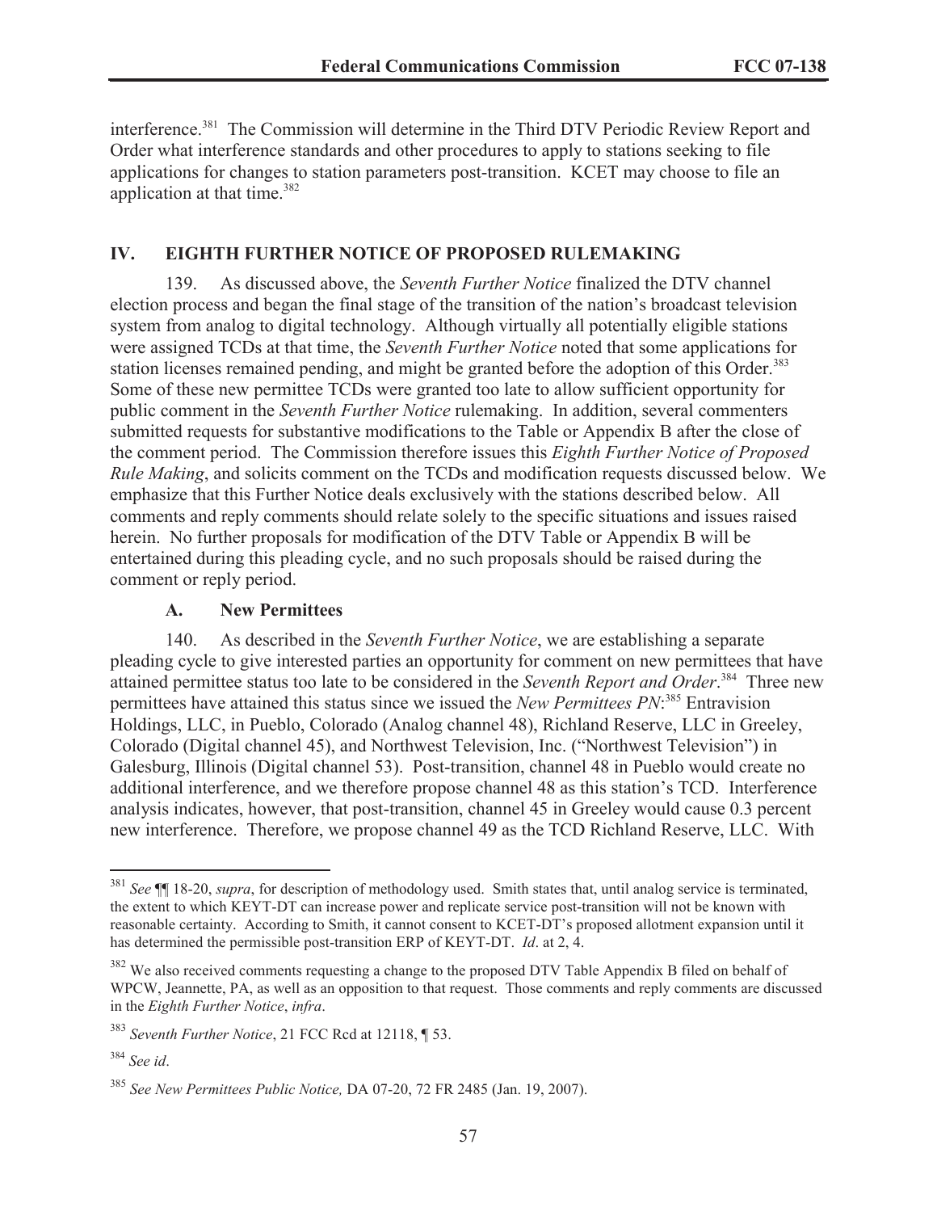interference.[381] The Commission will determine in the Third DTV Periodic Review Report and Order what interference standards and other procedures to apply to stations seeking to file applications for changes to station parameters post-transition. KCET may choose to file an application at that time.[382]

## IV. EIGHTH FURTHER NOTICE OF PROPOSED RULEMAKING

139. As discussed above, the *Seventh Further Notice* finalized the DTV channel election process and began the final stage of the transition of the nation's broadcast television system from analog to digital technology. Although virtually all potentially eligible stations were assigned TCDs at that time, the *Seventh Further Notice* noted that some applications for station licenses remained pending, and might be granted before the adoption of this Order.[383] Some of these new permittee TCDs were granted too late to allow sufficient opportunity for public comment in the *Seventh Further Notice* rulemaking. In addition, several commenters submitted requests for substantive modifications to the Table or Appendix B after the close of the comment period. The Commission therefore issues this *Eighth Further Notice of Proposed Rule Making*, and solicits comment on the TCDs and modification requests discussed below. We emphasize that this Further Notice deals exclusively with the stations described below. All comments and reply comments should relate solely to the specific situations and issues raised herein. No further proposals for modification of the DTV Table or Appendix B will be entertained during this pleading cycle, and no such proposals should be raised during the comment or reply period.

### A. New Permittees

140. As described in the *Seventh Further Notice*, we are establishing a separate pleading cycle to give interested parties an opportunity for comment on new permittees that have attained permittee status too late to be considered in the *Seventh Report and Order*.[384] Three new permittees have attained this status since we issued the *New Permittees PN*:[385] Entravision Holdings, LLC, in Pueblo, Colorado (Analog channel 48), Richland Reserve, LLC in Greeley, Colorado (Digital channel 45), and Northwest Television, Inc. ("Northwest Television") in Galesburg, Illinois (Digital channel 53). Post-transition, channel 48 in Pueblo would create no additional interference, and we therefore propose channel 48 as this station's TCD. Interference analysis indicates, however, that post-transition, channel 45 in Greeley would cause 0.3 percent new interference. Therefore, we propose channel 49 as the TCD Richland Reserve, LLC. With

---

[381] *See* ¶¶ 18-20, *supra*, for description of methodology used. Smith states that, until analog service is terminated, the extent to which KEYT-DT can increase power and replicate service post-transition will not be known with reasonable certainty. According to Smith, it cannot consent to KCET-DT's proposed allotment expansion until it has determined the permissible post-transition ERP of KEYT-DT. *Id*. at 2, 4.

[382] We also received comments requesting a change to the proposed DTV Table Appendix B filed on behalf of WPCW, Jeannette, PA, as well as an opposition to that request. Those comments and reply comments are discussed in the *Eighth Further Notice*, *infra*.

[383] *Seventh Further Notice*, 21 FCC Rcd at 12118, ¶ 53.

[384] *See id*.

[385] *See New Permittees Public Notice,* DA 07-20, 72 FR 2485 (Jan. 19, 2007).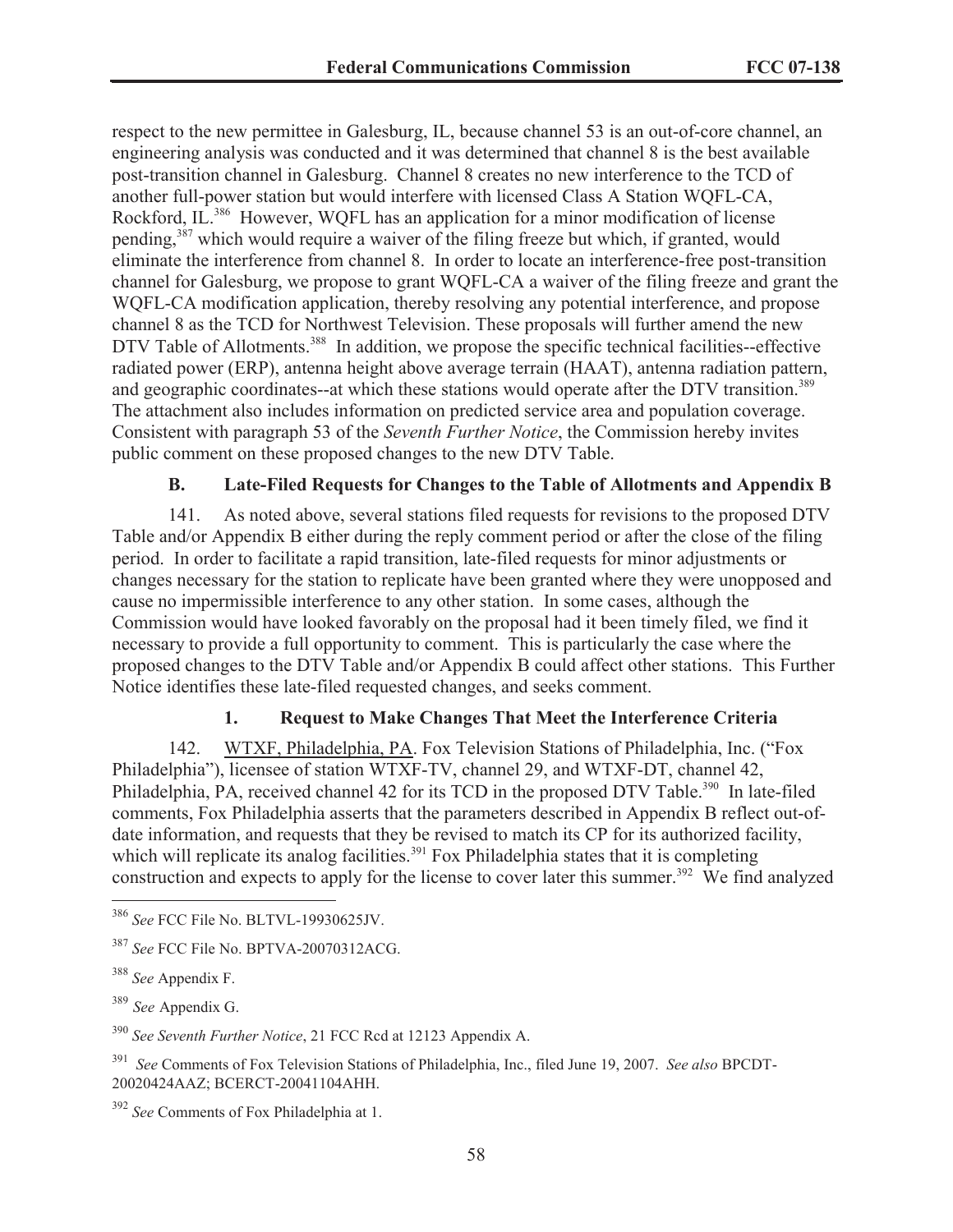respect to the new permittee in Galesburg, IL, because channel 53 is an out-of-core channel, an engineering analysis was conducted and it was determined that channel 8 is the best available post-transition channel in Galesburg. Channel 8 creates no new interference to the TCD of another full-power station but would interfere with licensed Class A Station WQFL-CA, Rockford, IL.[386] However, WQFL has an application for a minor modification of license pending,[387] which would require a waiver of the filing freeze but which, if granted, would eliminate the interference from channel 8. In order to locate an interference-free post-transition channel for Galesburg, we propose to grant WQFL-CA a waiver of the filing freeze and grant the WQFL-CA modification application, thereby resolving any potential interference, and propose channel 8 as the TCD for Northwest Television. These proposals will further amend the new DTV Table of Allotments.[388] In addition, we propose the specific technical facilities--effective radiated power (ERP), antenna height above average terrain (HAAT), antenna radiation pattern, and geographic coordinates--at which these stations would operate after the DTV transition.[389] The attachment also includes information on predicted service area and population coverage. Consistent with paragraph 53 of the *Seventh Further Notice*, the Commission hereby invites public comment on these proposed changes to the new DTV Table.

### B. Late-Filed Requests for Changes to the Table of Allotments and Appendix B

141. As noted above, several stations filed requests for revisions to the proposed DTV Table and/or Appendix B either during the reply comment period or after the close of the filing period. In order to facilitate a rapid transition, late-filed requests for minor adjustments or changes necessary for the station to replicate have been granted where they were unopposed and cause no impermissible interference to any other station. In some cases, although the Commission would have looked favorably on the proposal had it been timely filed, we find it necessary to provide a full opportunity to comment. This is particularly the case where the proposed changes to the DTV Table and/or Appendix B could affect other stations. This Further Notice identifies these late-filed requested changes, and seeks comment.

#### 1. Request to Make Changes That Meet the Interference Criteria

142. WTXF, Philadelphia, PA. Fox Television Stations of Philadelphia, Inc. ("Fox Philadelphia"), licensee of station WTXF-TV, channel 29, and WTXF-DT, channel 42, Philadelphia, PA, received channel 42 for its TCD in the proposed DTV Table.[390] In late-filed comments, Fox Philadelphia asserts that the parameters described in Appendix B reflect out-of-date information, and requests that they be revised to match its CP for its authorized facility, which will replicate its analog facilities.[391] Fox Philadelphia states that it is completing construction and expects to apply for the license to cover later this summer.[392] We find analyzed

---

[386] *See* FCC File No. BLTVL-19930625JV.

[387] *See* FCC File No. BPTVA-20070312ACG.

[388] *See* Appendix F.

[389] *See* Appendix G.

[390] *See Seventh Further Notice*, 21 FCC Rcd at 12123 Appendix A.

[391] *See* Comments of Fox Television Stations of Philadelphia, Inc., filed June 19, 2007. *See also* BPCDT-20020424AAZ; BCERCT-20041104AHH.

[392] *See* Comments of Fox Philadelphia at 1.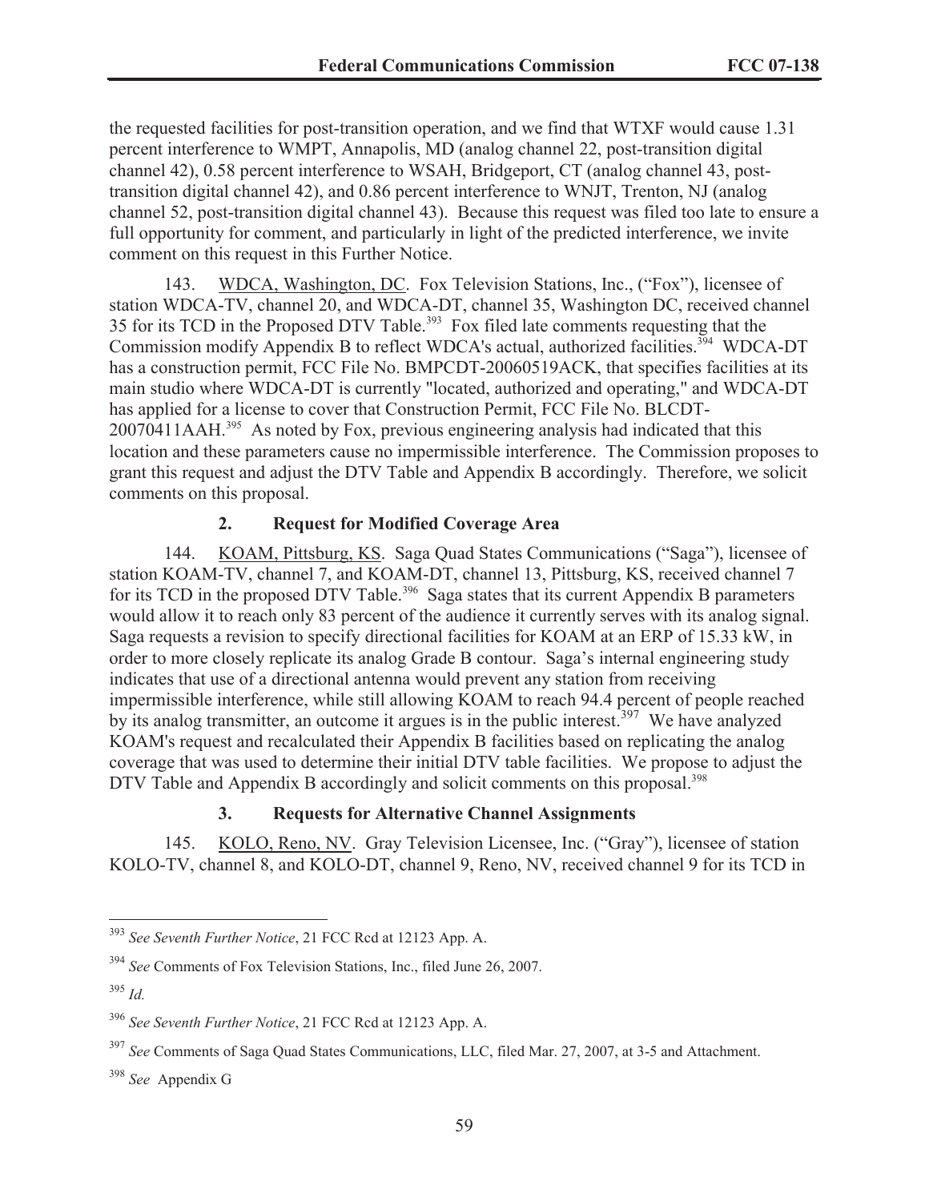the requested facilities for post-transition operation, and we find that WTXF would cause 1.31 percent interference to WMPT, Annapolis, MD (analog channel 22, post-transition digital channel 42), 0.58 percent interference to WSAH, Bridgeport, CT (analog channel 43, post-transition digital channel 42), and 0.86 percent interference to WNJT, Trenton, NJ (analog channel 52, post-transition digital channel 43). Because this request was filed too late to ensure a full opportunity for comment, and particularly in light of the predicted interference, we invite comment on this request in this Further Notice.

143. WDCA, Washington, DC. Fox Television Stations, Inc., ("Fox"), licensee of station WDCA-TV, channel 20, and WDCA-DT, channel 35, Washington DC, received channel 35 for its TCD in the Proposed DTV Table.[393] Fox filed late comments requesting that the Commission modify Appendix B to reflect WDCA's actual, authorized facilities.[394] WDCA-DT has a construction permit, FCC File No. BMPCDT-20060519ACK, that specifies facilities at its main studio where WDCA-DT is currently "located, authorized and operating," and WDCA-DT has applied for a license to cover that Construction Permit, FCC File No. BLCDT-20070411AAH.[395] As noted by Fox, previous engineering analysis had indicated that this location and these parameters cause no impermissible interference. The Commission proposes to grant this request and adjust the DTV Table and Appendix B accordingly. Therefore, we solicit comments on this proposal.

### 2. Request for Modified Coverage Area

144. KOAM, Pittsburg, KS. Saga Quad States Communications ("Saga"), licensee of station KOAM-TV, channel 7, and KOAM-DT, channel 13, Pittsburg, KS, received channel 7 for its TCD in the proposed DTV Table.[396] Saga states that its current Appendix B parameters would allow it to reach only 83 percent of the audience it currently serves with its analog signal. Saga requests a revision to specify directional facilities for KOAM at an ERP of 15.33 kW, in order to more closely replicate its analog Grade B contour. Saga's internal engineering study indicates that use of a directional antenna would prevent any station from receiving impermissible interference, while still allowing KOAM to reach 94.4 percent of people reached by its analog transmitter, an outcome it argues is in the public interest.[397] We have analyzed KOAM's request and recalculated their Appendix B facilities based on replicating the analog coverage that was used to determine their initial DTV table facilities. We propose to adjust the DTV Table and Appendix B accordingly and solicit comments on this proposal.[398]

### 3. Requests for Alternative Channel Assignments

145. KOLO, Reno, NV. Gray Television Licensee, Inc. ("Gray"), licensee of station KOLO-TV, channel 8, and KOLO-DT, channel 9, Reno, NV, received channel 9 for its TCD in

---

[393] *See Seventh Further Notice*, 21 FCC Rcd at 12123 App. A.

[394] *See* Comments of Fox Television Stations, Inc., filed June 26, 2007.

[395] *Id.*

[396] *See Seventh Further Notice*, 21 FCC Rcd at 12123 App. A.

[397] *See* Comments of Saga Quad States Communications, LLC, filed Mar. 27, 2007, at 3-5 and Attachment.

[398] *See* Appendix G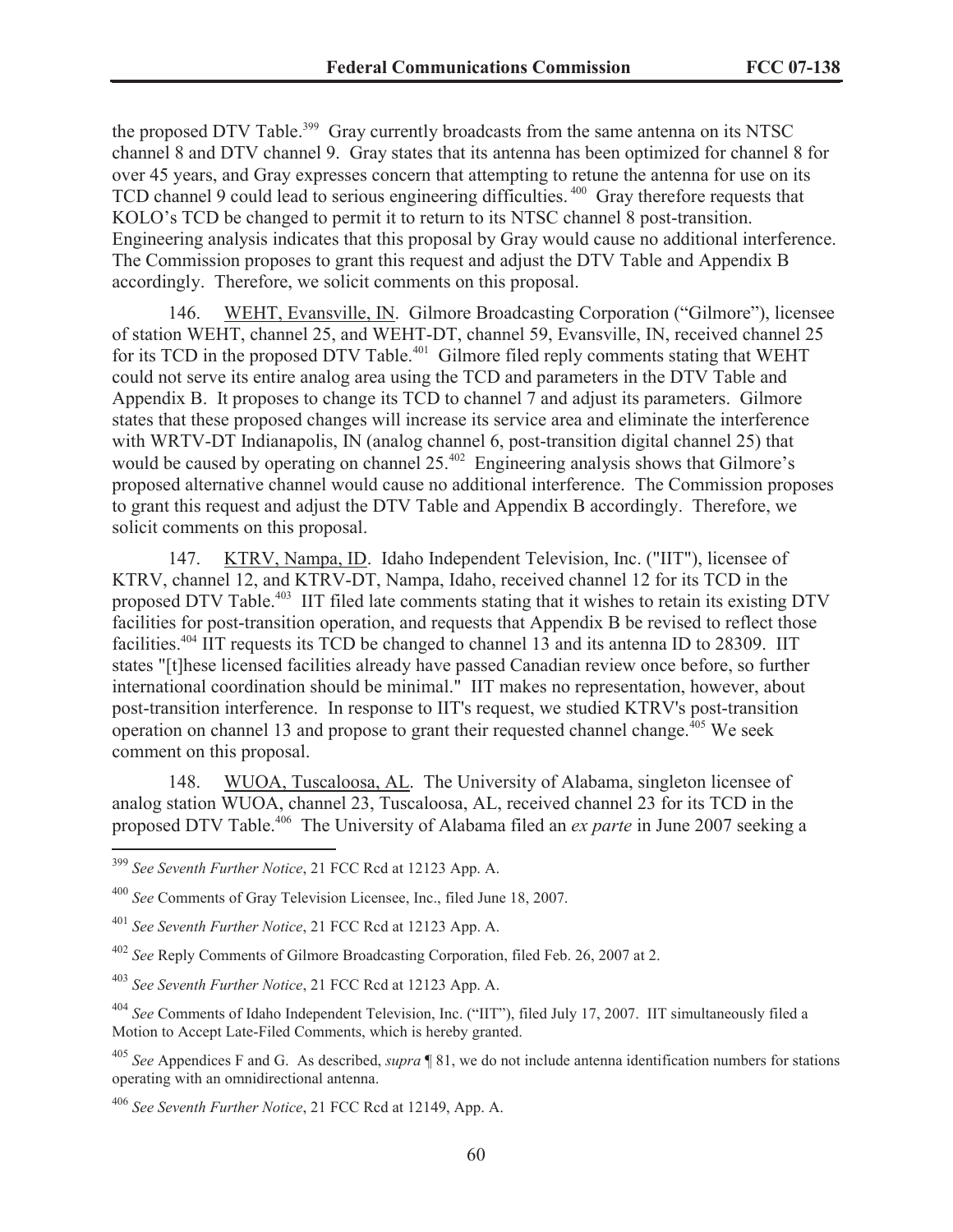the proposed DTV Table.[399] Gray currently broadcasts from the same antenna on its NTSC channel 8 and DTV channel 9. Gray states that its antenna has been optimized for channel 8 for over 45 years, and Gray expresses concern that attempting to retune the antenna for use on its TCD channel 9 could lead to serious engineering difficulties.[400] Gray therefore requests that KOLO's TCD be changed to permit it to return to its NTSC channel 8 post-transition. Engineering analysis indicates that this proposal by Gray would cause no additional interference. The Commission proposes to grant this request and adjust the DTV Table and Appendix B accordingly. Therefore, we solicit comments on this proposal.

146. WEHT, Evansville, IN. Gilmore Broadcasting Corporation ("Gilmore"), licensee of station WEHT, channel 25, and WEHT-DT, channel 59, Evansville, IN, received channel 25 for its TCD in the proposed DTV Table.[401] Gilmore filed reply comments stating that WEHT could not serve its entire analog area using the TCD and parameters in the DTV Table and Appendix B. It proposes to change its TCD to channel 7 and adjust its parameters. Gilmore states that these proposed changes will increase its service area and eliminate the interference with WRTV-DT Indianapolis, IN (analog channel 6, post-transition digital channel 25) that would be caused by operating on channel 25.[402] Engineering analysis shows that Gilmore's proposed alternative channel would cause no additional interference. The Commission proposes to grant this request and adjust the DTV Table and Appendix B accordingly. Therefore, we solicit comments on this proposal.

147. KTRV, Nampa, ID. Idaho Independent Television, Inc. ("IIT"), licensee of KTRV, channel 12, and KTRV-DT, Nampa, Idaho, received channel 12 for its TCD in the proposed DTV Table.[403] IIT filed late comments stating that it wishes to retain its existing DTV facilities for post-transition operation, and requests that Appendix B be revised to reflect those facilities.[404] IIT requests its TCD be changed to channel 13 and its antenna ID to 28309. IIT states "[t]hese licensed facilities already have passed Canadian review once before, so further international coordination should be minimal." IIT makes no representation, however, about post-transition interference. In response to IIT's request, we studied KTRV's post-transition operation on channel 13 and propose to grant their requested channel change.[405] We seek comment on this proposal.

148. WUOA, Tuscaloosa, AL. The University of Alabama, singleton licensee of analog station WUOA, channel 23, Tuscaloosa, AL, received channel 23 for its TCD in the proposed DTV Table.[406] The University of Alabama filed an *ex parte* in June 2007 seeking a

---

[399] *See Seventh Further Notice*, 21 FCC Rcd at 12123 App. A.

[400] *See* Comments of Gray Television Licensee, Inc., filed June 18, 2007.

[401] *See Seventh Further Notice*, 21 FCC Rcd at 12123 App. A.

[402] *See* Reply Comments of Gilmore Broadcasting Corporation, filed Feb. 26, 2007 at 2.

[403] *See Seventh Further Notice*, 21 FCC Rcd at 12123 App. A.

[404] *See* Comments of Idaho Independent Television, Inc. ("IIT"), filed July 17, 2007. IIT simultaneously filed a Motion to Accept Late-Filed Comments, which is hereby granted.

[405] *See* Appendices F and G. As described, *supra* ¶ 81, we do not include antenna identification numbers for stations operating with an omnidirectional antenna.

[406] *See Seventh Further Notice*, 21 FCC Rcd at 12149, App. A.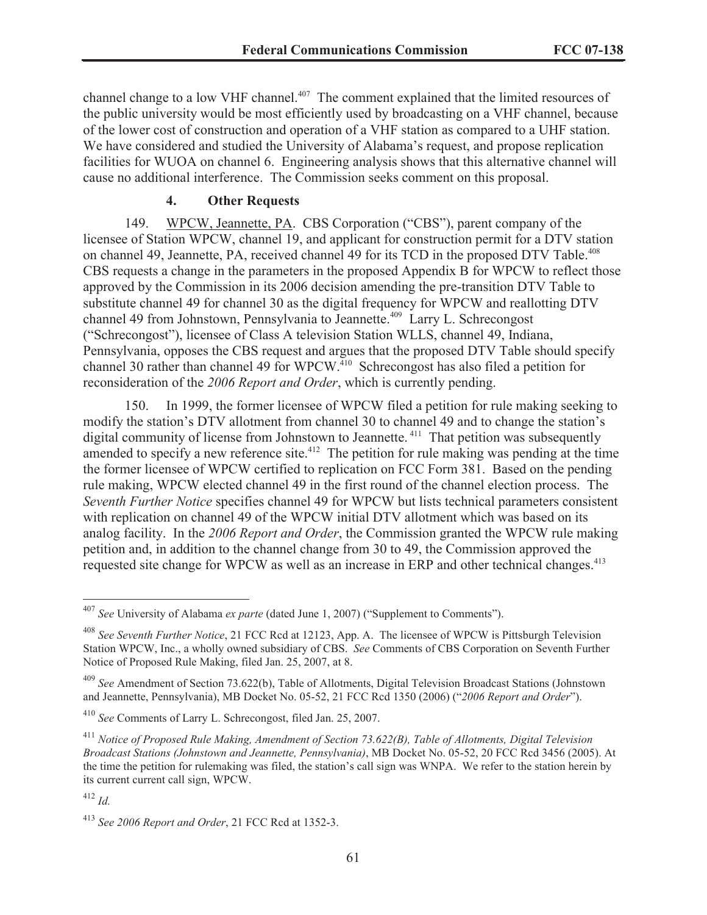channel change to a low VHF channel.[407] The comment explained that the limited resources of the public university would be most efficiently used by broadcasting on a VHF channel, because of the lower cost of construction and operation of a VHF station as compared to a UHF station. We have considered and studied the University of Alabama's request, and propose replication facilities for WUOA on channel 6. Engineering analysis shows that this alternative channel will cause no additional interference. The Commission seeks comment on this proposal.

### 4. Other Requests

149. WPCW, Jeannette, PA. CBS Corporation ("CBS"), parent company of the licensee of Station WPCW, channel 19, and applicant for construction permit for a DTV station on channel 49, Jeannette, PA, received channel 49 for its TCD in the proposed DTV Table.[408] CBS requests a change in the parameters in the proposed Appendix B for WPCW to reflect those approved by the Commission in its 2006 decision amending the pre-transition DTV Table to substitute channel 49 for channel 30 as the digital frequency for WPCW and reallotting DTV channel 49 from Johnstown, Pennsylvania to Jeannette.[409] Larry L. Schrecongost ("Schrecongost"), licensee of Class A television Station WLLS, channel 49, Indiana, Pennsylvania, opposes the CBS request and argues that the proposed DTV Table should specify channel 30 rather than channel 49 for WPCW.[410] Schrecongost has also filed a petition for reconsideration of the *2006 Report and Order*, which is currently pending.

150. In 1999, the former licensee of WPCW filed a petition for rule making seeking to modify the station's DTV allotment from channel 30 to channel 49 and to change the station's digital community of license from Johnstown to Jeannette.[411] That petition was subsequently amended to specify a new reference site.[412] The petition for rule making was pending at the time the former licensee of WPCW certified to replication on FCC Form 381. Based on the pending rule making, WPCW elected channel 49 in the first round of the channel election process. The *Seventh Further Notice* specifies channel 49 for WPCW but lists technical parameters consistent with replication on channel 49 of the WPCW initial DTV allotment which was based on its analog facility. In the *2006 Report and Order*, the Commission granted the WPCW rule making petition and, in addition to the channel change from 30 to 49, the Commission approved the requested site change for WPCW as well as an increase in ERP and other technical changes.[413]

---

[407] *See* University of Alabama *ex parte* (dated June 1, 2007) ("Supplement to Comments").

[408] *See Seventh Further Notice*, 21 FCC Rcd at 12123, App. A. The licensee of WPCW is Pittsburgh Television Station WPCW, Inc., a wholly owned subsidiary of CBS. *See* Comments of CBS Corporation on Seventh Further Notice of Proposed Rule Making, filed Jan. 25, 2007, at 8.

[409] *See* Amendment of Section 73.622(b), Table of Allotments, Digital Television Broadcast Stations (Johnstown and Jeannette, Pennsylvania), MB Docket No. 05-52, 21 FCC Rcd 1350 (2006) ("*2006 Report and Order*").

[410] *See* Comments of Larry L. Schrecongost, filed Jan. 25, 2007.

[411] *Notice of Proposed Rule Making, Amendment of Section 73.622(B), Table of Allotments, Digital Television Broadcast Stations (Johnstown and Jeannette, Pennsylvania)*, MB Docket No. 05-52, 20 FCC Rcd 3456 (2005). At the time the petition for rulemaking was filed, the station's call sign was WNPA. We refer to the station herein by its current current call sign, WPCW.

[412] *Id.*

[413] *See 2006 Report and Order*, 21 FCC Rcd at 1352-3.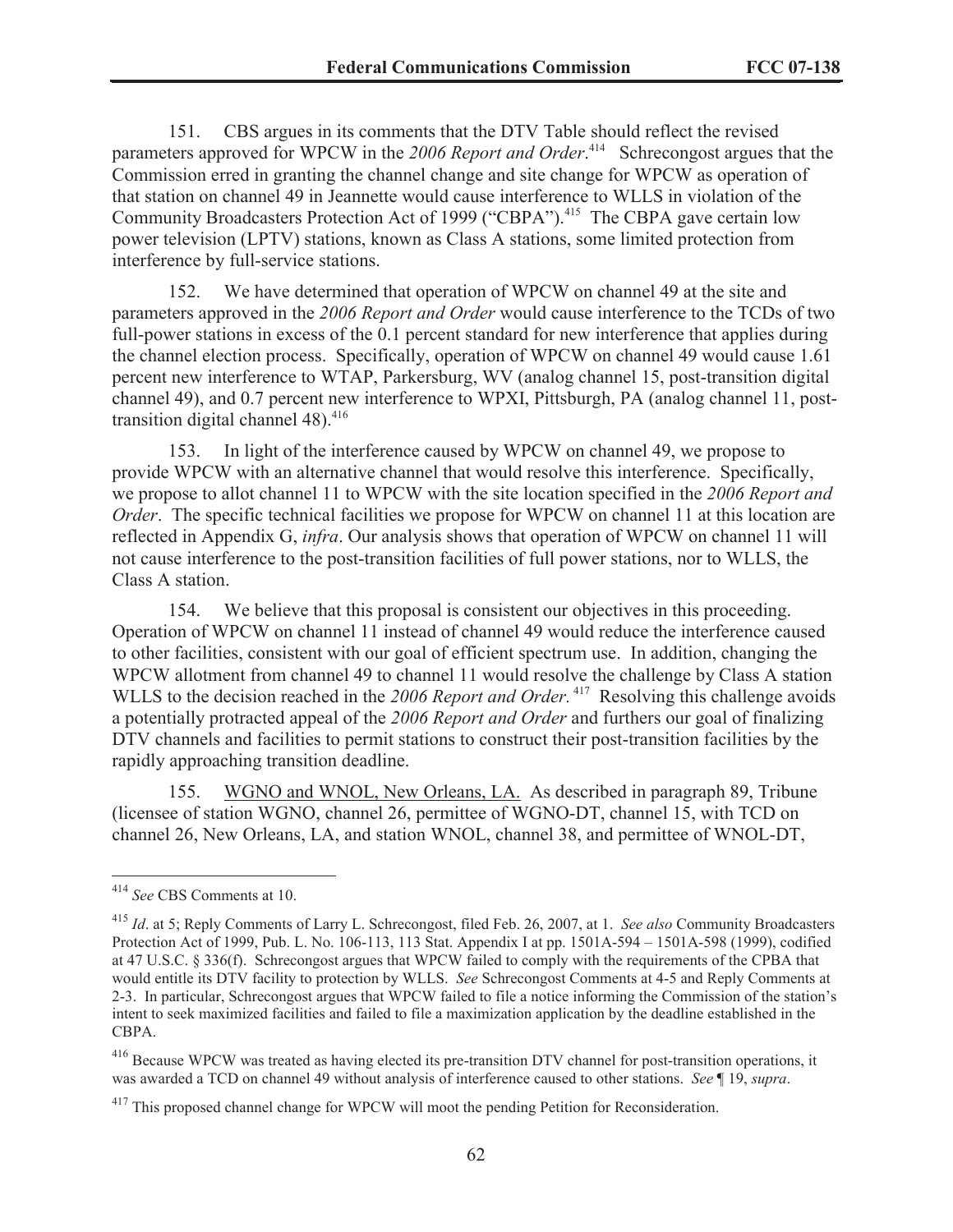151. CBS argues in its comments that the DTV Table should reflect the revised parameters approved for WPCW in the *2006 Report and Order*.[414] Schrecongost argues that the Commission erred in granting the channel change and site change for WPCW as operation of that station on channel 49 in Jeannette would cause interference to WLLS in violation of the Community Broadcasters Protection Act of 1999 ("CBPA").[415] The CBPA gave certain low power television (LPTV) stations, known as Class A stations, some limited protection from interference by full-service stations.

152. We have determined that operation of WPCW on channel 49 at the site and parameters approved in the *2006 Report and Order* would cause interference to the TCDs of two full-power stations in excess of the 0.1 percent standard for new interference that applies during the channel election process. Specifically, operation of WPCW on channel 49 would cause 1.61 percent new interference to WTAP, Parkersburg, WV (analog channel 15, post-transition digital channel 49), and 0.7 percent new interference to WPXI, Pittsburgh, PA (analog channel 11, post-transition digital channel 48).[416]

153. In light of the interference caused by WPCW on channel 49, we propose to provide WPCW with an alternative channel that would resolve this interference. Specifically, we propose to allot channel 11 to WPCW with the site location specified in the *2006 Report and Order*. The specific technical facilities we propose for WPCW on channel 11 at this location are reflected in Appendix G, *infra*. Our analysis shows that operation of WPCW on channel 11 will not cause interference to the post-transition facilities of full power stations, nor to WLLS, the Class A station.

154. We believe that this proposal is consistent our objectives in this proceeding. Operation of WPCW on channel 11 instead of channel 49 would reduce the interference caused to other facilities, consistent with our goal of efficient spectrum use. In addition, changing the WPCW allotment from channel 49 to channel 11 would resolve the challenge by Class A station WLLS to the decision reached in the *2006 Report and Order.*[417] Resolving this challenge avoids a potentially protracted appeal of the *2006 Report and Order* and furthers our goal of finalizing DTV channels and facilities to permit stations to construct their post-transition facilities by the rapidly approaching transition deadline.

155. WGNO and WNOL, New Orleans, LA. As described in paragraph 89, Tribune (licensee of station WGNO, channel 26, permittee of WGNO-DT, channel 15, with TCD on channel 26, New Orleans, LA, and station WNOL, channel 38, and permittee of WNOL-DT,

---

[414] *See* CBS Comments at 10.

[415] *Id*. at 5; Reply Comments of Larry L. Schrecongost, filed Feb. 26, 2007, at 1. *See also* Community Broadcasters Protection Act of 1999, Pub. L. No. 106-113, 113 Stat. Appendix I at pp. 1501A-594 – 1501A-598 (1999), codified at 47 U.S.C. § 336(f). Schrecongost argues that WPCW failed to comply with the requirements of the CPBA that would entitle its DTV facility to protection by WLLS. *See* Schrecongost Comments at 4-5 and Reply Comments at 2-3. In particular, Schrecongost argues that WPCW failed to file a notice informing the Commission of the station's intent to seek maximized facilities and failed to file a maximization application by the deadline established in the CBPA.

[416] Because WPCW was treated as having elected its pre-transition DTV channel for post-transition operations, it was awarded a TCD on channel 49 without analysis of interference caused to other stations. *See* ¶ 19, *supra*.

[417] This proposed channel change for WPCW will moot the pending Petition for Reconsideration.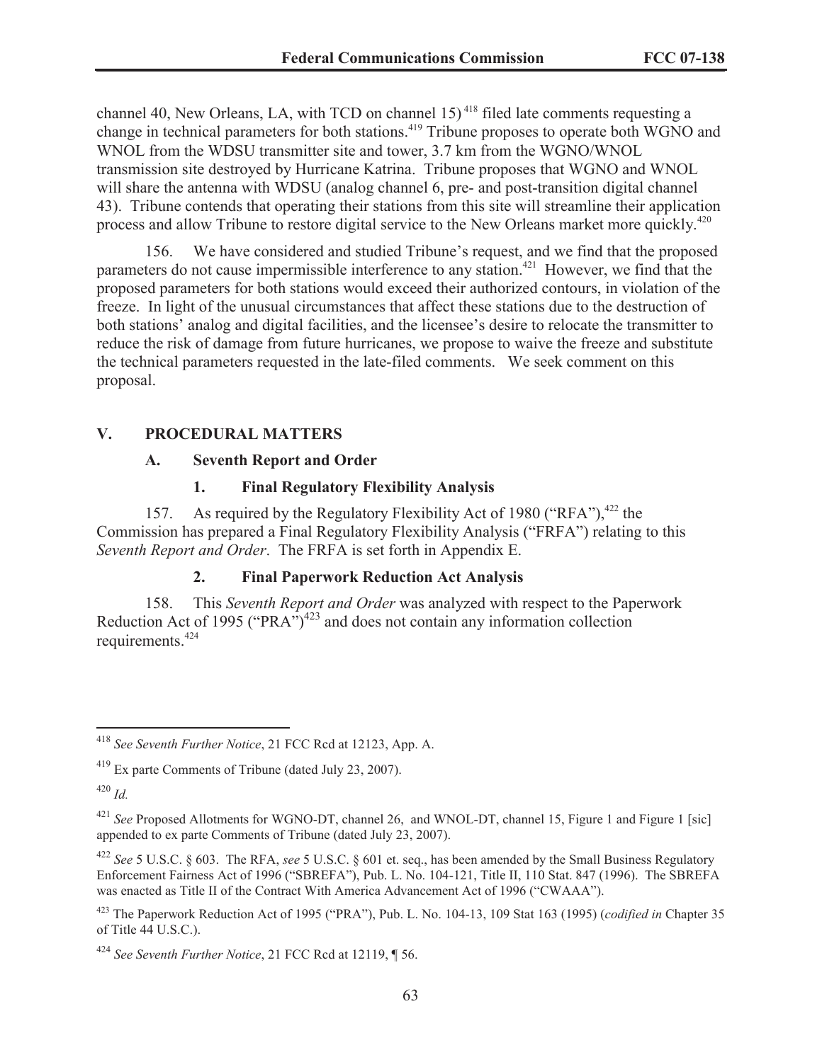channel 40, New Orleans, LA, with TCD on channel 15)[418] filed late comments requesting a change in technical parameters for both stations.[419] Tribune proposes to operate both WGNO and WNOL from the WDSU transmitter site and tower, 3.7 km from the WGNO/WNOL transmission site destroyed by Hurricane Katrina. Tribune proposes that WGNO and WNOL will share the antenna with WDSU (analog channel 6, pre- and post-transition digital channel 43). Tribune contends that operating their stations from this site will streamline their application process and allow Tribune to restore digital service to the New Orleans market more quickly.[420]

156. We have considered and studied Tribune's request, and we find that the proposed parameters do not cause impermissible interference to any station.[421] However, we find that the proposed parameters for both stations would exceed their authorized contours, in violation of the freeze. In light of the unusual circumstances that affect these stations due to the destruction of both stations' analog and digital facilities, and the licensee's desire to relocate the transmitter to reduce the risk of damage from future hurricanes, we propose to waive the freeze and substitute the technical parameters requested in the late-filed comments. We seek comment on this proposal.

## V. PROCEDURAL MATTERS

### A. Seventh Report and Order

#### 1. Final Regulatory Flexibility Analysis

157. As required by the Regulatory Flexibility Act of 1980 ("RFA"),[422] the Commission has prepared a Final Regulatory Flexibility Analysis ("FRFA") relating to this *Seventh Report and Order*. The FRFA is set forth in Appendix E.

#### 2. Final Paperwork Reduction Act Analysis

158. This *Seventh Report and Order* was analyzed with respect to the Paperwork Reduction Act of 1995 ("PRA")[423] and does not contain any information collection requirements.[424]

---

[418] *See Seventh Further Notice*, 21 FCC Rcd at 12123, App. A.

[419] Ex parte Comments of Tribune (dated July 23, 2007).

[420] *Id.*

[421] *See* Proposed Allotments for WGNO-DT, channel 26, and WNOL-DT, channel 15, Figure 1 and Figure 1 [sic] appended to ex parte Comments of Tribune (dated July 23, 2007).

[422] *See* 5 U.S.C. § 603. The RFA, *see* 5 U.S.C. § 601 et. seq., has been amended by the Small Business Regulatory Enforcement Fairness Act of 1996 ("SBREFA"), Pub. L. No. 104-121, Title II, 110 Stat. 847 (1996). The SBREFA was enacted as Title II of the Contract With America Advancement Act of 1996 ("CWAAA").

[423] The Paperwork Reduction Act of 1995 ("PRA"), Pub. L. No. 104-13, 109 Stat 163 (1995) (*codified in* Chapter 35 of Title 44 U.S.C.).

[424] *See Seventh Further Notice*, 21 FCC Rcd at 12119, ¶ 56.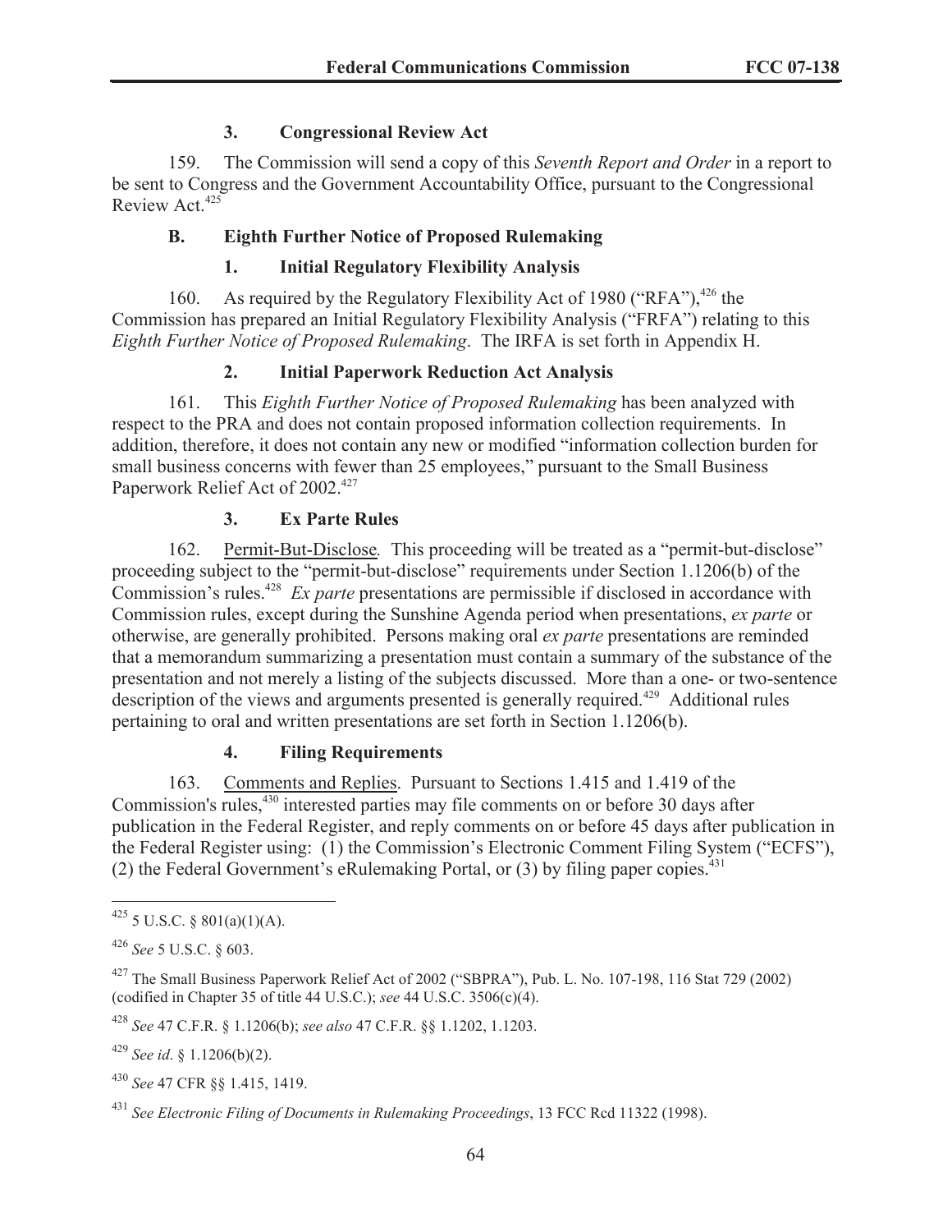### 3. Congressional Review Act

159. The Commission will send a copy of this *Seventh Report and Order* in a report to be sent to Congress and the Government Accountability Office, pursuant to the Congressional Review Act.[425]

## B. Eighth Further Notice of Proposed Rulemaking

### 1. Initial Regulatory Flexibility Analysis

160. As required by the Regulatory Flexibility Act of 1980 ("RFA"),[426] the Commission has prepared an Initial Regulatory Flexibility Analysis ("FRFA") relating to this *Eighth Further Notice of Proposed Rulemaking*. The IRFA is set forth in Appendix H.

### 2. Initial Paperwork Reduction Act Analysis

161. This *Eighth Further Notice of Proposed Rulemaking* has been analyzed with respect to the PRA and does not contain proposed information collection requirements. In addition, therefore, it does not contain any new or modified "information collection burden for small business concerns with fewer than 25 employees," pursuant to the Small Business Paperwork Relief Act of 2002.[427]

### 3. Ex Parte Rules

162. Permit-But-Disclose*.* This proceeding will be treated as a "permit-but-disclose" proceeding subject to the "permit-but-disclose" requirements under Section 1.1206(b) of the Commission's rules.[428] *Ex parte* presentations are permissible if disclosed in accordance with Commission rules, except during the Sunshine Agenda period when presentations, *ex parte* or otherwise, are generally prohibited. Persons making oral *ex parte* presentations are reminded that a memorandum summarizing a presentation must contain a summary of the substance of the presentation and not merely a listing of the subjects discussed. More than a one- or two-sentence description of the views and arguments presented is generally required.[429] Additional rules pertaining to oral and written presentations are set forth in Section 1.1206(b).

### 4. Filing Requirements

163. Comments and Replies. Pursuant to Sections 1.415 and 1.419 of the Commission's rules,[430] interested parties may file comments on or before 30 days after publication in the Federal Register, and reply comments on or before 45 days after publication in the Federal Register using: (1) the Commission's Electronic Comment Filing System ("ECFS"), (2) the Federal Government's eRulemaking Portal, or (3) by filing paper copies.[431]

---

[425] 5 U.S.C. § 801(a)(1)(A).

[426] *See* 5 U.S.C. § 603.

[427] The Small Business Paperwork Relief Act of 2002 ("SBPRA"), Pub. L. No. 107-198, 116 Stat 729 (2002) (codified in Chapter 35 of title 44 U.S.C.); *see* 44 U.S.C. 3506(c)(4).

[428] *See* 47 C.F.R. § 1.1206(b); *see also* 47 C.F.R. §§ 1.1202, 1.1203.

[429] *See id*. § 1.1206(b)(2).

[430] *See* 47 CFR §§ 1.415, 1419.

[431] *See Electronic Filing of Documents in Rulemaking Proceedings*, 13 FCC Rcd 11322 (1998).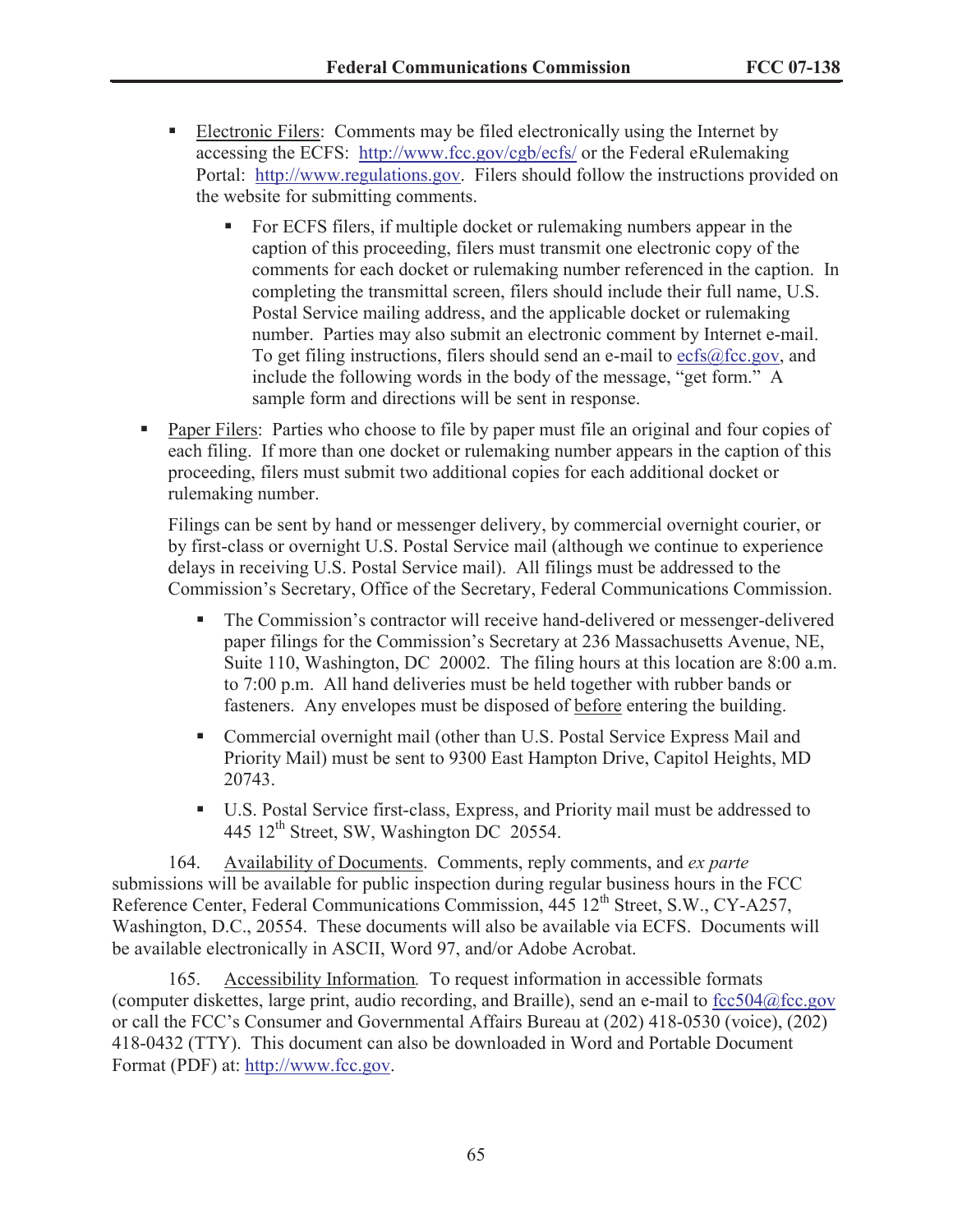- Electronic Filers: Comments may be filed electronically using the Internet by accessing the ECFS: http://www.fcc.gov/cgb/ecfs/ or the Federal eRulemaking Portal: http://www.regulations.gov. Filers should follow the instructions provided on the website for submitting comments.

  - For ECFS filers, if multiple docket or rulemaking numbers appear in the caption of this proceeding, filers must transmit one electronic copy of the comments for each docket or rulemaking number referenced in the caption. In completing the transmittal screen, filers should include their full name, U.S. Postal Service mailing address, and the applicable docket or rulemaking number. Parties may also submit an electronic comment by Internet e-mail. To get filing instructions, filers should send an e-mail to ecfs@fcc.gov, and include the following words in the body of the message, "get form." A sample form and directions will be sent in response.

- Paper Filers: Parties who choose to file by paper must file an original and four copies of each filing. If more than one docket or rulemaking number appears in the caption of this proceeding, filers must submit two additional copies for each additional docket or rulemaking number.

  Filings can be sent by hand or messenger delivery, by commercial overnight courier, or by first-class or overnight U.S. Postal Service mail (although we continue to experience delays in receiving U.S. Postal Service mail). All filings must be addressed to the Commission's Secretary, Office of the Secretary, Federal Communications Commission.

  - The Commission's contractor will receive hand-delivered or messenger-delivered paper filings for the Commission's Secretary at 236 Massachusetts Avenue, NE, Suite 110, Washington, DC 20002. The filing hours at this location are 8:00 a.m. to 7:00 p.m. All hand deliveries must be held together with rubber bands or fasteners. Any envelopes must be disposed of before entering the building.

  - Commercial overnight mail (other than U.S. Postal Service Express Mail and Priority Mail) must be sent to 9300 East Hampton Drive, Capitol Heights, MD 20743.

  - U.S. Postal Service first-class, Express, and Priority mail must be addressed to 445 12th Street, SW, Washington DC 20554.

164. Availability of Documents. Comments, reply comments, and *ex parte* submissions will be available for public inspection during regular business hours in the FCC Reference Center, Federal Communications Commission, 445 12th Street, S.W., CY-A257, Washington, D.C., 20554. These documents will also be available via ECFS. Documents will be available electronically in ASCII, Word 97, and/or Adobe Acrobat.

165. Accessibility Information. To request information in accessible formats (computer diskettes, large print, audio recording, and Braille), send an e-mail to fcc504@fcc.gov or call the FCC's Consumer and Governmental Affairs Bureau at (202) 418-0530 (voice), (202) 418-0432 (TTY). This document can also be downloaded in Word and Portable Document Format (PDF) at: http://www.fcc.gov.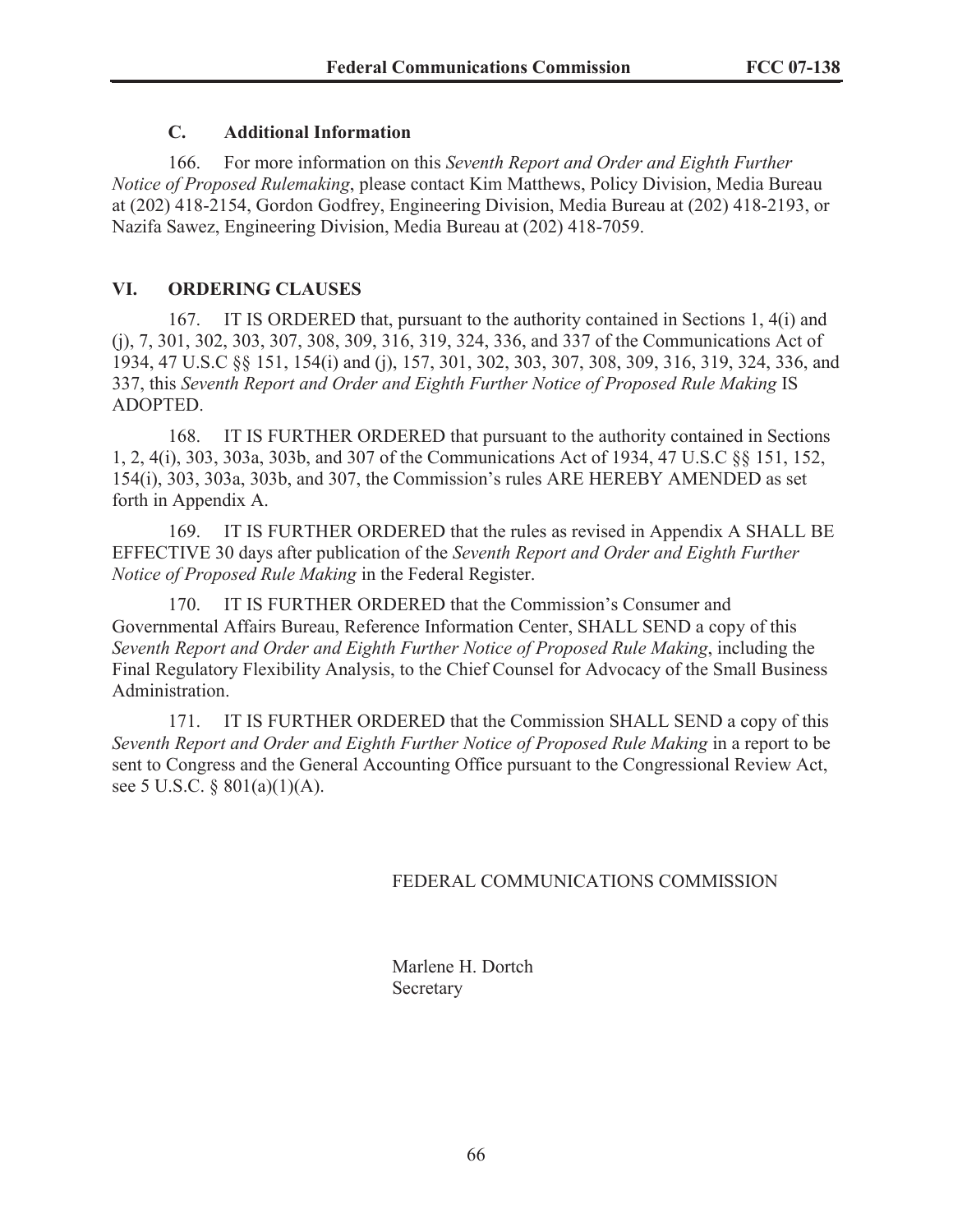### C. Additional Information

166. For more information on this *Seventh Report and Order and Eighth Further Notice of Proposed Rulemaking*, please contact Kim Matthews, Policy Division, Media Bureau at (202) 418-2154, Gordon Godfrey, Engineering Division, Media Bureau at (202) 418-2193, or Nazifa Sawez, Engineering Division, Media Bureau at (202) 418-7059.

## VI. ORDERING CLAUSES

167. IT IS ORDERED that, pursuant to the authority contained in Sections 1, 4(i) and (j), 7, 301, 302, 303, 307, 308, 309, 316, 319, 324, 336, and 337 of the Communications Act of 1934, 47 U.S.C §§ 151, 154(i) and (j), 157, 301, 302, 303, 307, 308, 309, 316, 319, 324, 336, and 337, this *Seventh Report and Order and Eighth Further Notice of Proposed Rule Making* IS ADOPTED.

168. IT IS FURTHER ORDERED that pursuant to the authority contained in Sections 1, 2, 4(i), 303, 303a, 303b, and 307 of the Communications Act of 1934, 47 U.S.C §§ 151, 152, 154(i), 303, 303a, 303b, and 307, the Commission's rules ARE HEREBY AMENDED as set forth in Appendix A.

169. IT IS FURTHER ORDERED that the rules as revised in Appendix A SHALL BE EFFECTIVE 30 days after publication of the *Seventh Report and Order and Eighth Further Notice of Proposed Rule Making* in the Federal Register.

170. IT IS FURTHER ORDERED that the Commission's Consumer and Governmental Affairs Bureau, Reference Information Center, SHALL SEND a copy of this *Seventh Report and Order and Eighth Further Notice of Proposed Rule Making*, including the Final Regulatory Flexibility Analysis, to the Chief Counsel for Advocacy of the Small Business Administration.

171. IT IS FURTHER ORDERED that the Commission SHALL SEND a copy of this *Seventh Report and Order and Eighth Further Notice of Proposed Rule Making* in a report to be sent to Congress and the General Accounting Office pursuant to the Congressional Review Act, see 5 U.S.C. § 801(a)(1)(A).

FEDERAL COMMUNICATIONS COMMISSION

Marlene H. Dortch
Secretary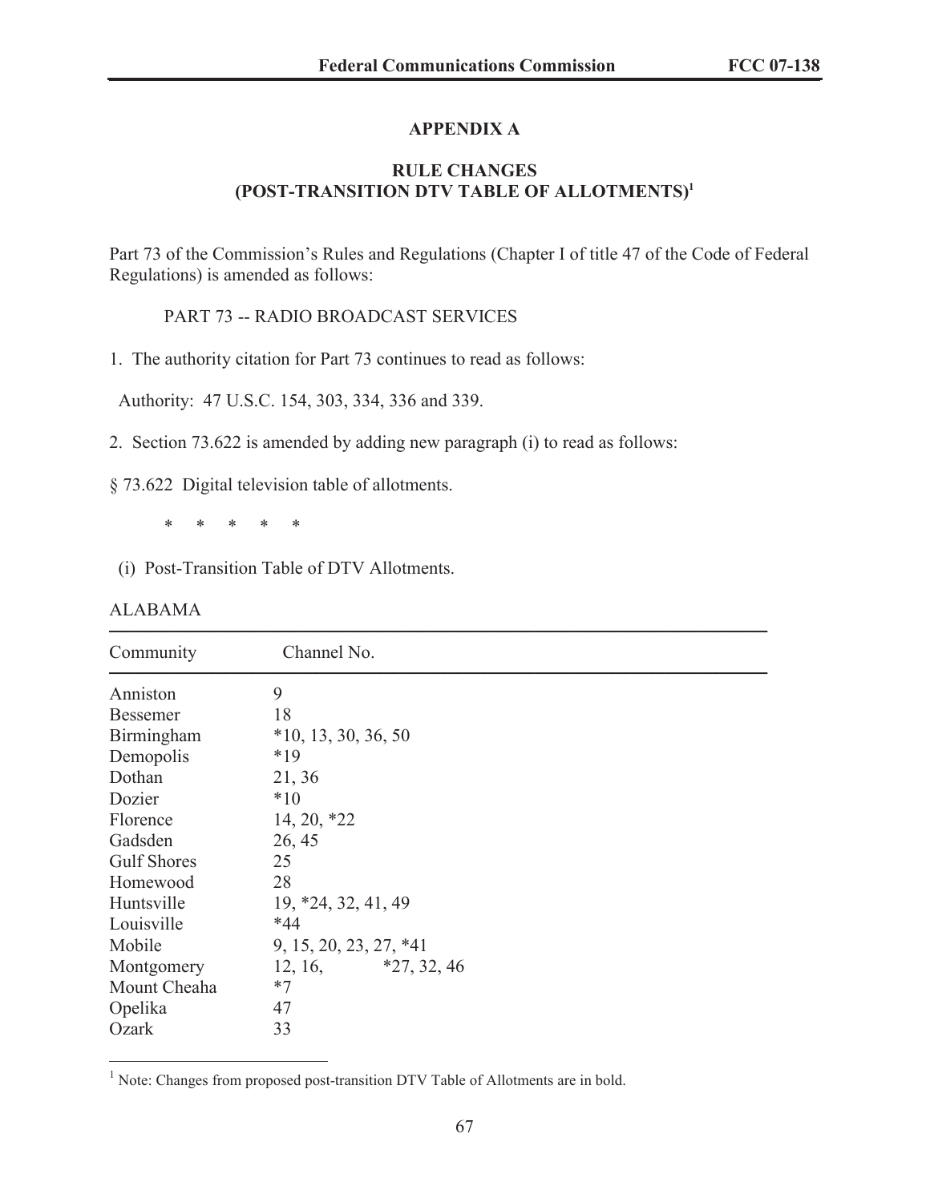## APPENDIX A

## RULE CHANGES
## (POST-TRANSITION DTV TABLE OF ALLOTMENTS)[1]

Part 73 of the Commission's Rules and Regulations (Chapter I of title 47 of the Code of Federal Regulations) is amended as follows:

PART 73 -- RADIO BROADCAST SERVICES

1. The authority citation for Part 73 continues to read as follows:

Authority: 47 U.S.C. 154, 303, 334, 336 and 339.

2. Section 73.622 is amended by adding new paragraph (i) to read as follows:

§ 73.622 Digital television table of allotments.

\* \* \* \* \*

(i) Post-Transition Table of DTV Allotments.

ALABAMA

| Community | Channel No. |
|---|---|
| Anniston | 9 |
| Bessemer | 18 |
| Birmingham | *10, 13, 30, 36, 50 |
| Demopolis | *19 |
| Dothan | 21, 36 |
| Dozier | *10 |
| Florence | 14, 20, *22 |
| Gadsden | 26, 45 |
| Gulf Shores | 25 |
| Homewood | 28 |
| Huntsville | 19, *24, 32, 41, 49 |
| Louisville | *44 |
| Mobile | 9, 15, 20, 23, 27, *41 |
| Montgomery | 12, 16, *27, 32, 46 |
| Mount Cheaha | *7 |
| Opelika | 47 |
| Ozark | 33 |

[1] Note: Changes from proposed post-transition DTV Table of Allotments are in bold.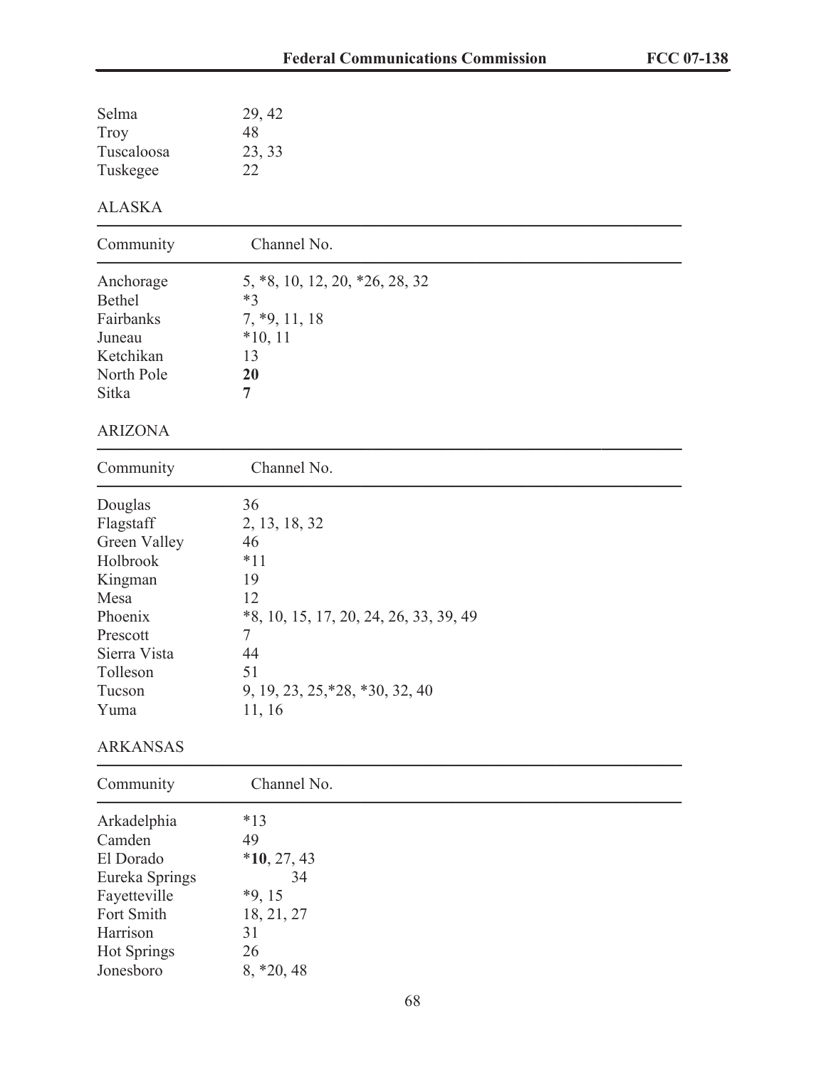| | |
|---|---|
| Selma | 29, 42 |
| Troy | 48 |
| Tuscaloosa | 23, 33 |
| Tuskegee | 22 |

ALASKA

| Community | Channel No. |
|---|---|
| Anchorage | 5, *8, 10, 12, 20, *26, 28, 32 |
| Bethel | *3 |
| Fairbanks | 7, *9, 11, 18 |
| Juneau | *10, 11 |
| Ketchikan | 13 |
| North Pole | **20** |
| Sitka | **7** |

ARIZONA

| Community | Channel No. |
|---|---|
| Douglas | 36 |
| Flagstaff | 2, 13, 18, 32 |
| Green Valley | 46 |
| Holbrook | *11 |
| Kingman | 19 |
| Mesa | 12 |
| Phoenix | *8, 10, 15, 17, 20, 24, 26, 33, 39, 49 |
| Prescott | 7 |
| Sierra Vista | 44 |
| Tolleson | 51 |
| Tucson | 9, 19, 23, 25,*28, *30, 32, 40 |
| Yuma | 11, 16 |

ARKANSAS

| Community | Channel No. |
|---|---|
| Arkadelphia | *13 |
| Camden | 49 |
| El Dorado | ***10**, 27, 43 |
| Eureka Springs | 34 |
| Fayetteville | *9, 15 |
| Fort Smith | 18, 21, 27 |
| Harrison | 31 |
| Hot Springs | 26 |
| Jonesboro | 8, *20, 48 |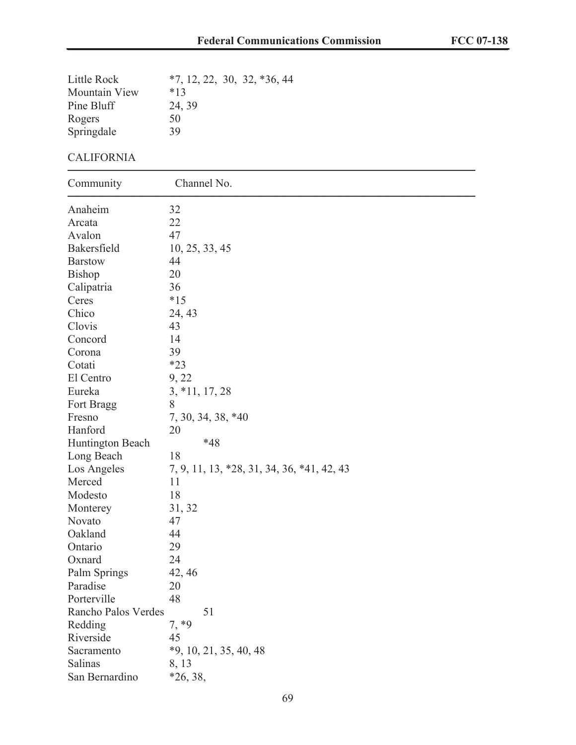| | |
|---|---|
| Little Rock | *7, 12, 22, 30, 32, *36, 44 |
| Mountain View | *13 |
| Pine Bluff | 24, 39 |
| Rogers | 50 |
| Springdale | 39 |

CALIFORNIA

| Community | Channel No. |
|---|---|
| Anaheim | 32 |
| Arcata | 22 |
| Avalon | 47 |
| Bakersfield | 10, 25, 33, 45 |
| Barstow | 44 |
| Bishop | 20 |
| Calipatria | 36 |
| Ceres | *15 |
| Chico | 24, 43 |
| Clovis | 43 |
| Concord | 14 |
| Corona | 39 |
| Cotati | *23 |
| El Centro | 9, 22 |
| Eureka | 3, *11, 17, 28 |
| Fort Bragg | 8 |
| Fresno | 7, 30, 34, 38, *40 |
| Hanford | 20 |
| Huntington Beach | *48 |
| Long Beach | 18 |
| Los Angeles | 7, 9, 11, 13, *28, 31, 34, 36, *41, 42, 43 |
| Merced | 11 |
| Modesto | 18 |
| Monterey | 31, 32 |
| Novato | 47 |
| Oakland | 44 |
| Ontario | 29 |
| Oxnard | 24 |
| Palm Springs | 42, 46 |
| Paradise | 20 |
| Porterville | 48 |
| Rancho Palos Verdes | 51 |
| Redding | 7, *9 |
| Riverside | 45 |
| Sacramento | *9, 10, 21, 35, 40, 48 |
| Salinas | 8, 13 |
| San Bernardino | *26, 38, |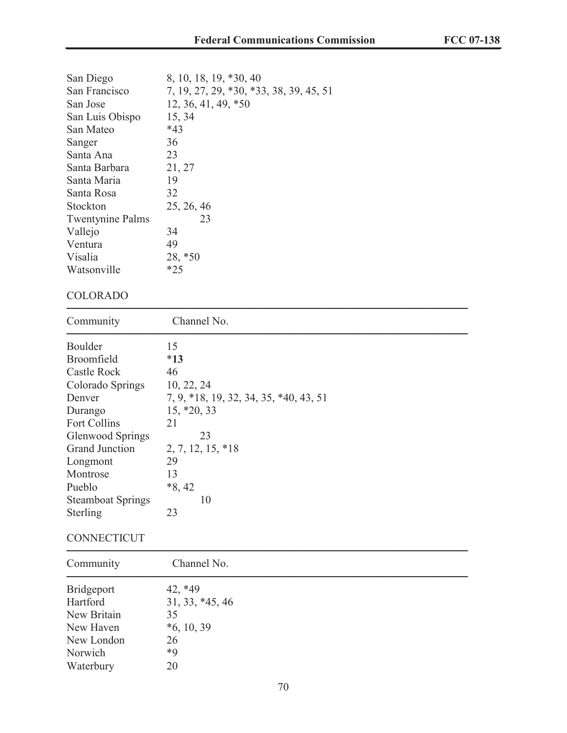| Community | Channel No. |
|---|---|
| San Diego | 8, 10, 18, 19, *30, 40 |
| San Francisco | 7, 19, 27, 29, *30, *33, 38, 39, 45, 51 |
| San Jose | 12, 36, 41, 49, *50 |
| San Luis Obispo | 15, 34 |
| San Mateo | *43 |
| Sanger | 36 |
| Santa Ana | 23 |
| Santa Barbara | 21, 27 |
| Santa Maria | 19 |
| Santa Rosa | 32 |
| Stockton | 25, 26, 46 |
| Twentynine Palms | 23 |
| Vallejo | 34 |
| Ventura | 49 |
| Visalia | 28, *50 |
| Watsonville | *25 |

COLORADO

| Community | Channel No. |
|---|---|
| Boulder | 15 |
| Broomfield | ***13** |
| Castle Rock | 46 |
| Colorado Springs | 10, 22, 24 |
| Denver | 7, 9, *18, 19, 32, 34, 35, *40, 43, 51 |
| Durango | 15, *20, 33 |
| Fort Collins | 21 |
| Glenwood Springs | 23 |
| Grand Junction | 2, 7, 12, 15, *18 |
| Longmont | 29 |
| Montrose | 13 |
| Pueblo | *8, 42 |
| Steamboat Springs | 10 |
| Sterling | 23 |

CONNECTICUT

| Community | Channel No. |
|---|---|
| Bridgeport | 42, *49 |
| Hartford | 31, 33, *45, 46 |
| New Britain | 35 |
| New Haven | *6, 10, 39 |
| New London | 26 |
| Norwich | *9 |
| Waterbury | 20 |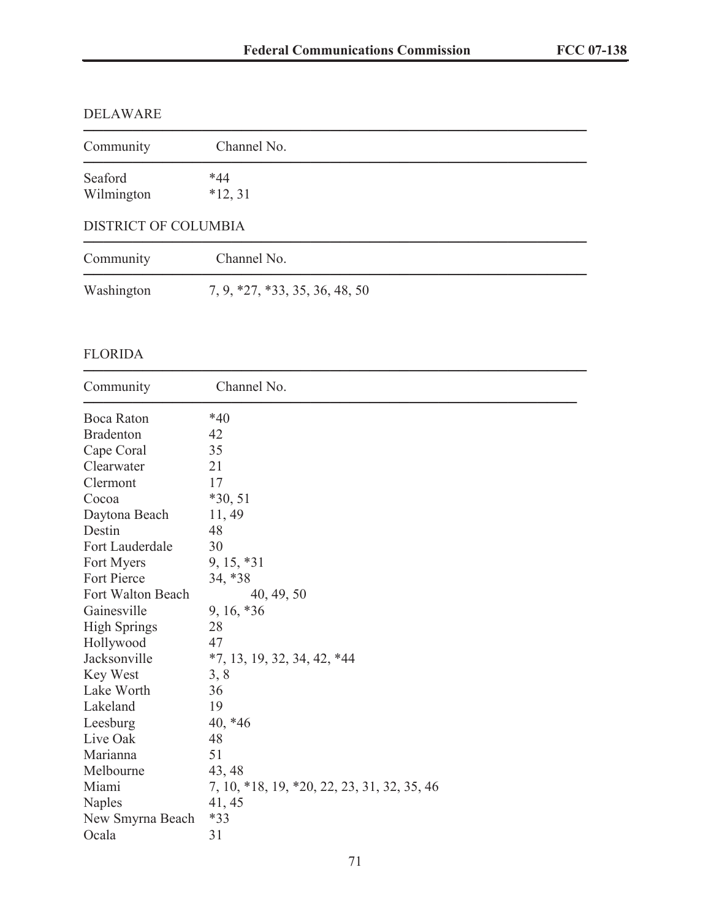DELAWARE

| Community | Channel No. |
| --- | --- |
| Seaford | *44 |
| Wilmington | *12, 31 |

DISTRICT OF COLUMBIA

| Community | Channel No. |
| --- | --- |
| Washington | 7, 9, *27, *33, 35, 36, 48, 50 |

FLORIDA

| Community | Channel No. |
| --- | --- |
| Boca Raton | *40 |
| Bradenton | 42 |
| Cape Coral | 35 |
| Clearwater | 21 |
| Clermont | 17 |
| Cocoa | *30, 51 |
| Daytona Beach | 11, 49 |
| Destin | 48 |
| Fort Lauderdale | 30 |
| Fort Myers | 9, 15, *31 |
| Fort Pierce | 34, *38 |
| Fort Walton Beach | 40, 49, 50 |
| Gainesville | 9, 16, *36 |
| High Springs | 28 |
| Hollywood | 47 |
| Jacksonville | *7, 13, 19, 32, 34, 42, *44 |
| Key West | 3, 8 |
| Lake Worth | 36 |
| Lakeland | 19 |
| Leesburg | 40, *46 |
| Live Oak | 48 |
| Marianna | 51 |
| Melbourne | 43, 48 |
| Miami | 7, 10, *18, 19, *20, 22, 23, 31, 32, 35, 46 |
| Naples | 41, 45 |
| New Smyrna Beach | *33 |
| Ocala | 31 |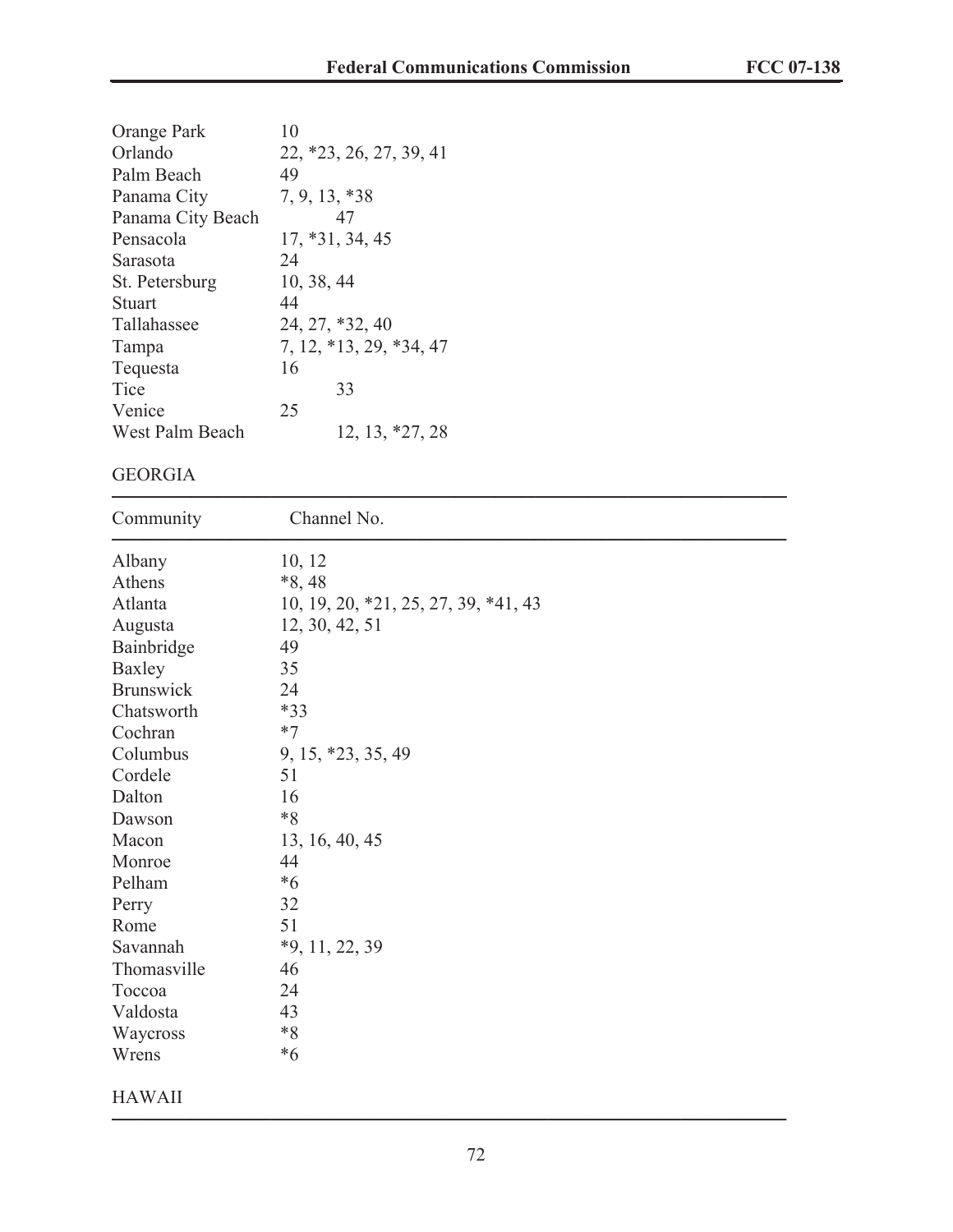| | |
|---|---|
| Orange Park | 10 |
| Orlando | 22, *23, 26, 27, 39, 41 |
| Palm Beach | 49 |
| Panama City | 7, 9, 13, *38 |
| Panama City Beach | 47 |
| Pensacola | 17, *31, 34, 45 |
| Sarasota | 24 |
| St. Petersburg | 10, 38, 44 |
| Stuart | 44 |
| Tallahassee | 24, 27, *32, 40 |
| Tampa | 7, 12, *13, 29, *34, 47 |
| Tequesta | 16 |
| Tice | 33 |
| Venice | 25 |
| West Palm Beach | 12, 13, *27, 28 |

GEORGIA

| Community | Channel No. |
|---|---|
| Albany | 10, 12 |
| Athens | *8, 48 |
| Atlanta | 10, 19, 20, *21, 25, 27, 39, *41, 43 |
| Augusta | 12, 30, 42, 51 |
| Bainbridge | 49 |
| Baxley | 35 |
| Brunswick | 24 |
| Chatsworth | *33 |
| Cochran | *7 |
| Columbus | 9, 15, *23, 35, 49 |
| Cordele | 51 |
| Dalton | 16 |
| Dawson | *8 |
| Macon | 13, 16, 40, 45 |
| Monroe | 44 |
| Pelham | *6 |
| Perry | 32 |
| Rome | 51 |
| Savannah | *9, 11, 22, 39 |
| Thomasville | 46 |
| Toccoa | 24 |
| Valdosta | 43 |
| Waycross | *8 |
| Wrens | *6 |

HAWAII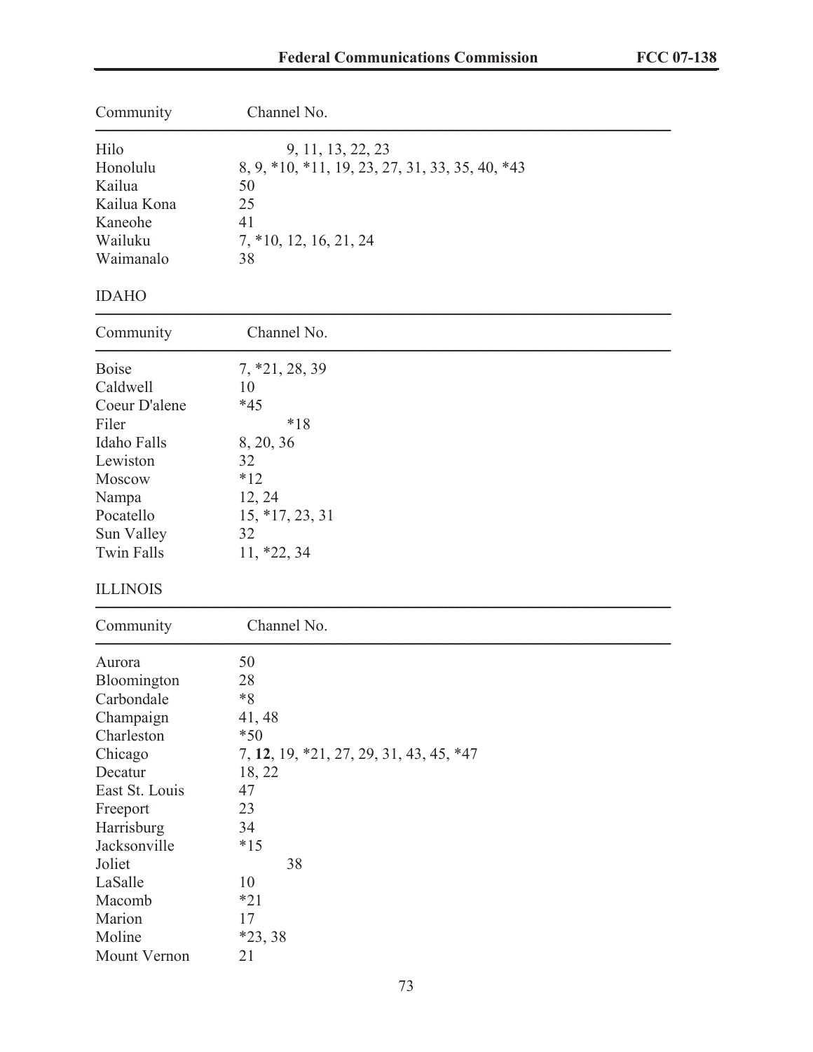| Community | Channel No. |
|---|---|
| Hilo | 9, 11, 13, 22, 23 |
| Honolulu | 8, 9, *10, *11, 19, 23, 27, 31, 33, 35, 40, *43 |
| Kailua | 50 |
| Kailua Kona | 25 |
| Kaneohe | 41 |
| Wailuku | 7, *10, 12, 16, 21, 24 |
| Waimanalo | 38 |

IDAHO

| Community | Channel No. |
|---|---|
| Boise | 7, *21, 28, 39 |
| Caldwell | 10 |
| Coeur D'alene | *45 |
| Filer | *18 |
| Idaho Falls | 8, 20, 36 |
| Lewiston | 32 |
| Moscow | *12 |
| Nampa | 12, 24 |
| Pocatello | 15, *17, 23, 31 |
| Sun Valley | 32 |
| Twin Falls | 11, *22, 34 |

ILLINOIS

| Community | Channel No. |
|---|---|
| Aurora | 50 |
| Bloomington | 28 |
| Carbondale | *8 |
| Champaign | 41, 48 |
| Charleston | *50 |
| Chicago | 7, **12**, 19, *21, 27, 29, 31, 43, 45, *47 |
| Decatur | 18, 22 |
| East St. Louis | 47 |
| Freeport | 23 |
| Harrisburg | 34 |
| Jacksonville | *15 |
| Joliet | 38 |
| LaSalle | 10 |
| Macomb | *21 |
| Marion | 17 |
| Moline | *23, 38 |
| Mount Vernon | 21 |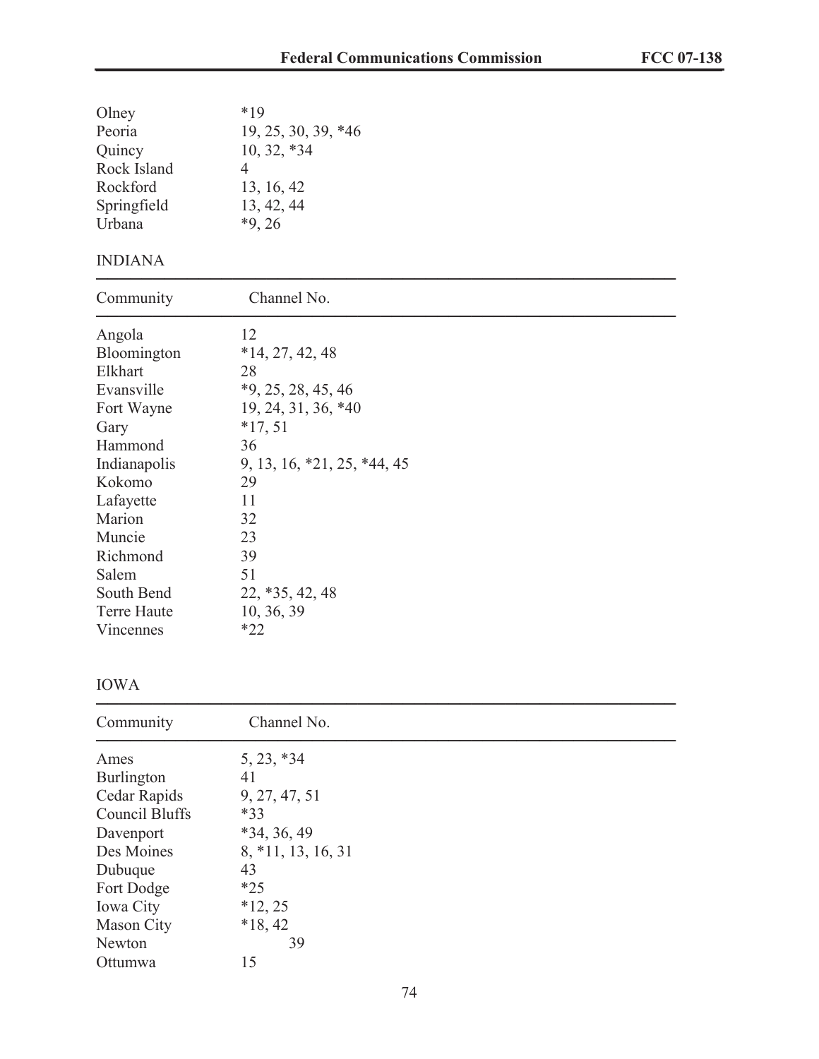| Community | Channel No. |
|---|---|
| Olney | *19 |
| Peoria | 19, 25, 30, 39, *46 |
| Quincy | 10, 32, *34 |
| Rock Island | 4 |
| Rockford | 13, 16, 42 |
| Springfield | 13, 42, 44 |
| Urbana | *9, 26 |

INDIANA

| Community | Channel No. |
|---|---|
| Angola | 12 |
| Bloomington | *14, 27, 42, 48 |
| Elkhart | 28 |
| Evansville | *9, 25, 28, 45, 46 |
| Fort Wayne | 19, 24, 31, 36, *40 |
| Gary | *17, 51 |
| Hammond | 36 |
| Indianapolis | 9, 13, 16, *21, 25, *44, 45 |
| Kokomo | 29 |
| Lafayette | 11 |
| Marion | 32 |
| Muncie | 23 |
| Richmond | 39 |
| Salem | 51 |
| South Bend | 22, *35, 42, 48 |
| Terre Haute | 10, 36, 39 |
| Vincennes | *22 |

IOWA

| Community | Channel No. |
|---|---|
| Ames | 5, 23, *34 |
| Burlington | 41 |
| Cedar Rapids | 9, 27, 47, 51 |
| Council Bluffs | *33 |
| Davenport | *34, 36, 49 |
| Des Moines | 8, *11, 13, 16, 31 |
| Dubuque | 43 |
| Fort Dodge | *25 |
| Iowa City | *12, 25 |
| Mason City | *18, 42 |
| Newton | 39 |
| Ottumwa | 15 |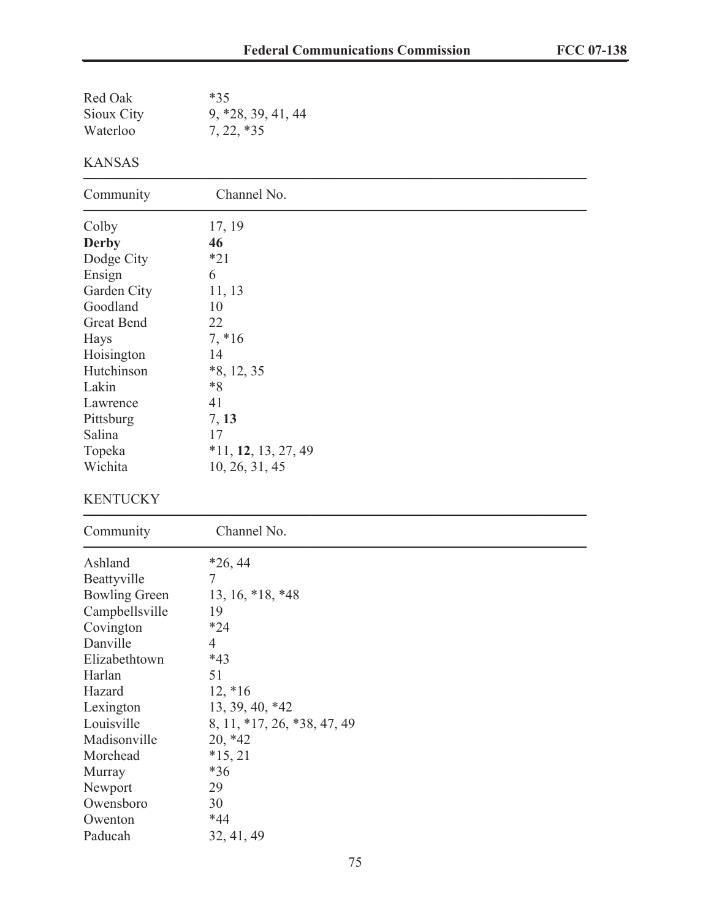| | |
|---|---|
| Red Oak | *35 |
| Sioux City | 9, *28, 39, 41, 44 |
| Waterloo | 7, 22, *35 |

KANSAS

| Community | Channel No. |
|---|---|
| Colby | 17, 19 |
| **Derby** | **46** |
| Dodge City | *21 |
| Ensign | 6 |
| Garden City | 11, 13 |
| Goodland | 10 |
| Great Bend | 22 |
| Hays | 7, *16 |
| Hoisington | 14 |
| Hutchinson | *8, 12, 35 |
| Lakin | *8 |
| Lawrence | 41 |
| Pittsburg | 7, **13** |
| Salina | 17 |
| Topeka | *11, **12**, 13, 27, 49 |
| Wichita | 10, 26, 31, 45 |

KENTUCKY

| Community | Channel No. |
|---|---|
| Ashland | *26, 44 |
| Beattyville | 7 |
| Bowling Green | 13, 16, *18, *48 |
| Campbellsville | 19 |
| Covington | *24 |
| Danville | 4 |
| Elizabethtown | *43 |
| Harlan | 51 |
| Hazard | 12, *16 |
| Lexington | 13, 39, 40, *42 |
| Louisville | 8, 11, *17, 26, *38, 47, 49 |
| Madisonville | 20, *42 |
| Morehead | *15, 21 |
| Murray | *36 |
| Newport | 29 |
| Owensboro | 30 |
| Owenton | *44 |
| Paducah | 32, 41, 49 |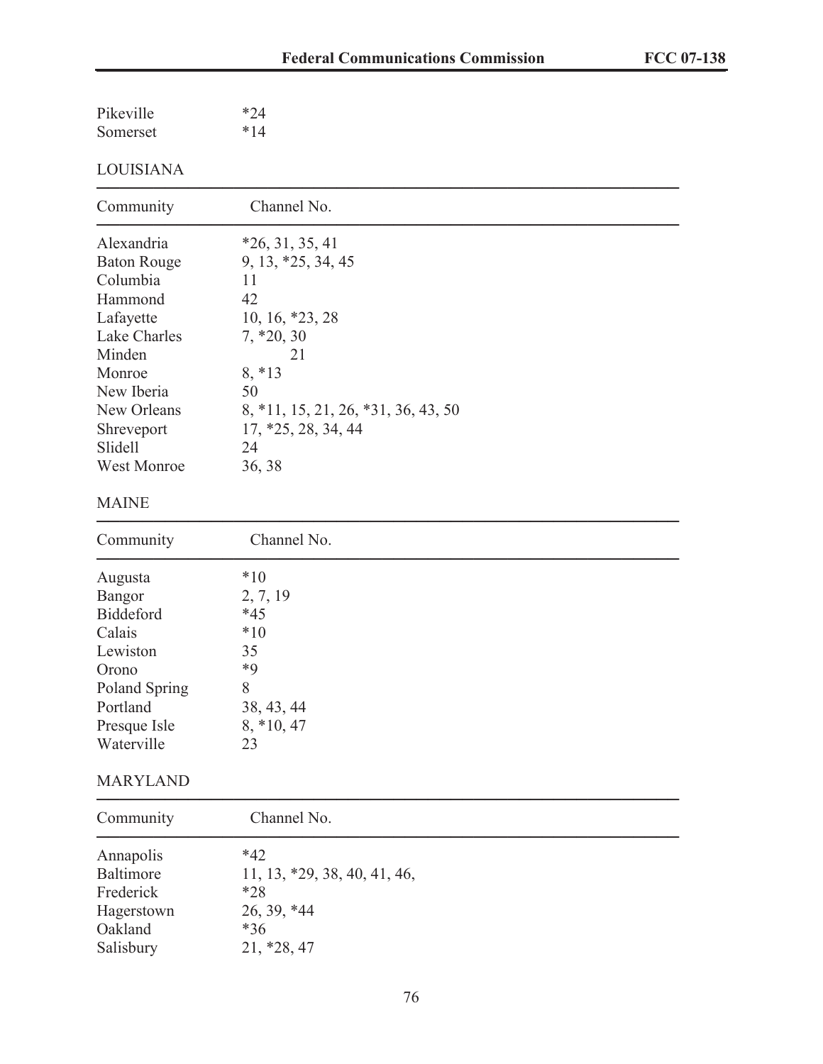| | |
|---|---|
| Pikeville | *24 |
| Somerset | *14 |

LOUISIANA

| Community | Channel No. |
|---|---|
| Alexandria | *26, 31, 35, 41 |
| Baton Rouge | 9, 13, *25, 34, 45 |
| Columbia | 11 |
| Hammond | 42 |
| Lafayette | 10, 16, *23, 28 |
| Lake Charles | 7, *20, 30 |
| Minden | 21 |
| Monroe | 8, *13 |
| New Iberia | 50 |
| New Orleans | 8, *11, 15, 21, 26, *31, 36, 43, 50 |
| Shreveport | 17, *25, 28, 34, 44 |
| Slidell | 24 |
| West Monroe | 36, 38 |

MAINE

| Community | Channel No. |
|---|---|
| Augusta | *10 |
| Bangor | 2, 7, 19 |
| Biddeford | *45 |
| Calais | *10 |
| Lewiston | 35 |
| Orono | *9 |
| Poland Spring | 8 |
| Portland | 38, 43, 44 |
| Presque Isle | 8, *10, 47 |
| Waterville | 23 |

MARYLAND

| Community | Channel No. |
|---|---|
| Annapolis | *42 |
| Baltimore | 11, 13, *29, 38, 40, 41, 46, |
| Frederick | *28 |
| Hagerstown | 26, 39, *44 |
| Oakland | *36 |
| Salisbury | 21, *28, 47 |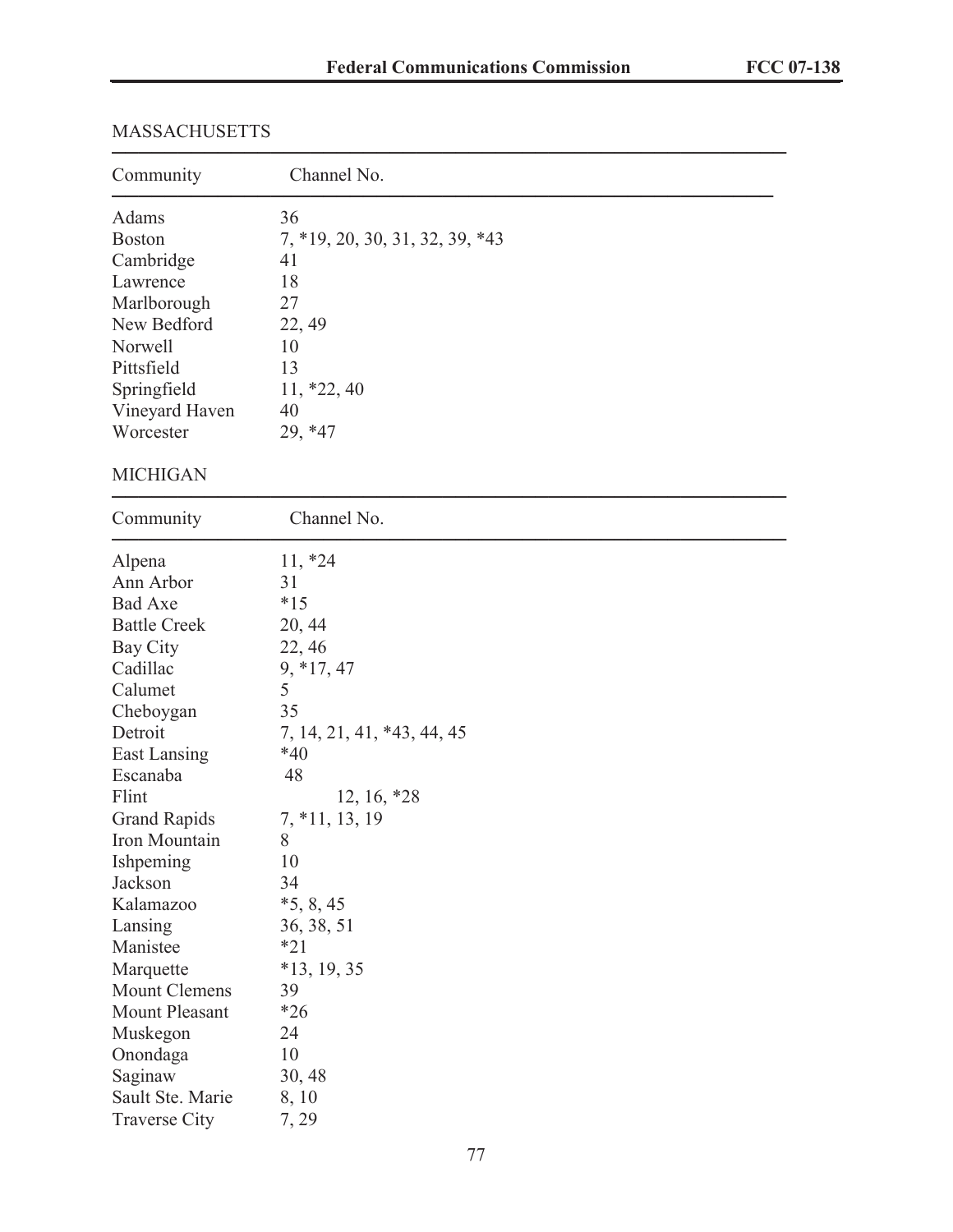MASSACHUSETTS

| Community | Channel No. |
| --- | --- |
| Adams | 36 |
| Boston | 7, *19, 20, 30, 31, 32, 39, *43 |
| Cambridge | 41 |
| Lawrence | 18 |
| Marlborough | 27 |
| New Bedford | 22, 49 |
| Norwell | 10 |
| Pittsfield | 13 |
| Springfield | 11, *22, 40 |
| Vineyard Haven | 40 |
| Worcester | 29, *47 |

MICHIGAN

| Community | Channel No. |
| --- | --- |
| Alpena | 11, *24 |
| Ann Arbor | 31 |
| Bad Axe | *15 |
| Battle Creek | 20, 44 |
| Bay City | 22, 46 |
| Cadillac | 9, *17, 47 |
| Calumet | 5 |
| Cheboygan | 35 |
| Detroit | 7, 14, 21, 41, *43, 44, 45 |
| East Lansing | *40 |
| Escanaba | 48 |
| Flint | 12, 16, *28 |
| Grand Rapids | 7, *11, 13, 19 |
| Iron Mountain | 8 |
| Ishpeming | 10 |
| Jackson | 34 |
| Kalamazoo | *5, 8, 45 |
| Lansing | 36, 38, 51 |
| Manistee | *21 |
| Marquette | *13, 19, 35 |
| Mount Clemens | 39 |
| Mount Pleasant | *26 |
| Muskegon | 24 |
| Onondaga | 10 |
| Saginaw | 30, 48 |
| Sault Ste. Marie | 8, 10 |
| Traverse City | 7, 29 |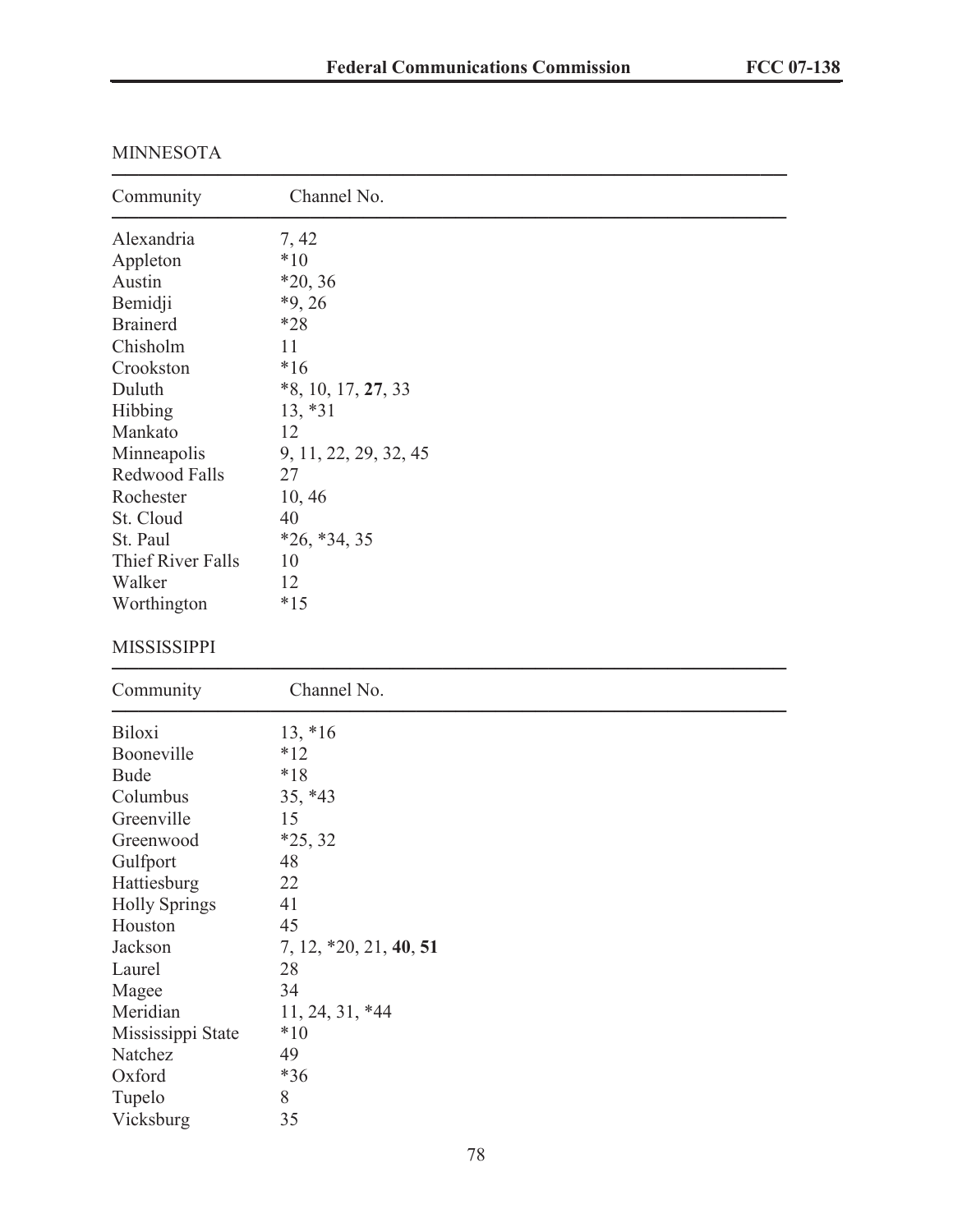MINNESOTA

| Community | Channel No. |
|---|---|
| Alexandria | 7, 42 |
| Appleton | *10 |
| Austin | *20, 36 |
| Bemidji | *9, 26 |
| Brainerd | *28 |
| Chisholm | 11 |
| Crookston | *16 |
| Duluth | *8, 10, 17, **27**, 33 |
| Hibbing | 13, *31 |
| Mankato | 12 |
| Minneapolis | 9, 11, 22, 29, 32, 45 |
| Redwood Falls | 27 |
| Rochester | 10, 46 |
| St. Cloud | 40 |
| St. Paul | *26, *34, 35 |
| Thief River Falls | 10 |
| Walker | 12 |
| Worthington | *15 |

MISSISSIPPI

| Community | Channel No. |
|---|---|
| Biloxi | 13, *16 |
| Booneville | *12 |
| Bude | *18 |
| Columbus | 35, *43 |
| Greenville | 15 |
| Greenwood | *25, 32 |
| Gulfport | 48 |
| Hattiesburg | 22 |
| Holly Springs | 41 |
| Houston | 45 |
| Jackson | 7, 12, *20, 21, **40**, **51** |
| Laurel | 28 |
| Magee | 34 |
| Meridian | 11, 24, 31, *44 |
| Mississippi State | *10 |
| Natchez | 49 |
| Oxford | *36 |
| Tupelo | 8 |
| Vicksburg | 35 |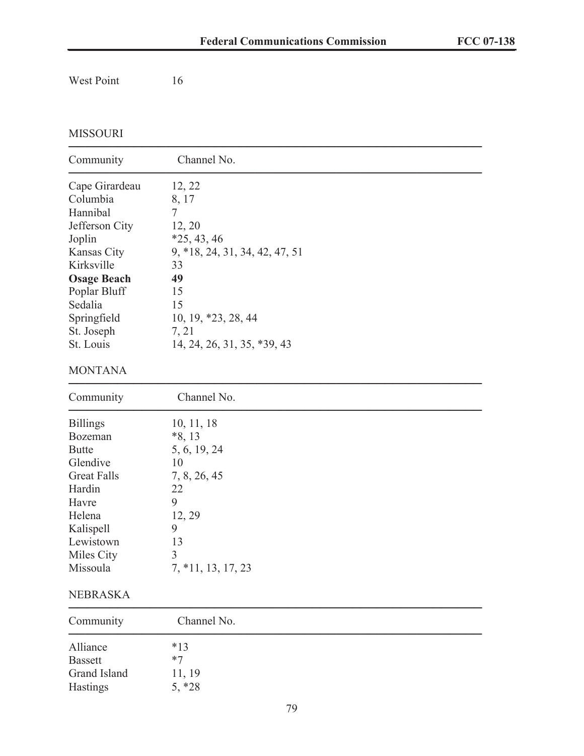| | |
|---|---|
| West Point | 16 |

MISSOURI

| Community | Channel No. |
|---|---|
| Cape Girardeau | 12, 22 |
| Columbia | 8, 17 |
| Hannibal | 7 |
| Jefferson City | 12, 20 |
| Joplin | *25, 43, 46 |
| Kansas City | 9, *18, 24, 31, 34, 42, 47, 51 |
| Kirksville | 33 |
| **Osage Beach** | **49** |
| Poplar Bluff | 15 |
| Sedalia | 15 |
| Springfield | 10, 19, *23, 28, 44 |
| St. Joseph | 7, 21 |
| St. Louis | 14, 24, 26, 31, 35, *39, 43 |

MONTANA

| Community | Channel No. |
|---|---|
| Billings | 10, 11, 18 |
| Bozeman | *8, 13 |
| Butte | 5, 6, 19, 24 |
| Glendive | 10 |
| Great Falls | 7, 8, 26, 45 |
| Hardin | 22 |
| Havre | 9 |
| Helena | 12, 29 |
| Kalispell | 9 |
| Lewistown | 13 |
| Miles City | 3 |
| Missoula | 7, *11, 13, 17, 23 |

NEBRASKA

| Community | Channel No. |
|---|---|
| Alliance | *13 |
| Bassett | *7 |
| Grand Island | 11, 19 |
| Hastings | 5, *28 |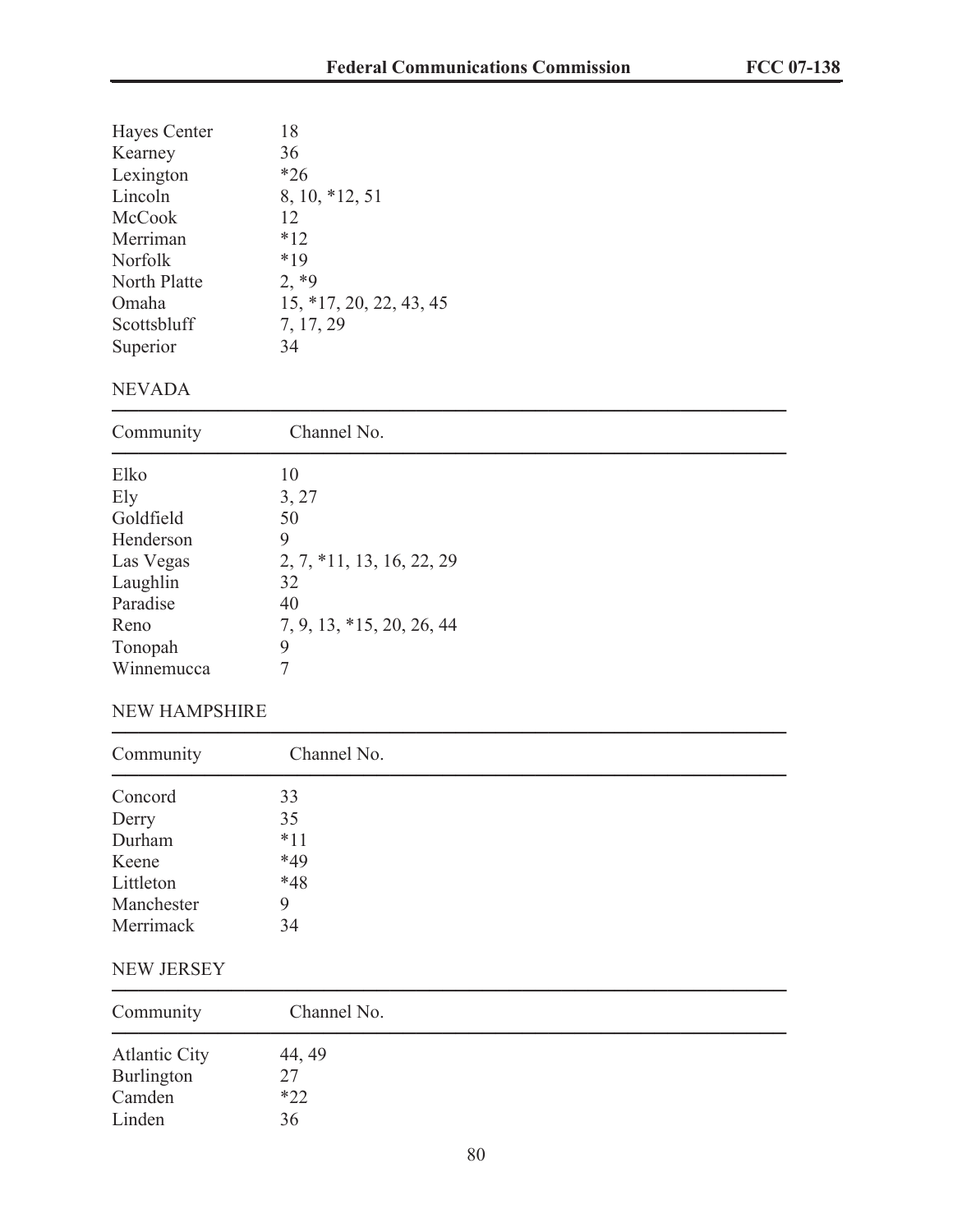| Community | Channel No. |
|---|---|
| Hayes Center | 18 |
| Kearney | 36 |
| Lexington | *26 |
| Lincoln | 8, 10, *12, 51 |
| McCook | 12 |
| Merriman | *12 |
| Norfolk | *19 |
| North Platte | 2, *9 |
| Omaha | 15, *17, 20, 22, 43, 45 |
| Scottsbluff | 7, 17, 29 |
| Superior | 34 |

NEVADA

| Community | Channel No. |
|---|---|
| Elko | 10 |
| Ely | 3, 27 |
| Goldfield | 50 |
| Henderson | 9 |
| Las Vegas | 2, 7, *11, 13, 16, 22, 29 |
| Laughlin | 32 |
| Paradise | 40 |
| Reno | 7, 9, 13, *15, 20, 26, 44 |
| Tonopah | 9 |
| Winnemucca | 7 |

NEW HAMPSHIRE

| Community | Channel No. |
|---|---|
| Concord | 33 |
| Derry | 35 |
| Durham | *11 |
| Keene | *49 |
| Littleton | *48 |
| Manchester | 9 |
| Merrimack | 34 |

NEW JERSEY

| Community | Channel No. |
|---|---|
| Atlantic City | 44, 49 |
| Burlington | 27 |
| Camden | *22 |
| Linden | 36 |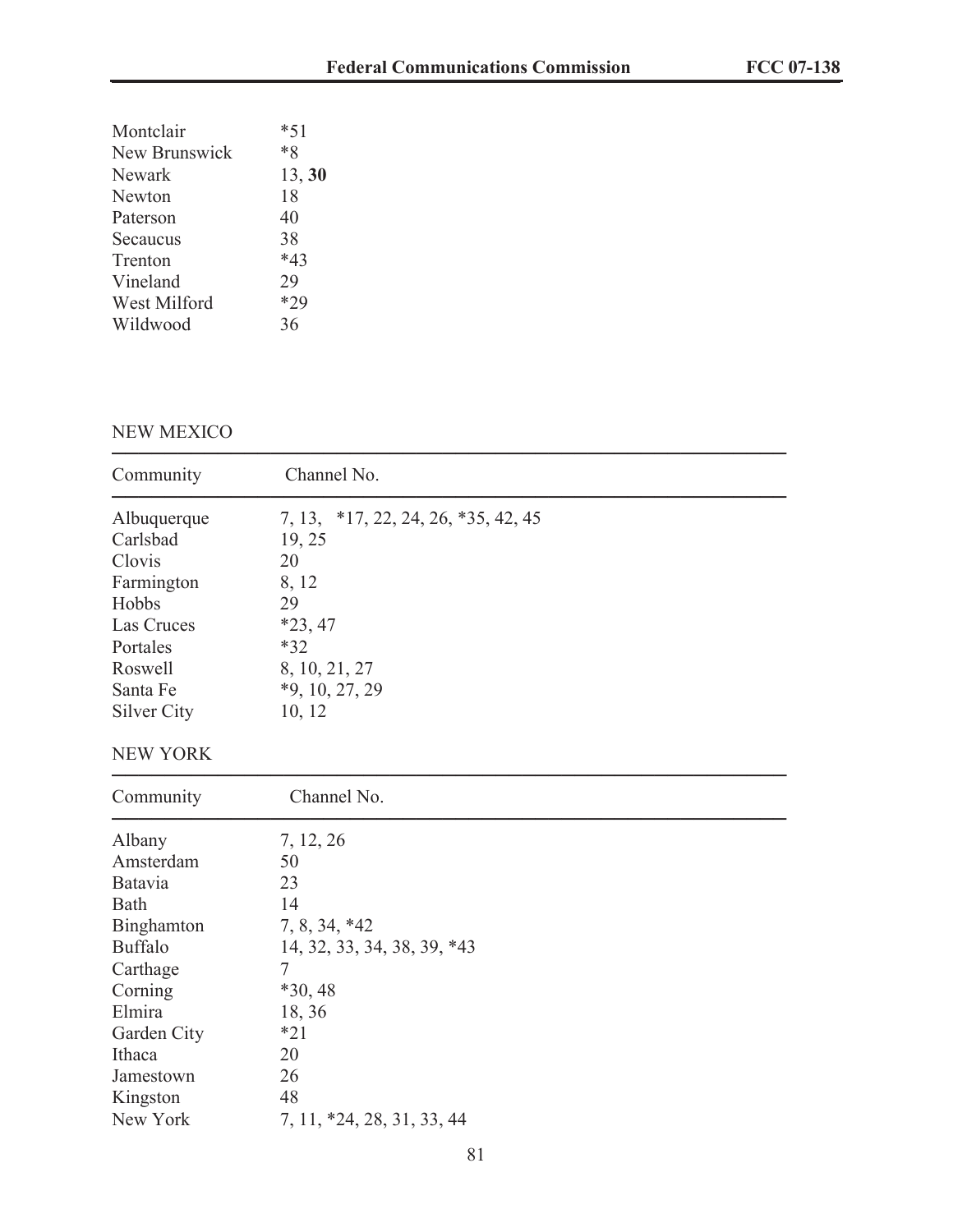| | |
|---|---|
| Montclair | *51 |
| New Brunswick | *8 |
| Newark | 13, **30** |
| Newton | 18 |
| Paterson | 40 |
| Secaucus | 38 |
| Trenton | *43 |
| Vineland | 29 |
| West Milford | *29 |
| Wildwood | 36 |

NEW MEXICO

| Community | Channel No. |
|---|---|
| Albuquerque | 7, 13, *17, 22, 24, 26, *35, 42, 45 |
| Carlsbad | 19, 25 |
| Clovis | 20 |
| Farmington | 8, 12 |
| Hobbs | 29 |
| Las Cruces | *23, 47 |
| Portales | *32 |
| Roswell | 8, 10, 21, 27 |
| Santa Fe | *9, 10, 27, 29 |
| Silver City | 10, 12 |

NEW YORK

| Community | Channel No. |
|---|---|
| Albany | 7, 12, 26 |
| Amsterdam | 50 |
| Batavia | 23 |
| Bath | 14 |
| Binghamton | 7, 8, 34, *42 |
| Buffalo | 14, 32, 33, 34, 38, 39, *43 |
| Carthage | 7 |
| Corning | *30, 48 |
| Elmira | 18, 36 |
| Garden City | *21 |
| Ithaca | 20 |
| Jamestown | 26 |
| Kingston | 48 |
| New York | 7, 11, *24, 28, 31, 33, 44 |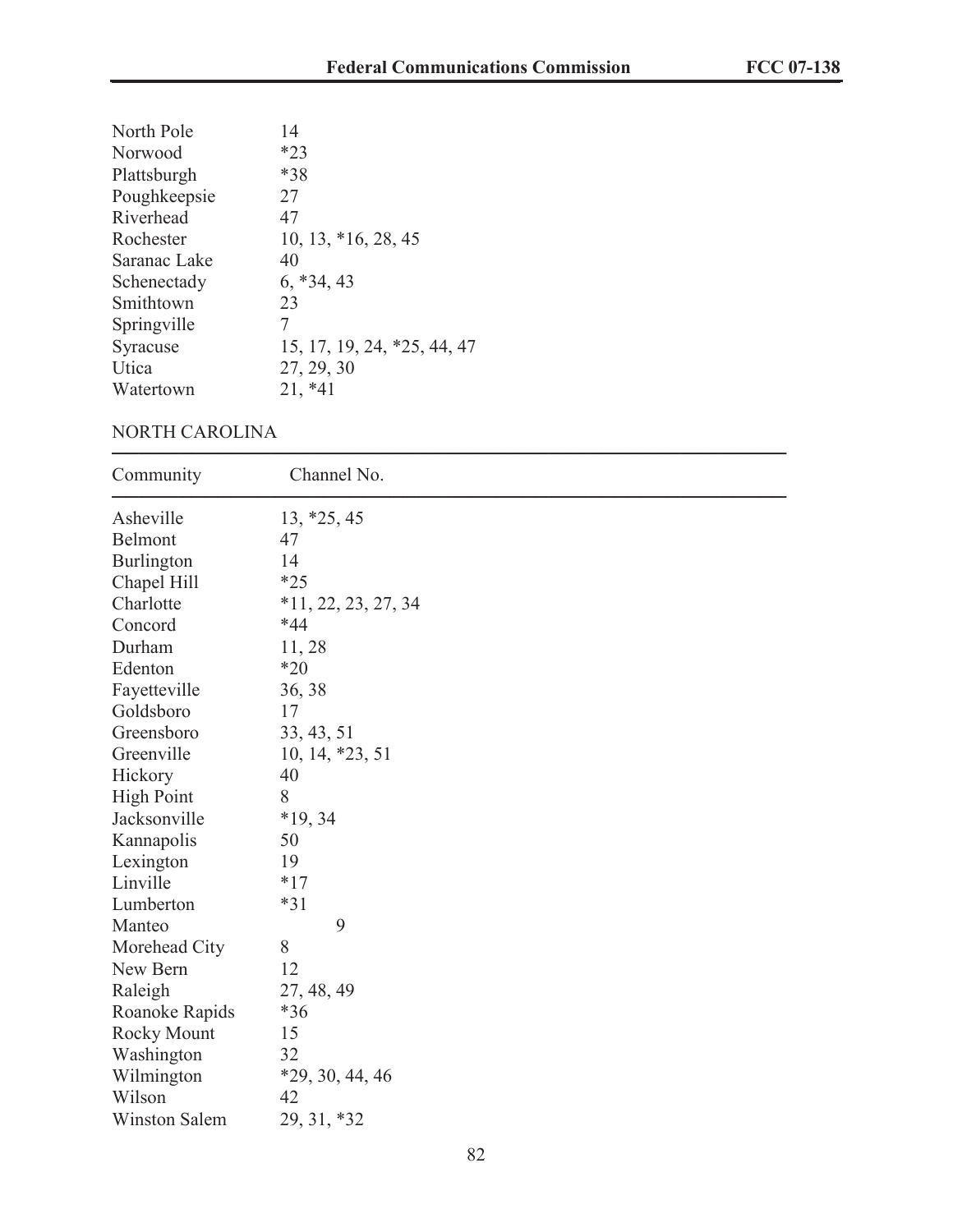| | |
|---|---|
| North Pole | 14 |
| Norwood | *23 |
| Plattsburgh | *38 |
| Poughkeepsie | 27 |
| Riverhead | 47 |
| Rochester | 10, 13, *16, 28, 45 |
| Saranac Lake | 40 |
| Schenectady | 6, *34, 43 |
| Smithtown | 23 |
| Springville | 7 |
| Syracuse | 15, 17, 19, 24, *25, 44, 47 |
| Utica | 27, 29, 30 |
| Watertown | 21, *41 |

NORTH CAROLINA

| Community | Channel No. |
|---|---|
| Asheville | 13, *25, 45 |
| Belmont | 47 |
| Burlington | 14 |
| Chapel Hill | *25 |
| Charlotte | *11, 22, 23, 27, 34 |
| Concord | *44 |
| Durham | 11, 28 |
| Edenton | *20 |
| Fayetteville | 36, 38 |
| Goldsboro | 17 |
| Greensboro | 33, 43, 51 |
| Greenville | 10, 14, *23, 51 |
| Hickory | 40 |
| High Point | 8 |
| Jacksonville | *19, 34 |
| Kannapolis | 50 |
| Lexington | 19 |
| Linville | *17 |
| Lumberton | *31 |
| Manteo | 9 |
| Morehead City | 8 |
| New Bern | 12 |
| Raleigh | 27, 48, 49 |
| Roanoke Rapids | *36 |
| Rocky Mount | 15 |
| Washington | 32 |
| Wilmington | *29, 30, 44, 46 |
| Wilson | 42 |
| Winston Salem | 29, 31, *32 |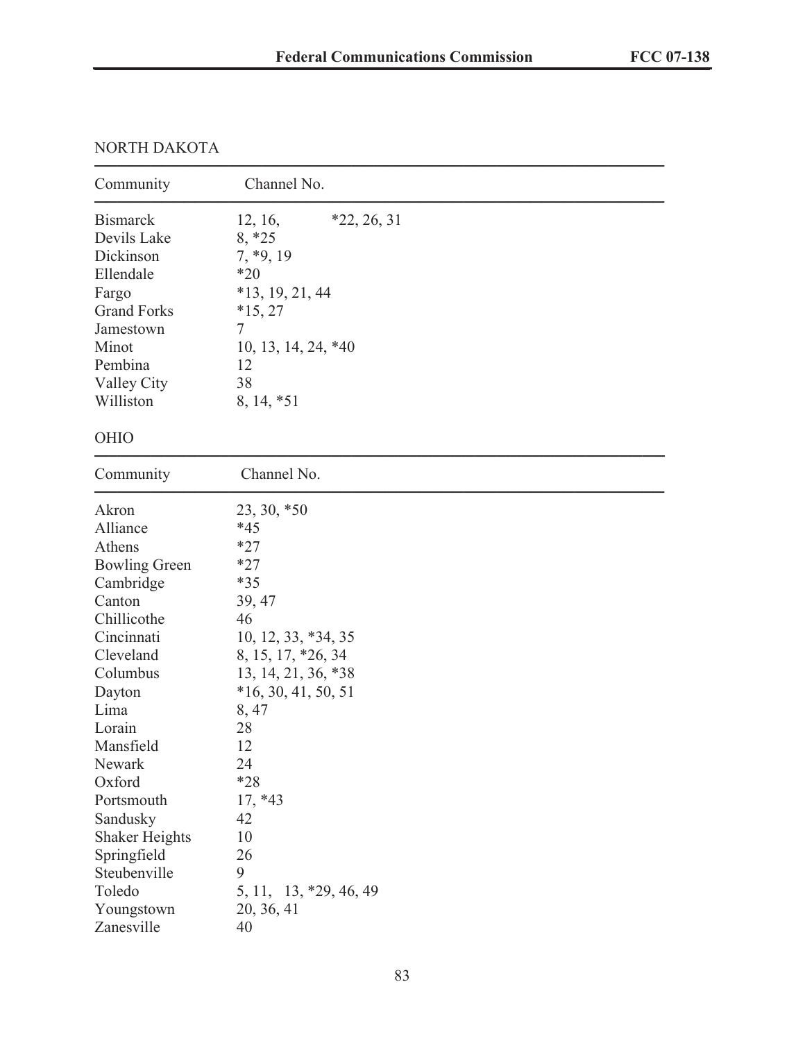NORTH DAKOTA

| Community | Channel No. |
|---|---|
| Bismarck | 12, 16, *22, 26, 31 |
| Devils Lake | 8, *25 |
| Dickinson | 7, *9, 19 |
| Ellendale | *20 |
| Fargo | *13, 19, 21, 44 |
| Grand Forks | *15, 27 |
| Jamestown | 7 |
| Minot | 10, 13, 14, 24, *40 |
| Pembina | 12 |
| Valley City | 38 |
| Williston | 8, 14, *51 |

OHIO

| Community | Channel No. |
|---|---|
| Akron | 23, 30, *50 |
| Alliance | *45 |
| Athens | *27 |
| Bowling Green | *27 |
| Cambridge | *35 |
| Canton | 39, 47 |
| Chillicothe | 46 |
| Cincinnati | 10, 12, 33, *34, 35 |
| Cleveland | 8, 15, 17, *26, 34 |
| Columbus | 13, 14, 21, 36, *38 |
| Dayton | *16, 30, 41, 50, 51 |
| Lima | 8, 47 |
| Lorain | 28 |
| Mansfield | 12 |
| Newark | 24 |
| Oxford | *28 |
| Portsmouth | 17, *43 |
| Sandusky | 42 |
| Shaker Heights | 10 |
| Springfield | 26 |
| Steubenville | 9 |
| Toledo | 5, 11, 13, *29, 46, 49 |
| Youngstown | 20, 36, 41 |
| Zanesville | 40 |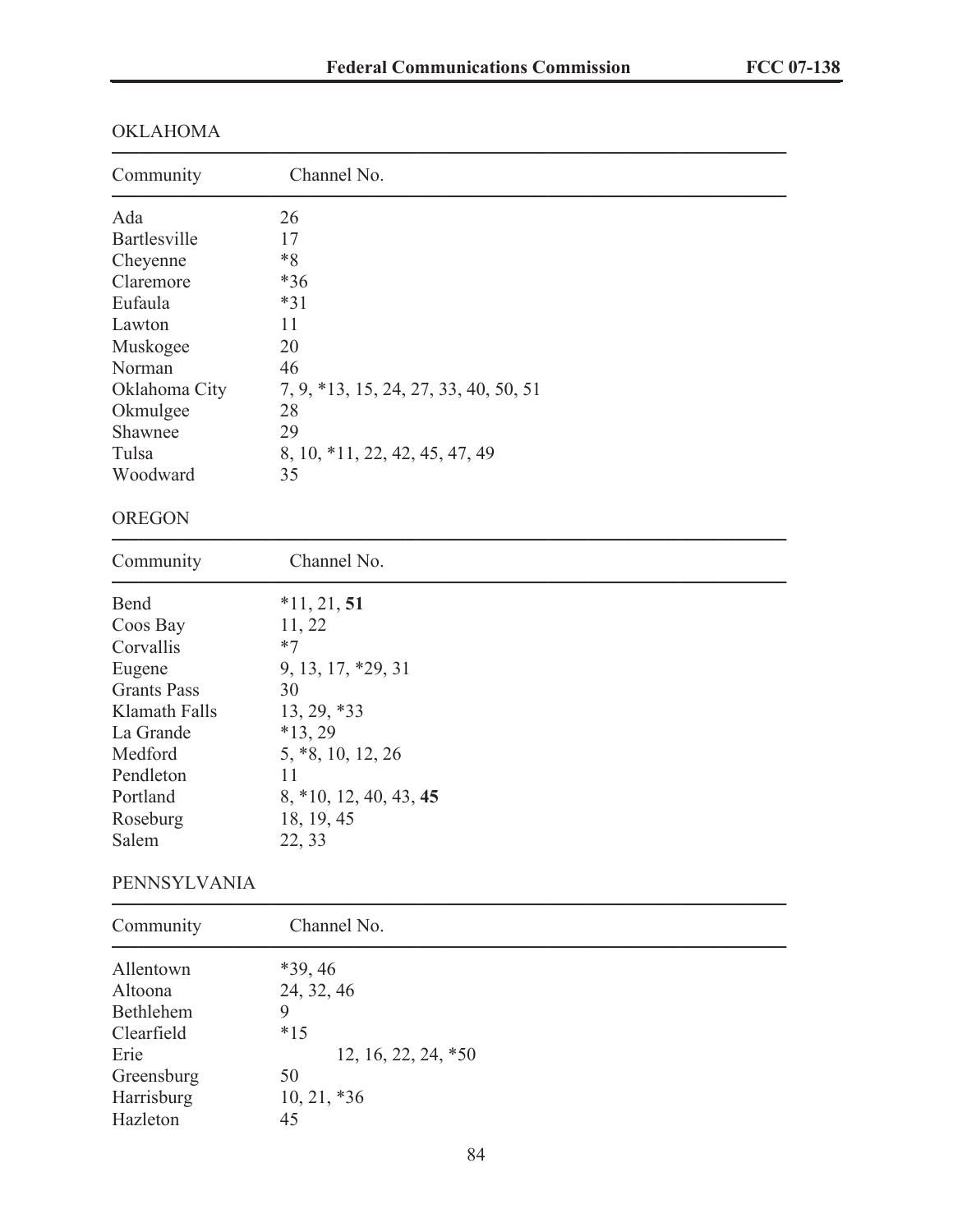OKLAHOMA

| Community | Channel No. |
| --- | --- |
| Ada | 26 |
| Bartlesville | 17 |
| Cheyenne | *8 |
| Claremore | *36 |
| Eufaula | *31 |
| Lawton | 11 |
| Muskogee | 20 |
| Norman | 46 |
| Oklahoma City | 7, 9, *13, 15, 24, 27, 33, 40, 50, 51 |
| Okmulgee | 28 |
| Shawnee | 29 |
| Tulsa | 8, 10, *11, 22, 42, 45, 47, 49 |
| Woodward | 35 |

OREGON

| Community | Channel No. |
| --- | --- |
| Bend | *11, 21, **51** |
| Coos Bay | 11, 22 |
| Corvallis | *7 |
| Eugene | 9, 13, 17, *29, 31 |
| Grants Pass | 30 |
| Klamath Falls | 13, 29, *33 |
| La Grande | *13, 29 |
| Medford | 5, *8, 10, 12, 26 |
| Pendleton | 11 |
| Portland | 8, *10, 12, 40, 43, **45** |
| Roseburg | 18, 19, 45 |
| Salem | 22, 33 |

PENNSYLVANIA

| Community | Channel No. |
| --- | --- |
| Allentown | *39, 46 |
| Altoona | 24, 32, 46 |
| Bethlehem | 9 |
| Clearfield | *15 |
| Erie | 12, 16, 22, 24, *50 |
| Greensburg | 50 |
| Harrisburg | 10, 21, *36 |
| Hazleton | 45 |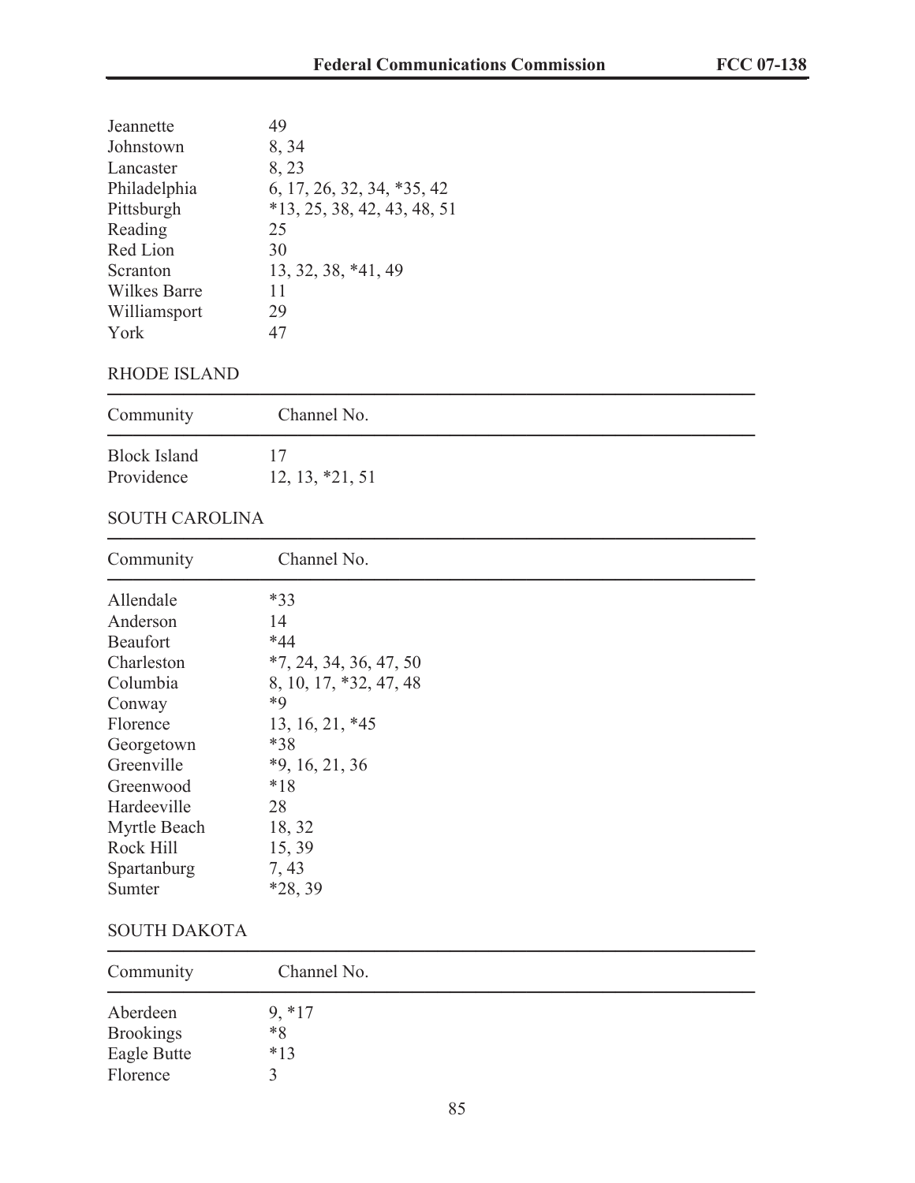| | |
|---|---|
| Jeannette | 49 |
| Johnstown | 8, 34 |
| Lancaster | 8, 23 |
| Philadelphia | 6, 17, 26, 32, 34, *35, 42 |
| Pittsburgh | *13, 25, 38, 42, 43, 48, 51 |
| Reading | 25 |
| Red Lion | 30 |
| Scranton | 13, 32, 38, *41, 49 |
| Wilkes Barre | 11 |
| Williamsport | 29 |
| York | 47 |

RHODE ISLAND

| Community | Channel No. |
|---|---|
| Block Island | 17 |
| Providence | 12, 13, *21, 51 |

SOUTH CAROLINA

| Community | Channel No. |
|---|---|
| Allendale | *33 |
| Anderson | 14 |
| Beaufort | *44 |
| Charleston | *7, 24, 34, 36, 47, 50 |
| Columbia | 8, 10, 17, *32, 47, 48 |
| Conway | *9 |
| Florence | 13, 16, 21, *45 |
| Georgetown | *38 |
| Greenville | *9, 16, 21, 36 |
| Greenwood | *18 |
| Hardeeville | 28 |
| Myrtle Beach | 18, 32 |
| Rock Hill | 15, 39 |
| Spartanburg | 7, 43 |
| Sumter | *28, 39 |

SOUTH DAKOTA

| Community | Channel No. |
|---|---|
| Aberdeen | 9, *17 |
| Brookings | *8 |
| Eagle Butte | *13 |
| Florence | 3 |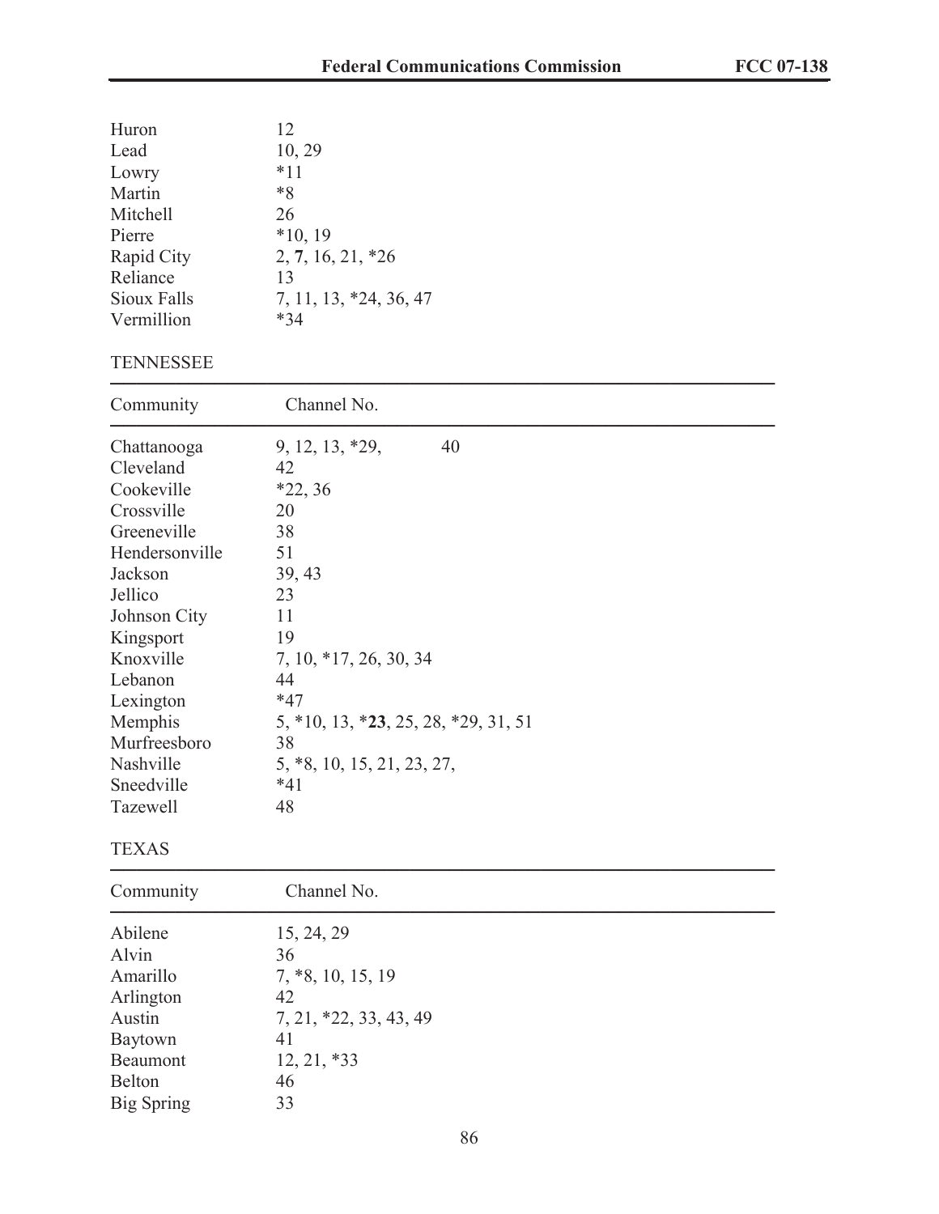| | |
|---|---|
| Huron | 12 |
| Lead | 10, 29 |
| Lowry | *11 |
| Martin | *8 |
| Mitchell | 26 |
| Pierre | *10, 19 |
| Rapid City | 2, **7**, 16, 21, *26 |
| Reliance | 13 |
| Sioux Falls | 7, 11, 13, *24, 36, 47 |
| Vermillion | *34 |

TENNESSEE

| Community | Channel No. |
|---|---|
| Chattanooga | 9, 12, 13, *29, 40 |
| Cleveland | 42 |
| Cookeville | *22, 36 |
| Crossville | 20 |
| Greeneville | 38 |
| Hendersonville | 51 |
| Jackson | 39, 43 |
| Jellico | 23 |
| Johnson City | 11 |
| Kingsport | 19 |
| Knoxville | 7, 10, *17, 26, 30, 34 |
| Lebanon | 44 |
| Lexington | *47 |
| Memphis | 5, *10, 13, ***23**, 25, 28, *29, 31, 51 |
| Murfreesboro | 38 |
| Nashville | 5, *8, 10, 15, 21, 23, 27, |
| Sneedville | *41 |
| Tazewell | 48 |

TEXAS

| Community | Channel No. |
|---|---|
| Abilene | 15, 24, 29 |
| Alvin | 36 |
| Amarillo | 7, *8, 10, 15, 19 |
| Arlington | 42 |
| Austin | 7, 21, *22, 33, 43, 49 |
| Baytown | 41 |
| Beaumont | 12, 21, *33 |
| Belton | 46 |
| Big Spring | 33 |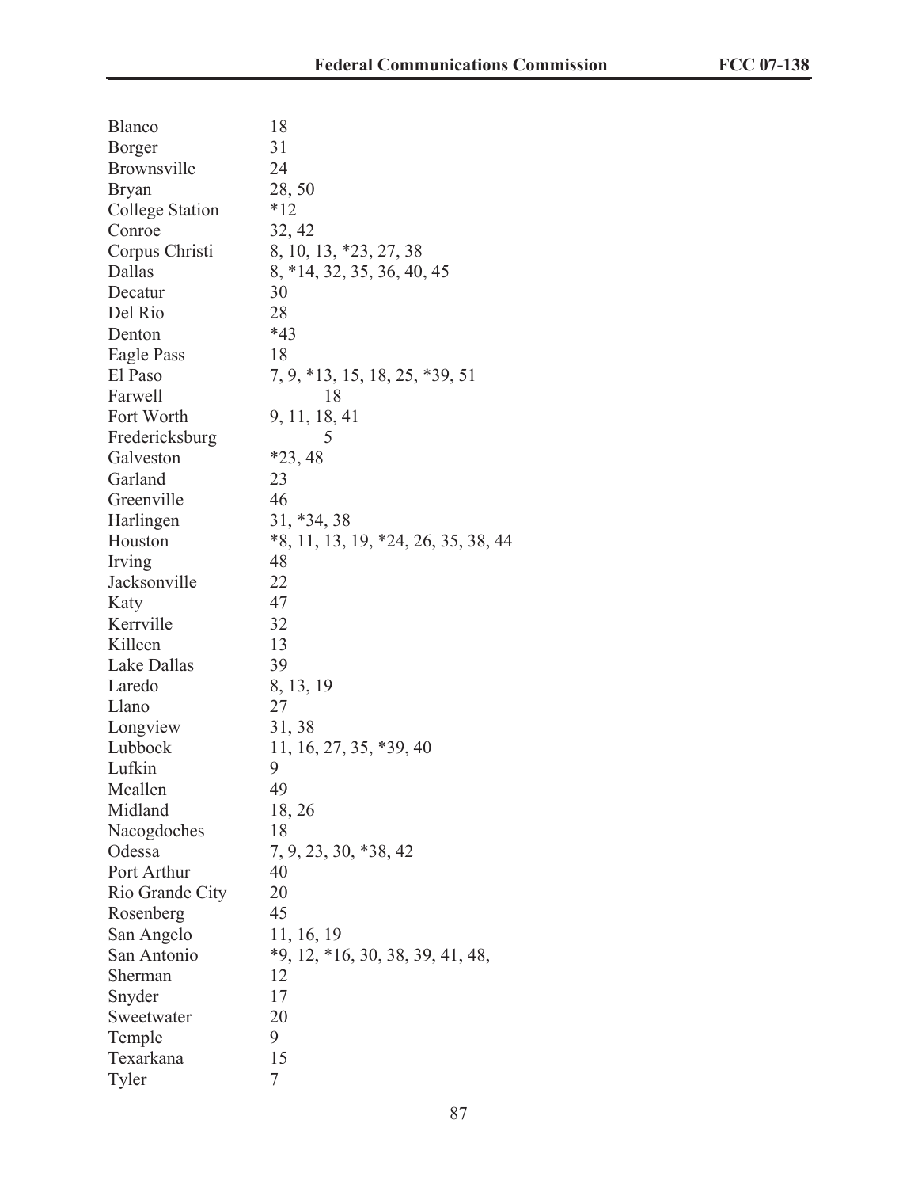| | |
|---|---|
| Blanco | 18 |
| Borger | 31 |
| Brownsville | 24 |
| Bryan | 28, 50 |
| College Station | *12 |
| Conroe | 32, 42 |
| Corpus Christi | 8, 10, 13, *23, 27, 38 |
| Dallas | 8, *14, 32, 35, 36, 40, 45 |
| Decatur | 30 |
| Del Rio | 28 |
| Denton | *43 |
| Eagle Pass | 18 |
| El Paso | 7, 9, *13, 15, 18, 25, *39, 51 |
| Farwell | 18 |
| Fort Worth | 9, 11, 18, 41 |
| Fredericksburg | 5 |
| Galveston | *23, 48 |
| Garland | 23 |
| Greenville | 46 |
| Harlingen | 31, *34, 38 |
| Houston | *8, 11, 13, 19, *24, 26, 35, 38, 44 |
| Irving | 48 |
| Jacksonville | 22 |
| Katy | 47 |
| Kerrville | 32 |
| Killeen | 13 |
| Lake Dallas | 39 |
| Laredo | 8, 13, 19 |
| Llano | 27 |
| Longview | 31, 38 |
| Lubbock | 11, 16, 27, 35, *39, 40 |
| Lufkin | 9 |
| Mcallen | 49 |
| Midland | 18, 26 |
| Nacogdoches | 18 |
| Odessa | 7, 9, 23, 30, *38, 42 |
| Port Arthur | 40 |
| Rio Grande City | 20 |
| Rosenberg | 45 |
| San Angelo | 11, 16, 19 |
| San Antonio | *9, 12, *16, 30, 38, 39, 41, 48, |
| Sherman | 12 |
| Snyder | 17 |
| Sweetwater | 20 |
| Temple | 9 |
| Texarkana | 15 |
| Tyler | 7 |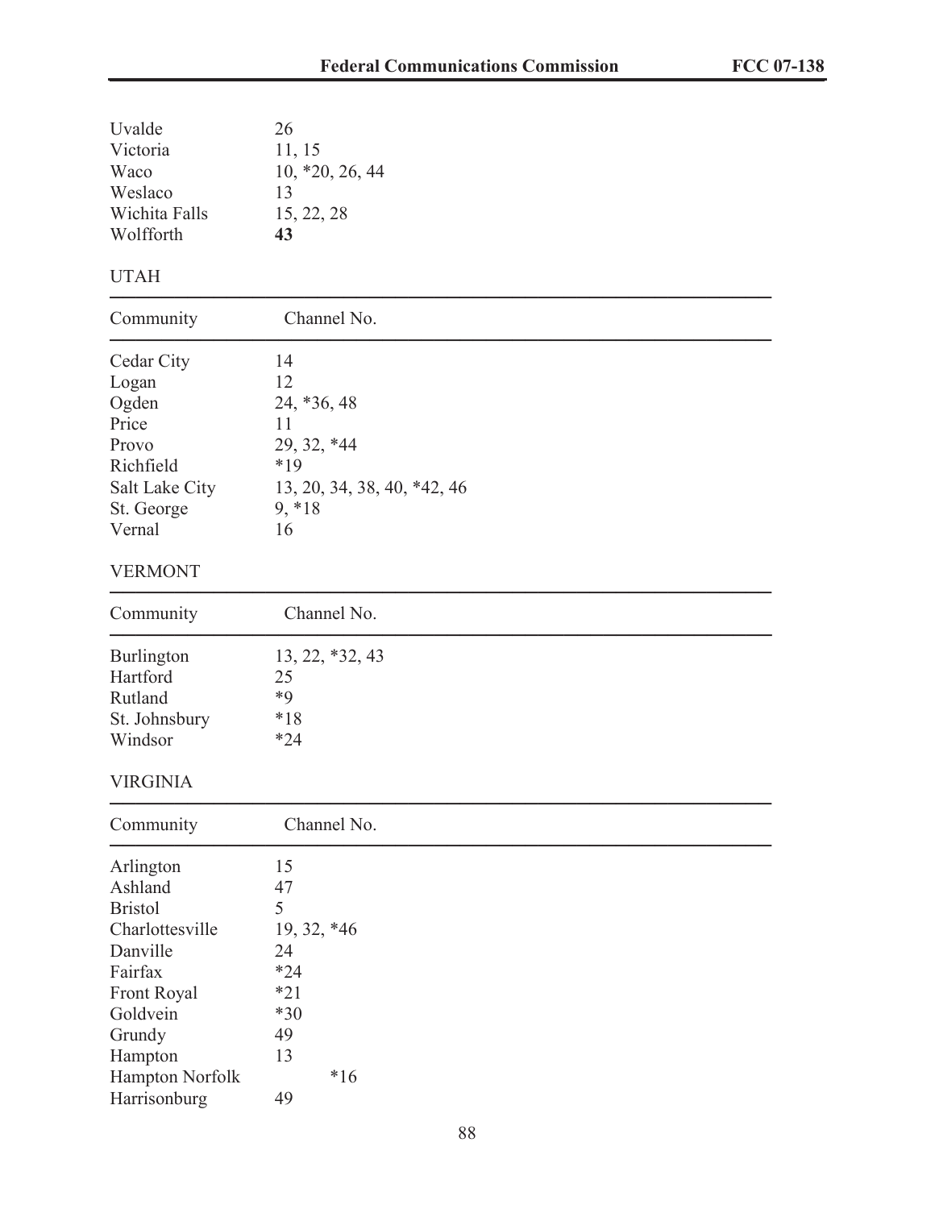| | |
|---|---|
| Uvalde | 26 |
| Victoria | 11, 15 |
| Waco | 10, *20, 26, 44 |
| Weslaco | 13 |
| Wichita Falls | 15, 22, 28 |
| Wolfforth | **43** |

UTAH

| Community | Channel No. |
|---|---|
| Cedar City | 14 |
| Logan | 12 |
| Ogden | 24, *36, 48 |
| Price | 11 |
| Provo | 29, 32, *44 |
| Richfield | *19 |
| Salt Lake City | 13, 20, 34, 38, 40, *42, 46 |
| St. George | 9, *18 |
| Vernal | 16 |

VERMONT

| Community | Channel No. |
|---|---|
| Burlington | 13, 22, *32, 43 |
| Hartford | 25 |
| Rutland | *9 |
| St. Johnsbury | *18 |
| Windsor | *24 |

VIRGINIA

| Community | Channel No. |
|---|---|
| Arlington | 15 |
| Ashland | 47 |
| Bristol | 5 |
| Charlottesville | 19, 32, *46 |
| Danville | 24 |
| Fairfax | *24 |
| Front Royal | *21 |
| Goldvein | *30 |
| Grundy | 49 |
| Hampton | 13 |
| Hampton Norfolk | *16 |
| Harrisonburg | 49 |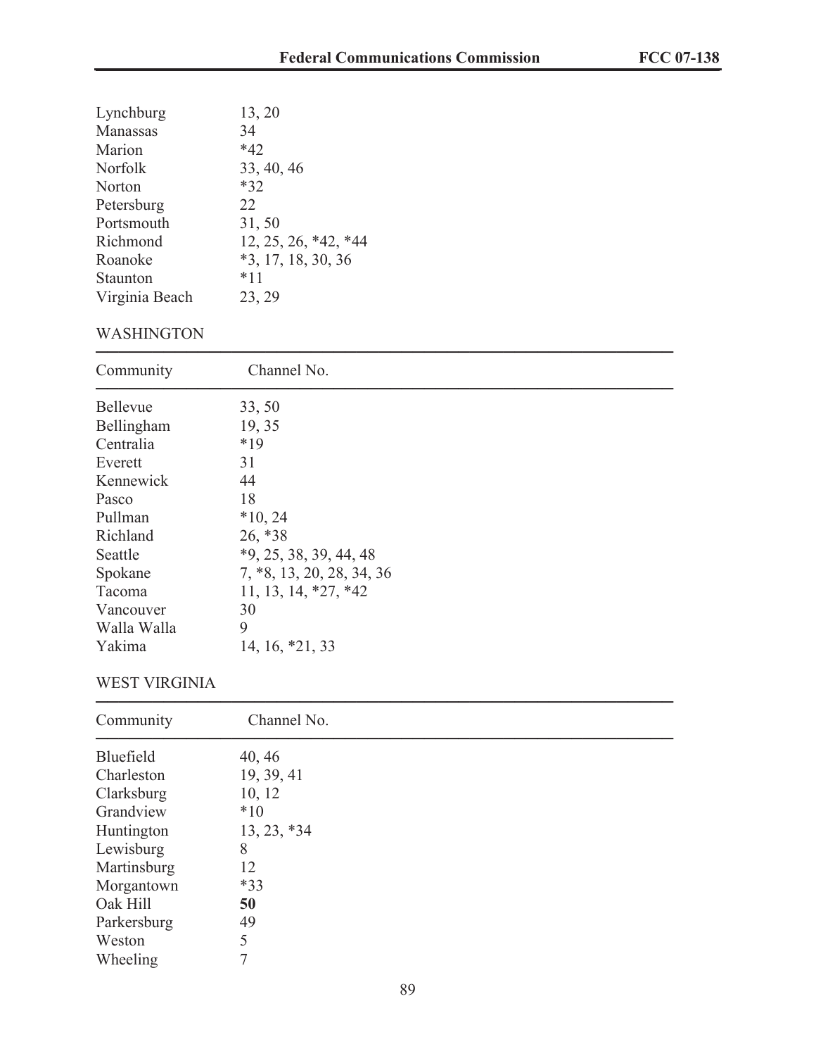| Community | Channel No. |
|---|---|
| Lynchburg | 13, 20 |
| Manassas | 34 |
| Marion | *42 |
| Norfolk | 33, 40, 46 |
| Norton | *32 |
| Petersburg | 22 |
| Portsmouth | 31, 50 |
| Richmond | 12, 25, 26, *42, *44 |
| Roanoke | *3, 17, 18, 30, 36 |
| Staunton | *11 |
| Virginia Beach | 23, 29 |

WASHINGTON

| Community | Channel No. |
|---|---|
| Bellevue | 33, 50 |
| Bellingham | 19, 35 |
| Centralia | *19 |
| Everett | 31 |
| Kennewick | 44 |
| Pasco | 18 |
| Pullman | *10, 24 |
| Richland | 26, *38 |
| Seattle | *9, 25, 38, 39, 44, 48 |
| Spokane | 7, *8, 13, 20, 28, 34, 36 |
| Tacoma | 11, 13, 14, *27, *42 |
| Vancouver | 30 |
| Walla Walla | 9 |
| Yakima | 14, 16, *21, 33 |

WEST VIRGINIA

| Community | Channel No. |
|---|---|
| Bluefield | 40, 46 |
| Charleston | 19, 39, 41 |
| Clarksburg | 10, 12 |
| Grandview | *10 |
| Huntington | 13, 23, *34 |
| Lewisburg | 8 |
| Martinsburg | 12 |
| Morgantown | *33 |
| Oak Hill | **50** |
| Parkersburg | 49 |
| Weston | 5 |
| Wheeling | 7 |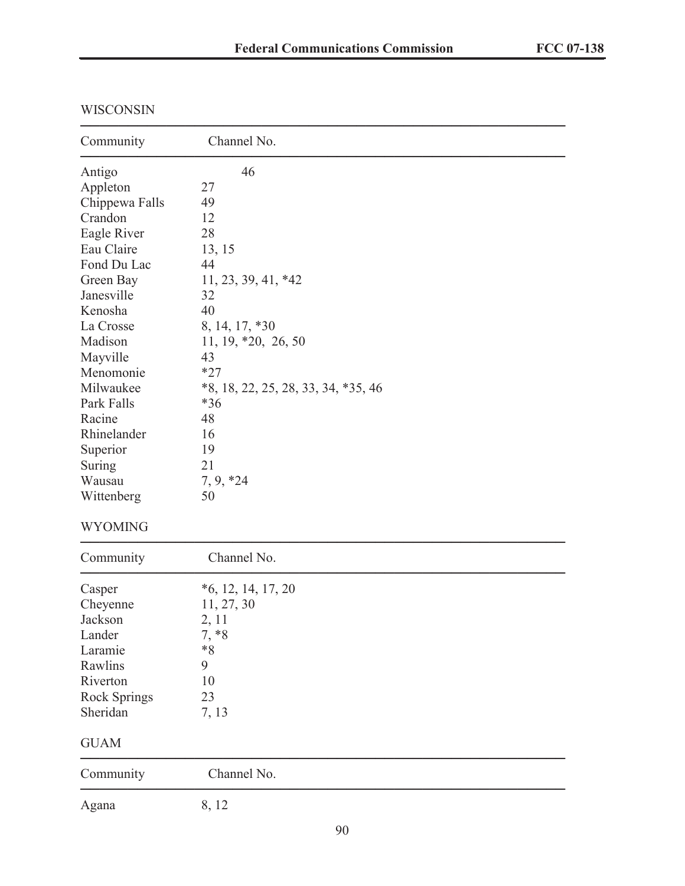WISCONSIN

| Community | Channel No. |
| --- | --- |
| Antigo | 46 |
| Appleton | 27 |
| Chippewa Falls | 49 |
| Crandon | 12 |
| Eagle River | 28 |
| Eau Claire | 13, 15 |
| Fond Du Lac | 44 |
| Green Bay | 11, 23, 39, 41, *42 |
| Janesville | 32 |
| Kenosha | 40 |
| La Crosse | 8, 14, 17, *30 |
| Madison | 11, 19, *20, 26, 50 |
| Mayville | 43 |
| Menomonie | *27 |
| Milwaukee | *8, 18, 22, 25, 28, 33, 34, *35, 46 |
| Park Falls | *36 |
| Racine | 48 |
| Rhinelander | 16 |
| Superior | 19 |
| Suring | 21 |
| Wausau | 7, 9, *24 |
| Wittenberg | 50 |

WYOMING

| Community | Channel No. |
| --- | --- |
| Casper | *6, 12, 14, 17, 20 |
| Cheyenne | 11, 27, 30 |
| Jackson | 2, 11 |
| Lander | 7, *8 |
| Laramie | *8 |
| Rawlins | 9 |
| Riverton | 10 |
| Rock Springs | 23 |
| Sheridan | 7, 13 |

GUAM

| Community | Channel No. |
| --- | --- |
| Agana | 8, 12 |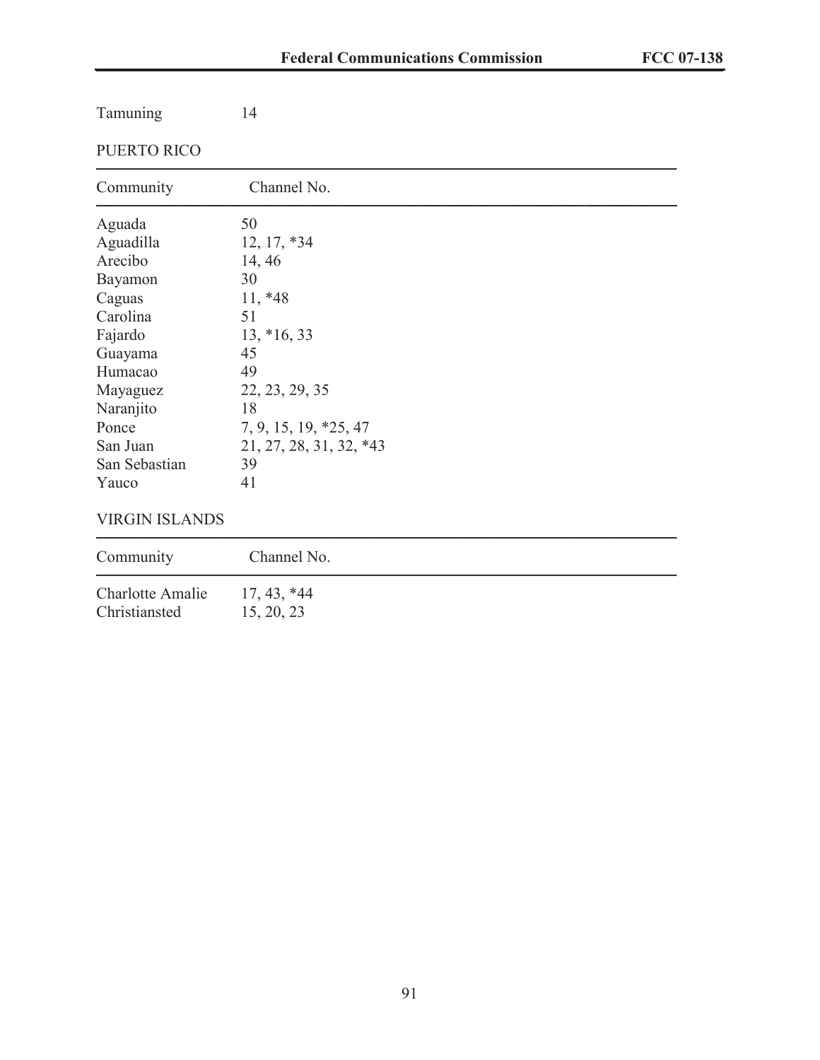| | |
|---|---|
| Tamuning | 14 |

PUERTO RICO

| Community | Channel No. |
|---|---|
| Aguada | 50 |
| Aguadilla | 12, 17, *34 |
| Arecibo | 14, 46 |
| Bayamon | 30 |
| Caguas | 11, *48 |
| Carolina | 51 |
| Fajardo | 13, *16, 33 |
| Guayama | 45 |
| Humacao | 49 |
| Mayaguez | 22, 23, 29, 35 |
| Naranjito | 18 |
| Ponce | 7, 9, 15, 19, *25, 47 |
| San Juan | 21, 27, 28, 31, 32, *43 |
| San Sebastian | 39 |
| Yauco | 41 |

VIRGIN ISLANDS

| Community | Channel No. |
|---|---|
| Charlotte Amalie | 17, 43, *44 |
| Christiansted | 15, 20, 23 |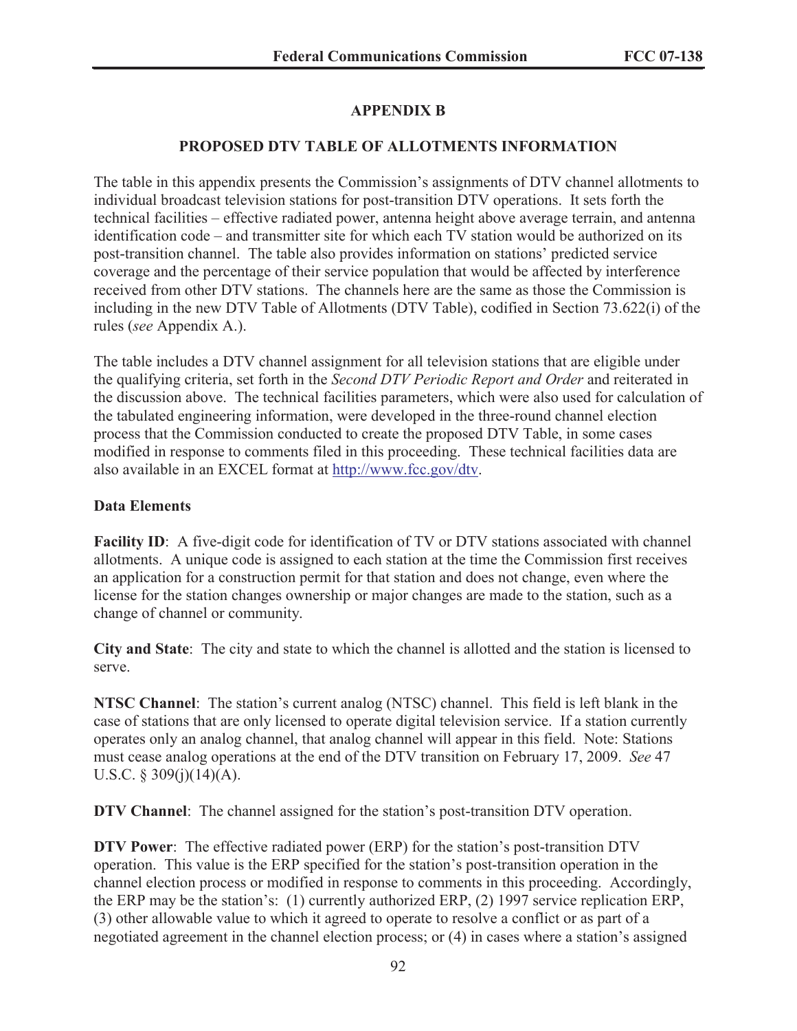## APPENDIX B

## PROPOSED DTV TABLE OF ALLOTMENTS INFORMATION

The table in this appendix presents the Commission's assignments of DTV channel allotments to individual broadcast television stations for post-transition DTV operations. It sets forth the technical facilities – effective radiated power, antenna height above average terrain, and antenna identification code – and transmitter site for which each TV station would be authorized on its post-transition channel. The table also provides information on stations' predicted service coverage and the percentage of their service population that would be affected by interference received from other DTV stations. The channels here are the same as those the Commission is including in the new DTV Table of Allotments (DTV Table), codified in Section 73.622(i) of the rules (*see* Appendix A.).

The table includes a DTV channel assignment for all television stations that are eligible under the qualifying criteria, set forth in the *Second DTV Periodic Report and Order* and reiterated in the discussion above. The technical facilities parameters, which were also used for calculation of the tabulated engineering information, were developed in the three-round channel election process that the Commission conducted to create the proposed DTV Table, in some cases modified in response to comments filed in this proceeding. These technical facilities data are also available in an EXCEL format at http://www.fcc.gov/dtv.

**Data Elements**

**Facility ID**: A five-digit code for identification of TV or DTV stations associated with channel allotments. A unique code is assigned to each station at the time the Commission first receives an application for a construction permit for that station and does not change, even where the license for the station changes ownership or major changes are made to the station, such as a change of channel or community.

**City and State**: The city and state to which the channel is allotted and the station is licensed to serve.

**NTSC Channel**: The station's current analog (NTSC) channel. This field is left blank in the case of stations that are only licensed to operate digital television service. If a station currently operates only an analog channel, that analog channel will appear in this field. Note: Stations must cease analog operations at the end of the DTV transition on February 17, 2009. *See* 47 U.S.C. § 309(j)(14)(A).

**DTV Channel**: The channel assigned for the station's post-transition DTV operation.

**DTV Power**: The effective radiated power (ERP) for the station's post-transition DTV operation. This value is the ERP specified for the station's post-transition operation in the channel election process or modified in response to comments in this proceeding. Accordingly, the ERP may be the station's: (1) currently authorized ERP, (2) 1997 service replication ERP, (3) other allowable value to which it agreed to operate to resolve a conflict or as part of a negotiated agreement in the channel election process; or (4) in cases where a station's assigned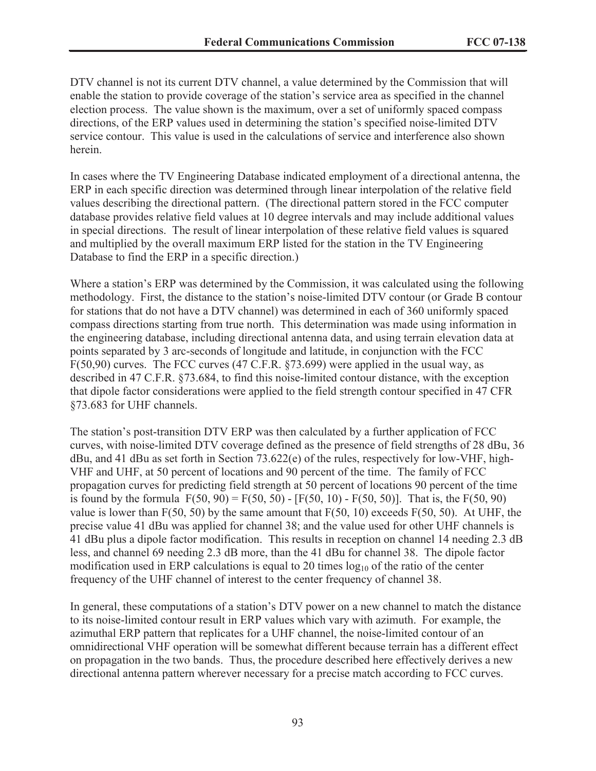DTV channel is not its current DTV channel, a value determined by the Commission that will enable the station to provide coverage of the station's service area as specified in the channel election process. The value shown is the maximum, over a set of uniformly spaced compass directions, of the ERP values used in determining the station's specified noise-limited DTV service contour. This value is used in the calculations of service and interference also shown herein.

In cases where the TV Engineering Database indicated employment of a directional antenna, the ERP in each specific direction was determined through linear interpolation of the relative field values describing the directional pattern. (The directional pattern stored in the FCC computer database provides relative field values at 10 degree intervals and may include additional values in special directions. The result of linear interpolation of these relative field values is squared and multiplied by the overall maximum ERP listed for the station in the TV Engineering Database to find the ERP in a specific direction.)

Where a station's ERP was determined by the Commission, it was calculated using the following methodology. First, the distance to the station's noise-limited DTV contour (or Grade B contour for stations that do not have a DTV channel) was determined in each of 360 uniformly spaced compass directions starting from true north. This determination was made using information in the engineering database, including directional antenna data, and using terrain elevation data at points separated by 3 arc-seconds of longitude and latitude, in conjunction with the FCC F(50,90) curves. The FCC curves (47 C.F.R. §73.699) were applied in the usual way, as described in 47 C.F.R. §73.684, to find this noise-limited contour distance, with the exception that dipole factor considerations were applied to the field strength contour specified in 47 CFR §73.683 for UHF channels.

The station's post-transition DTV ERP was then calculated by a further application of FCC curves, with noise-limited DTV coverage defined as the presence of field strengths of 28 dBu, 36 dBu, and 41 dBu as set forth in Section 73.622(e) of the rules, respectively for low-VHF, high-VHF and UHF, at 50 percent of locations and 90 percent of the time. The family of FCC propagation curves for predicting field strength at 50 percent of locations 90 percent of the time is found by the formula $F(50, 90) = F(50, 50) - [F(50, 10) - F(50, 50)]$. That is, the F(50, 90) value is lower than F(50, 50) by the same amount that F(50, 10) exceeds F(50, 50). At UHF, the precise value 41 dBu was applied for channel 38; and the value used for other UHF channels is 41 dBu plus a dipole factor modification. This results in reception on channel 14 needing 2.3 dB less, and channel 69 needing 2.3 dB more, than the 41 dBu for channel 38. The dipole factor modification used in ERP calculations is equal to 20 times $\log_{10}$ of the ratio of the center frequency of the UHF channel of interest to the center frequency of channel 38.

In general, these computations of a station's DTV power on a new channel to match the distance to its noise-limited contour result in ERP values which vary with azimuth. For example, the azimuthal ERP pattern that replicates for a UHF channel, the noise-limited contour of an omnidirectional VHF operation will be somewhat different because terrain has a different effect on propagation in the two bands. Thus, the procedure described here effectively derives a new directional antenna pattern wherever necessary for a precise match according to FCC curves.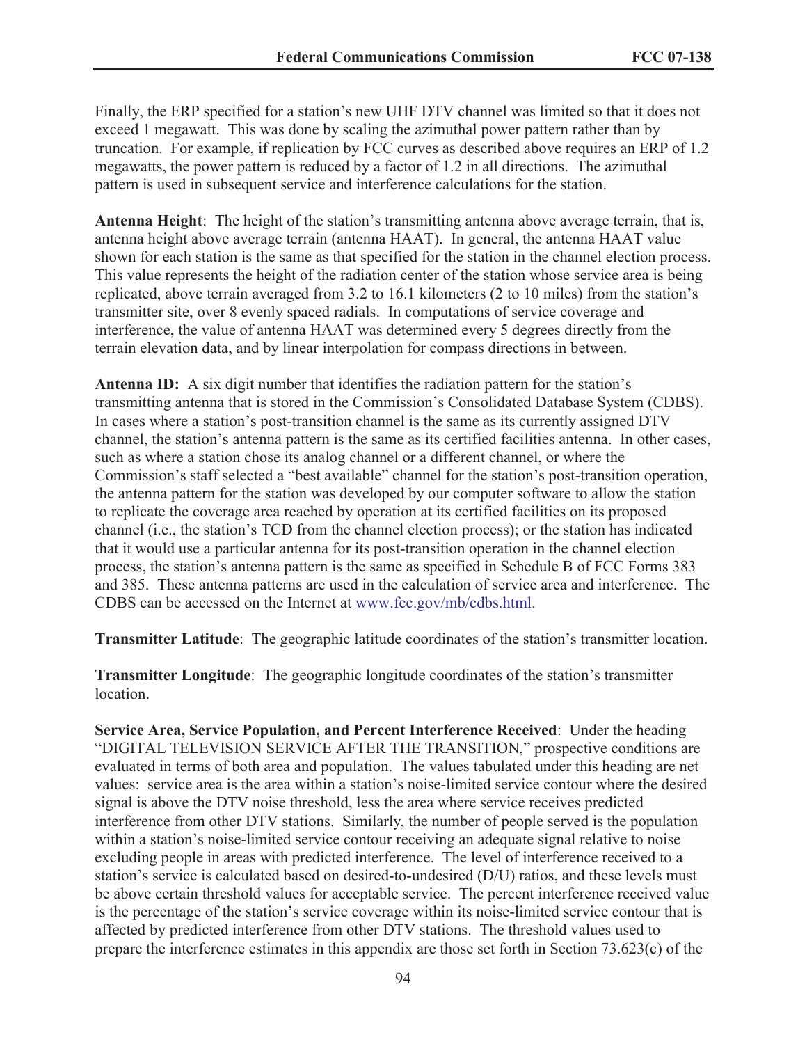Finally, the ERP specified for a station's new UHF DTV channel was limited so that it does not exceed 1 megawatt. This was done by scaling the azimuthal power pattern rather than by truncation. For example, if replication by FCC curves as described above requires an ERP of 1.2 megawatts, the power pattern is reduced by a factor of 1.2 in all directions. The azimuthal pattern is used in subsequent service and interference calculations for the station.

**Antenna Height**: The height of the station's transmitting antenna above average terrain, that is, antenna height above average terrain (antenna HAAT). In general, the antenna HAAT value shown for each station is the same as that specified for the station in the channel election process. This value represents the height of the radiation center of the station whose service area is being replicated, above terrain averaged from 3.2 to 16.1 kilometers (2 to 10 miles) from the station's transmitter site, over 8 evenly spaced radials. In computations of service coverage and interference, the value of antenna HAAT was determined every 5 degrees directly from the terrain elevation data, and by linear interpolation for compass directions in between.

**Antenna ID:** A six digit number that identifies the radiation pattern for the station's transmitting antenna that is stored in the Commission's Consolidated Database System (CDBS). In cases where a station's post-transition channel is the same as its currently assigned DTV channel, the station's antenna pattern is the same as its certified facilities antenna. In other cases, such as where a station chose its analog channel or a different channel, or where the Commission's staff selected a "best available" channel for the station's post-transition operation, the antenna pattern for the station was developed by our computer software to allow the station to replicate the coverage area reached by operation at its certified facilities on its proposed channel (i.e., the station's TCD from the channel election process); or the station has indicated that it would use a particular antenna for its post-transition operation in the channel election process, the station's antenna pattern is the same as specified in Schedule B of FCC Forms 383 and 385. These antenna patterns are used in the calculation of service area and interference. The CDBS can be accessed on the Internet at www.fcc.gov/mb/cdbs.html.

**Transmitter Latitude**: The geographic latitude coordinates of the station's transmitter location.

**Transmitter Longitude**: The geographic longitude coordinates of the station's transmitter location.

**Service Area, Service Population, and Percent Interference Received**: Under the heading "DIGITAL TELEVISION SERVICE AFTER THE TRANSITION," prospective conditions are evaluated in terms of both area and population. The values tabulated under this heading are net values: service area is the area within a station's noise-limited service contour where the desired signal is above the DTV noise threshold, less the area where service receives predicted interference from other DTV stations. Similarly, the number of people served is the population within a station's noise-limited service contour receiving an adequate signal relative to noise excluding people in areas with predicted interference. The level of interference received to a station's service is calculated based on desired-to-undesired (D/U) ratios, and these levels must be above certain threshold values for acceptable service. The percent interference received value is the percentage of the station's service coverage within its noise-limited service contour that is affected by predicted interference from other DTV stations. The threshold values used to prepare the interference estimates in this appendix are those set forth in Section 73.623(c) of the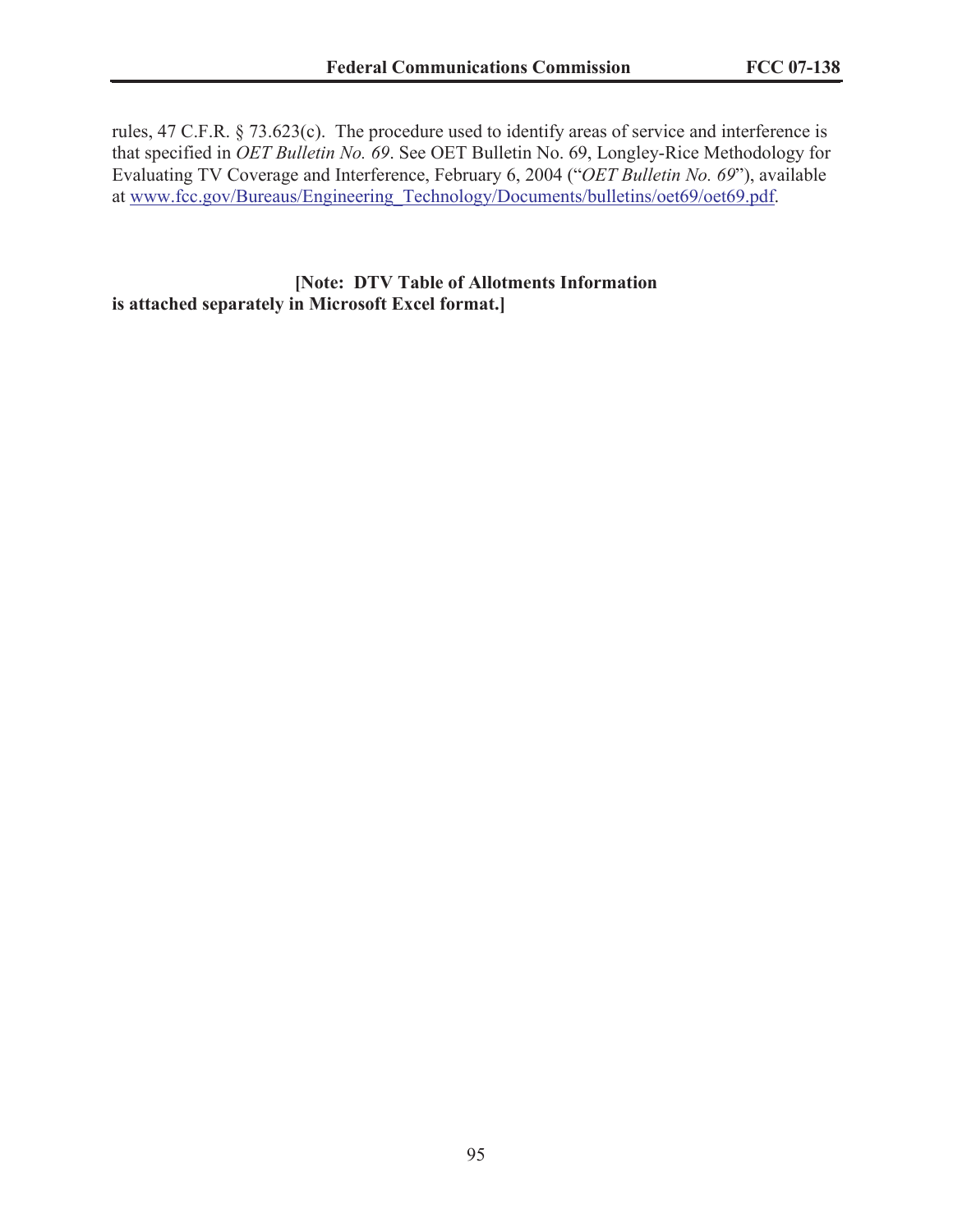rules, 47 C.F.R. § 73.623(c). The procedure used to identify areas of service and interference is that specified in *OET Bulletin No. 69*. See OET Bulletin No. 69, Longley-Rice Methodology for Evaluating TV Coverage and Interference, February 6, 2004 ("*OET Bulletin No. 69*"), available at [www.fcc.gov/Bureaus/Engineering_Technology/Documents/bulletins/oet69/oet69.pdf](www.fcc.gov/Bureaus/Engineering_Technology/Documents/bulletins/oet69/oet69.pdf).

**[Note: DTV Table of Allotments Information is attached separately in Microsoft Excel format.]**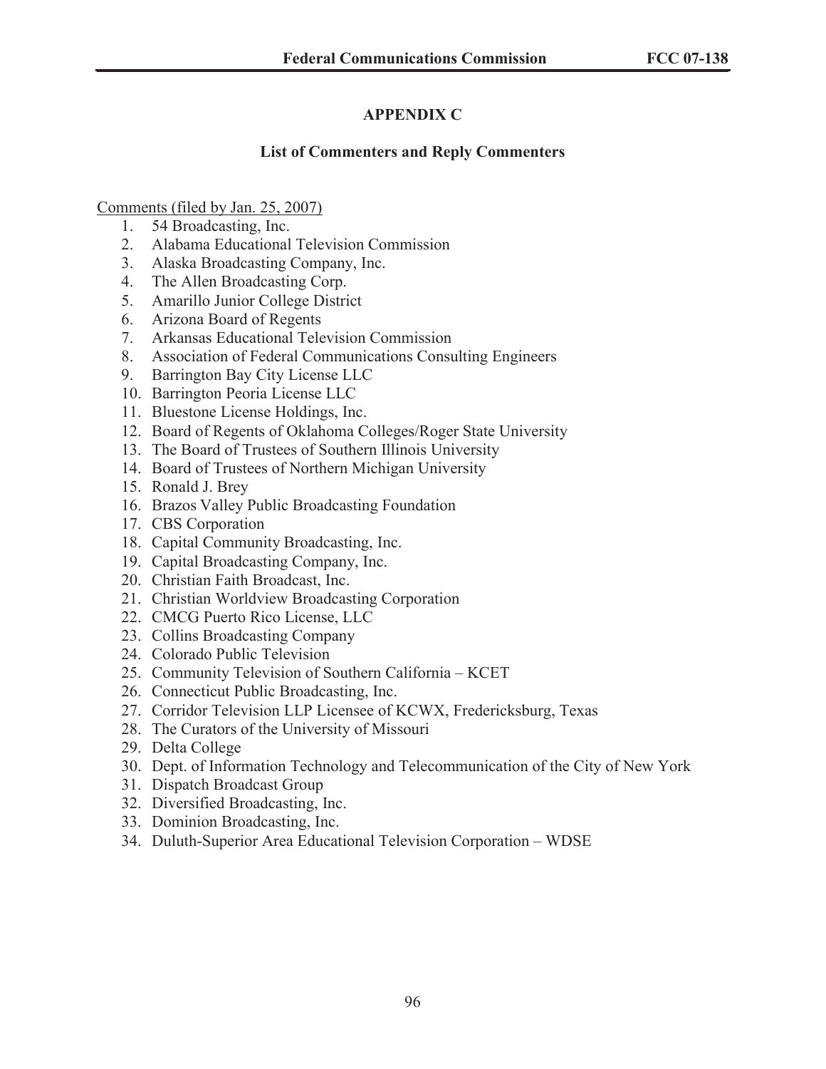## APPENDIX C

### List of Commenters and Reply Commenters

Comments (filed by Jan. 25, 2007)

1. 54 Broadcasting, Inc.
2. Alabama Educational Television Commission
3. Alaska Broadcasting Company, Inc.
4. The Allen Broadcasting Corp.
5. Amarillo Junior College District
6. Arizona Board of Regents
7. Arkansas Educational Television Commission
8. Association of Federal Communications Consulting Engineers
9. Barrington Bay City License LLC
10. Barrington Peoria License LLC
11. Bluestone License Holdings, Inc.
12. Board of Regents of Oklahoma Colleges/Roger State University
13. The Board of Trustees of Southern Illinois University
14. Board of Trustees of Northern Michigan University
15. Ronald J. Brey
16. Brazos Valley Public Broadcasting Foundation
17. CBS Corporation
18. Capital Community Broadcasting, Inc.
19. Capital Broadcasting Company, Inc.
20. Christian Faith Broadcast, Inc.
21. Christian Worldview Broadcasting Corporation
22. CMCG Puerto Rico License, LLC
23. Collins Broadcasting Company
24. Colorado Public Television
25. Community Television of Southern California – KCET
26. Connecticut Public Broadcasting, Inc.
27. Corridor Television LLP Licensee of KCWX, Fredericksburg, Texas
28. The Curators of the University of Missouri
29. Delta College
30. Dept. of Information Technology and Telecommunication of the City of New York
31. Dispatch Broadcast Group
32. Diversified Broadcasting, Inc.
33. Dominion Broadcasting, Inc.
34. Duluth-Superior Area Educational Television Corporation – WDSE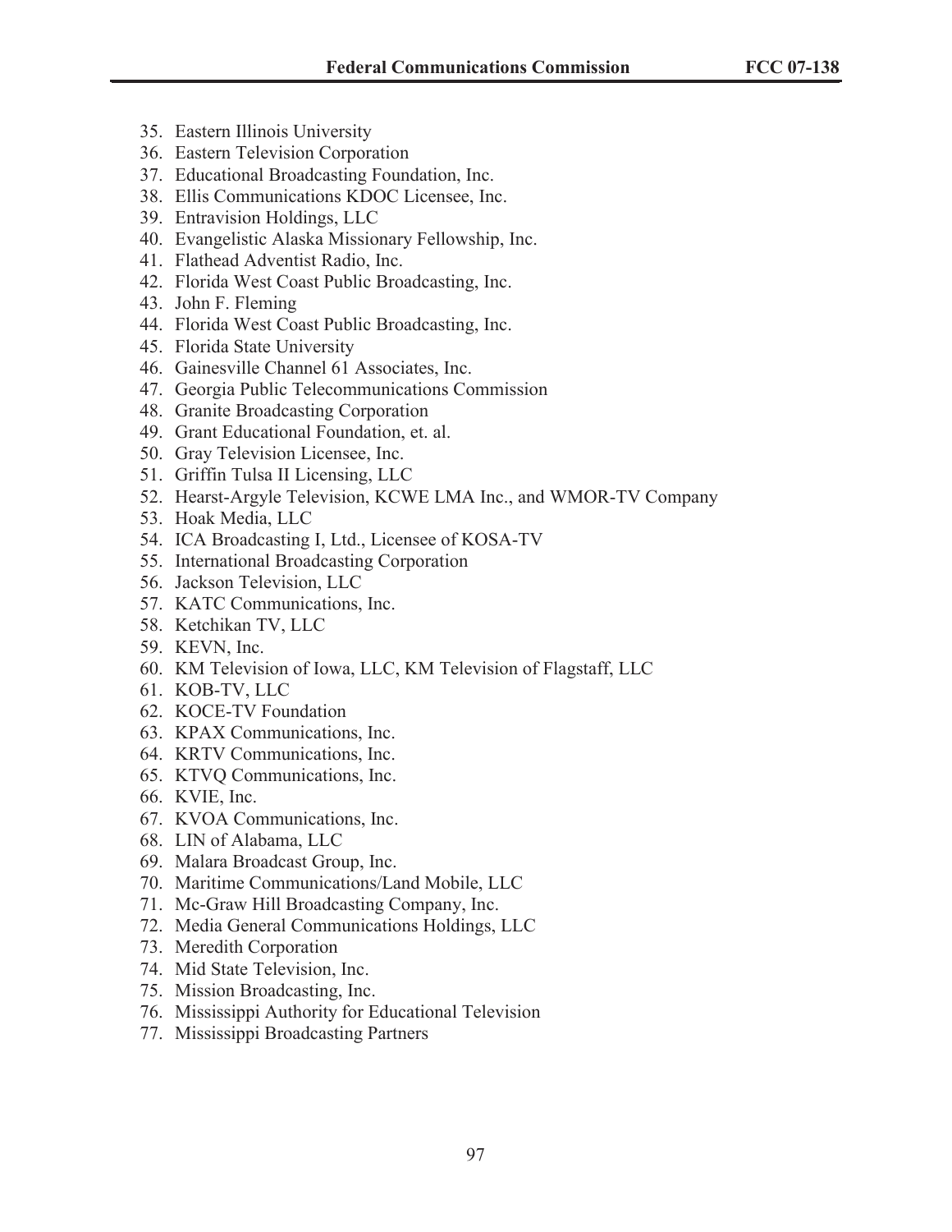35. Eastern Illinois University
36. Eastern Television Corporation
37. Educational Broadcasting Foundation, Inc.
38. Ellis Communications KDOC Licensee, Inc.
39. Entravision Holdings, LLC
40. Evangelistic Alaska Missionary Fellowship, Inc.
41. Flathead Adventist Radio, Inc.
42. Florida West Coast Public Broadcasting, Inc.
43. John F. Fleming
44. Florida West Coast Public Broadcasting, Inc.
45. Florida State University
46. Gainesville Channel 61 Associates, Inc.
47. Georgia Public Telecommunications Commission
48. Granite Broadcasting Corporation
49. Grant Educational Foundation, et. al.
50. Gray Television Licensee, Inc.
51. Griffin Tulsa II Licensing, LLC
52. Hearst-Argyle Television, KCWE LMA Inc., and WMOR-TV Company
53. Hoak Media, LLC
54. ICA Broadcasting I, Ltd., Licensee of KOSA-TV
55. International Broadcasting Corporation
56. Jackson Television, LLC
57. KATC Communications, Inc.
58. Ketchikan TV, LLC
59. KEVN, Inc.
60. KM Television of Iowa, LLC, KM Television of Flagstaff, LLC
61. KOB-TV, LLC
62. KOCE-TV Foundation
63. KPAX Communications, Inc.
64. KRTV Communications, Inc.
65. KTVQ Communications, Inc.
66. KVIE, Inc.
67. KVOA Communications, Inc.
68. LIN of Alabama, LLC
69. Malara Broadcast Group, Inc.
70. Maritime Communications/Land Mobile, LLC
71. Mc-Graw Hill Broadcasting Company, Inc.
72. Media General Communications Holdings, LLC
73. Meredith Corporation
74. Mid State Television, Inc.
75. Mission Broadcasting, Inc.
76. Mississippi Authority for Educational Television
77. Mississippi Broadcasting Partners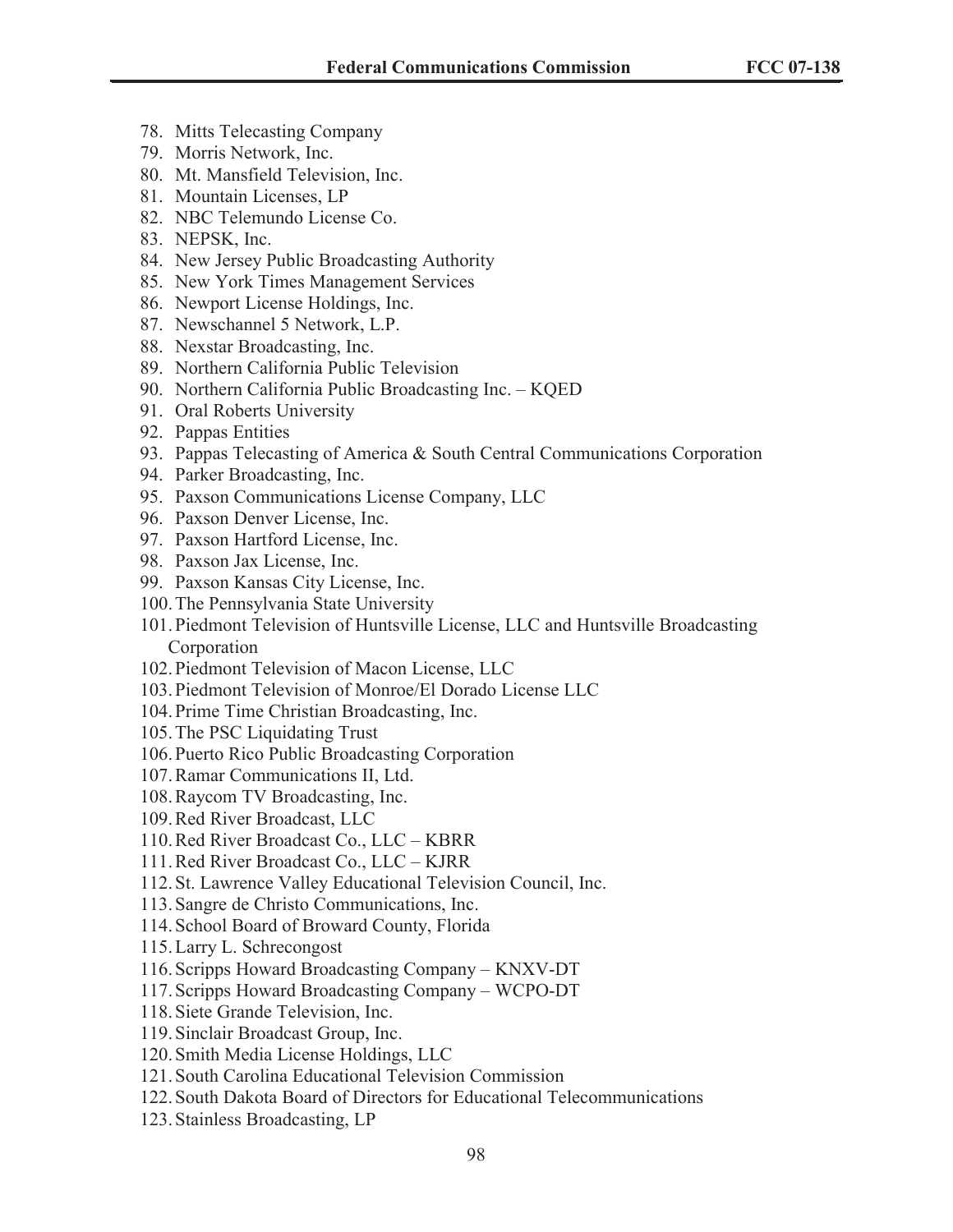78. Mitts Telecasting Company
79. Morris Network, Inc.
80. Mt. Mansfield Television, Inc.
81. Mountain Licenses, LP
82. NBC Telemundo License Co.
83. NEPSK, Inc.
84. New Jersey Public Broadcasting Authority
85. New York Times Management Services
86. Newport License Holdings, Inc.
87. Newschannel 5 Network, L.P.
88. Nexstar Broadcasting, Inc.
89. Northern California Public Television
90. Northern California Public Broadcasting Inc. – KQED
91. Oral Roberts University
92. Pappas Entities
93. Pappas Telecasting of America & South Central Communications Corporation
94. Parker Broadcasting, Inc.
95. Paxson Communications License Company, LLC
96. Paxson Denver License, Inc.
97. Paxson Hartford License, Inc.
98. Paxson Jax License, Inc.
99. Paxson Kansas City License, Inc.
100. The Pennsylvania State University
101. Piedmont Television of Huntsville License, LLC and Huntsville Broadcasting Corporation
102. Piedmont Television of Macon License, LLC
103. Piedmont Television of Monroe/El Dorado License LLC
104. Prime Time Christian Broadcasting, Inc.
105. The PSC Liquidating Trust
106. Puerto Rico Public Broadcasting Corporation
107. Ramar Communications II, Ltd.
108. Raycom TV Broadcasting, Inc.
109. Red River Broadcast, LLC
110. Red River Broadcast Co., LLC – KBRR
111. Red River Broadcast Co., LLC – KJRR
112. St. Lawrence Valley Educational Television Council, Inc.
113. Sangre de Christo Communications, Inc.
114. School Board of Broward County, Florida
115. Larry L. Schrecongost
116. Scripps Howard Broadcasting Company – KNXV-DT
117. Scripps Howard Broadcasting Company – WCPO-DT
118. Siete Grande Television, Inc.
119. Sinclair Broadcast Group, Inc.
120. Smith Media License Holdings, LLC
121. South Carolina Educational Television Commission
122. South Dakota Board of Directors for Educational Telecommunications
123. Stainless Broadcasting, LP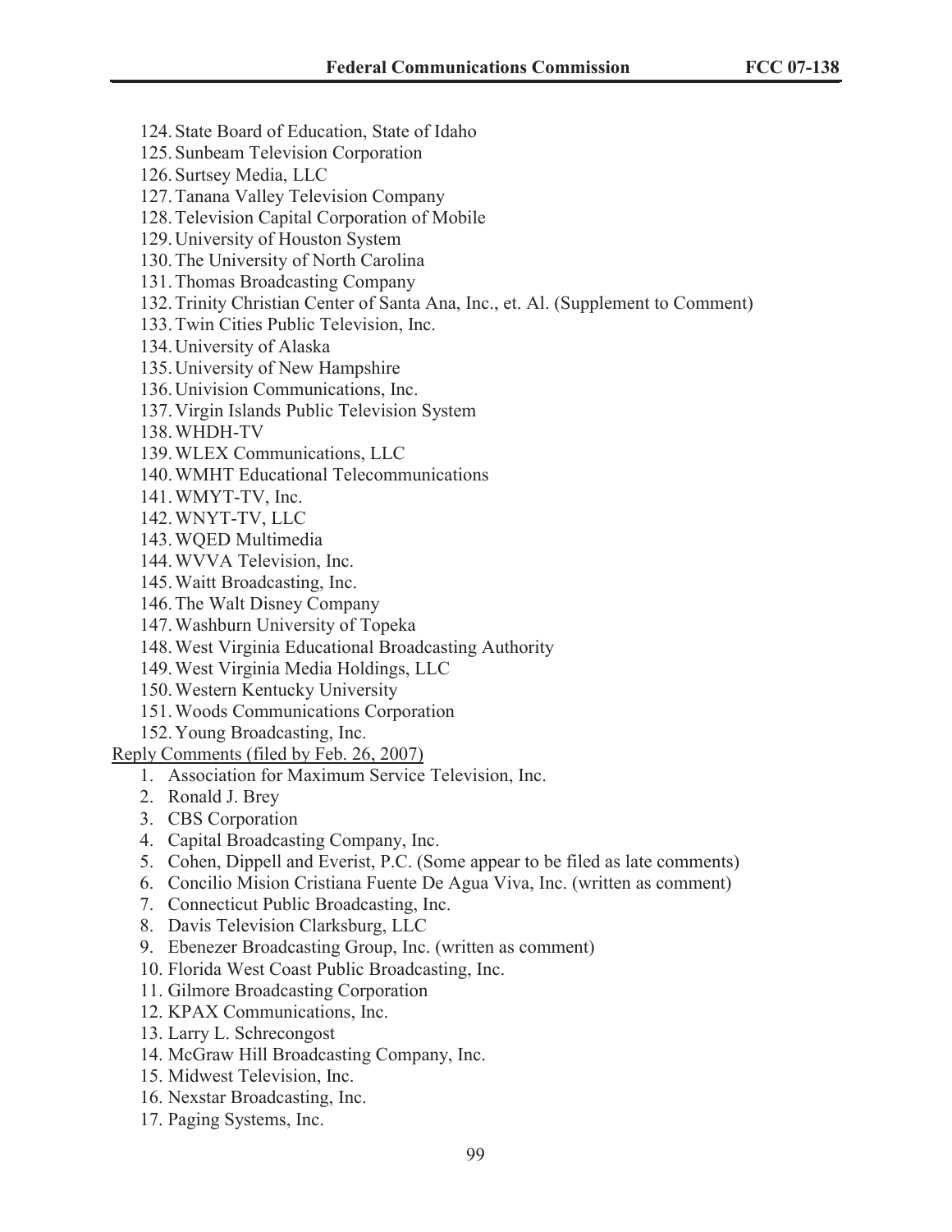124. State Board of Education, State of Idaho
125. Sunbeam Television Corporation
126. Surtsey Media, LLC
127. Tanana Valley Television Company
128. Television Capital Corporation of Mobile
129. University of Houston System
130. The University of North Carolina
131. Thomas Broadcasting Company
132. Trinity Christian Center of Santa Ana, Inc., et. Al. (Supplement to Comment)
133. Twin Cities Public Television, Inc.
134. University of Alaska
135. University of New Hampshire
136. Univision Communications, Inc.
137. Virgin Islands Public Television System
138. WHDH-TV
139. WLEX Communications, LLC
140. WMHT Educational Telecommunications
141. WMYT-TV, Inc.
142. WNYT-TV, LLC
143. WQED Multimedia
144. WVVA Television, Inc.
145. Waitt Broadcasting, Inc.
146. The Walt Disney Company
147. Washburn University of Topeka
148. West Virginia Educational Broadcasting Authority
149. West Virginia Media Holdings, LLC
150. Western Kentucky University
151. Woods Communications Corporation
152. Young Broadcasting, Inc.

<u>Reply Comments (filed by Feb. 26, 2007)</u>

1. Association for Maximum Service Television, Inc.
2. Ronald J. Brey
3. CBS Corporation
4. Capital Broadcasting Company, Inc.
5. Cohen, Dippell and Everist, P.C. (Some appear to be filed as late comments)
6. Concilio Mision Cristiana Fuente De Agua Viva, Inc. (written as comment)
7. Connecticut Public Broadcasting, Inc.
8. Davis Television Clarksburg, LLC
9. Ebenezer Broadcasting Group, Inc. (written as comment)
10. Florida West Coast Public Broadcasting, Inc.
11. Gilmore Broadcasting Corporation
12. KPAX Communications, Inc.
13. Larry L. Schrecongost
14. McGraw Hill Broadcasting Company, Inc.
15. Midwest Television, Inc.
16. Nexstar Broadcasting, Inc.
17. Paging Systems, Inc.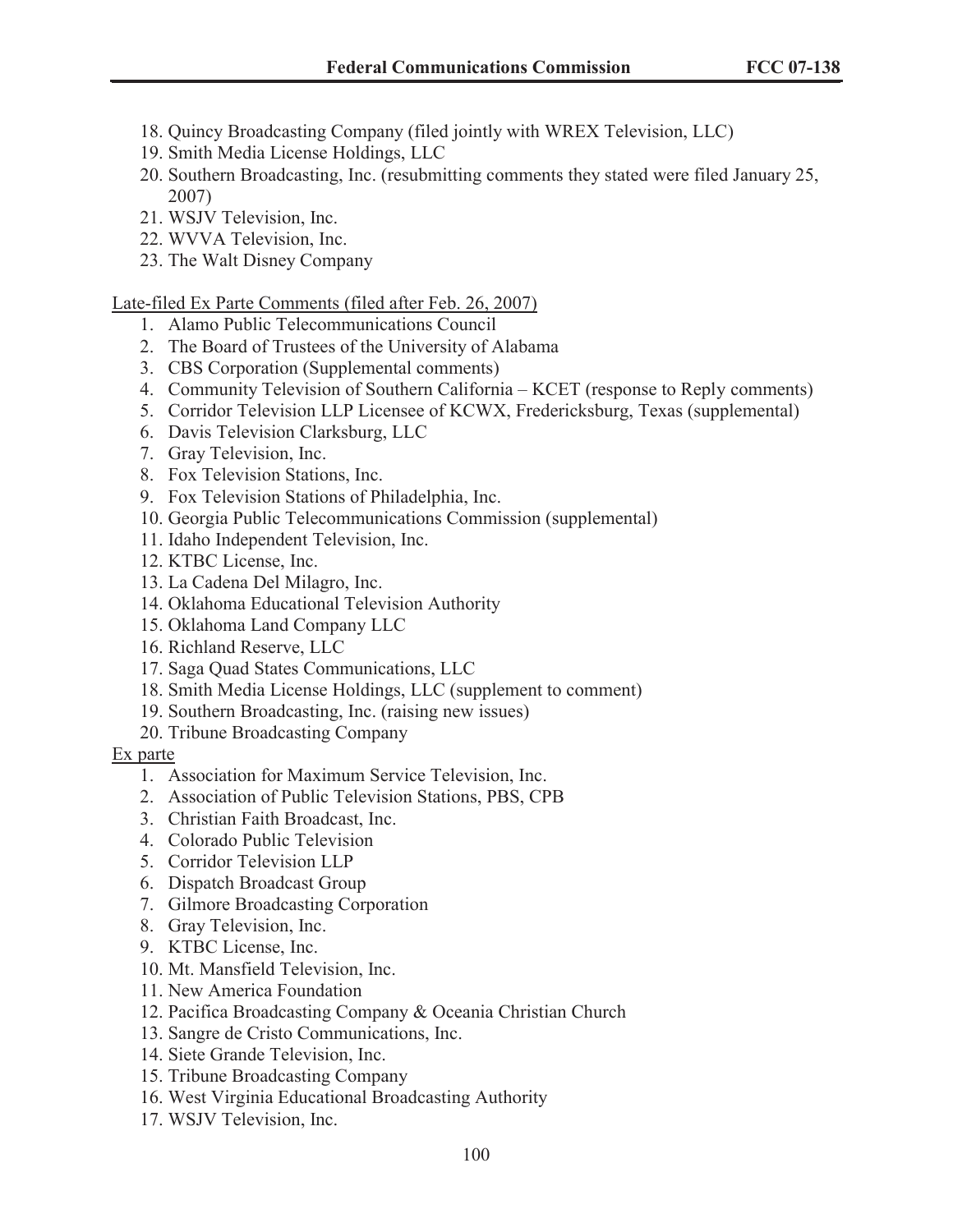18. Quincy Broadcasting Company (filed jointly with WREX Television, LLC)
19. Smith Media License Holdings, LLC
20. Southern Broadcasting, Inc. (resubmitting comments they stated were filed January 25, 2007)
21. WSJV Television, Inc.
22. WVVA Television, Inc.
23. The Walt Disney Company

<u>Late-filed Ex Parte Comments (filed after Feb. 26, 2007)</u>

1. Alamo Public Telecommunications Council
2. The Board of Trustees of the University of Alabama
3. CBS Corporation (Supplemental comments)
4. Community Television of Southern California – KCET (response to Reply comments)
5. Corridor Television LLP Licensee of KCWX, Fredericksburg, Texas (supplemental)
6. Davis Television Clarksburg, LLC
7. Gray Television, Inc.
8. Fox Television Stations, Inc.
9. Fox Television Stations of Philadelphia, Inc.
10. Georgia Public Telecommunications Commission (supplemental)
11. Idaho Independent Television, Inc.
12. KTBC License, Inc.
13. La Cadena Del Milagro, Inc.
14. Oklahoma Educational Television Authority
15. Oklahoma Land Company LLC
16. Richland Reserve, LLC
17. Saga Quad States Communications, LLC
18. Smith Media License Holdings, LLC (supplement to comment)
19. Southern Broadcasting, Inc. (raising new issues)
20. Tribune Broadcasting Company

<u>Ex parte</u>

1. Association for Maximum Service Television, Inc.
2. Association of Public Television Stations, PBS, CPB
3. Christian Faith Broadcast, Inc.
4. Colorado Public Television
5. Corridor Television LLP
6. Dispatch Broadcast Group
7. Gilmore Broadcasting Corporation
8. Gray Television, Inc.
9. KTBC License, Inc.
10. Mt. Mansfield Television, Inc.
11. New America Foundation
12. Pacifica Broadcasting Company & Oceania Christian Church
13. Sangre de Cristo Communications, Inc.
14. Siete Grande Television, Inc.
15. Tribune Broadcasting Company
16. West Virginia Educational Broadcasting Authority
17. WSJV Television, Inc.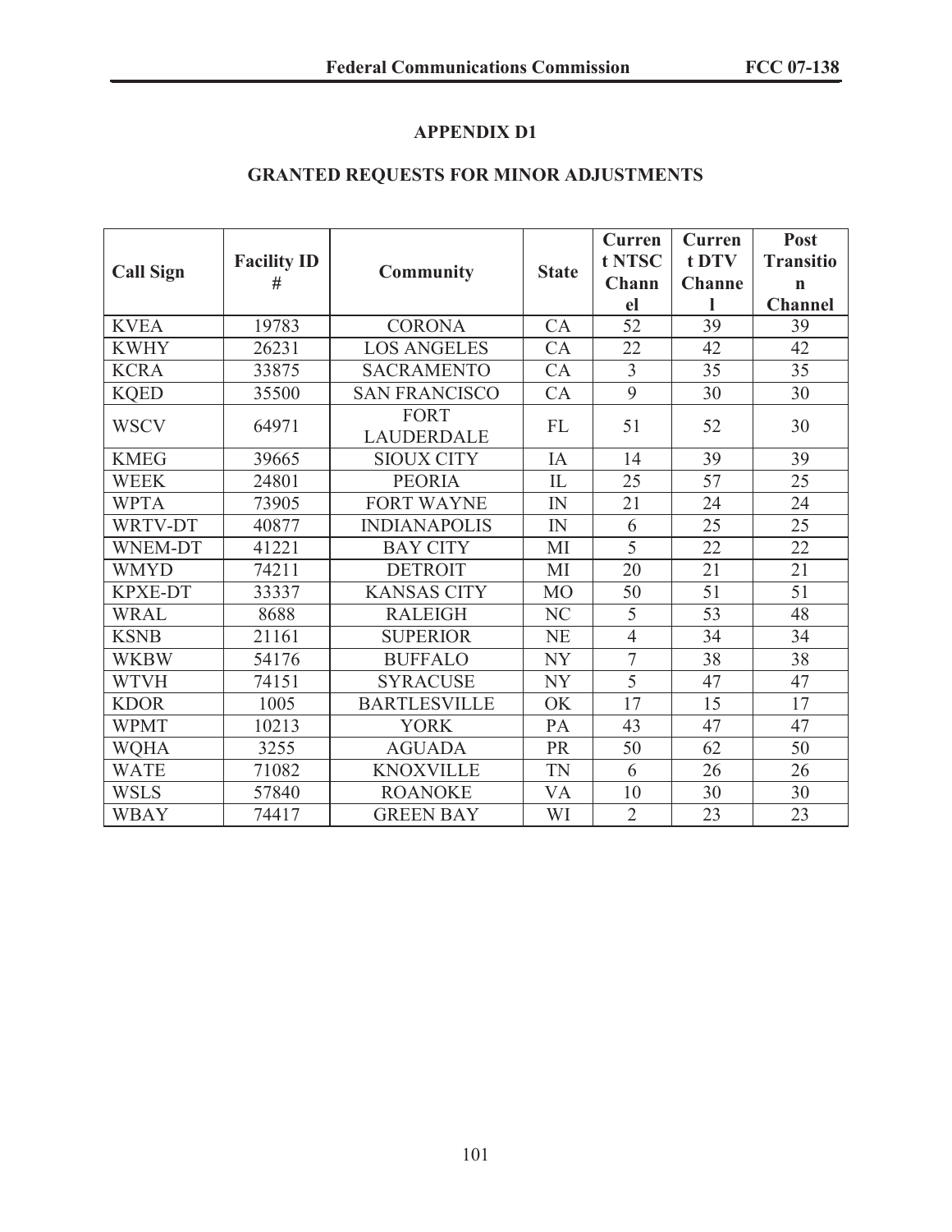## APPENDIX D1

## GRANTED REQUESTS FOR MINOR ADJUSTMENTS

| Call Sign | Facility ID # | Community | State | Current NTSC Channel | Current DTV Channel | Post Transition Channel |
|---|---|---|---|---|---|---|
| KVEA | 19783 | CORONA | CA | 52 | 39 | 39 |
| KWHY | 26231 | LOS ANGELES | CA | 22 | 42 | 42 |
| KCRA | 33875 | SACRAMENTO | CA | 3 | 35 | 35 |
| KQED | 35500 | SAN FRANCISCO | CA | 9 | 30 | 30 |
| WSCV | 64971 | FORT LAUDERDALE | FL | 51 | 52 | 30 |
| KMEG | 39665 | SIOUX CITY | IA | 14 | 39 | 39 |
| WEEK | 24801 | PEORIA | IL | 25 | 57 | 25 |
| WPTA | 73905 | FORT WAYNE | IN | 21 | 24 | 24 |
| WRTV-DT | 40877 | INDIANAPOLIS | IN | 6 | 25 | 25 |
| WNEM-DT | 41221 | BAY CITY | MI | 5 | 22 | 22 |
| WMYD | 74211 | DETROIT | MI | 20 | 21 | 21 |
| KPXE-DT | 33337 | KANSAS CITY | MO | 50 | 51 | 51 |
| WRAL | 8688 | RALEIGH | NC | 5 | 53 | 48 |
| KSNB | 21161 | SUPERIOR | NE | 4 | 34 | 34 |
| WKBW | 54176 | BUFFALO | NY | 7 | 38 | 38 |
| WTVH | 74151 | SYRACUSE | NY | 5 | 47 | 47 |
| KDOR | 1005 | BARTLESVILLE | OK | 17 | 15 | 17 |
| WPMT | 10213 | YORK | PA | 43 | 47 | 47 |
| WQHA | 3255 | AGUADA | PR | 50 | 62 | 50 |
| WATE | 71082 | KNOXVILLE | TN | 6 | 26 | 26 |
| WSLS | 57840 | ROANOKE | VA | 10 | 30 | 30 |
| WBAY | 74417 | GREEN BAY | WI | 2 | 23 | 23 |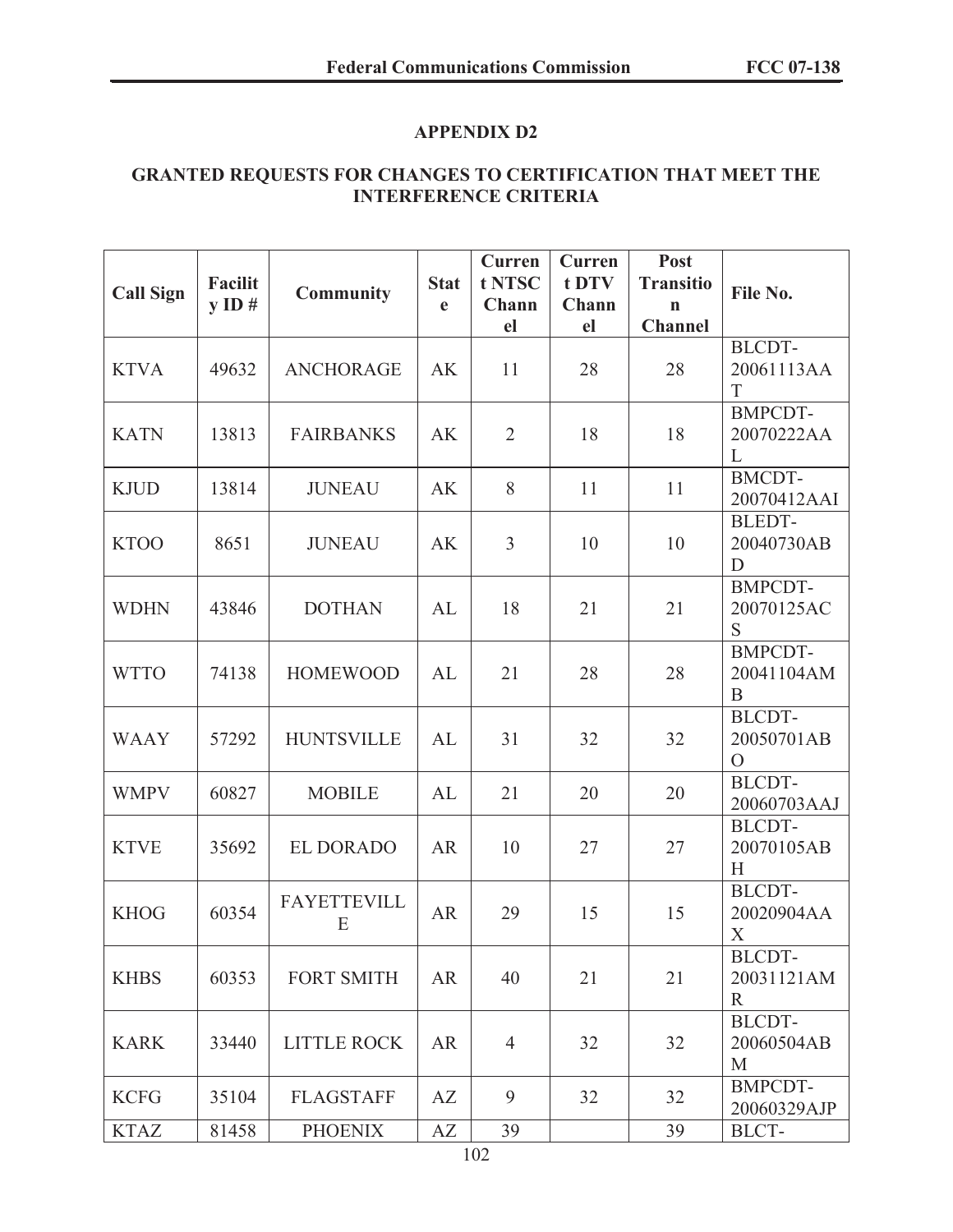## APPENDIX D2

## GRANTED REQUESTS FOR CHANGES TO CERTIFICATION THAT MEET THE INTERFERENCE CRITERIA

| Call Sign | Facility ID # | Community | State | Current NTSC Channel | Current DTV Channel | Post Transition Channel | File No. |
|---|---|---|---|---|---|---|---|
| KTVA | 49632 | ANCHORAGE | AK | 11 | 28 | 28 | BLCDT-20061113AAT |
| KATN | 13813 | FAIRBANKS | AK | 2 | 18 | 18 | BMPCDT-20070222AAL |
| KJUD | 13814 | JUNEAU | AK | 8 | 11 | 11 | BMCDT-20070412AAI |
| KTOO | 8651 | JUNEAU | AK | 3 | 10 | 10 | BLEDT-20040730ABD |
| WDHN | 43846 | DOTHAN | AL | 18 | 21 | 21 | BMPCDT-20070125ACS |
| WTTO | 74138 | HOMEWOOD | AL | 21 | 28 | 28 | BMPCDT-20041104AMB |
| WAAY | 57292 | HUNTSVILLE | AL | 31 | 32 | 32 | BLCDT-20050701ABO |
| WMPV | 60827 | MOBILE | AL | 21 | 20 | 20 | BLCDT-20060703AAJ |
| KTVE | 35692 | EL DORADO | AR | 10 | 27 | 27 | BLCDT-20070105ABH |
| KHOG | 60354 | FAYETTEVILLE | AR | 29 | 15 | 15 | BLCDT-20020904AAX |
| KHBS | 60353 | FORT SMITH | AR | 40 | 21 | 21 | BLCDT-20031121AMR |
| KARK | 33440 | LITTLE ROCK | AR | 4 | 32 | 32 | BLCDT-20060504ABM |
| KCFG | 35104 | FLAGSTAFF | AZ | 9 | 32 | 32 | BMPCDT-20060329AJP |
| KTAZ | 81458 | PHOENIX | AZ | 39 | | 39 | BLCT- |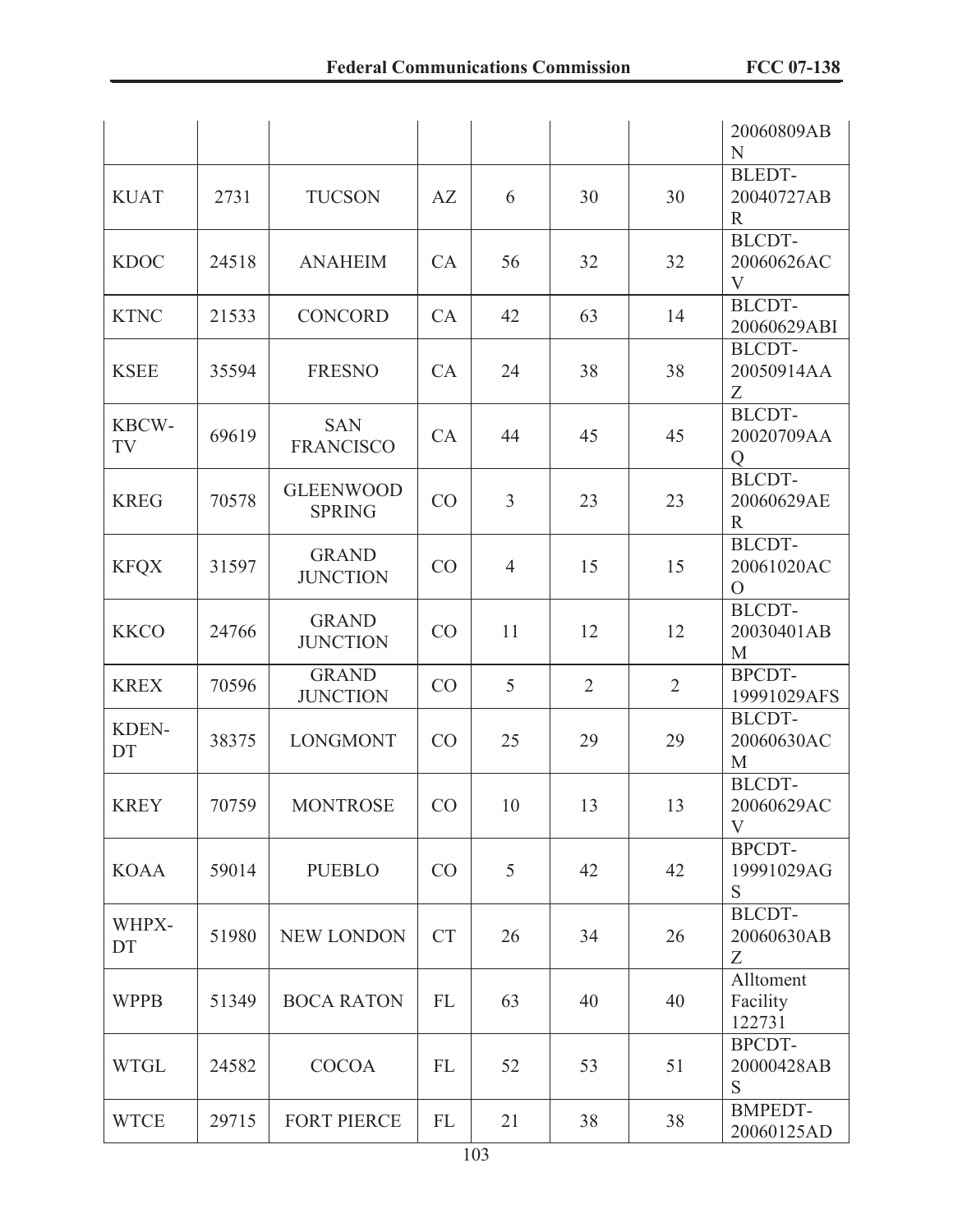| | | | | | | | |
|---|---|---|---|---|---|---|---|
| | | | | | | | 20060809ABN |
| KUAT | 2731 | TUCSON | AZ | 6 | 30 | 30 | BLEDT-20040727ABR |
| KDOC | 24518 | ANAHEIM | CA | 56 | 32 | 32 | BLCDT-20060626ACV |
| KTNC | 21533 | CONCORD | CA | 42 | 63 | 14 | BLCDT-20060629ABI |
| KSEE | 35594 | FRESNO | CA | 24 | 38 | 38 | BLCDT-20050914AAZ |
| KBCW-TV | 69619 | SAN FRANCISCO | CA | 44 | 45 | 45 | BLCDT-20020709AAQ |
| KREG | 70578 | GLEENWOOD SPRING | CO | 3 | 23 | 23 | BLCDT-20060629AER |
| KFQX | 31597 | GRAND JUNCTION | CO | 4 | 15 | 15 | BLCDT-20061020ACO |
| KKCO | 24766 | GRAND JUNCTION | CO | 11 | 12 | 12 | BLCDT-20030401ABM |
| KREX | 70596 | GRAND JUNCTION | CO | 5 | 2 | 2 | BPCDT-19991029AFS |
| KDEN-DT | 38375 | LONGMONT | CO | 25 | 29 | 29 | BLCDT-20060630ACM |
| KREY | 70759 | MONTROSE | CO | 10 | 13 | 13 | BLCDT-20060629ACV |
| KOAA | 59014 | PUEBLO | CO | 5 | 42 | 42 | BPCDT-19991029AGS |
| WHPX-DT | 51980 | NEW LONDON | CT | 26 | 34 | 26 | BLCDT-20060630ABZ |
| WPPB | 51349 | BOCA RATON | FL | 63 | 40 | 40 | Alltoment Facility 122731 |
| WTGL | 24582 | COCOA | FL | 52 | 53 | 51 | BPCDT-20000428ABS |
| WTCE | 29715 | FORT PIERCE | FL | 21 | 38 | 38 | BMPEDT-20060125AD |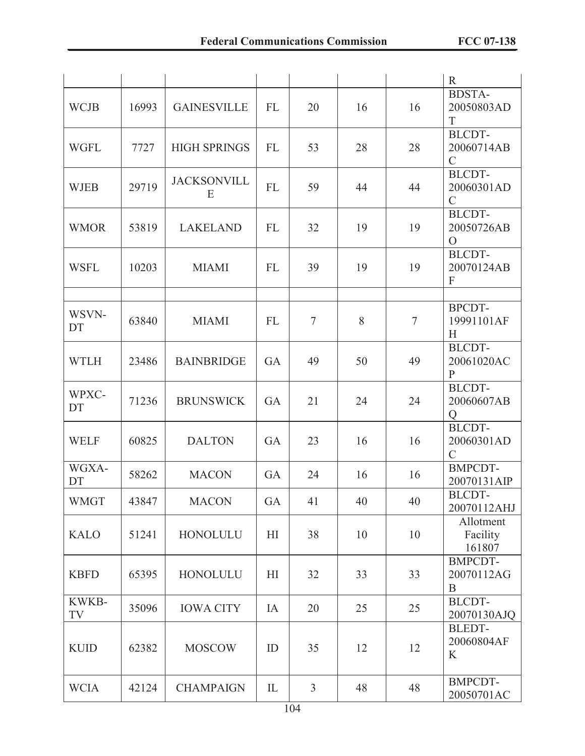| | | | | | | | R |
|---|---|---|---|---|---|---|---|
| WCJB | 16993 | GAINESVILLE | FL | 20 | 16 | 16 | BDSTA-20050803ADT |
| WGFL | 7727 | HIGH SPRINGS | FL | 53 | 28 | 28 | BLCDT-20060714ABC |
| WJEB | 29719 | JACKSONVILLE | FL | 59 | 44 | 44 | BLCDT-20060301ADC |
| WMOR | 53819 | LAKELAND | FL | 32 | 19 | 19 | BLCDT-20050726ABO |
| WSFL | 10203 | MIAMI | FL | 39 | 19 | 19 | BLCDT-20070124ABF |
| | | | | | | | |
| WSVN-DT | 63840 | MIAMI | FL | 7 | 8 | 7 | BPCDT-19991101AFH |
| WTLH | 23486 | BAINBRIDGE | GA | 49 | 50 | 49 | BLCDT-20061020ACP |
| WPXC-DT | 71236 | BRUNSWICK | GA | 21 | 24 | 24 | BLCDT-20060607ABQ |
| WELF | 60825 | DALTON | GA | 23 | 16 | 16 | BLCDT-20060301ADC |
| WGXA-DT | 58262 | MACON | GA | 24 | 16 | 16 | BMPCDT-20070131AIP |
| WMGT | 43847 | MACON | GA | 41 | 40 | 40 | BLCDT-20070112AHJ |
| KALO | 51241 | HONOLULU | HI | 38 | 10 | 10 | Allotment Facility 161807 |
| KBFD | 65395 | HONOLULU | HI | 32 | 33 | 33 | BMPCDT-20070112AGB |
| KWKB-TV | 35096 | IOWA CITY | IA | 20 | 25 | 25 | BLCDT-20070130AJQ |
| KUID | 62382 | MOSCOW | ID | 35 | 12 | 12 | BLEDT-20060804AFK |
| WCIA | 42124 | CHAMPAIGN | IL | 3 | 48 | 48 | BMPCDT-20050701AC |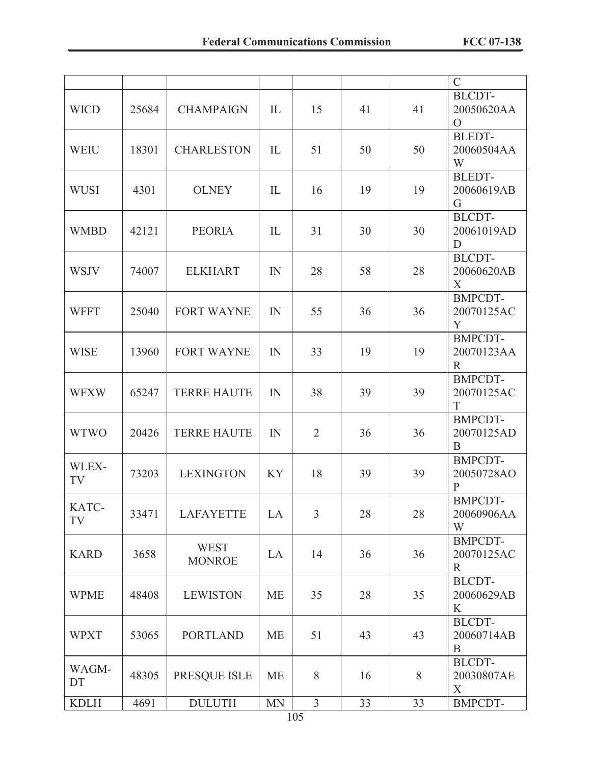| | | | | | | | C |
|---|---|---|---|---|---|---|---|
| WICD | 25684 | CHAMPAIGN | IL | 15 | 41 | 41 | BLCDT-20050620AAO |
| WEIU | 18301 | CHARLESTON | IL | 51 | 50 | 50 | BLEDT-20060504AAW |
| WUSI | 4301 | OLNEY | IL | 16 | 19 | 19 | BLEDT-20060619ABG |
| WMBD | 42121 | PEORIA | IL | 31 | 30 | 30 | BLCDT-20061019ADD |
| WSJV | 74007 | ELKHART | IN | 28 | 58 | 28 | BLCDT-20060620ABX |
| WFFT | 25040 | FORT WAYNE | IN | 55 | 36 | 36 | BMPCDT-20070125ACY |
| WISE | 13960 | FORT WAYNE | IN | 33 | 19 | 19 | BMPCDT-20070123AAR |
| WFXW | 65247 | TERRE HAUTE | IN | 38 | 39 | 39 | BMPCDT-20070125ACT |
| WTWO | 20426 | TERRE HAUTE | IN | 2 | 36 | 36 | BMPCDT-20070125ADB |
| WLEX-TV | 73203 | LEXINGTON | KY | 18 | 39 | 39 | BMPCDT-20050728AOP |
| KATC-TV | 33471 | LAFAYETTE | LA | 3 | 28 | 28 | BMPCDT-20060906AAW |
| KARD | 3658 | WEST MONROE | LA | 14 | 36 | 36 | BMPCDT-20070125ACR |
| WPME | 48408 | LEWISTON | ME | 35 | 28 | 35 | BLCDT-20060629ABK |
| WPXT | 53065 | PORTLAND | ME | 51 | 43 | 43 | BLCDT-20060714ABB |
| WAGM-DT | 48305 | PRESQUE ISLE | ME | 8 | 16 | 8 | BLCDT-20030807AEX |
| KDLH | 4691 | DULUTH | MN | 3 | 33 | 33 | BMPCDT- |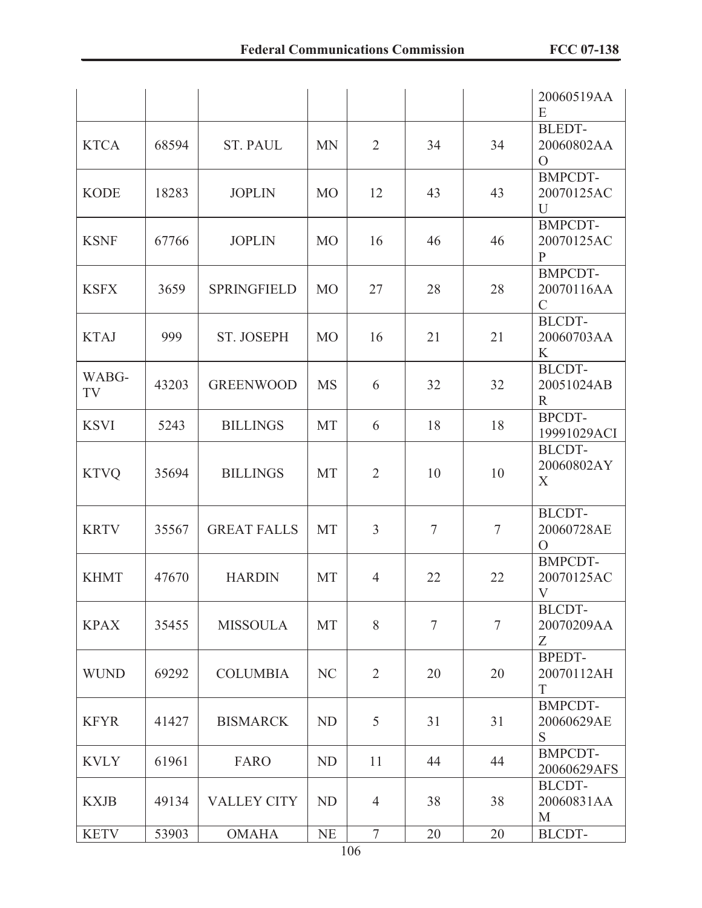| | | | | | | | 20060519AAE |
|---|---|---|---|---|---|---|---|
| KTCA | 68594 | ST. PAUL | MN | 2 | 34 | 34 | BLEDT-20060802AAO |
| KODE | 18283 | JOPLIN | MO | 12 | 43 | 43 | BMPCDT-20070125ACU |
| KSNF | 67766 | JOPLIN | MO | 16 | 46 | 46 | BMPCDT-20070125ACP |
| KSFX | 3659 | SPRINGFIELD | MO | 27 | 28 | 28 | BMPCDT-20070116AAC |
| KTAJ | 999 | ST. JOSEPH | MO | 16 | 21 | 21 | BLCDT-20060703AAK |
| WABG-TV | 43203 | GREENWOOD | MS | 6 | 32 | 32 | BLCDT-20051024ABR |
| KSVI | 5243 | BILLINGS | MT | 6 | 18 | 18 | BPCDT-19991029ACI |
| KTVQ | 35694 | BILLINGS | MT | 2 | 10 | 10 | BLCDT-20060802AYX |
| KRTV | 35567 | GREAT FALLS | MT | 3 | 7 | 7 | BLCDT-20060728AEO |
| KHMT | 47670 | HARDIN | MT | 4 | 22 | 22 | BMPCDT-20070125ACV |
| KPAX | 35455 | MISSOULA | MT | 8 | 7 | 7 | BLCDT-20070209AAZ |
| WUND | 69292 | COLUMBIA | NC | 2 | 20 | 20 | BPEDT-20070112AHT |
| KFYR | 41427 | BISMARCK | ND | 5 | 31 | 31 | BMPCDT-20060629AES |
| KVLY | 61961 | FARO | ND | 11 | 44 | 44 | BMPCDT-20060629AFS |
| KXJB | 49134 | VALLEY CITY | ND | 4 | 38 | 38 | BLCDT-20060831AAM |
| KETV | 53903 | OMAHA | NE | 7 | 20 | 20 | BLCDT- |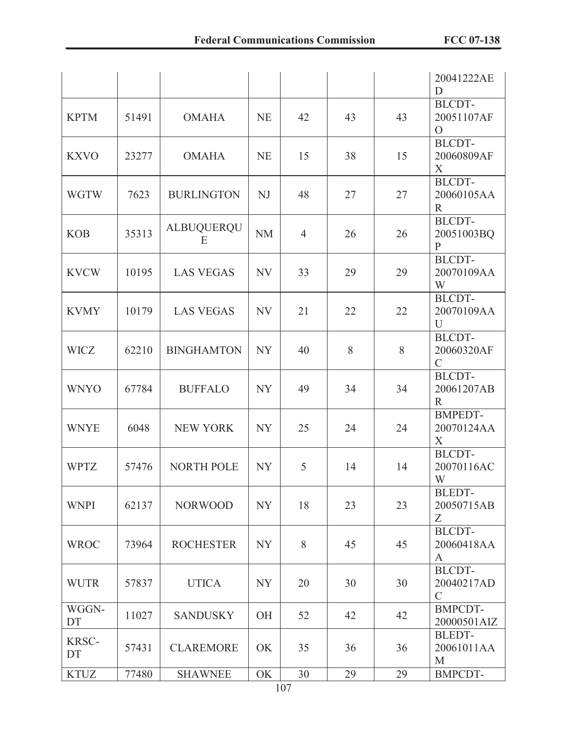| | | | | | | | |
|---|---|---|---|---|---|---|---|
| | | | | | | | 20041222AED |
| KPTM | 51491 | OMAHA | NE | 42 | 43 | 43 | BLCDT-20051107AFO |
| KXVO | 23277 | OMAHA | NE | 15 | 38 | 15 | BLCDT-20060809AFX |
| WGTW | 7623 | BURLINGTON | NJ | 48 | 27 | 27 | BLCDT-20060105AAR |
| KOB | 35313 | ALBUQUERQUE | NM | 4 | 26 | 26 | BLCDT-20051003BQP |
| KVCW | 10195 | LAS VEGAS | NV | 33 | 29 | 29 | BLCDT-20070109AAW |
| KVMY | 10179 | LAS VEGAS | NV | 21 | 22 | 22 | BLCDT-20070109AAU |
| WICZ | 62210 | BINGHAMTON | NY | 40 | 8 | 8 | BLCDT-20060320AFC |
| WNYO | 67784 | BUFFALO | NY | 49 | 34 | 34 | BLCDT-20061207ABR |
| WNYE | 6048 | NEW YORK | NY | 25 | 24 | 24 | BMPEDT-20070124AAX |
| WPTZ | 57476 | NORTH POLE | NY | 5 | 14 | 14 | BLCDT-20070116ACW |
| WNPI | 62137 | NORWOOD | NY | 18 | 23 | 23 | BLEDT-20050715ABZ |
| WROC | 73964 | ROCHESTER | NY | 8 | 45 | 45 | BLCDT-20060418AAA |
| WUTR | 57837 | UTICA | NY | 20 | 30 | 30 | BLCDT-20040217ADC |
| WGGN-DT | 11027 | SANDUSKY | OH | 52 | 42 | 42 | BMPCDT-20000501AIZ |
| KRSC-DT | 57431 | CLAREMORE | OK | 35 | 36 | 36 | BLEDT-20061011AAM |
| KTUZ | 77480 | SHAWNEE | OK | 30 | 29 | 29 | BMPCDT- |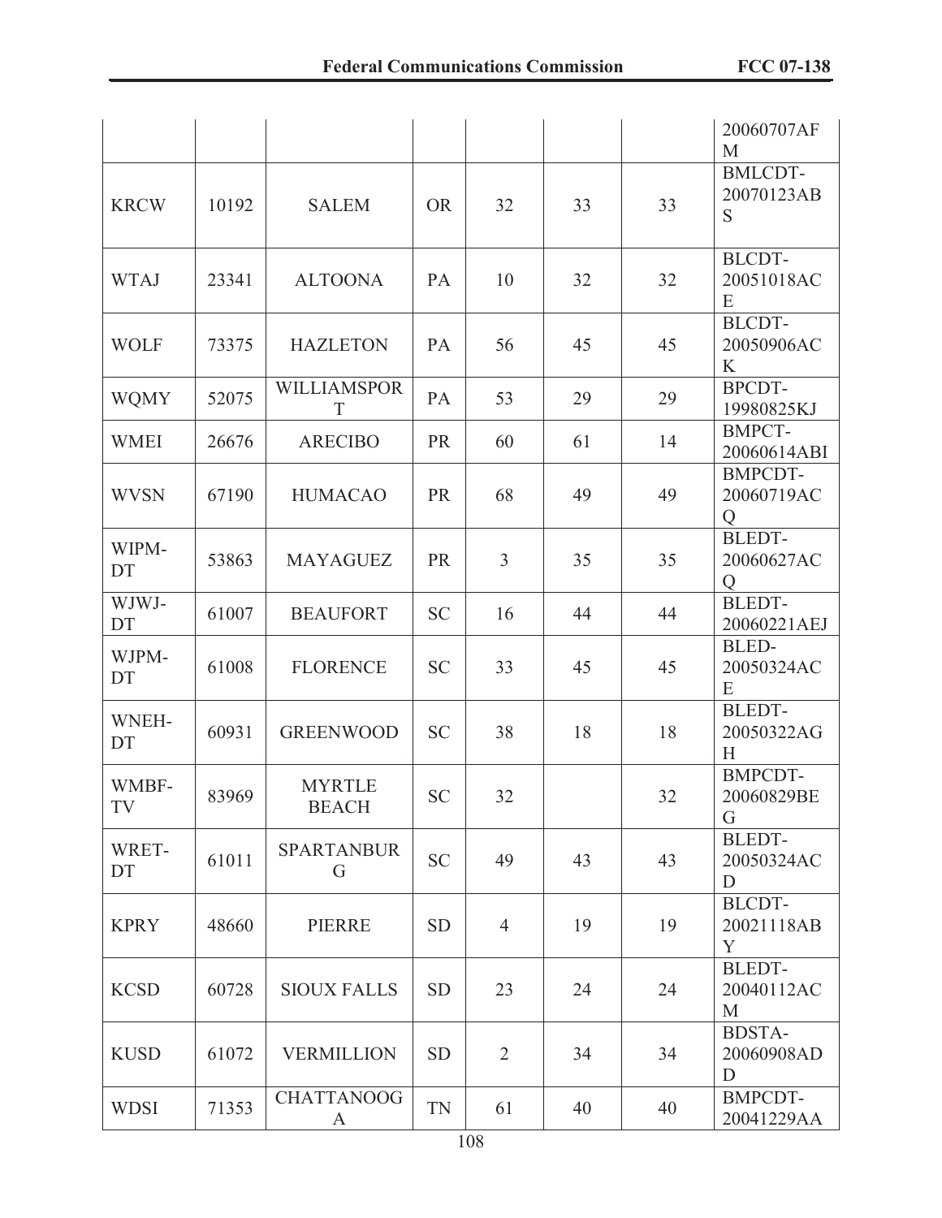| | | | | | | | 20060707AFM |
|---|---|---|---|---|---|---|---|
| KRCW | 10192 | SALEM | OR | 32 | 33 | 33 | BMLCDT-20070123ABS |
| WTAJ | 23341 | ALTOONA | PA | 10 | 32 | 32 | BLCDT-20051018ACE |
| WOLF | 73375 | HAZLETON | PA | 56 | 45 | 45 | BLCDT-20050906ACK |
| WQMY | 52075 | WILLIAMSPORT | PA | 53 | 29 | 29 | BPCDT-19980825KJ |
| WMEI | 26676 | ARECIBO | PR | 60 | 61 | 14 | BMPCT-20060614ABI |
| WVSN | 67190 | HUMACAO | PR | 68 | 49 | 49 | BMPCDT-20060719ACQ |
| WIPM-DT | 53863 | MAYAGUEZ | PR | 3 | 35 | 35 | BLEDT-20060627ACQ |
| WJWJ-DT | 61007 | BEAUFORT | SC | 16 | 44 | 44 | BLEDT-20060221AEJ |
| WJPM-DT | 61008 | FLORENCE | SC | 33 | 45 | 45 | BLED-20050324ACE |
| WNEH-DT | 60931 | GREENWOOD | SC | 38 | 18 | 18 | BLEDT-20050322AGH |
| WMBF-TV | 83969 | MYRTLE BEACH | SC | 32 | | 32 | BMPCDT-20060829BEG |
| WRET-DT | 61011 | SPARTANBURG | SC | 49 | 43 | 43 | BLEDT-20050324ACD |
| KPRY | 48660 | PIERRE | SD | 4 | 19 | 19 | BLCDT-20021118ABY |
| KCSD | 60728 | SIOUX FALLS | SD | 23 | 24 | 24 | BLEDT-20040112ACM |
| KUSD | 61072 | VERMILLION | SD | 2 | 34 | 34 | BDSTA-20060908ADD |
| WDSI | 71353 | CHATTANOOGA | TN | 61 | 40 | 40 | BMPCDT-20041229AA |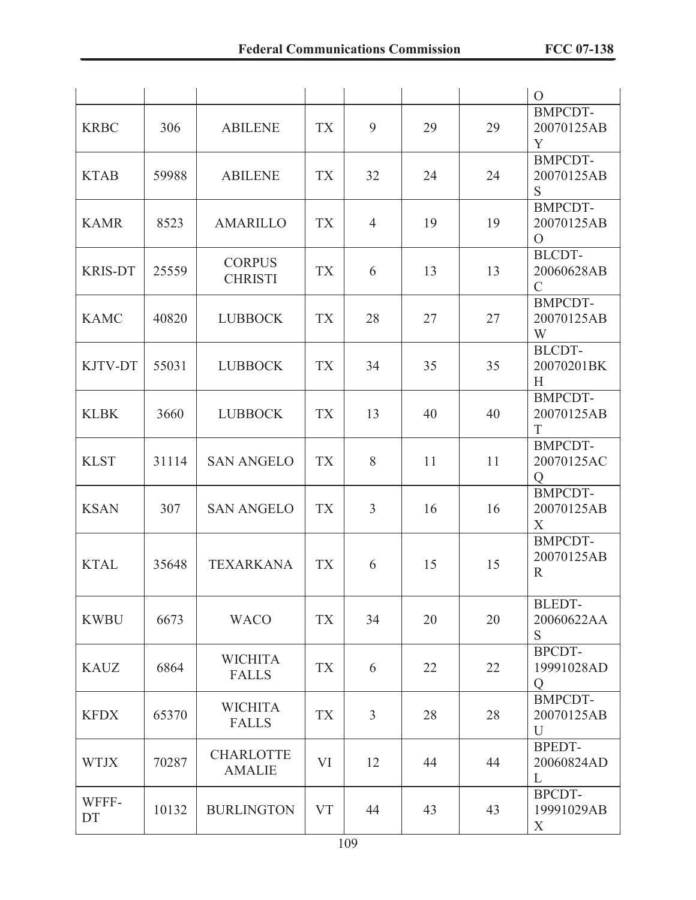| | | | | | | | O |
|---|---|---|---|---|---|---|---|
| KRBC | 306 | ABILENE | TX | 9 | 29 | 29 | BMPCDT-20070125ABY |
| KTAB | 59988 | ABILENE | TX | 32 | 24 | 24 | BMPCDT-20070125ABS |
| KAMR | 8523 | AMARILLO | TX | 4 | 19 | 19 | BMPCDT-20070125ABO |
| KRIS-DT | 25559 | CORPUS CHRISTI | TX | 6 | 13 | 13 | BLCDT-20060628ABC |
| KAMC | 40820 | LUBBOCK | TX | 28 | 27 | 27 | BMPCDT-20070125ABW |
| KJTV-DT | 55031 | LUBBOCK | TX | 34 | 35 | 35 | BLCDT-20070201BKH |
| KLBK | 3660 | LUBBOCK | TX | 13 | 40 | 40 | BMPCDT-20070125ABT |
| KLST | 31114 | SAN ANGELO | TX | 8 | 11 | 11 | BMPCDT-20070125ACQ |
| KSAN | 307 | SAN ANGELO | TX | 3 | 16 | 16 | BMPCDT-20070125ABX |
| KTAL | 35648 | TEXARKANA | TX | 6 | 15 | 15 | BMPCDT-20070125ABR |
| KWBU | 6673 | WACO | TX | 34 | 20 | 20 | BLEDT-20060622AAS |
| KAUZ | 6864 | WICHITA FALLS | TX | 6 | 22 | 22 | BPCDT-19991028ADQ |
| KFDX | 65370 | WICHITA FALLS | TX | 3 | 28 | 28 | BMPCDT-20070125ABU |
| WTJX | 70287 | CHARLOTTE AMALIE | VI | 12 | 44 | 44 | BPEDT-20060824ADL |
| WFFF-DT | 10132 | BURLINGTON | VT | 44 | 43 | 43 | BPCDT-19991029ABX |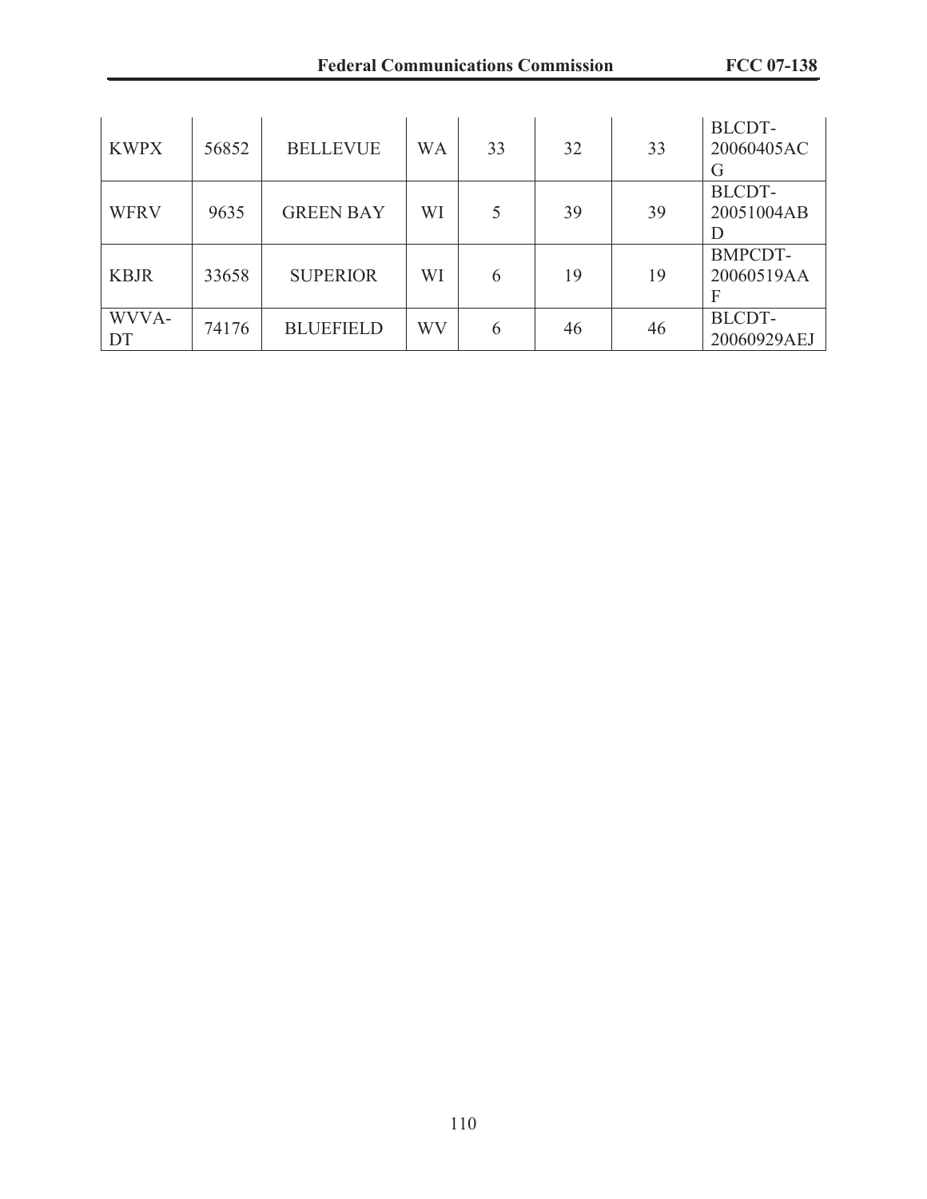| KWPX | 56852 | BELLEVUE | WA | 33 | 32 | 33 | BLCDT-20060405ACG |
|---|---|---|---|---|---|---|---|
| WFRV | 9635 | GREEN BAY | WI | 5 | 39 | 39 | BLCDT-20051004ABD |
| KBJR | 33658 | SUPERIOR | WI | 6 | 19 | 19 | BMPCDT-20060519AAF |
| WVVA-DT | 74176 | BLUEFIELD | WV | 6 | 46 | 46 | BLCDT-20060929AEJ |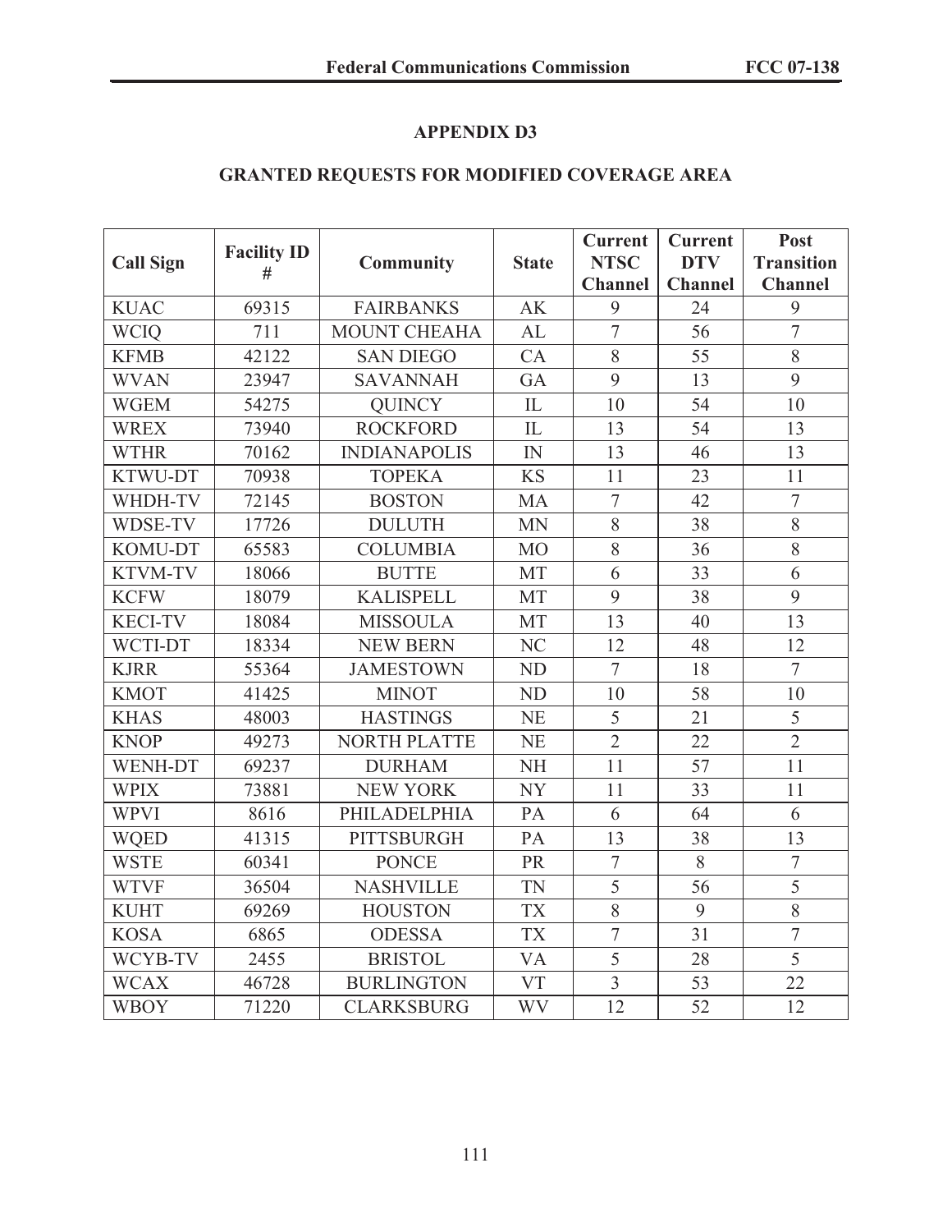## APPENDIX D3

## GRANTED REQUESTS FOR MODIFIED COVERAGE AREA

| Call Sign | Facility ID # | Community | State | Current NTSC Channel | Current DTV Channel | Post Transition Channel |
|---|---|---|---|---|---|---|
| KUAC | 69315 | FAIRBANKS | AK | 9 | 24 | 9 |
| WCIQ | 711 | MOUNT CHEAHA | AL | 7 | 56 | 7 |
| KFMB | 42122 | SAN DIEGO | CA | 8 | 55 | 8 |
| WVAN | 23947 | SAVANNAH | GA | 9 | 13 | 9 |
| WGEM | 54275 | QUINCY | IL | 10 | 54 | 10 |
| WREX | 73940 | ROCKFORD | IL | 13 | 54 | 13 |
| WTHR | 70162 | INDIANAPOLIS | IN | 13 | 46 | 13 |
| KTWU-DT | 70938 | TOPEKA | KS | 11 | 23 | 11 |
| WHDH-TV | 72145 | BOSTON | MA | 7 | 42 | 7 |
| WDSE-TV | 17726 | DULUTH | MN | 8 | 38 | 8 |
| KOMU-DT | 65583 | COLUMBIA | MO | 8 | 36 | 8 |
| KTVM-TV | 18066 | BUTTE | MT | 6 | 33 | 6 |
| KCFW | 18079 | KALISPELL | MT | 9 | 38 | 9 |
| KECI-TV | 18084 | MISSOULA | MT | 13 | 40 | 13 |
| WCTI-DT | 18334 | NEW BERN | NC | 12 | 48 | 12 |
| KJRR | 55364 | JAMESTOWN | ND | 7 | 18 | 7 |
| KMOT | 41425 | MINOT | ND | 10 | 58 | 10 |
| KHAS | 48003 | HASTINGS | NE | 5 | 21 | 5 |
| KNOP | 49273 | NORTH PLATTE | NE | 2 | 22 | 2 |
| WENH-DT | 69237 | DURHAM | NH | 11 | 57 | 11 |
| WPIX | 73881 | NEW YORK | NY | 11 | 33 | 11 |
| WPVI | 8616 | PHILADELPHIA | PA | 6 | 64 | 6 |
| WQED | 41315 | PITTSBURGH | PA | 13 | 38 | 13 |
| WSTE | 60341 | PONCE | PR | 7 | 8 | 7 |
| WTVF | 36504 | NASHVILLE | TN | 5 | 56 | 5 |
| KUHT | 69269 | HOUSTON | TX | 8 | 9 | 8 |
| KOSA | 6865 | ODESSA | TX | 7 | 31 | 7 |
| WCYB-TV | 2455 | BRISTOL | VA | 5 | 28 | 5 |
| WCAX | 46728 | BURLINGTON | VT | 3 | 53 | 22 |
| WBOY | 71220 | CLARKSBURG | WV | 12 | 52 | 12 |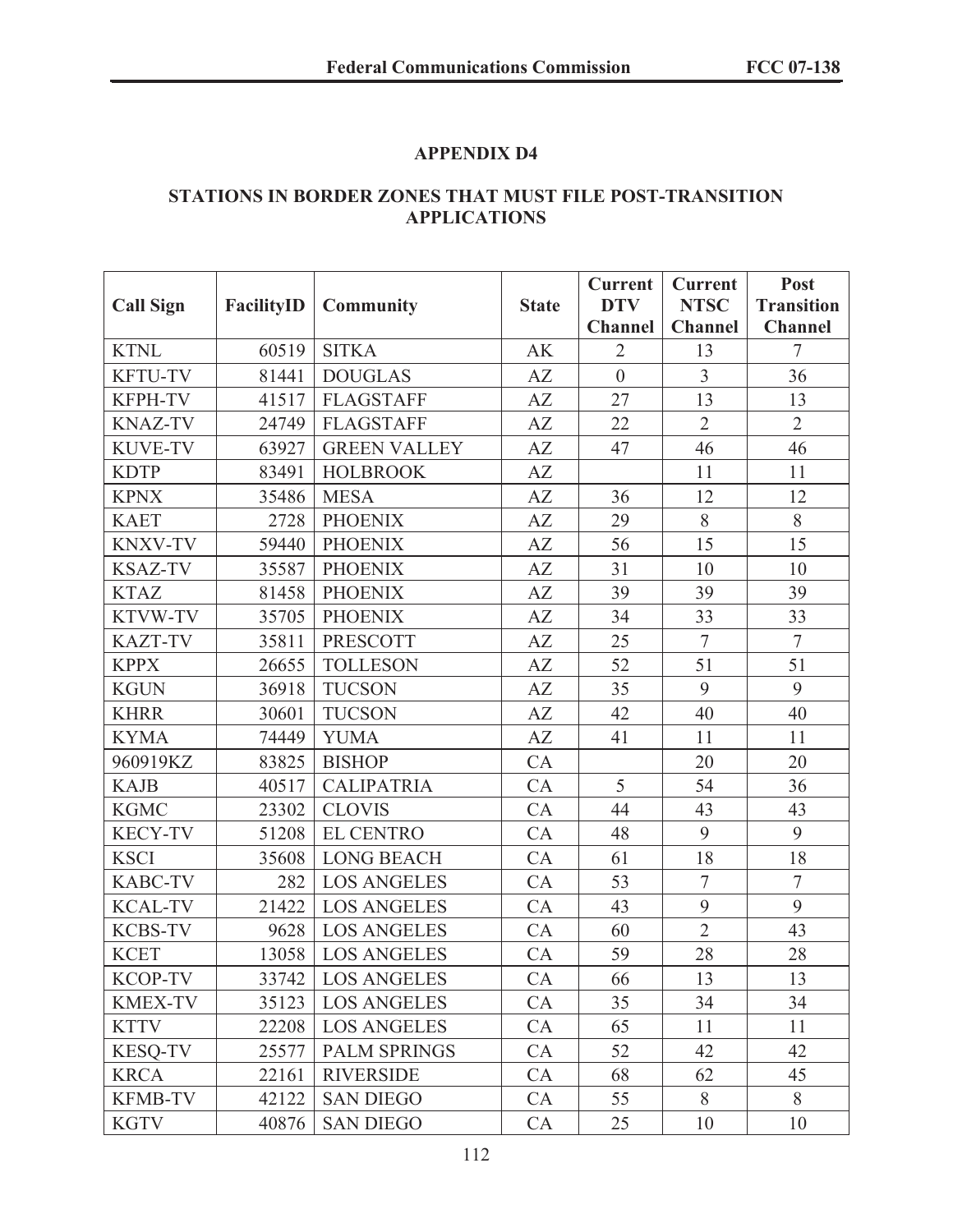## APPENDIX D4

## STATIONS IN BORDER ZONES THAT MUST FILE POST-TRANSITION APPLICATIONS

| Call Sign | FacilityID | Community | State | Current DTV Channel | Current NTSC Channel | Post Transition Channel |
|---|---|---|---|---|---|---|
| KTNL | 60519 | SITKA | AK | 2 | 13 | 7 |
| KFTU-TV | 81441 | DOUGLAS | AZ | 0 | 3 | 36 |
| KFPH-TV | 41517 | FLAGSTAFF | AZ | 27 | 13 | 13 |
| KNAZ-TV | 24749 | FLAGSTAFF | AZ | 22 | 2 | 2 |
| KUVE-TV | 63927 | GREEN VALLEY | AZ | 47 | 46 | 46 |
| KDTP | 83491 | HOLBROOK | AZ | | 11 | 11 |
| KPNX | 35486 | MESA | AZ | 36 | 12 | 12 |
| KAET | 2728 | PHOENIX | AZ | 29 | 8 | 8 |
| KNXV-TV | 59440 | PHOENIX | AZ | 56 | 15 | 15 |
| KSAZ-TV | 35587 | PHOENIX | AZ | 31 | 10 | 10 |
| KTAZ | 81458 | PHOENIX | AZ | 39 | 39 | 39 |
| KTVW-TV | 35705 | PHOENIX | AZ | 34 | 33 | 33 |
| KAZT-TV | 35811 | PRESCOTT | AZ | 25 | 7 | 7 |
| KPPX | 26655 | TOLLESON | AZ | 52 | 51 | 51 |
| KGUN | 36918 | TUCSON | AZ | 35 | 9 | 9 |
| KHRR | 30601 | TUCSON | AZ | 42 | 40 | 40 |
| KYMA | 74449 | YUMA | AZ | 41 | 11 | 11 |
| 960919KZ | 83825 | BISHOP | CA | | 20 | 20 |
| KAJB | 40517 | CALIPATRIA | CA | 5 | 54 | 36 |
| KGMC | 23302 | CLOVIS | CA | 44 | 43 | 43 |
| KECY-TV | 51208 | EL CENTRO | CA | 48 | 9 | 9 |
| KSCI | 35608 | LONG BEACH | CA | 61 | 18 | 18 |
| KABC-TV | 282 | LOS ANGELES | CA | 53 | 7 | 7 |
| KCAL-TV | 21422 | LOS ANGELES | CA | 43 | 9 | 9 |
| KCBS-TV | 9628 | LOS ANGELES | CA | 60 | 2 | 43 |
| KCET | 13058 | LOS ANGELES | CA | 59 | 28 | 28 |
| KCOP-TV | 33742 | LOS ANGELES | CA | 66 | 13 | 13 |
| KMEX-TV | 35123 | LOS ANGELES | CA | 35 | 34 | 34 |
| KTTV | 22208 | LOS ANGELES | CA | 65 | 11 | 11 |
| KESQ-TV | 25577 | PALM SPRINGS | CA | 52 | 42 | 42 |
| KRCA | 22161 | RIVERSIDE | CA | 68 | 62 | 45 |
| KFMB-TV | 42122 | SAN DIEGO | CA | 55 | 8 | 8 |
| KGTV | 40876 | SAN DIEGO | CA | 25 | 10 | 10 |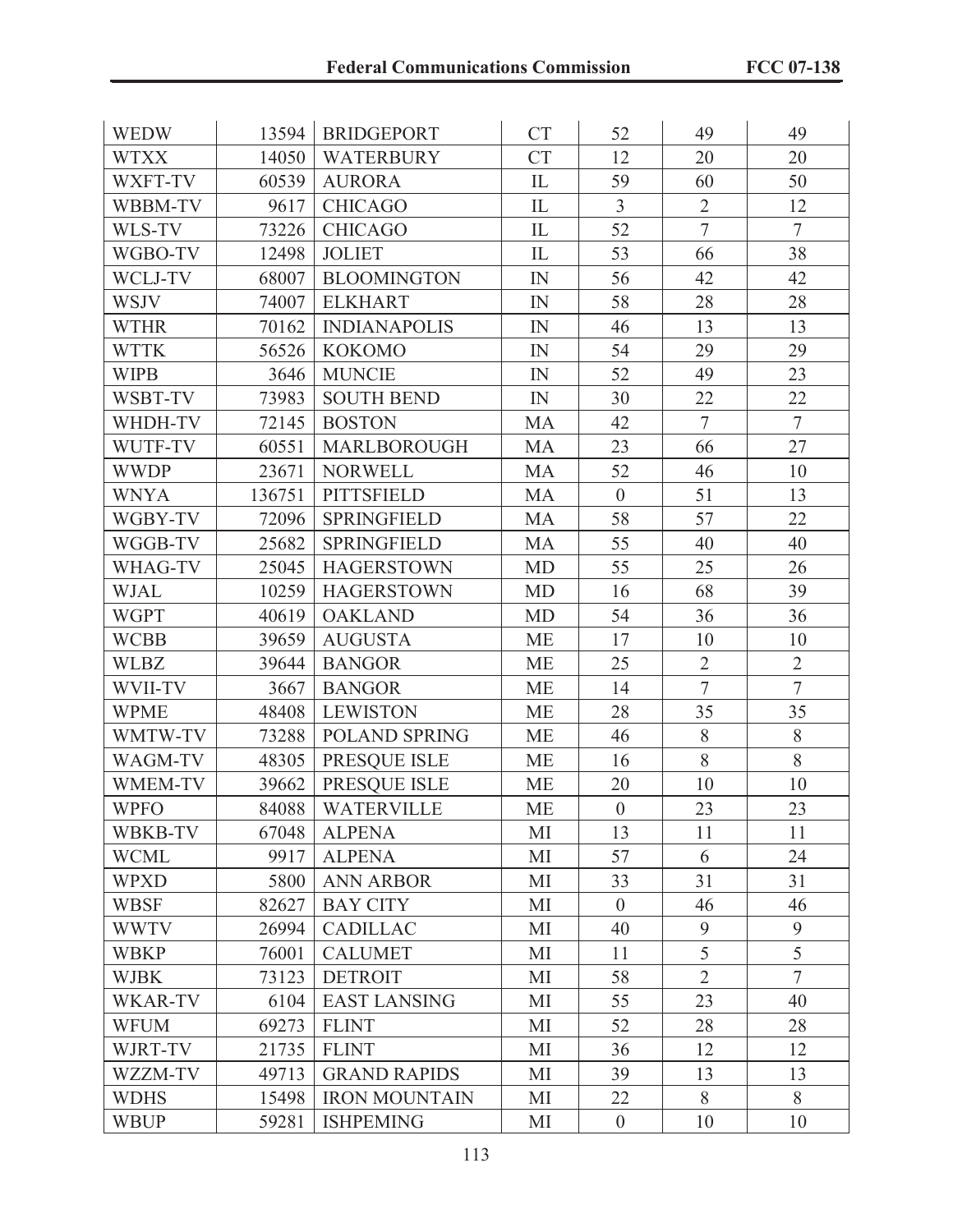| | | | | | | |
|---|---|---|---|---|---|---|
| WEDW | 13594 | BRIDGEPORT | CT | 52 | 49 | 49 |
| WTXX | 14050 | WATERBURY | CT | 12 | 20 | 20 |
| WXFT-TV | 60539 | AURORA | IL | 59 | 60 | 50 |
| WBBM-TV | 9617 | CHICAGO | IL | 3 | 2 | 12 |
| WLS-TV | 73226 | CHICAGO | IL | 52 | 7 | 7 |
| WGBO-TV | 12498 | JOLIET | IL | 53 | 66 | 38 |
| WCLJ-TV | 68007 | BLOOMINGTON | IN | 56 | 42 | 42 |
| WSJV | 74007 | ELKHART | IN | 58 | 28 | 28 |
| WTHR | 70162 | INDIANAPOLIS | IN | 46 | 13 | 13 |
| WTTK | 56526 | KOKOMO | IN | 54 | 29 | 29 |
| WIPB | 3646 | MUNCIE | IN | 52 | 49 | 23 |
| WSBT-TV | 73983 | SOUTH BEND | IN | 30 | 22 | 22 |
| WHDH-TV | 72145 | BOSTON | MA | 42 | 7 | 7 |
| WUTF-TV | 60551 | MARLBOROUGH | MA | 23 | 66 | 27 |
| WWDP | 23671 | NORWELL | MA | 52 | 46 | 10 |
| WNYA | 136751 | PITTSFIELD | MA | 0 | 51 | 13 |
| WGBY-TV | 72096 | SPRINGFIELD | MA | 58 | 57 | 22 |
| WGGB-TV | 25682 | SPRINGFIELD | MA | 55 | 40 | 40 |
| WHAG-TV | 25045 | HAGERSTOWN | MD | 55 | 25 | 26 |
| WJAL | 10259 | HAGERSTOWN | MD | 16 | 68 | 39 |
| WGPT | 40619 | OAKLAND | MD | 54 | 36 | 36 |
| WCBB | 39659 | AUGUSTA | ME | 17 | 10 | 10 |
| WLBZ | 39644 | BANGOR | ME | 25 | 2 | 2 |
| WVII-TV | 3667 | BANGOR | ME | 14 | 7 | 7 |
| WPME | 48408 | LEWISTON | ME | 28 | 35 | 35 |
| WMTW-TV | 73288 | POLAND SPRING | ME | 46 | 8 | 8 |
| WAGM-TV | 48305 | PRESQUE ISLE | ME | 16 | 8 | 8 |
| WMEM-TV | 39662 | PRESQUE ISLE | ME | 20 | 10 | 10 |
| WPFO | 84088 | WATERVILLE | ME | 0 | 23 | 23 |
| WBKB-TV | 67048 | ALPENA | MI | 13 | 11 | 11 |
| WCML | 9917 | ALPENA | MI | 57 | 6 | 24 |
| WPXD | 5800 | ANN ARBOR | MI | 33 | 31 | 31 |
| WBSF | 82627 | BAY CITY | MI | 0 | 46 | 46 |
| WWTV | 26994 | CADILLAC | MI | 40 | 9 | 9 |
| WBKP | 76001 | CALUMET | MI | 11 | 5 | 5 |
| WJBK | 73123 | DETROIT | MI | 58 | 2 | 7 |
| WKAR-TV | 6104 | EAST LANSING | MI | 55 | 23 | 40 |
| WFUM | 69273 | FLINT | MI | 52 | 28 | 28 |
| WJRT-TV | 21735 | FLINT | MI | 36 | 12 | 12 |
| WZZM-TV | 49713 | GRAND RAPIDS | MI | 39 | 13 | 13 |
| WDHS | 15498 | IRON MOUNTAIN | MI | 22 | 8 | 8 |
| WBUP | 59281 | ISHPEMING | MI | 0 | 10 | 10 |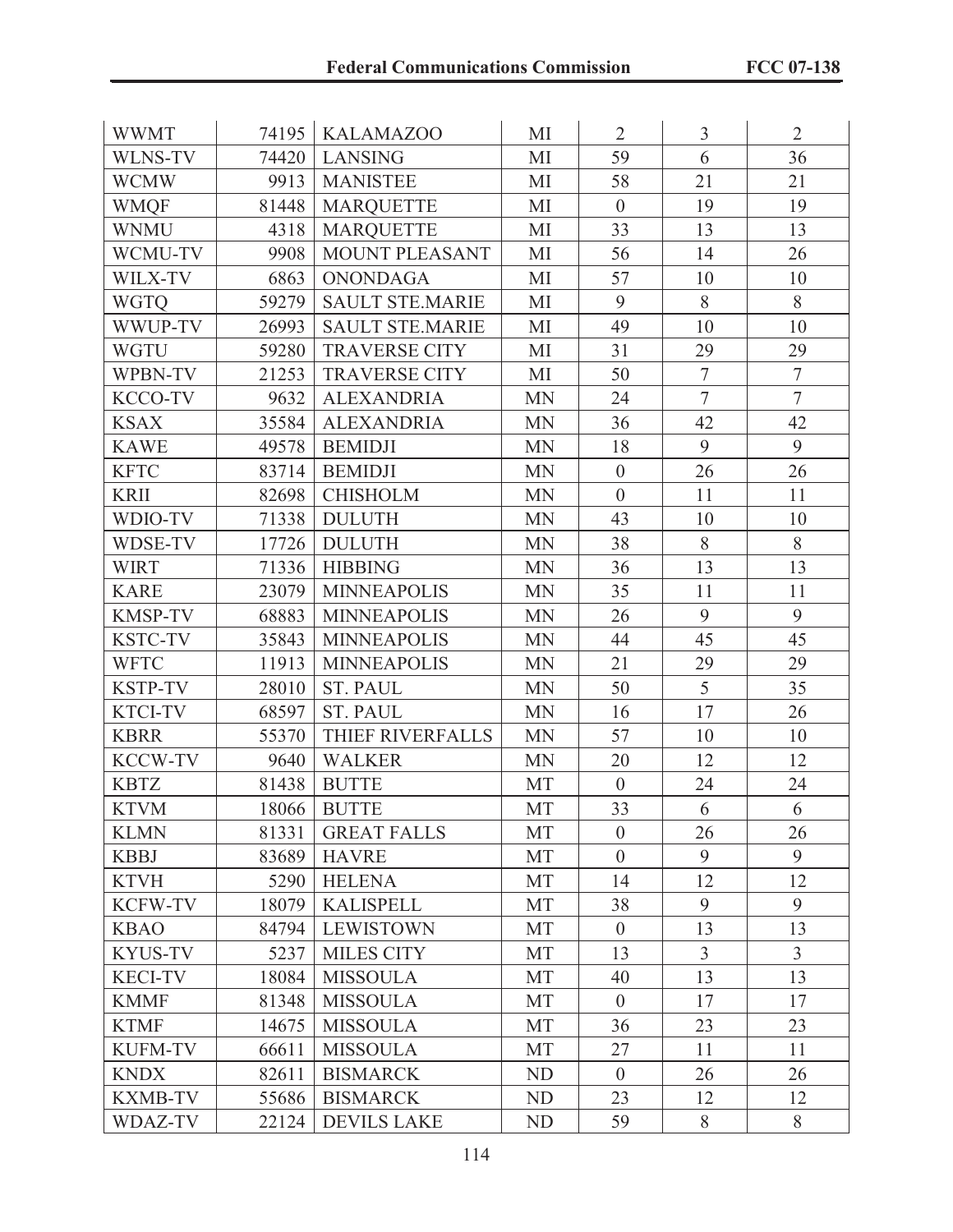| | | | | | | |
|---|---|---|---|---|---|---|
| WWMT | 74195 | KALAMAZOO | MI | 2 | 3 | 2 |
| WLNS-TV | 74420 | LANSING | MI | 59 | 6 | 36 |
| WCMW | 9913 | MANISTEE | MI | 58 | 21 | 21 |
| WMQF | 81448 | MARQUETTE | MI | 0 | 19 | 19 |
| WNMU | 4318 | MARQUETTE | MI | 33 | 13 | 13 |
| WCMU-TV | 9908 | MOUNT PLEASANT | MI | 56 | 14 | 26 |
| WILX-TV | 6863 | ONONDAGA | MI | 57 | 10 | 10 |
| WGTQ | 59279 | SAULT STE.MARIE | MI | 9 | 8 | 8 |
| WWUP-TV | 26993 | SAULT STE.MARIE | MI | 49 | 10 | 10 |
| WGTU | 59280 | TRAVERSE CITY | MI | 31 | 29 | 29 |
| WPBN-TV | 21253 | TRAVERSE CITY | MI | 50 | 7 | 7 |
| KCCO-TV | 9632 | ALEXANDRIA | MN | 24 | 7 | 7 |
| KSAX | 35584 | ALEXANDRIA | MN | 36 | 42 | 42 |
| KAWE | 49578 | BEMIDJI | MN | 18 | 9 | 9 |
| KFTC | 83714 | BEMIDJI | MN | 0 | 26 | 26 |
| KRII | 82698 | CHISHOLM | MN | 0 | 11 | 11 |
| WDIO-TV | 71338 | DULUTH | MN | 43 | 10 | 10 |
| WDSE-TV | 17726 | DULUTH | MN | 38 | 8 | 8 |
| WIRT | 71336 | HIBBING | MN | 36 | 13 | 13 |
| KARE | 23079 | MINNEAPOLIS | MN | 35 | 11 | 11 |
| KMSP-TV | 68883 | MINNEAPOLIS | MN | 26 | 9 | 9 |
| KSTC-TV | 35843 | MINNEAPOLIS | MN | 44 | 45 | 45 |
| WFTC | 11913 | MINNEAPOLIS | MN | 21 | 29 | 29 |
| KSTP-TV | 28010 | ST. PAUL | MN | 50 | 5 | 35 |
| KTCI-TV | 68597 | ST. PAUL | MN | 16 | 17 | 26 |
| KBRR | 55370 | THIEF RIVERFALLS | MN | 57 | 10 | 10 |
| KCCW-TV | 9640 | WALKER | MN | 20 | 12 | 12 |
| KBTZ | 81438 | BUTTE | MT | 0 | 24 | 24 |
| KTVM | 18066 | BUTTE | MT | 33 | 6 | 6 |
| KLMN | 81331 | GREAT FALLS | MT | 0 | 26 | 26 |
| KBBJ | 83689 | HAVRE | MT | 0 | 9 | 9 |
| KTVH | 5290 | HELENA | MT | 14 | 12 | 12 |
| KCFW-TV | 18079 | KALISPELL | MT | 38 | 9 | 9 |
| KBAO | 84794 | LEWISTOWN | MT | 0 | 13 | 13 |
| KYUS-TV | 5237 | MILES CITY | MT | 13 | 3 | 3 |
| KECI-TV | 18084 | MISSOULA | MT | 40 | 13 | 13 |
| KMMF | 81348 | MISSOULA | MT | 0 | 17 | 17 |
| KTMF | 14675 | MISSOULA | MT | 36 | 23 | 23 |
| KUFM-TV | 66611 | MISSOULA | MT | 27 | 11 | 11 |
| KNDX | 82611 | BISMARCK | ND | 0 | 26 | 26 |
| KXMB-TV | 55686 | BISMARCK | ND | 23 | 12 | 12 |
| WDAZ-TV | 22124 | DEVILS LAKE | ND | 59 | 8 | 8 |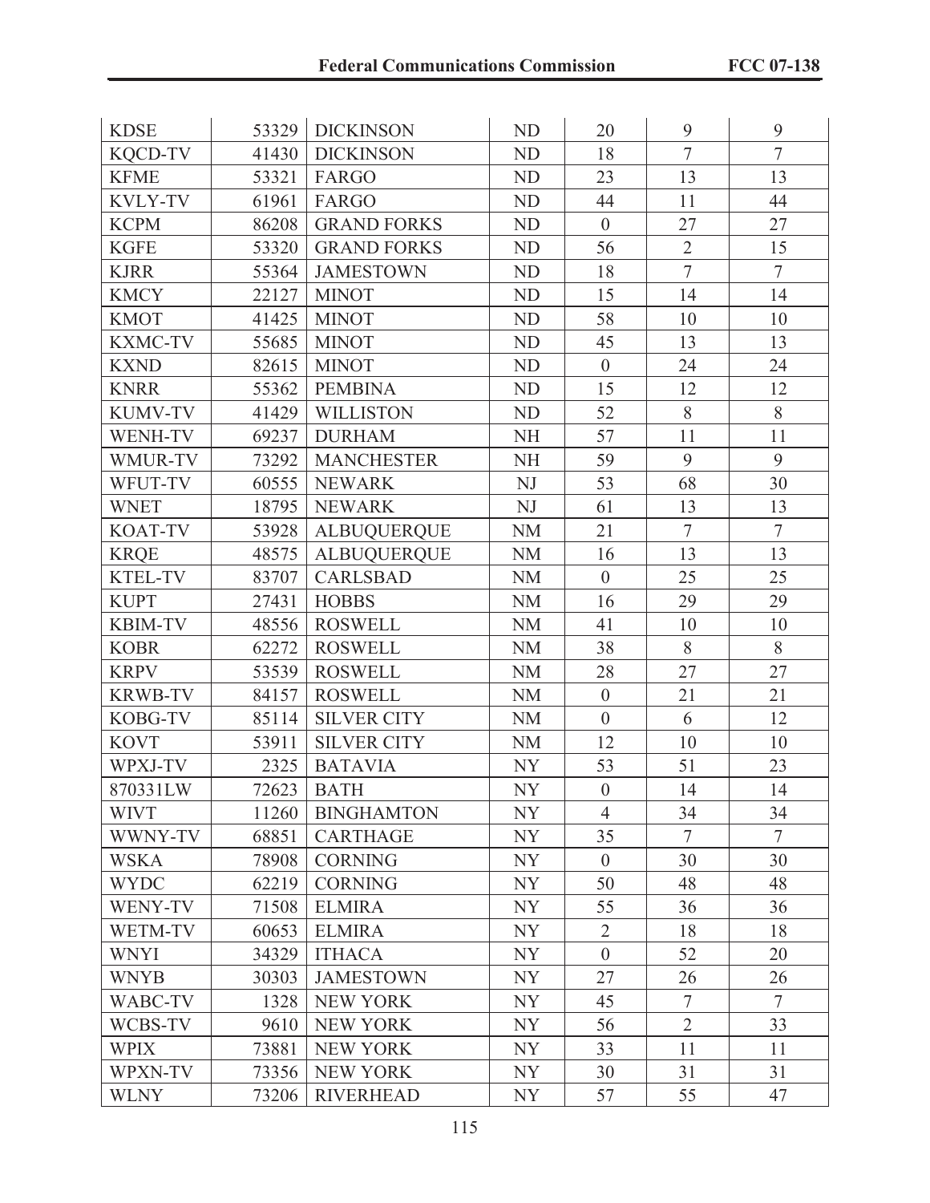| KDSE | 53329 | DICKINSON | ND | 20 | 9 | 9 |
|---|---|---|---|---|---|---|
| KQCD-TV | 41430 | DICKINSON | ND | 18 | 7 | 7 |
| KFME | 53321 | FARGO | ND | 23 | 13 | 13 |
| KVLY-TV | 61961 | FARGO | ND | 44 | 11 | 44 |
| KCPM | 86208 | GRAND FORKS | ND | 0 | 27 | 27 |
| KGFE | 53320 | GRAND FORKS | ND | 56 | 2 | 15 |
| KJRR | 55364 | JAMESTOWN | ND | 18 | 7 | 7 |
| KMCY | 22127 | MINOT | ND | 15 | 14 | 14 |
| KMOT | 41425 | MINOT | ND | 58 | 10 | 10 |
| KXMC-TV | 55685 | MINOT | ND | 45 | 13 | 13 |
| KXND | 82615 | MINOT | ND | 0 | 24 | 24 |
| KNRR | 55362 | PEMBINA | ND | 15 | 12 | 12 |
| KUMV-TV | 41429 | WILLISTON | ND | 52 | 8 | 8 |
| WENH-TV | 69237 | DURHAM | NH | 57 | 11 | 11 |
| WMUR-TV | 73292 | MANCHESTER | NH | 59 | 9 | 9 |
| WFUT-TV | 60555 | NEWARK | NJ | 53 | 68 | 30 |
| WNET | 18795 | NEWARK | NJ | 61 | 13 | 13 |
| KOAT-TV | 53928 | ALBUQUERQUE | NM | 21 | 7 | 7 |
| KRQE | 48575 | ALBUQUERQUE | NM | 16 | 13 | 13 |
| KTEL-TV | 83707 | CARLSBAD | NM | 0 | 25 | 25 |
| KUPT | 27431 | HOBBS | NM | 16 | 29 | 29 |
| KBIM-TV | 48556 | ROSWELL | NM | 41 | 10 | 10 |
| KOBR | 62272 | ROSWELL | NM | 38 | 8 | 8 |
| KRPV | 53539 | ROSWELL | NM | 28 | 27 | 27 |
| KRWB-TV | 84157 | ROSWELL | NM | 0 | 21 | 21 |
| KOBG-TV | 85114 | SILVER CITY | NM | 0 | 6 | 12 |
| KOVT | 53911 | SILVER CITY | NM | 12 | 10 | 10 |
| WPXJ-TV | 2325 | BATAVIA | NY | 53 | 51 | 23 |
| 870331LW | 72623 | BATH | NY | 0 | 14 | 14 |
| WIVT | 11260 | BINGHAMTON | NY | 4 | 34 | 34 |
| WWNY-TV | 68851 | CARTHAGE | NY | 35 | 7 | 7 |
| WSKA | 78908 | CORNING | NY | 0 | 30 | 30 |
| WYDC | 62219 | CORNING | NY | 50 | 48 | 48 |
| WENY-TV | 71508 | ELMIRA | NY | 55 | 36 | 36 |
| WETM-TV | 60653 | ELMIRA | NY | 2 | 18 | 18 |
| WNYI | 34329 | ITHACA | NY | 0 | 52 | 20 |
| WNYB | 30303 | JAMESTOWN | NY | 27 | 26 | 26 |
| WABC-TV | 1328 | NEW YORK | NY | 45 | 7 | 7 |
| WCBS-TV | 9610 | NEW YORK | NY | 56 | 2 | 33 |
| WPIX | 73881 | NEW YORK | NY | 33 | 11 | 11 |
| WPXN-TV | 73356 | NEW YORK | NY | 30 | 31 | 31 |
| WLNY | 73206 | RIVERHEAD | NY | 57 | 55 | 47 |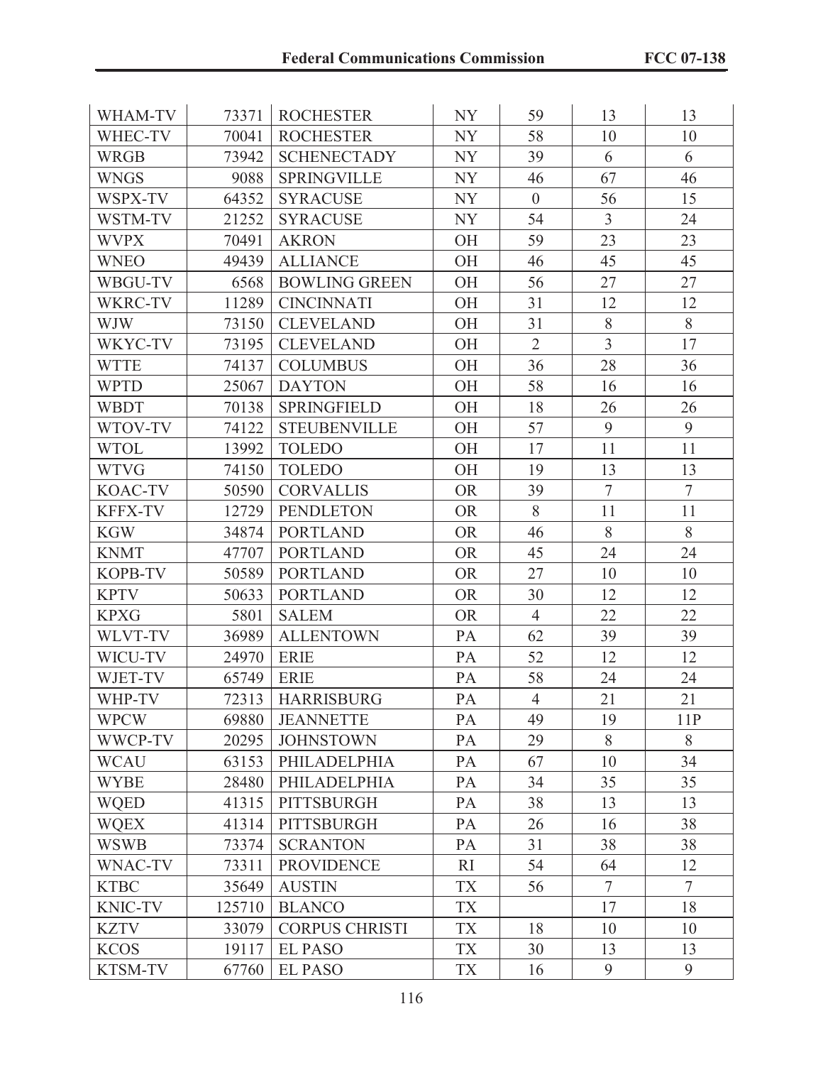| WHAM-TV | 73371 | ROCHESTER | NY | 59 | 13 | 13 |
|---|---|---|---|---|---|---|
| WHEC-TV | 70041 | ROCHESTER | NY | 58 | 10 | 10 |
| WRGB | 73942 | SCHENECTADY | NY | 39 | 6 | 6 |
| WNGS | 9088 | SPRINGVILLE | NY | 46 | 67 | 46 |
| WSPX-TV | 64352 | SYRACUSE | NY | 0 | 56 | 15 |
| WSTM-TV | 21252 | SYRACUSE | NY | 54 | 3 | 24 |
| WVPX | 70491 | AKRON | OH | 59 | 23 | 23 |
| WNEO | 49439 | ALLIANCE | OH | 46 | 45 | 45 |
| WBGU-TV | 6568 | BOWLING GREEN | OH | 56 | 27 | 27 |
| WKRC-TV | 11289 | CINCINNATI | OH | 31 | 12 | 12 |
| WJW | 73150 | CLEVELAND | OH | 31 | 8 | 8 |
| WKYC-TV | 73195 | CLEVELAND | OH | 2 | 3 | 17 |
| WTTE | 74137 | COLUMBUS | OH | 36 | 28 | 36 |
| WPTD | 25067 | DAYTON | OH | 58 | 16 | 16 |
| WBDT | 70138 | SPRINGFIELD | OH | 18 | 26 | 26 |
| WTOV-TV | 74122 | STEUBENVILLE | OH | 57 | 9 | 9 |
| WTOL | 13992 | TOLEDO | OH | 17 | 11 | 11 |
| WTVG | 74150 | TOLEDO | OH | 19 | 13 | 13 |
| KOAC-TV | 50590 | CORVALLIS | OR | 39 | 7 | 7 |
| KFFX-TV | 12729 | PENDLETON | OR | 8 | 11 | 11 |
| KGW | 34874 | PORTLAND | OR | 46 | 8 | 8 |
| KNMT | 47707 | PORTLAND | OR | 45 | 24 | 24 |
| KOPB-TV | 50589 | PORTLAND | OR | 27 | 10 | 10 |
| KPTV | 50633 | PORTLAND | OR | 30 | 12 | 12 |
| KPXG | 5801 | SALEM | OR | 4 | 22 | 22 |
| WLVT-TV | 36989 | ALLENTOWN | PA | 62 | 39 | 39 |
| WICU-TV | 24970 | ERIE | PA | 52 | 12 | 12 |
| WJET-TV | 65749 | ERIE | PA | 58 | 24 | 24 |
| WHP-TV | 72313 | HARRISBURG | PA | 4 | 21 | 21 |
| WPCW | 69880 | JEANNETTE | PA | 49 | 19 | 11P |
| WWCP-TV | 20295 | JOHNSTOWN | PA | 29 | 8 | 8 |
| WCAU | 63153 | PHILADELPHIA | PA | 67 | 10 | 34 |
| WYBE | 28480 | PHILADELPHIA | PA | 34 | 35 | 35 |
| WQED | 41315 | PITTSBURGH | PA | 38 | 13 | 13 |
| WQEX | 41314 | PITTSBURGH | PA | 26 | 16 | 38 |
| WSWB | 73374 | SCRANTON | PA | 31 | 38 | 38 |
| WNAC-TV | 73311 | PROVIDENCE | RI | 54 | 64 | 12 |
| KTBC | 35649 | AUSTIN | TX | 56 | 7 | 7 |
| KNIC-TV | 125710 | BLANCO | TX | | 17 | 18 |
| KZTV | 33079 | CORPUS CHRISTI | TX | 18 | 10 | 10 |
| KCOS | 19117 | EL PASO | TX | 30 | 13 | 13 |
| KTSM-TV | 67760 | EL PASO | TX | 16 | 9 | 9 |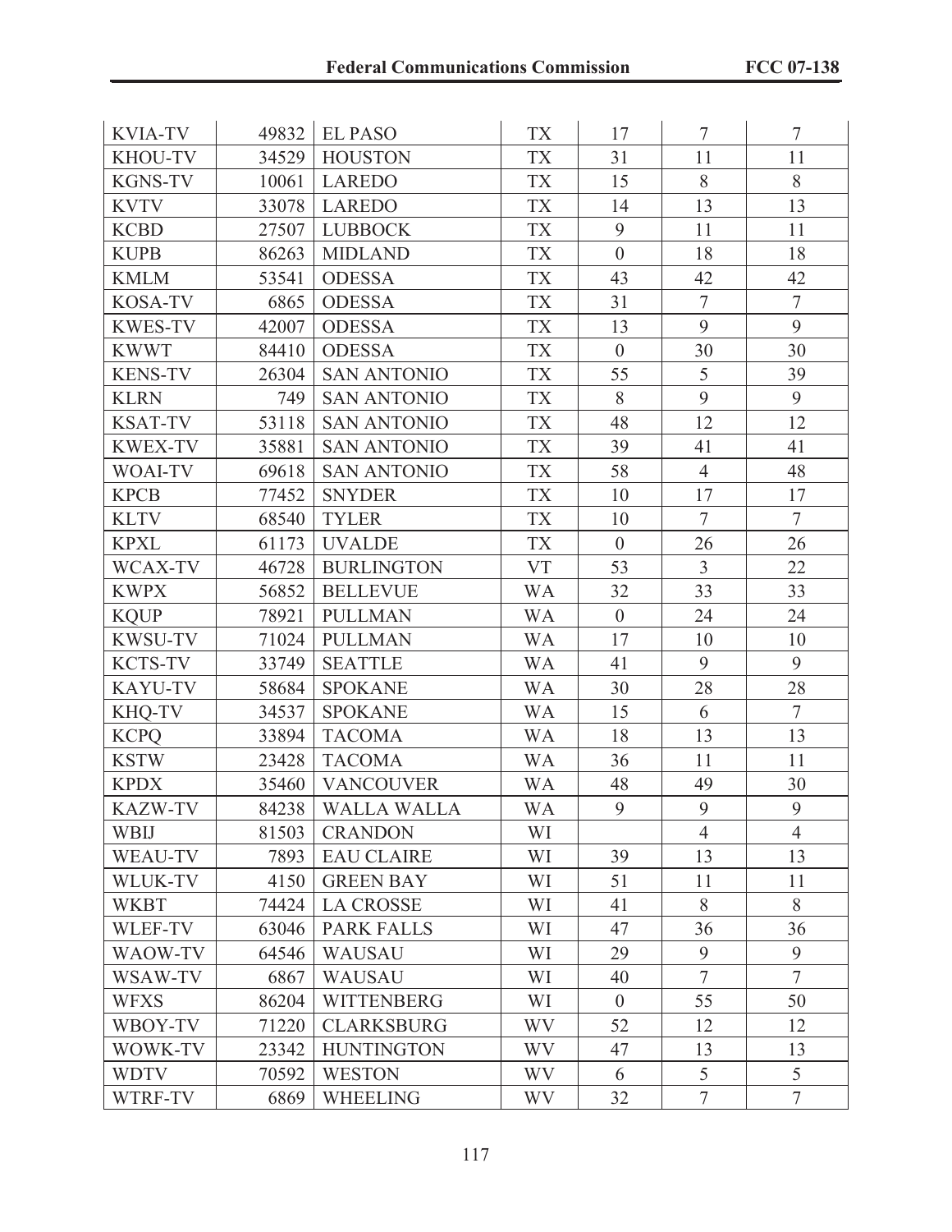| KVIA-TV | 49832 | EL PASO | TX | 17 | 7 | 7 |
|---|---|---|---|---|---|---|
| KHOU-TV | 34529 | HOUSTON | TX | 31 | 11 | 11 |
| KGNS-TV | 10061 | LAREDO | TX | 15 | 8 | 8 |
| KVTV | 33078 | LAREDO | TX | 14 | 13 | 13 |
| KCBD | 27507 | LUBBOCK | TX | 9 | 11 | 11 |
| KUPB | 86263 | MIDLAND | TX | 0 | 18 | 18 |
| KMLM | 53541 | ODESSA | TX | 43 | 42 | 42 |
| KOSA-TV | 6865 | ODESSA | TX | 31 | 7 | 7 |
| KWES-TV | 42007 | ODESSA | TX | 13 | 9 | 9 |
| KWWT | 84410 | ODESSA | TX | 0 | 30 | 30 |
| KENS-TV | 26304 | SAN ANTONIO | TX | 55 | 5 | 39 |
| KLRN | 749 | SAN ANTONIO | TX | 8 | 9 | 9 |
| KSAT-TV | 53118 | SAN ANTONIO | TX | 48 | 12 | 12 |
| KWEX-TV | 35881 | SAN ANTONIO | TX | 39 | 41 | 41 |
| WOAI-TV | 69618 | SAN ANTONIO | TX | 58 | 4 | 48 |
| KPCB | 77452 | SNYDER | TX | 10 | 17 | 17 |
| KLTV | 68540 | TYLER | TX | 10 | 7 | 7 |
| KPXL | 61173 | UVALDE | TX | 0 | 26 | 26 |
| WCAX-TV | 46728 | BURLINGTON | VT | 53 | 3 | 22 |
| KWPX | 56852 | BELLEVUE | WA | 32 | 33 | 33 |
| KQUP | 78921 | PULLMAN | WA | 0 | 24 | 24 |
| KWSU-TV | 71024 | PULLMAN | WA | 17 | 10 | 10 |
| KCTS-TV | 33749 | SEATTLE | WA | 41 | 9 | 9 |
| KAYU-TV | 58684 | SPOKANE | WA | 30 | 28 | 28 |
| KHQ-TV | 34537 | SPOKANE | WA | 15 | 6 | 7 |
| KCPQ | 33894 | TACOMA | WA | 18 | 13 | 13 |
| KSTW | 23428 | TACOMA | WA | 36 | 11 | 11 |
| KPDX | 35460 | VANCOUVER | WA | 48 | 49 | 30 |
| KAZW-TV | 84238 | WALLA WALLA | WA | 9 | 9 | 9 |
| WBIJ | 81503 | CRANDON | WI | | 4 | 4 |
| WEAU-TV | 7893 | EAU CLAIRE | WI | 39 | 13 | 13 |
| WLUK-TV | 4150 | GREEN BAY | WI | 51 | 11 | 11 |
| WKBT | 74424 | LA CROSSE | WI | 41 | 8 | 8 |
| WLEF-TV | 63046 | PARK FALLS | WI | 47 | 36 | 36 |
| WAOW-TV | 64546 | WAUSAU | WI | 29 | 9 | 9 |
| WSAW-TV | 6867 | WAUSAU | WI | 40 | 7 | 7 |
| WFXS | 86204 | WITTENBERG | WI | 0 | 55 | 50 |
| WBOY-TV | 71220 | CLARKSBURG | WV | 52 | 12 | 12 |
| WOWK-TV | 23342 | HUNTINGTON | WV | 47 | 13 | 13 |
| WDTV | 70592 | WESTON | WV | 6 | 5 | 5 |
| WTRF-TV | 6869 | WHEELING | WV | 32 | 7 | 7 |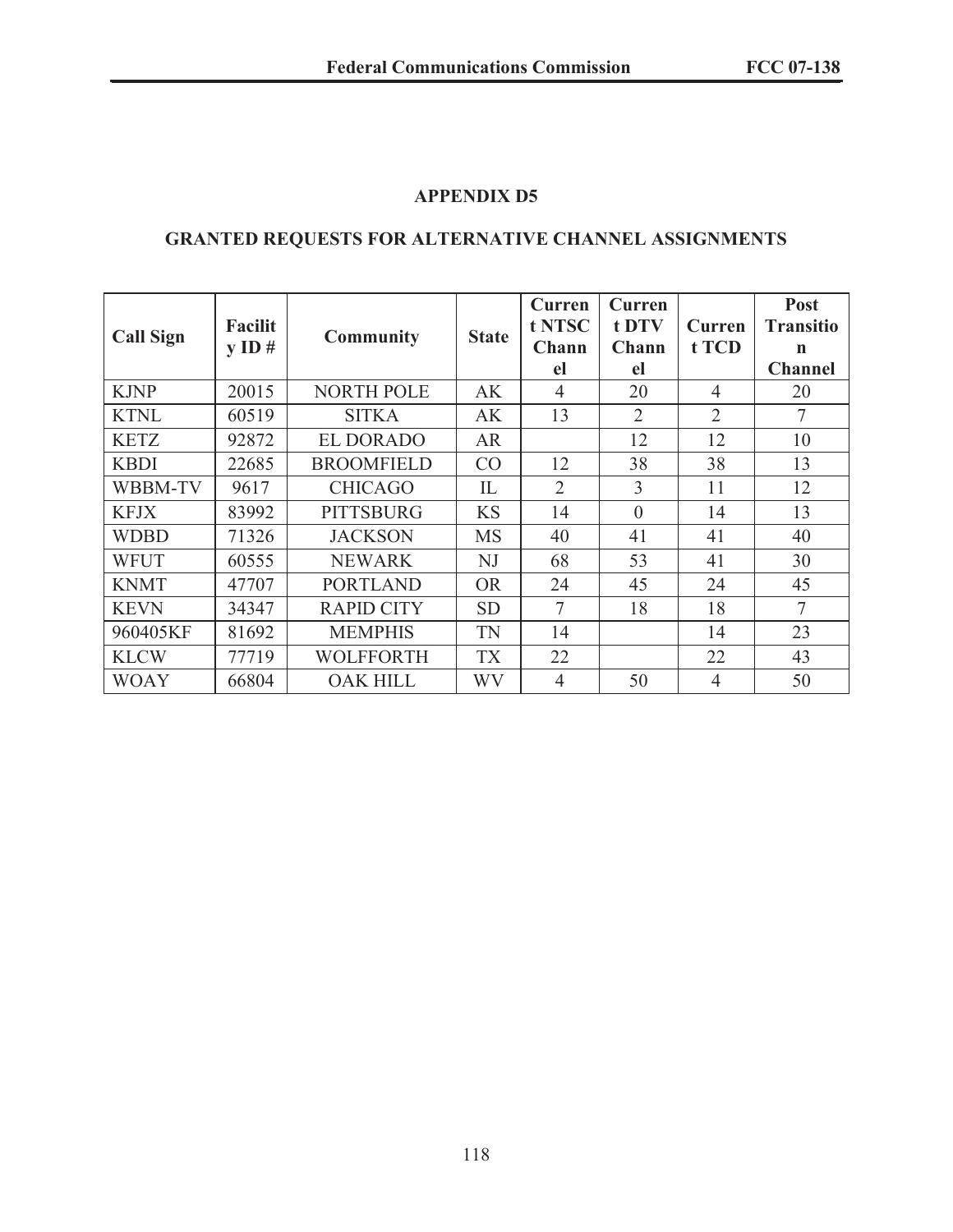## APPENDIX D5

## GRANTED REQUESTS FOR ALTERNATIVE CHANNEL ASSIGNMENTS

| Call Sign | Facility ID # | Community | State | Current NTSC Channel | Current DTV Channel | Current TCD | Post Transition Channel |
|---|---|---|---|---|---|---|---|
| KJNP | 20015 | NORTH POLE | AK | 4 | 20 | 4 | 20 |
| KTNL | 60519 | SITKA | AK | 13 | 2 | 2 | 7 |
| KETZ | 92872 | EL DORADO | AR | | 12 | 12 | 10 |
| KBDI | 22685 | BROOMFIELD | CO | 12 | 38 | 38 | 13 |
| WBBM-TV | 9617 | CHICAGO | IL | 2 | 3 | 11 | 12 |
| KFJX | 83992 | PITTSBURG | KS | 14 | 0 | 14 | 13 |
| WDBD | 71326 | JACKSON | MS | 40 | 41 | 41 | 40 |
| WFUT | 60555 | NEWARK | NJ | 68 | 53 | 41 | 30 |
| KNMT | 47707 | PORTLAND | OR | 24 | 45 | 24 | 45 |
| KEVN | 34347 | RAPID CITY | SD | 7 | 18 | 18 | 7 |
| 960405KF | 81692 | MEMPHIS | TN | 14 | | 14 | 23 |
| KLCW | 77719 | WOLFFORTH | TX | 22 | | 22 | 43 |
| WOAY | 66804 | OAK HILL | WV | 4 | 50 | 4 | 50 |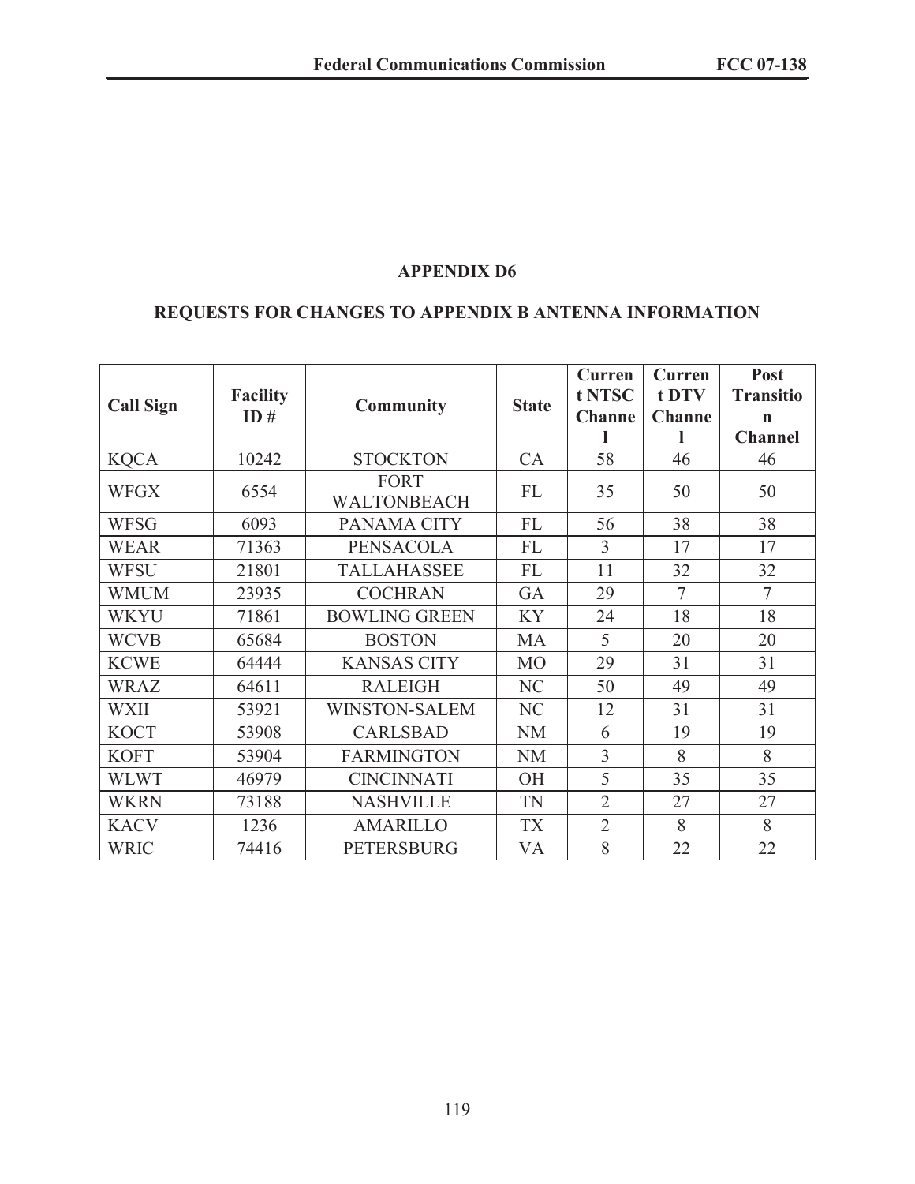## APPENDIX D6

## REQUESTS FOR CHANGES TO APPENDIX B ANTENNA INFORMATION

| Call Sign | Facility ID # | Community | State | Current NTSC Channel | Current DTV Channel | Post Transition Channel |
|---|---|---|---|---|---|---|
| KQCA | 10242 | STOCKTON | CA | 58 | 46 | 46 |
| WFGX | 6554 | FORT WALTONBEACH | FL | 35 | 50 | 50 |
| WFSG | 6093 | PANAMA CITY | FL | 56 | 38 | 38 |
| WEAR | 71363 | PENSACOLA | FL | 3 | 17 | 17 |
| WFSU | 21801 | TALLAHASSEE | FL | 11 | 32 | 32 |
| WMUM | 23935 | COCHRAN | GA | 29 | 7 | 7 |
| WKYU | 71861 | BOWLING GREEN | KY | 24 | 18 | 18 |
| WCVB | 65684 | BOSTON | MA | 5 | 20 | 20 |
| KCWE | 64444 | KANSAS CITY | MO | 29 | 31 | 31 |
| WRAZ | 64611 | RALEIGH | NC | 50 | 49 | 49 |
| WXII | 53921 | WINSTON-SALEM | NC | 12 | 31 | 31 |
| KOCT | 53908 | CARLSBAD | NM | 6 | 19 | 19 |
| KOFT | 53904 | FARMINGTON | NM | 3 | 8 | 8 |
| WLWT | 46979 | CINCINNATI | OH | 5 | 35 | 35 |
| WKRN | 73188 | NASHVILLE | TN | 2 | 27 | 27 |
| KACV | 1236 | AMARILLO | TX | 2 | 8 | 8 |
| WRIC | 74416 | PETERSBURG | VA | 8 | 22 | 22 |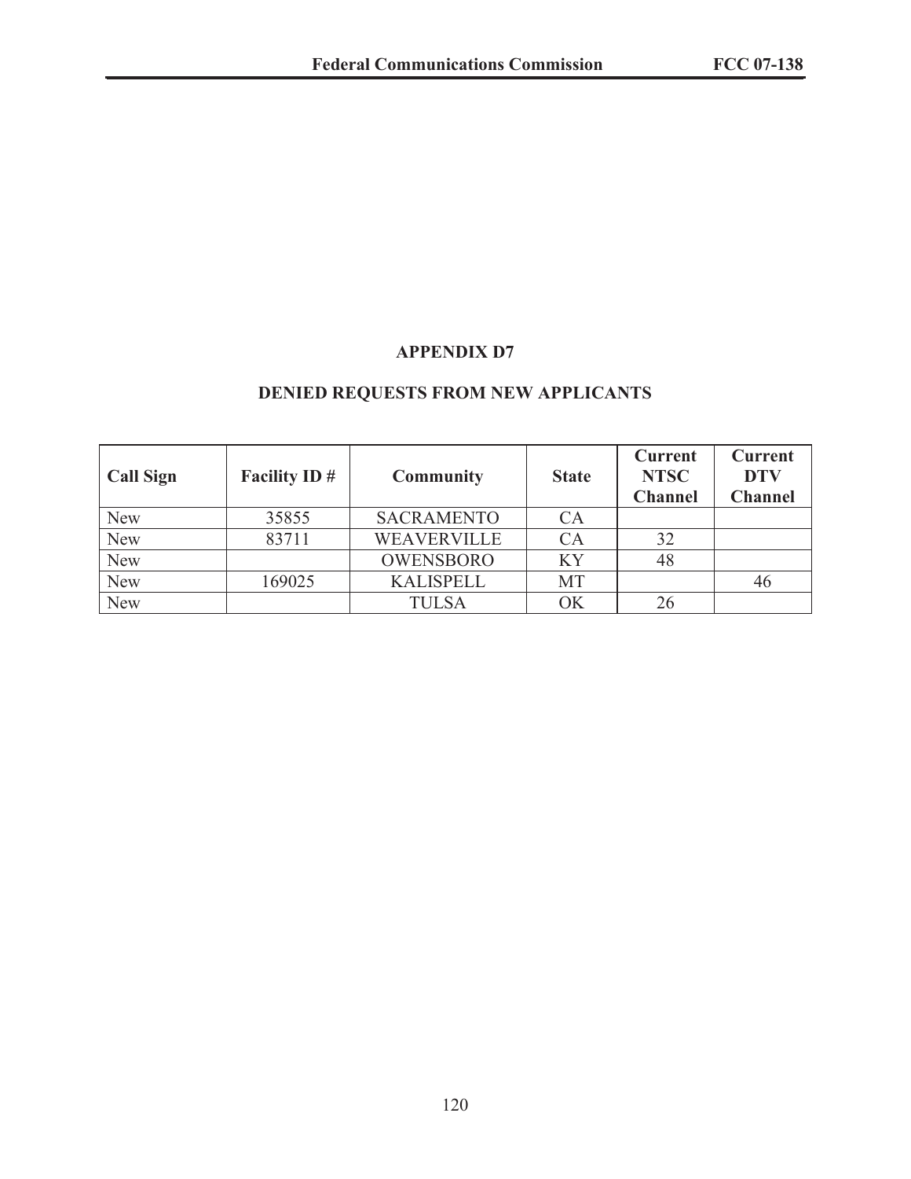## APPENDIX D7

## DENIED REQUESTS FROM NEW APPLICANTS

| Call Sign | Facility ID # | Community | State | Current NTSC Channel | Current DTV Channel |
|---|---|---|---|---|---|
| New | 35855 | SACRAMENTO | CA | | |
| New | 83711 | WEAVERVILLE | CA | 32 | |
| New | | OWENSBORO | KY | 48 | |
| New | 169025 | KALISPELL | MT | | 46 |
| New | | TULSA | OK | 26 | |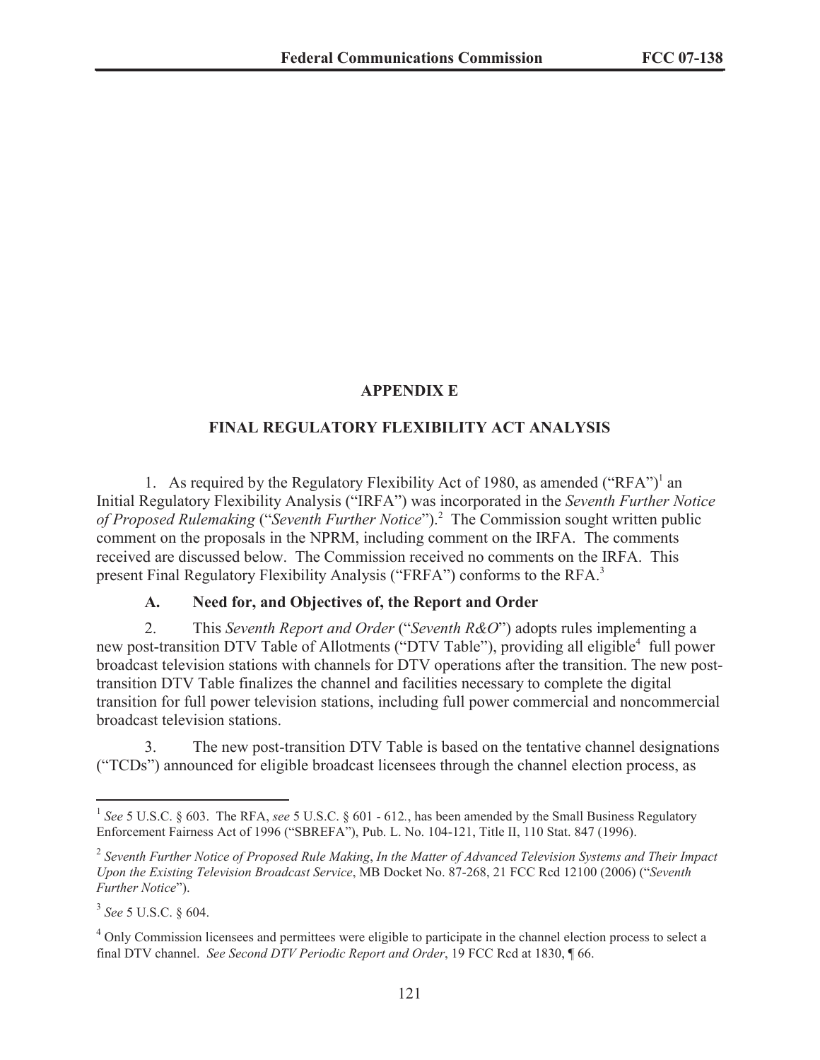## APPENDIX E

## FINAL REGULATORY FLEXIBILITY ACT ANALYSIS

1. As required by the Regulatory Flexibility Act of 1980, as amended ("RFA")[1] an Initial Regulatory Flexibility Analysis ("IRFA") was incorporated in the *Seventh Further Notice of Proposed Rulemaking* ("*Seventh Further Notice*").[2] The Commission sought written public comment on the proposals in the NPRM, including comment on the IRFA. The comments received are discussed below. The Commission received no comments on the IRFA. This present Final Regulatory Flexibility Analysis ("FRFA") conforms to the RFA.[3]

### A. Need for, and Objectives of, the Report and Order

2. This *Seventh Report and Order* ("*Seventh R&O*") adopts rules implementing a new post-transition DTV Table of Allotments ("DTV Table"), providing all eligible[4] full power broadcast television stations with channels for DTV operations after the transition. The new post-transition DTV Table finalizes the channel and facilities necessary to complete the digital transition for full power television stations, including full power commercial and noncommercial broadcast television stations.

3. The new post-transition DTV Table is based on the tentative channel designations ("TCDs") announced for eligible broadcast licensees through the channel election process, as

---

[1] *See* 5 U.S.C. § 603. The RFA, *see* 5 U.S.C. § 601 - 612., has been amended by the Small Business Regulatory Enforcement Fairness Act of 1996 ("SBREFA"), Pub. L. No. 104-121, Title II, 110 Stat. 847 (1996).

[2] *Seventh Further Notice of Proposed Rule Making*, *In the Matter of Advanced Television Systems and Their Impact Upon the Existing Television Broadcast Service*, MB Docket No. 87-268, 21 FCC Rcd 12100 (2006) ("*Seventh Further Notice*").

[3] *See* 5 U.S.C. § 604.

[4] Only Commission licensees and permittees were eligible to participate in the channel election process to select a final DTV channel. *See Second DTV Periodic Report and Order*, 19 FCC Rcd at 1830, ¶ 66.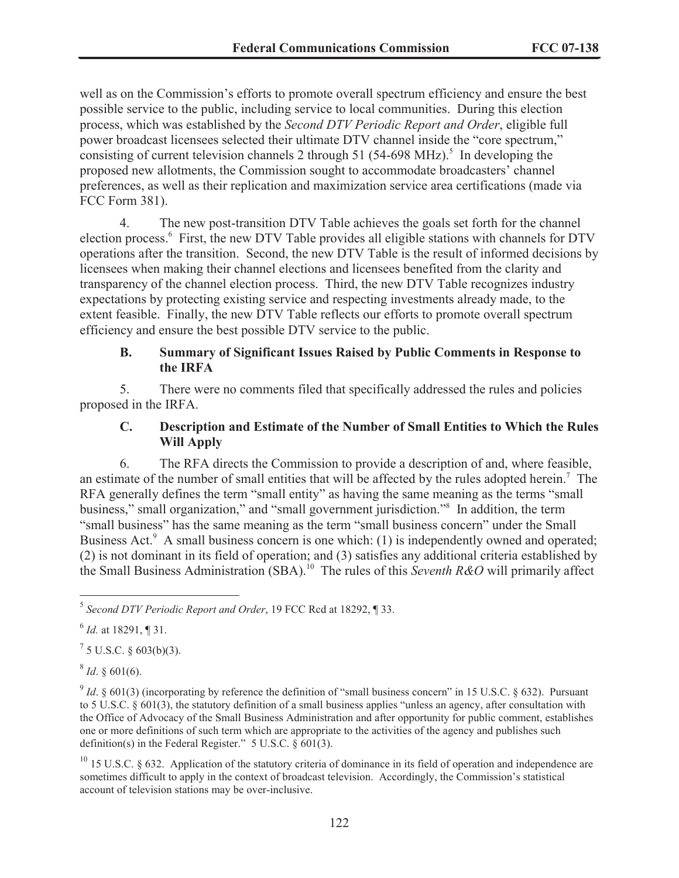well as on the Commission's efforts to promote overall spectrum efficiency and ensure the best possible service to the public, including service to local communities. During this election process, which was established by the *Second DTV Periodic Report and Order*, eligible full power broadcast licensees selected their ultimate DTV channel inside the "core spectrum," consisting of current television channels 2 through 51 (54-698 MHz).[5] In developing the proposed new allotments, the Commission sought to accommodate broadcasters' channel preferences, as well as their replication and maximization service area certifications (made via FCC Form 381).

4. The new post-transition DTV Table achieves the goals set forth for the channel election process.[6] First, the new DTV Table provides all eligible stations with channels for DTV operations after the transition. Second, the new DTV Table is the result of informed decisions by licensees when making their channel elections and licensees benefited from the clarity and transparency of the channel election process. Third, the new DTV Table recognizes industry expectations by protecting existing service and respecting investments already made, to the extent feasible. Finally, the new DTV Table reflects our efforts to promote overall spectrum efficiency and ensure the best possible DTV service to the public.

### B. Summary of Significant Issues Raised by Public Comments in Response to the IRFA

5. There were no comments filed that specifically addressed the rules and policies proposed in the IRFA.

### C. Description and Estimate of the Number of Small Entities to Which the Rules Will Apply

6. The RFA directs the Commission to provide a description of and, where feasible, an estimate of the number of small entities that will be affected by the rules adopted herein.[7] The RFA generally defines the term "small entity" as having the same meaning as the terms "small business," small organization," and "small government jurisdiction."[8] In addition, the term "small business" has the same meaning as the term "small business concern" under the Small Business Act.[9] A small business concern is one which: (1) is independently owned and operated; (2) is not dominant in its field of operation; and (3) satisfies any additional criteria established by the Small Business Administration (SBA).[10] The rules of this *Seventh R&O* will primarily affect

---

[5] *Second DTV Periodic Report and Order*, 19 FCC Rcd at 18292, ¶ 33.

[6] *Id.* at 18291, ¶ 31.

[7] 5 U.S.C. § 603(b)(3).

[8] *Id*. § 601(6).

[9] *Id*. § 601(3) (incorporating by reference the definition of "small business concern" in 15 U.S.C. § 632). Pursuant to 5 U.S.C. § 601(3), the statutory definition of a small business applies "unless an agency, after consultation with the Office of Advocacy of the Small Business Administration and after opportunity for public comment, establishes one or more definitions of such term which are appropriate to the activities of the agency and publishes such definition(s) in the Federal Register." 5 U.S.C. § 601(3).

[10] 15 U.S.C. § 632. Application of the statutory criteria of dominance in its field of operation and independence are sometimes difficult to apply in the context of broadcast television. Accordingly, the Commission's statistical account of television stations may be over-inclusive.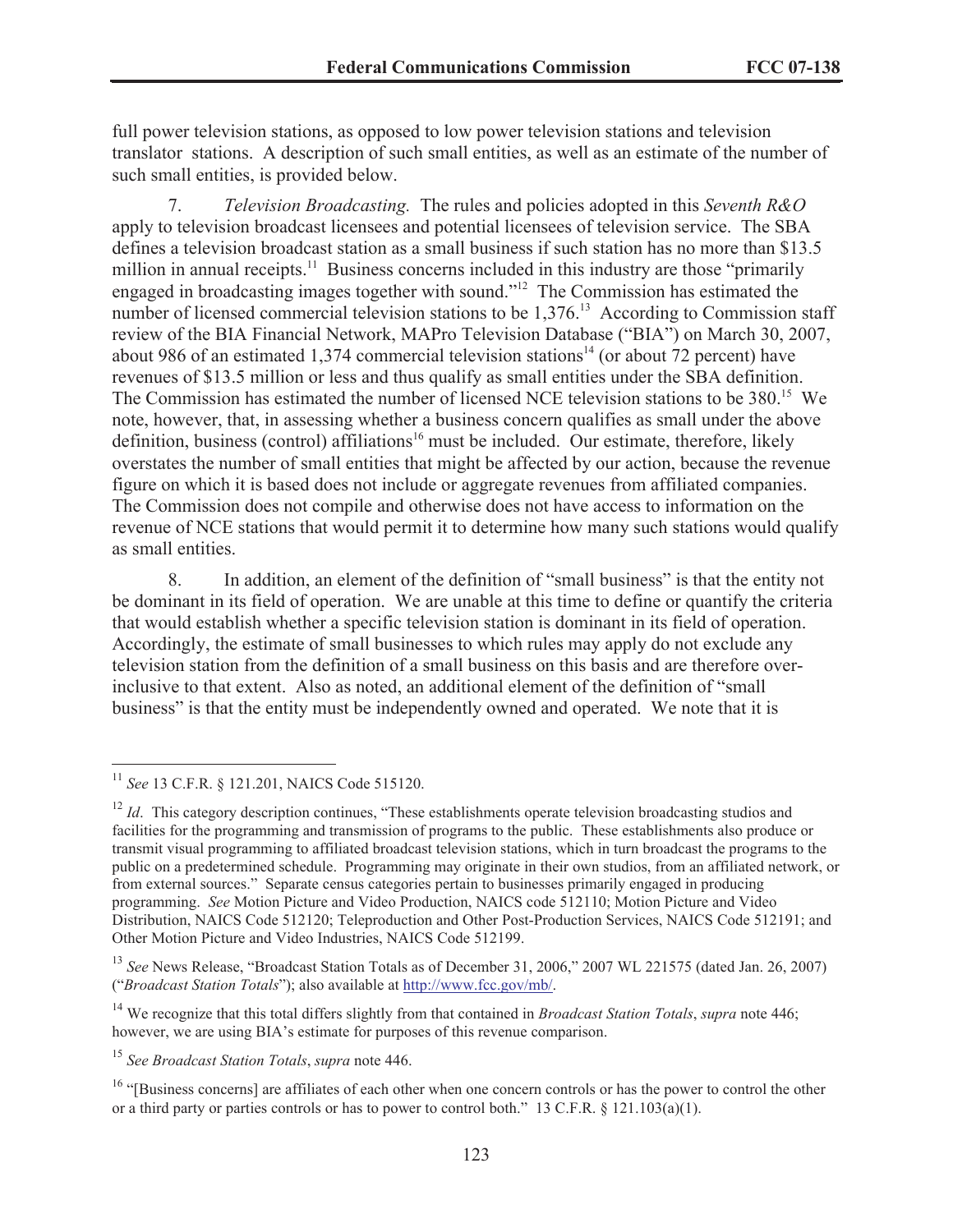full power television stations, as opposed to low power television stations and television translator stations. A description of such small entities, as well as an estimate of the number of such small entities, is provided below.

7. *Television Broadcasting.* The rules and policies adopted in this *Seventh R&O* apply to television broadcast licensees and potential licensees of television service. The SBA defines a television broadcast station as a small business if such station has no more than $13.5 million in annual receipts.[11] Business concerns included in this industry are those "primarily engaged in broadcasting images together with sound."[12] The Commission has estimated the number of licensed commercial television stations to be 1,376.[13] According to Commission staff review of the BIA Financial Network, MAPro Television Database ("BIA") on March 30, 2007, about 986 of an estimated 1,374 commercial television stations[14] (or about 72 percent) have revenues of $13.5 million or less and thus qualify as small entities under the SBA definition. The Commission has estimated the number of licensed NCE television stations to be 380.[15] We note, however, that, in assessing whether a business concern qualifies as small under the above definition, business (control) affiliations[16] must be included. Our estimate, therefore, likely overstates the number of small entities that might be affected by our action, because the revenue figure on which it is based does not include or aggregate revenues from affiliated companies. The Commission does not compile and otherwise does not have access to information on the revenue of NCE stations that would permit it to determine how many such stations would qualify as small entities.

8. In addition, an element of the definition of "small business" is that the entity not be dominant in its field of operation. We are unable at this time to define or quantify the criteria that would establish whether a specific television station is dominant in its field of operation. Accordingly, the estimate of small businesses to which rules may apply do not exclude any television station from the definition of a small business on this basis and are therefore over-inclusive to that extent. Also as noted, an additional element of the definition of "small business" is that the entity must be independently owned and operated. We note that it is

---

[11] *See* 13 C.F.R. § 121.201, NAICS Code 515120.

[12] *Id*. This category description continues, "These establishments operate television broadcasting studios and facilities for the programming and transmission of programs to the public. These establishments also produce or transmit visual programming to affiliated broadcast television stations, which in turn broadcast the programs to the public on a predetermined schedule. Programming may originate in their own studios, from an affiliated network, or from external sources." Separate census categories pertain to businesses primarily engaged in producing programming. *See* Motion Picture and Video Production, NAICS code 512110; Motion Picture and Video Distribution, NAICS Code 512120; Teleproduction and Other Post-Production Services, NAICS Code 512191; and Other Motion Picture and Video Industries, NAICS Code 512199.

[13] *See* News Release, "Broadcast Station Totals as of December 31, 2006," 2007 WL 221575 (dated Jan. 26, 2007) ("*Broadcast Station Totals*"); also available at http://www.fcc.gov/mb/.

[14] We recognize that this total differs slightly from that contained in *Broadcast Station Totals*, *supra* note 446; however, we are using BIA's estimate for purposes of this revenue comparison.

[15] *See Broadcast Station Totals*, *supra* note 446.

[16] "[Business concerns] are affiliates of each other when one concern controls or has the power to control the other or a third party or parties controls or has to power to control both." 13 C.F.R. § 121.103(a)(1).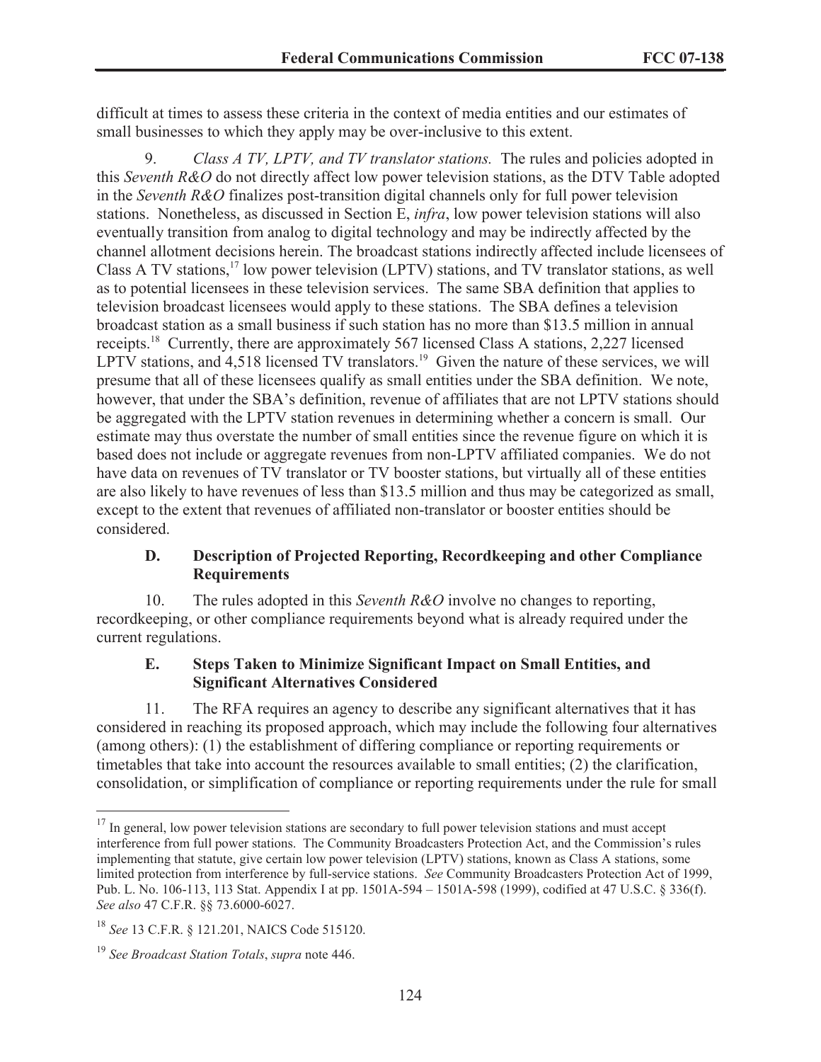difficult at times to assess these criteria in the context of media entities and our estimates of small businesses to which they apply may be over-inclusive to this extent.

9. *Class A TV, LPTV, and TV translator stations.* The rules and policies adopted in this *Seventh R&O* do not directly affect low power television stations, as the DTV Table adopted in the *Seventh R&O* finalizes post-transition digital channels only for full power television stations. Nonetheless, as discussed in Section E, *infra*, low power television stations will also eventually transition from analog to digital technology and may be indirectly affected by the channel allotment decisions herein. The broadcast stations indirectly affected include licensees of Class A TV stations,[17] low power television (LPTV) stations, and TV translator stations, as well as to potential licensees in these television services. The same SBA definition that applies to television broadcast licensees would apply to these stations. The SBA defines a television broadcast station as a small business if such station has no more than $13.5 million in annual receipts.[18] Currently, there are approximately 567 licensed Class A stations, 2,227 licensed LPTV stations, and 4,518 licensed TV translators.[19] Given the nature of these services, we will presume that all of these licensees qualify as small entities under the SBA definition. We note, however, that under the SBA's definition, revenue of affiliates that are not LPTV stations should be aggregated with the LPTV station revenues in determining whether a concern is small. Our estimate may thus overstate the number of small entities since the revenue figure on which it is based does not include or aggregate revenues from non-LPTV affiliated companies. We do not have data on revenues of TV translator or TV booster stations, but virtually all of these entities are also likely to have revenues of less than $13.5 million and thus may be categorized as small, except to the extent that revenues of affiliated non-translator or booster entities should be considered.

### D. Description of Projected Reporting, Recordkeeping and other Compliance Requirements

10. The rules adopted in this *Seventh R&O* involve no changes to reporting, recordkeeping, or other compliance requirements beyond what is already required under the current regulations.

### E. Steps Taken to Minimize Significant Impact on Small Entities, and Significant Alternatives Considered

11. The RFA requires an agency to describe any significant alternatives that it has considered in reaching its proposed approach, which may include the following four alternatives (among others): (1) the establishment of differing compliance or reporting requirements or timetables that take into account the resources available to small entities; (2) the clarification, consolidation, or simplification of compliance or reporting requirements under the rule for small

---

[17] In general, low power television stations are secondary to full power television stations and must accept interference from full power stations. The Community Broadcasters Protection Act, and the Commission's rules implementing that statute, give certain low power television (LPTV) stations, known as Class A stations, some limited protection from interference by full-service stations. *See* Community Broadcasters Protection Act of 1999, Pub. L. No. 106-113, 113 Stat. Appendix I at pp. 1501A-594 – 1501A-598 (1999), codified at 47 U.S.C. § 336(f). *See also* 47 C.F.R. §§ 73.6000-6027.

[18] *See* 13 C.F.R. § 121.201, NAICS Code 515120.

[19] *See Broadcast Station Totals*, *supra* note 446.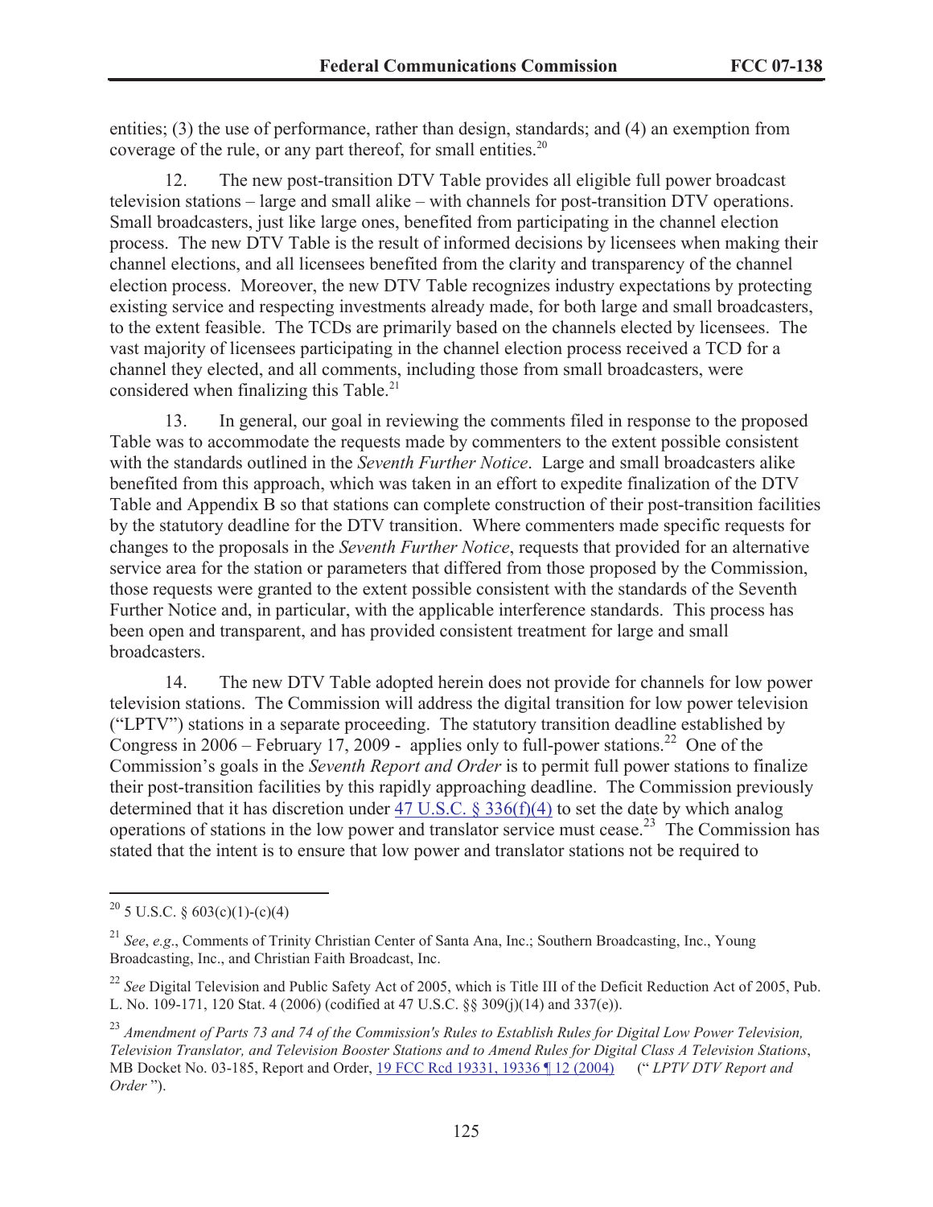entities; (3) the use of performance, rather than design, standards; and (4) an exemption from coverage of the rule, or any part thereof, for small entities.[20]

12. The new post-transition DTV Table provides all eligible full power broadcast television stations – large and small alike – with channels for post-transition DTV operations. Small broadcasters, just like large ones, benefited from participating in the channel election process. The new DTV Table is the result of informed decisions by licensees when making their channel elections, and all licensees benefited from the clarity and transparency of the channel election process. Moreover, the new DTV Table recognizes industry expectations by protecting existing service and respecting investments already made, for both large and small broadcasters, to the extent feasible. The TCDs are primarily based on the channels elected by licensees. The vast majority of licensees participating in the channel election process received a TCD for a channel they elected, and all comments, including those from small broadcasters, were considered when finalizing this Table.[21]

13. In general, our goal in reviewing the comments filed in response to the proposed Table was to accommodate the requests made by commenters to the extent possible consistent with the standards outlined in the *Seventh Further Notice*. Large and small broadcasters alike benefited from this approach, which was taken in an effort to expedite finalization of the DTV Table and Appendix B so that stations can complete construction of their post-transition facilities by the statutory deadline for the DTV transition. Where commenters made specific requests for changes to the proposals in the *Seventh Further Notice*, requests that provided for an alternative service area for the station or parameters that differed from those proposed by the Commission, those requests were granted to the extent possible consistent with the standards of the Seventh Further Notice and, in particular, with the applicable interference standards. This process has been open and transparent, and has provided consistent treatment for large and small broadcasters.

14. The new DTV Table adopted herein does not provide for channels for low power television stations. The Commission will address the digital transition for low power television ("LPTV") stations in a separate proceeding. The statutory transition deadline established by Congress in 2006 – February 17, 2009 - applies only to full-power stations.[22] One of the Commission's goals in the *Seventh Report and Order* is to permit full power stations to finalize their post-transition facilities by this rapidly approaching deadline. The Commission previously determined that it has discretion under 47 U.S.C. § 336(f)(4) to set the date by which analog operations of stations in the low power and translator service must cease.[23] The Commission has stated that the intent is to ensure that low power and translator stations not be required to

---

[20] 5 U.S.C. § 603(c)(1)-(c)(4)

[21] *See*, *e.g*., Comments of Trinity Christian Center of Santa Ana, Inc.; Southern Broadcasting, Inc., Young Broadcasting, Inc., and Christian Faith Broadcast, Inc.

[22] *See* Digital Television and Public Safety Act of 2005, which is Title III of the Deficit Reduction Act of 2005, Pub. L. No. 109-171, 120 Stat. 4 (2006) (codified at 47 U.S.C. §§ 309(j)(14) and 337(e)).

[23] *Amendment of Parts 73 and 74 of the Commission's Rules to Establish Rules for Digital Low Power Television, Television Translator, and Television Booster Stations and to Amend Rules for Digital Class A Television Stations*, MB Docket No. 03-185, Report and Order, 19 FCC Rcd 19331, 19336 ¶ 12 (2004) (" *LPTV DTV Report and Order* ").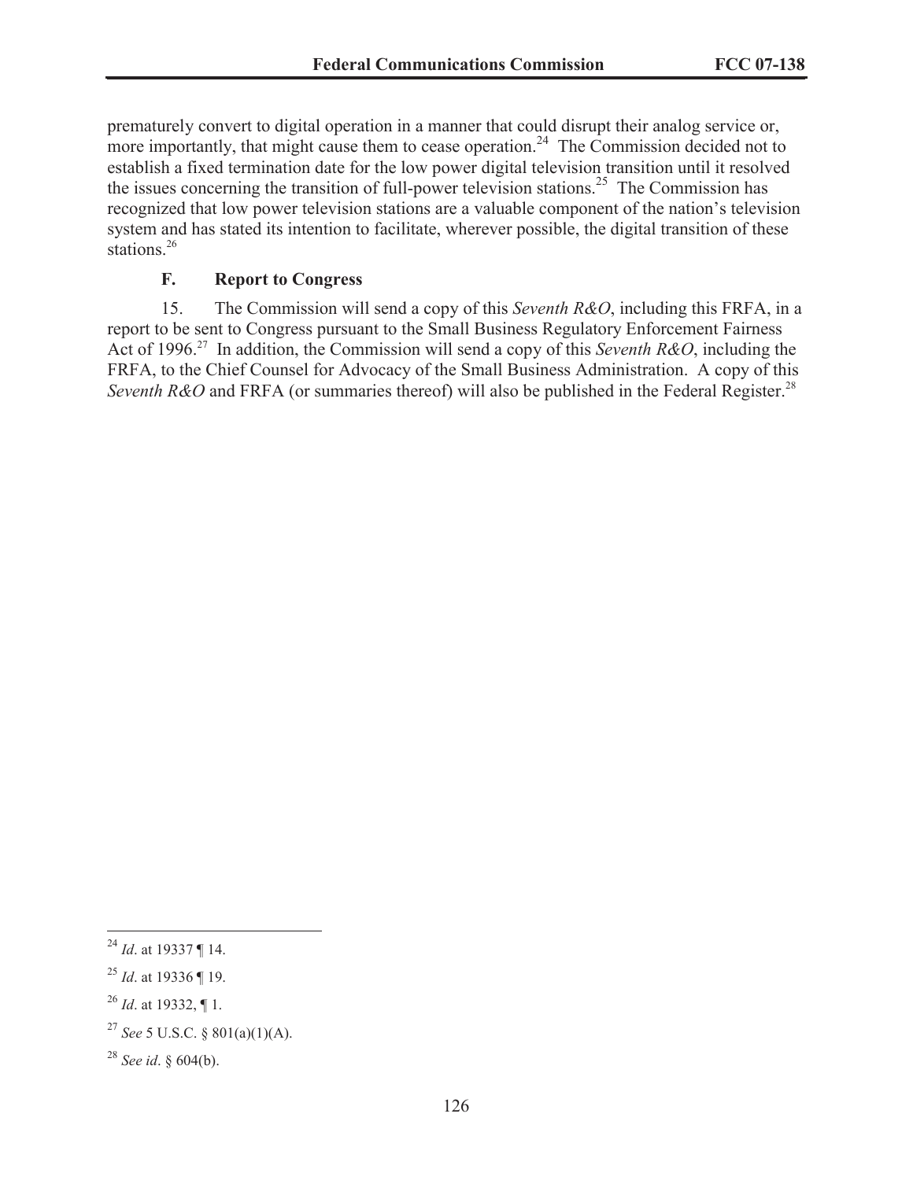prematurely convert to digital operation in a manner that could disrupt their analog service or, more importantly, that might cause them to cease operation.[24] The Commission decided not to establish a fixed termination date for the low power digital television transition until it resolved the issues concerning the transition of full-power television stations.[25] The Commission has recognized that low power television stations are a valuable component of the nation's television system and has stated its intention to facilitate, wherever possible, the digital transition of these stations.[26]

### F. Report to Congress

15. The Commission will send a copy of this *Seventh R&O*, including this FRFA, in a report to be sent to Congress pursuant to the Small Business Regulatory Enforcement Fairness Act of 1996.[27] In addition, the Commission will send a copy of this *Seventh R&O*, including the FRFA, to the Chief Counsel for Advocacy of the Small Business Administration. A copy of this *Seventh R&O* and FRFA (or summaries thereof) will also be published in the Federal Register.[28]

---

[24] *Id*. at 19337 ¶ 14.

[25] *Id*. at 19336 ¶ 19.

[26] *Id*. at 19332, ¶ 1.

[27] *See* 5 U.S.C. § 801(a)(1)(A).

[28] *See id*. § 604(b).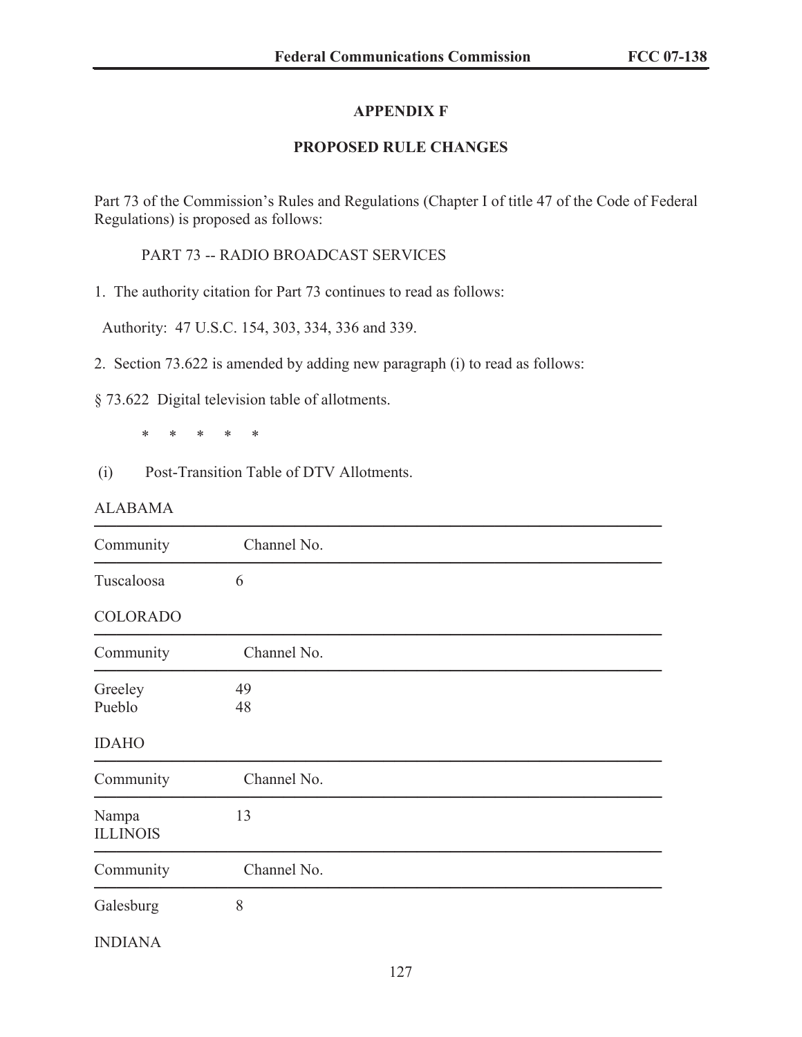## APPENDIX F

## PROPOSED RULE CHANGES

Part 73 of the Commission's Rules and Regulations (Chapter I of title 47 of the Code of Federal Regulations) is proposed as follows:

PART 73 -- RADIO BROADCAST SERVICES

1. The authority citation for Part 73 continues to read as follows:

Authority: 47 U.S.C. 154, 303, 334, 336 and 339.

2. Section 73.622 is amended by adding new paragraph (i) to read as follows:

§ 73.622 Digital television table of allotments.

\* \* \* \* \*

(i) Post-Transition Table of DTV Allotments.

ALABAMA

| Community | Channel No. |
|---|---|
| Tuscaloosa | 6 |

COLORADO

| Community | Channel No. |
|---|---|
| Greeley | 49 |
| Pueblo | 48 |

IDAHO

| Community | Channel No. |
|---|---|
| Nampa | 13 |

ILLINOIS

| Community | Channel No. |
|---|---|
| Galesburg | 8 |

INDIANA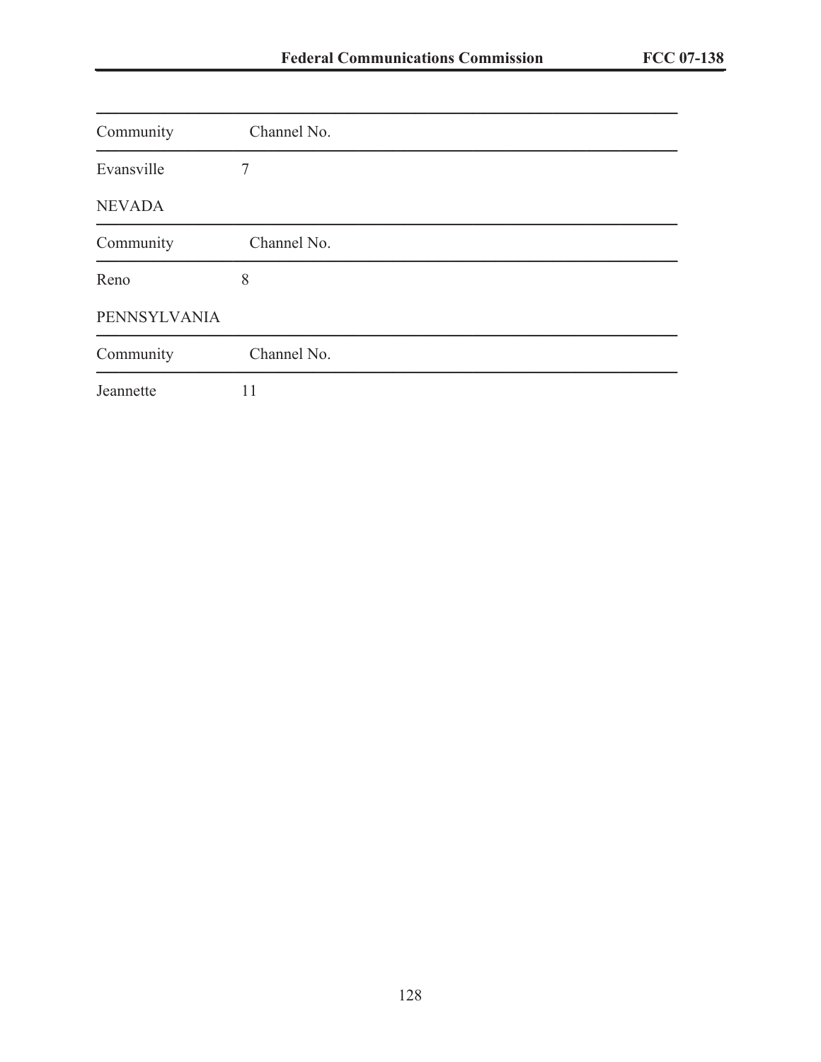| Community | Channel No. |
|---|---|
| Evansville | 7 |

NEVADA

| Community | Channel No. |
|---|---|
| Reno | 8 |

PENNSYLVANIA

| Community | Channel No. |
|---|---|
| Jeannette | 11 |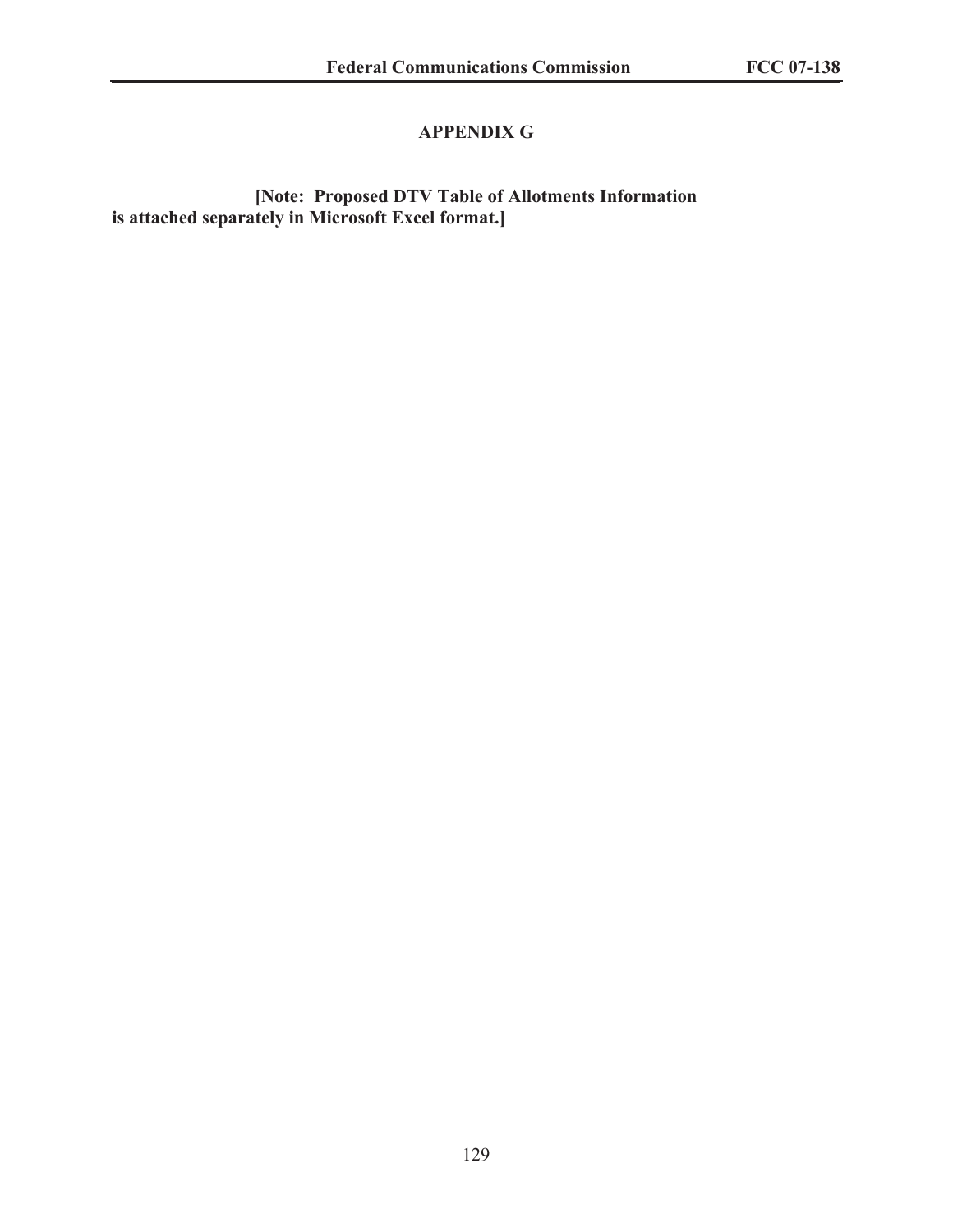# APPENDIX G

**[Note: Proposed DTV Table of Allotments Information is attached separately in Microsoft Excel format.]**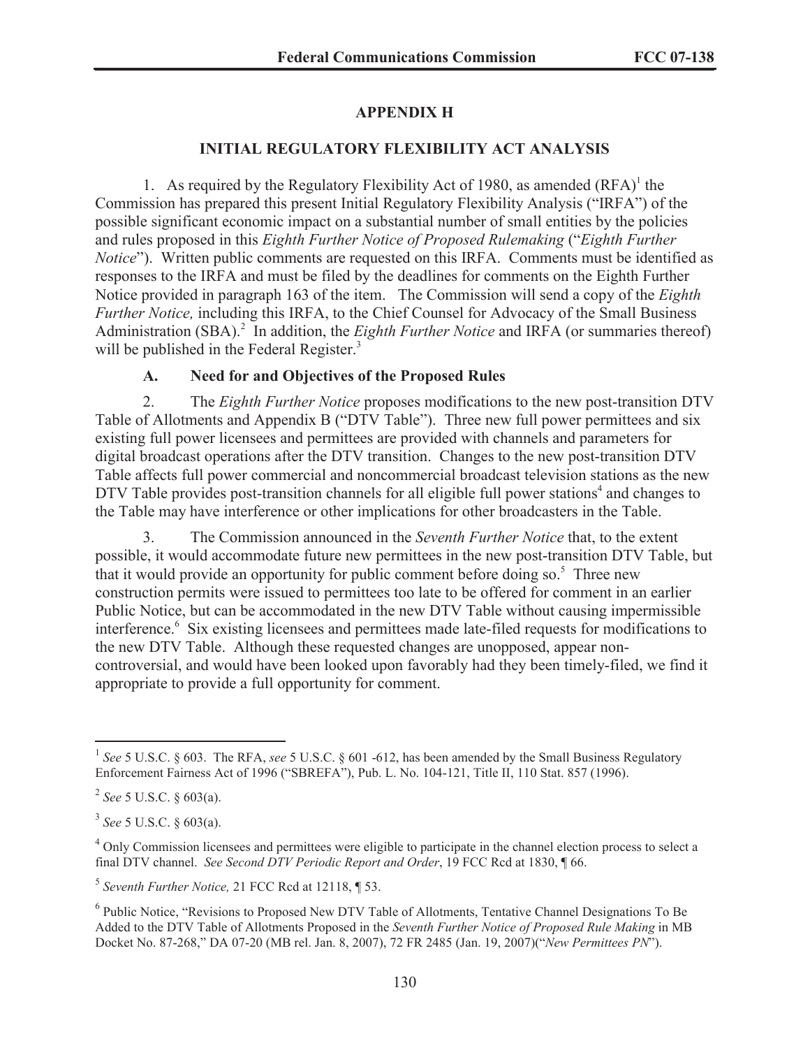## APPENDIX H

## INITIAL REGULATORY FLEXIBILITY ACT ANALYSIS

1. As required by the Regulatory Flexibility Act of 1980, as amended (RFA)[1] the Commission has prepared this present Initial Regulatory Flexibility Analysis ("IRFA") of the possible significant economic impact on a substantial number of small entities by the policies and rules proposed in this *Eighth Further Notice of Proposed Rulemaking* ("*Eighth Further Notice*"). Written public comments are requested on this IRFA. Comments must be identified as responses to the IRFA and must be filed by the deadlines for comments on the Eighth Further Notice provided in paragraph 163 of the item. The Commission will send a copy of the *Eighth Further Notice,* including this IRFA, to the Chief Counsel for Advocacy of the Small Business Administration (SBA).[2] In addition, the *Eighth Further Notice* and IRFA (or summaries thereof) will be published in the Federal Register.[3]

### A. Need for and Objectives of the Proposed Rules

2. The *Eighth Further Notice* proposes modifications to the new post-transition DTV Table of Allotments and Appendix B ("DTV Table"). Three new full power permittees and six existing full power licensees and permittees are provided with channels and parameters for digital broadcast operations after the DTV transition. Changes to the new post-transition DTV Table affects full power commercial and noncommercial broadcast television stations as the new DTV Table provides post-transition channels for all eligible full power stations[4] and changes to the Table may have interference or other implications for other broadcasters in the Table.

3. The Commission announced in the *Seventh Further Notice* that, to the extent possible, it would accommodate future new permittees in the new post-transition DTV Table, but that it would provide an opportunity for public comment before doing so.[5] Three new construction permits were issued to permittees too late to be offered for comment in an earlier Public Notice, but can be accommodated in the new DTV Table without causing impermissible interference.[6] Six existing licensees and permittees made late-filed requests for modifications to the new DTV Table. Although these requested changes are unopposed, appear non-controversial, and would have been looked upon favorably had they been timely-filed, we find it appropriate to provide a full opportunity for comment.

---

[1] *See* 5 U.S.C. § 603. The RFA, *see* 5 U.S.C. § 601 -612, has been amended by the Small Business Regulatory Enforcement Fairness Act of 1996 ("SBREFA"), Pub. L. No. 104-121, Title II, 110 Stat. 857 (1996).

[2] *See* 5 U.S.C. § 603(a).

[3] *See* 5 U.S.C. § 603(a).

[4] Only Commission licensees and permittees were eligible to participate in the channel election process to select a final DTV channel. *See Second DTV Periodic Report and Order*, 19 FCC Rcd at 1830, ¶ 66.

[5] *Seventh Further Notice,* 21 FCC Rcd at 12118, ¶ 53.

[6] Public Notice, "Revisions to Proposed New DTV Table of Allotments, Tentative Channel Designations To Be Added to the DTV Table of Allotments Proposed in the *Seventh Further Notice of Proposed Rule Making* in MB Docket No. 87-268," DA 07-20 (MB rel. Jan. 8, 2007), 72 FR 2485 (Jan. 19, 2007)("*New Permittees PN*").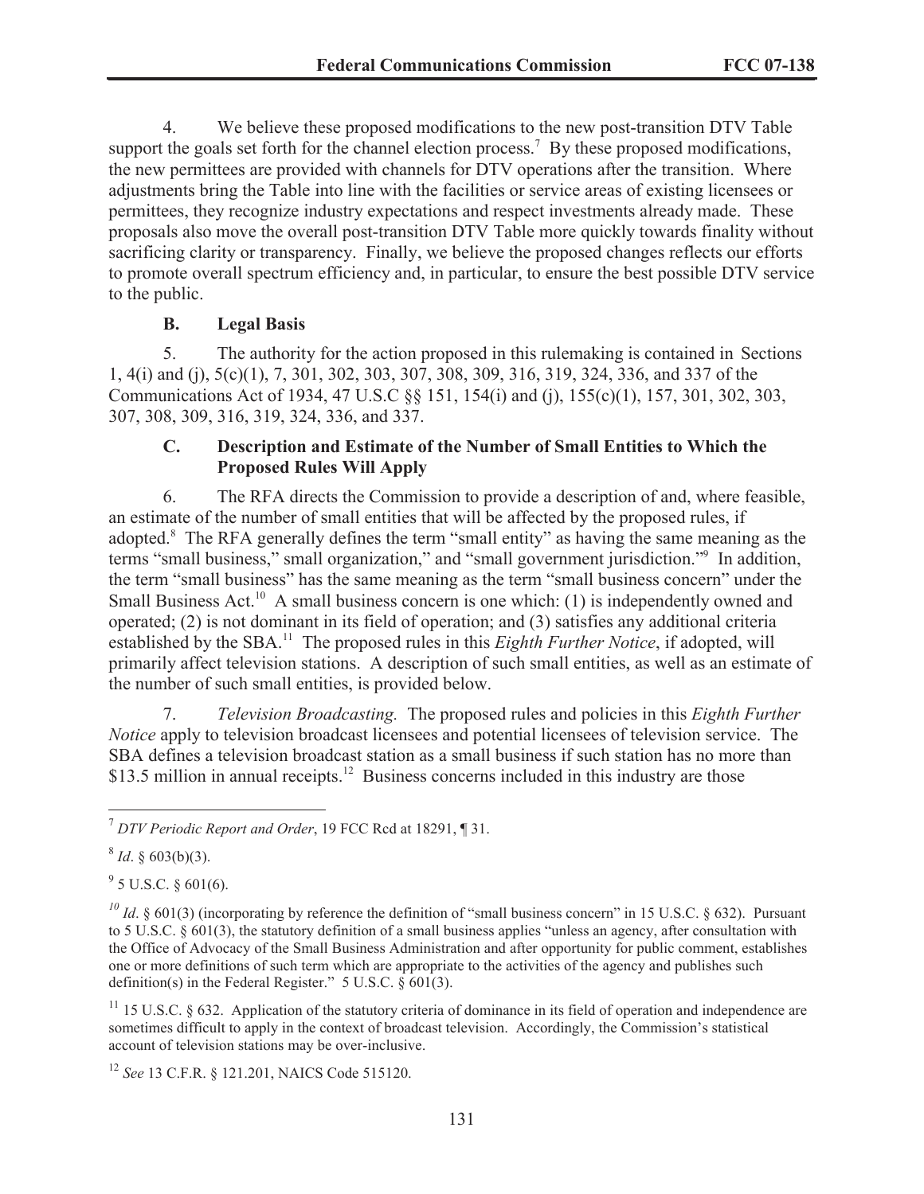4. We believe these proposed modifications to the new post-transition DTV Table support the goals set forth for the channel election process.[7] By these proposed modifications, the new permittees are provided with channels for DTV operations after the transition. Where adjustments bring the Table into line with the facilities or service areas of existing licensees or permittees, they recognize industry expectations and respect investments already made. These proposals also move the overall post-transition DTV Table more quickly towards finality without sacrificing clarity or transparency. Finally, we believe the proposed changes reflects our efforts to promote overall spectrum efficiency and, in particular, to ensure the best possible DTV service to the public.

### B. Legal Basis

5. The authority for the action proposed in this rulemaking is contained in Sections 1, 4(i) and (j), 5(c)(1), 7, 301, 302, 303, 307, 308, 309, 316, 319, 324, 336, and 337 of the Communications Act of 1934, 47 U.S.C §§ 151, 154(i) and (j), 155(c)(1), 157, 301, 302, 303, 307, 308, 309, 316, 319, 324, 336, and 337.

### C. Description and Estimate of the Number of Small Entities to Which the Proposed Rules Will Apply

6. The RFA directs the Commission to provide a description of and, where feasible, an estimate of the number of small entities that will be affected by the proposed rules, if adopted.[8] The RFA generally defines the term "small entity" as having the same meaning as the terms "small business," small organization," and "small government jurisdiction."[9] In addition, the term "small business" has the same meaning as the term "small business concern" under the Small Business Act.[10] A small business concern is one which: (1) is independently owned and operated; (2) is not dominant in its field of operation; and (3) satisfies any additional criteria established by the SBA.[11] The proposed rules in this *Eighth Further Notice*, if adopted, will primarily affect television stations. A description of such small entities, as well as an estimate of the number of such small entities, is provided below.

7. *Television Broadcasting.* The proposed rules and policies in this *Eighth Further Notice* apply to television broadcast licensees and potential licensees of television service. The SBA defines a television broadcast station as a small business if such station has no more than \$13.5 million in annual receipts.[12] Business concerns included in this industry are those

---

[7] *DTV Periodic Report and Order*, 19 FCC Rcd at 18291, ¶ 31.

[8] *Id*. § 603(b)(3).

[9] 5 U.S.C. § 601(6).

[10] *Id*. § 601(3) (incorporating by reference the definition of "small business concern" in 15 U.S.C. § 632). Pursuant to 5 U.S.C. § 601(3), the statutory definition of a small business applies "unless an agency, after consultation with the Office of Advocacy of the Small Business Administration and after opportunity for public comment, establishes one or more definitions of such term which are appropriate to the activities of the agency and publishes such definition(s) in the Federal Register." 5 U.S.C. § 601(3).

[11] 15 U.S.C. § 632. Application of the statutory criteria of dominance in its field of operation and independence are sometimes difficult to apply in the context of broadcast television. Accordingly, the Commission's statistical account of television stations may be over-inclusive.

[12] *See* 13 C.F.R. § 121.201, NAICS Code 515120.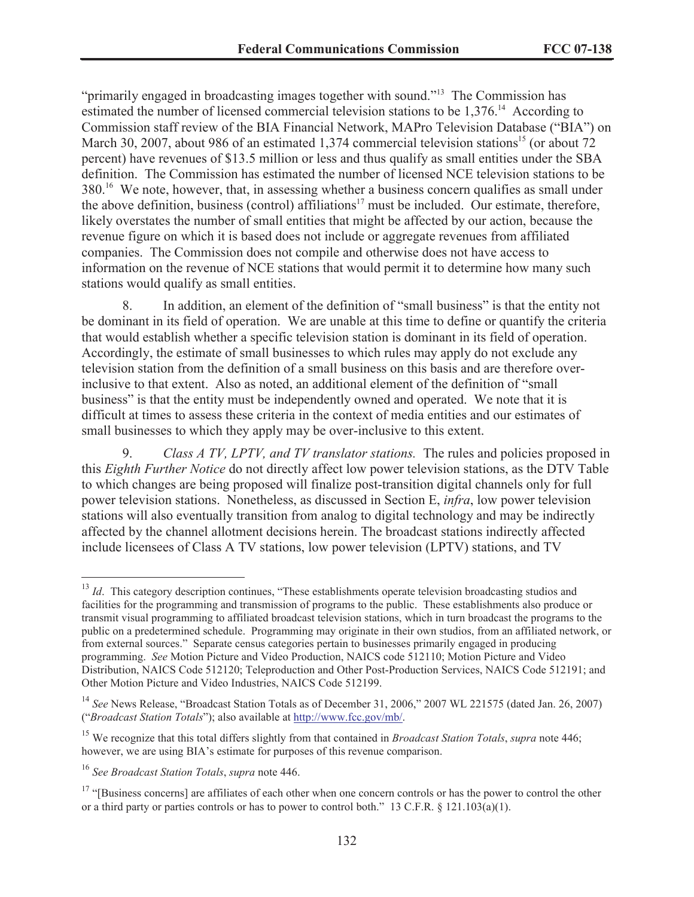"primarily engaged in broadcasting images together with sound."[13] The Commission has estimated the number of licensed commercial television stations to be 1,376.[14] According to Commission staff review of the BIA Financial Network, MAPro Television Database ("BIA") on March 30, 2007, about 986 of an estimated 1,374 commercial television stations[15] (or about 72 percent) have revenues of $13.5 million or less and thus qualify as small entities under the SBA definition. The Commission has estimated the number of licensed NCE television stations to be 380.[16] We note, however, that, in assessing whether a business concern qualifies as small under the above definition, business (control) affiliations[17] must be included. Our estimate, therefore, likely overstates the number of small entities that might be affected by our action, because the revenue figure on which it is based does not include or aggregate revenues from affiliated companies. The Commission does not compile and otherwise does not have access to information on the revenue of NCE stations that would permit it to determine how many such stations would qualify as small entities.

8. In addition, an element of the definition of "small business" is that the entity not be dominant in its field of operation. We are unable at this time to define or quantify the criteria that would establish whether a specific television station is dominant in its field of operation. Accordingly, the estimate of small businesses to which rules may apply do not exclude any television station from the definition of a small business on this basis and are therefore over-inclusive to that extent. Also as noted, an additional element of the definition of "small business" is that the entity must be independently owned and operated. We note that it is difficult at times to assess these criteria in the context of media entities and our estimates of small businesses to which they apply may be over-inclusive to this extent.

9. *Class A TV, LPTV, and TV translator stations.* The rules and policies proposed in this *Eighth Further Notice* do not directly affect low power television stations, as the DTV Table to which changes are being proposed will finalize post-transition digital channels only for full power television stations. Nonetheless, as discussed in Section E, *infra*, low power television stations will also eventually transition from analog to digital technology and may be indirectly affected by the channel allotment decisions herein. The broadcast stations indirectly affected include licensees of Class A TV stations, low power television (LPTV) stations, and TV

---

[13] *Id*. This category description continues, "These establishments operate television broadcasting studios and facilities for the programming and transmission of programs to the public. These establishments also produce or transmit visual programming to affiliated broadcast television stations, which in turn broadcast the programs to the public on a predetermined schedule. Programming may originate in their own studios, from an affiliated network, or from external sources." Separate census categories pertain to businesses primarily engaged in producing programming. *See* Motion Picture and Video Production, NAICS code 512110; Motion Picture and Video Distribution, NAICS Code 512120; Teleproduction and Other Post-Production Services, NAICS Code 512191; and Other Motion Picture and Video Industries, NAICS Code 512199.

[14] *See* News Release, "Broadcast Station Totals as of December 31, 2006," 2007 WL 221575 (dated Jan. 26, 2007) ("*Broadcast Station Totals*"); also available at http://www.fcc.gov/mb/.

[15] We recognize that this total differs slightly from that contained in *Broadcast Station Totals*, *supra* note 446; however, we are using BIA's estimate for purposes of this revenue comparison.

[16] *See Broadcast Station Totals*, *supra* note 446.

[17] "[Business concerns] are affiliates of each other when one concern controls or has the power to control the other or a third party or parties controls or has to power to control both." 13 C.F.R. § 121.103(a)(1).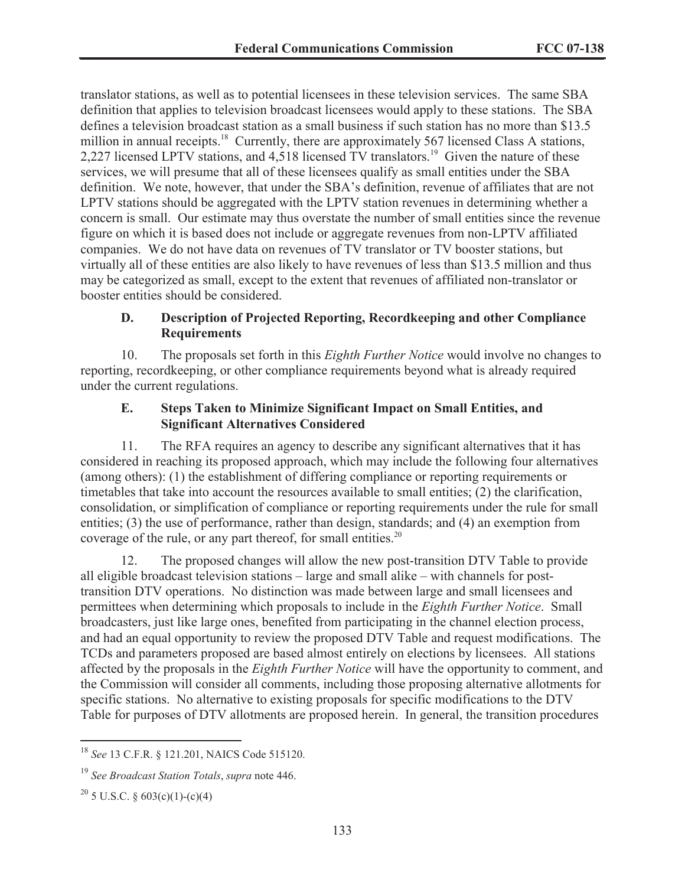translator stations, as well as to potential licensees in these television services. The same SBA definition that applies to television broadcast licensees would apply to these stations. The SBA defines a television broadcast station as a small business if such station has no more than $13.5 million in annual receipts.[18] Currently, there are approximately 567 licensed Class A stations, 2,227 licensed LPTV stations, and 4,518 licensed TV translators.[19] Given the nature of these services, we will presume that all of these licensees qualify as small entities under the SBA definition. We note, however, that under the SBA's definition, revenue of affiliates that are not LPTV stations should be aggregated with the LPTV station revenues in determining whether a concern is small. Our estimate may thus overstate the number of small entities since the revenue figure on which it is based does not include or aggregate revenues from non-LPTV affiliated companies. We do not have data on revenues of TV translator or TV booster stations, but virtually all of these entities are also likely to have revenues of less than $13.5 million and thus may be categorized as small, except to the extent that revenues of affiliated non-translator or booster entities should be considered.

### D. Description of Projected Reporting, Recordkeeping and other Compliance Requirements

10. The proposals set forth in this *Eighth Further Notice* would involve no changes to reporting, recordkeeping, or other compliance requirements beyond what is already required under the current regulations.

### E. Steps Taken to Minimize Significant Impact on Small Entities, and Significant Alternatives Considered

11. The RFA requires an agency to describe any significant alternatives that it has considered in reaching its proposed approach, which may include the following four alternatives (among others): (1) the establishment of differing compliance or reporting requirements or timetables that take into account the resources available to small entities; (2) the clarification, consolidation, or simplification of compliance or reporting requirements under the rule for small entities; (3) the use of performance, rather than design, standards; and (4) an exemption from coverage of the rule, or any part thereof, for small entities.[20]

12. The proposed changes will allow the new post-transition DTV Table to provide all eligible broadcast television stations – large and small alike – with channels for post-transition DTV operations. No distinction was made between large and small licensees and permittees when determining which proposals to include in the *Eighth Further Notice*. Small broadcasters, just like large ones, benefited from participating in the channel election process, and had an equal opportunity to review the proposed DTV Table and request modifications. The TCDs and parameters proposed are based almost entirely on elections by licensees. All stations affected by the proposals in the *Eighth Further Notice* will have the opportunity to comment, and the Commission will consider all comments, including those proposing alternative allotments for specific stations. No alternative to existing proposals for specific modifications to the DTV Table for purposes of DTV allotments are proposed herein. In general, the transition procedures

---

[18] *See* 13 C.F.R. § 121.201, NAICS Code 515120.

[19] *See Broadcast Station Totals*, *supra* note 446.

[20] 5 U.S.C. § 603(c)(1)-(c)(4)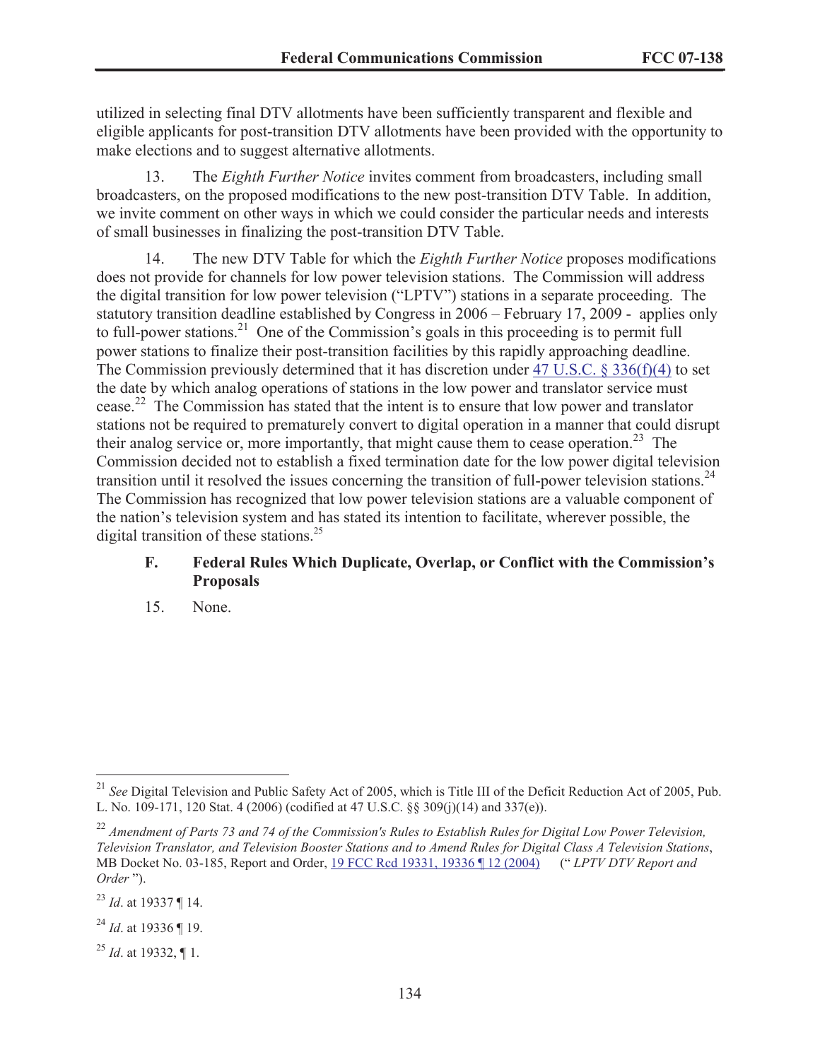utilized in selecting final DTV allotments have been sufficiently transparent and flexible and eligible applicants for post-transition DTV allotments have been provided with the opportunity to make elections and to suggest alternative allotments.

13. The *Eighth Further Notice* invites comment from broadcasters, including small broadcasters, on the proposed modifications to the new post-transition DTV Table. In addition, we invite comment on other ways in which we could consider the particular needs and interests of small businesses in finalizing the post-transition DTV Table.

14. The new DTV Table for which the *Eighth Further Notice* proposes modifications does not provide for channels for low power television stations. The Commission will address the digital transition for low power television ("LPTV") stations in a separate proceeding. The statutory transition deadline established by Congress in 2006 – February 17, 2009 - applies only to full-power stations.[21] One of the Commission's goals in this proceeding is to permit full power stations to finalize their post-transition facilities by this rapidly approaching deadline. The Commission previously determined that it has discretion under 47 U.S.C. § 336(f)(4) to set the date by which analog operations of stations in the low power and translator service must cease.[22] The Commission has stated that the intent is to ensure that low power and translator stations not be required to prematurely convert to digital operation in a manner that could disrupt their analog service or, more importantly, that might cause them to cease operation.[23] The Commission decided not to establish a fixed termination date for the low power digital television transition until it resolved the issues concerning the transition of full-power television stations.[24] The Commission has recognized that low power television stations are a valuable component of the nation's television system and has stated its intention to facilitate, wherever possible, the digital transition of these stations.[25]

### F. Federal Rules Which Duplicate, Overlap, or Conflict with the Commission's Proposals

15. None.

---

[21] *See* Digital Television and Public Safety Act of 2005, which is Title III of the Deficit Reduction Act of 2005, Pub. L. No. 109-171, 120 Stat. 4 (2006) (codified at 47 U.S.C. §§ 309(j)(14) and 337(e)).

[22] *Amendment of Parts 73 and 74 of the Commission's Rules to Establish Rules for Digital Low Power Television, Television Translator, and Television Booster Stations and to Amend Rules for Digital Class A Television Stations*, MB Docket No. 03-185, Report and Order, 19 FCC Rcd 19331, 19336 ¶ 12 (2004) (" *LPTV DTV Report and Order* ").

[23] *Id*. at 19337 ¶ 14.

[24] *Id*. at 19336 ¶ 19.

[25] *Id*. at 19332, ¶ 1.